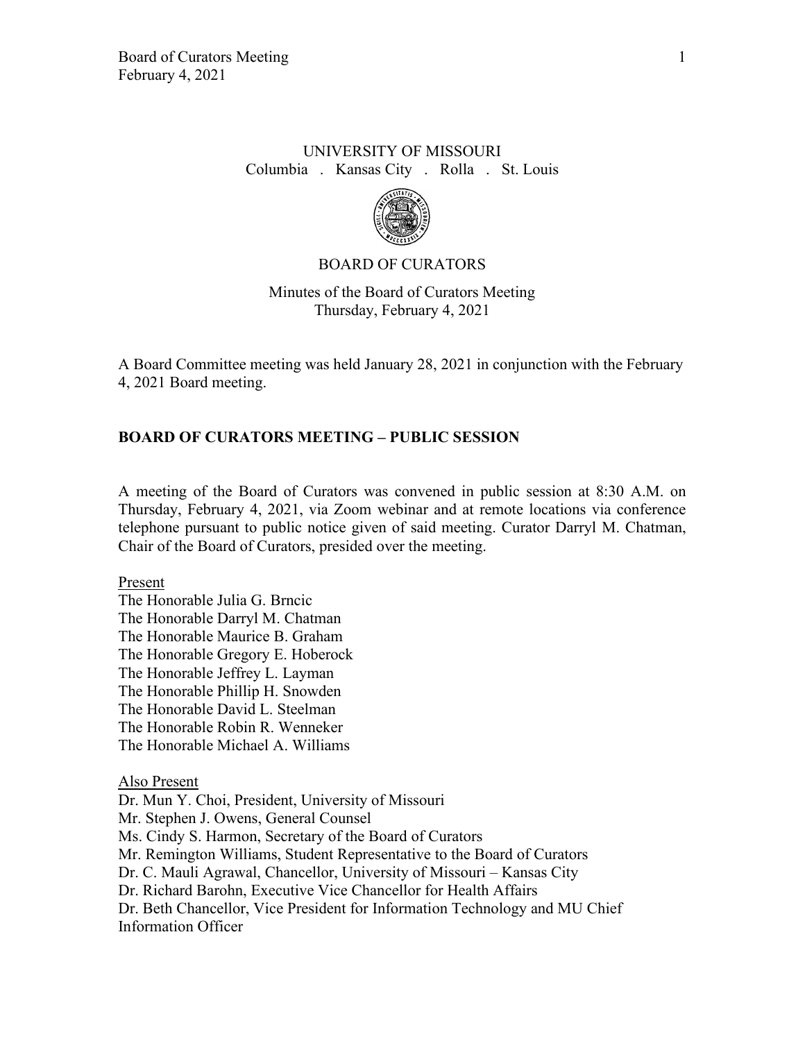UNIVERSITY OF MISSOURI

Columbia . Kansas City . Rolla . St. Louis

BOARD OF CURATORS

Minutes of the Board of Curators Meeting
Thursday, February 4, 2021

A Board Committee meeting was held January 28, 2021 in conjunction with the February 4, 2021 Board meeting.

## BOARD OF CURATORS MEETING – PUBLIC SESSION

A meeting of the Board of Curators was convened in public session at 8:30 A.M. on Thursday, February 4, 2021, via Zoom webinar and at remote locations via conference telephone pursuant to public notice given of said meeting. Curator Darryl M. Chatman, Chair of the Board of Curators, presided over the meeting.

Present

The Honorable Julia G. Brncic
The Honorable Darryl M. Chatman
The Honorable Maurice B. Graham
The Honorable Gregory E. Hoberock
The Honorable Jeffrey L. Layman
The Honorable Phillip H. Snowden
The Honorable David L. Steelman
The Honorable Robin R. Wenneker
The Honorable Michael A. Williams

Also Present

Dr. Mun Y. Choi, President, University of Missouri
Mr. Stephen J. Owens, General Counsel
Ms. Cindy S. Harmon, Secretary of the Board of Curators
Mr. Remington Williams, Student Representative to the Board of Curators
Dr. C. Mauli Agrawal, Chancellor, University of Missouri – Kansas City
Dr. Richard Barohn, Executive Vice Chancellor for Health Affairs
Dr. Beth Chancellor, Vice President for Information Technology and MU Chief Information Officer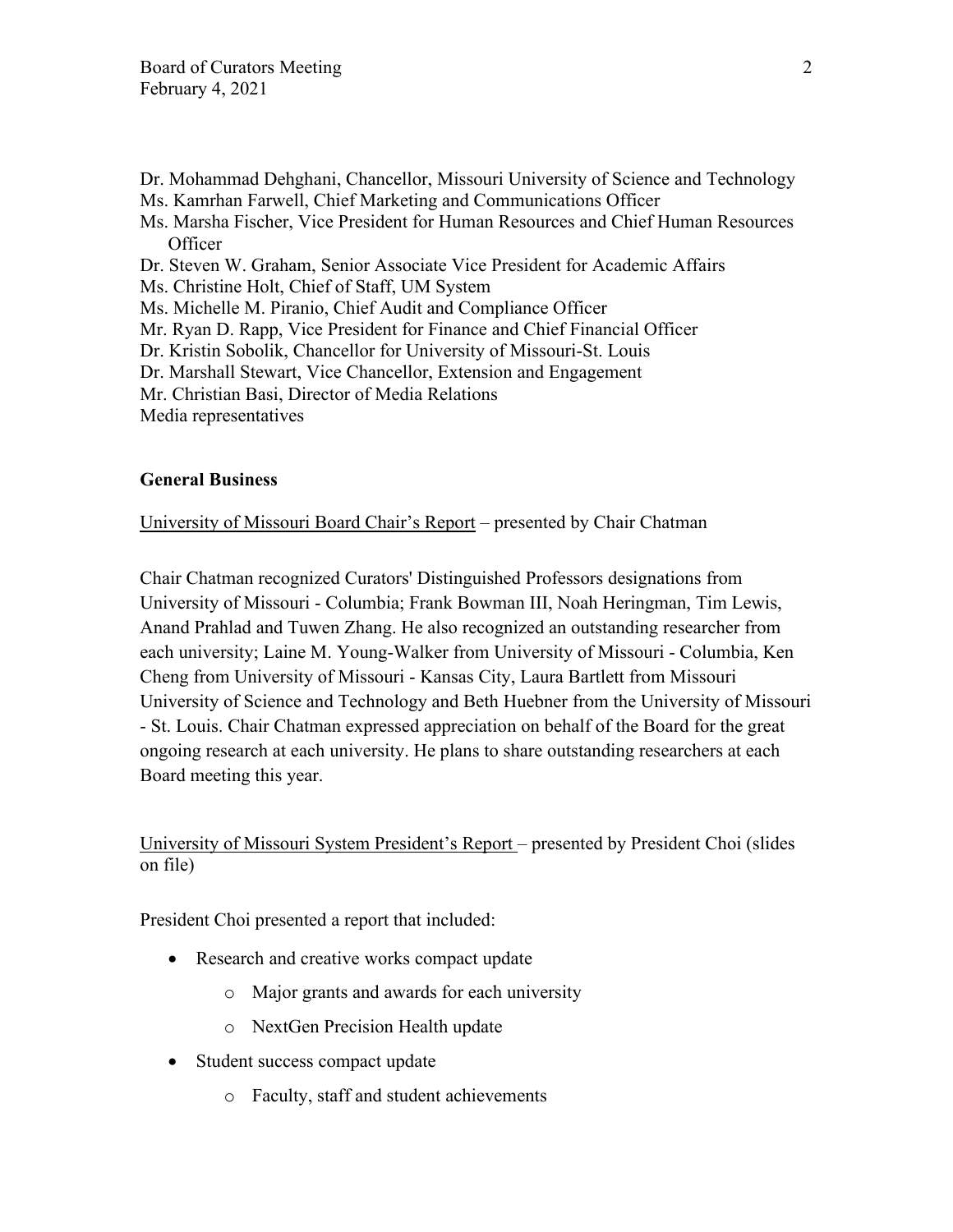Dr. Mohammad Dehghani, Chancellor, Missouri University of Science and Technology
Ms. Kamrhan Farwell, Chief Marketing and Communications Officer
Ms. Marsha Fischer, Vice President for Human Resources and Chief Human Resources Officer
Dr. Steven W. Graham, Senior Associate Vice President for Academic Affairs
Ms. Christine Holt, Chief of Staff, UM System
Ms. Michelle M. Piranio, Chief Audit and Compliance Officer
Mr. Ryan D. Rapp, Vice President for Finance and Chief Financial Officer
Dr. Kristin Sobolik, Chancellor for University of Missouri-St. Louis
Dr. Marshall Stewart, Vice Chancellor, Extension and Engagement
Mr. Christian Basi, Director of Media Relations
Media representatives

**General Business**

University of Missouri Board Chair's Report – presented by Chair Chatman

Chair Chatman recognized Curators' Distinguished Professors designations from University of Missouri - Columbia; Frank Bowman III, Noah Heringman, Tim Lewis, Anand Prahlad and Tuwen Zhang. He also recognized an outstanding researcher from each university; Laine M. Young-Walker from University of Missouri - Columbia, Ken Cheng from University of Missouri - Kansas City, Laura Bartlett from Missouri University of Science and Technology and Beth Huebner from the University of Missouri - St. Louis. Chair Chatman expressed appreciation on behalf of the Board for the great ongoing research at each university. He plans to share outstanding researchers at each Board meeting this year.

University of Missouri System President's Report – presented by President Choi (slides on file)

President Choi presented a report that included:

- Research and creative works compact update
  - Major grants and awards for each university
  - NextGen Precision Health update
- Student success compact update
  - Faculty, staff and student achievements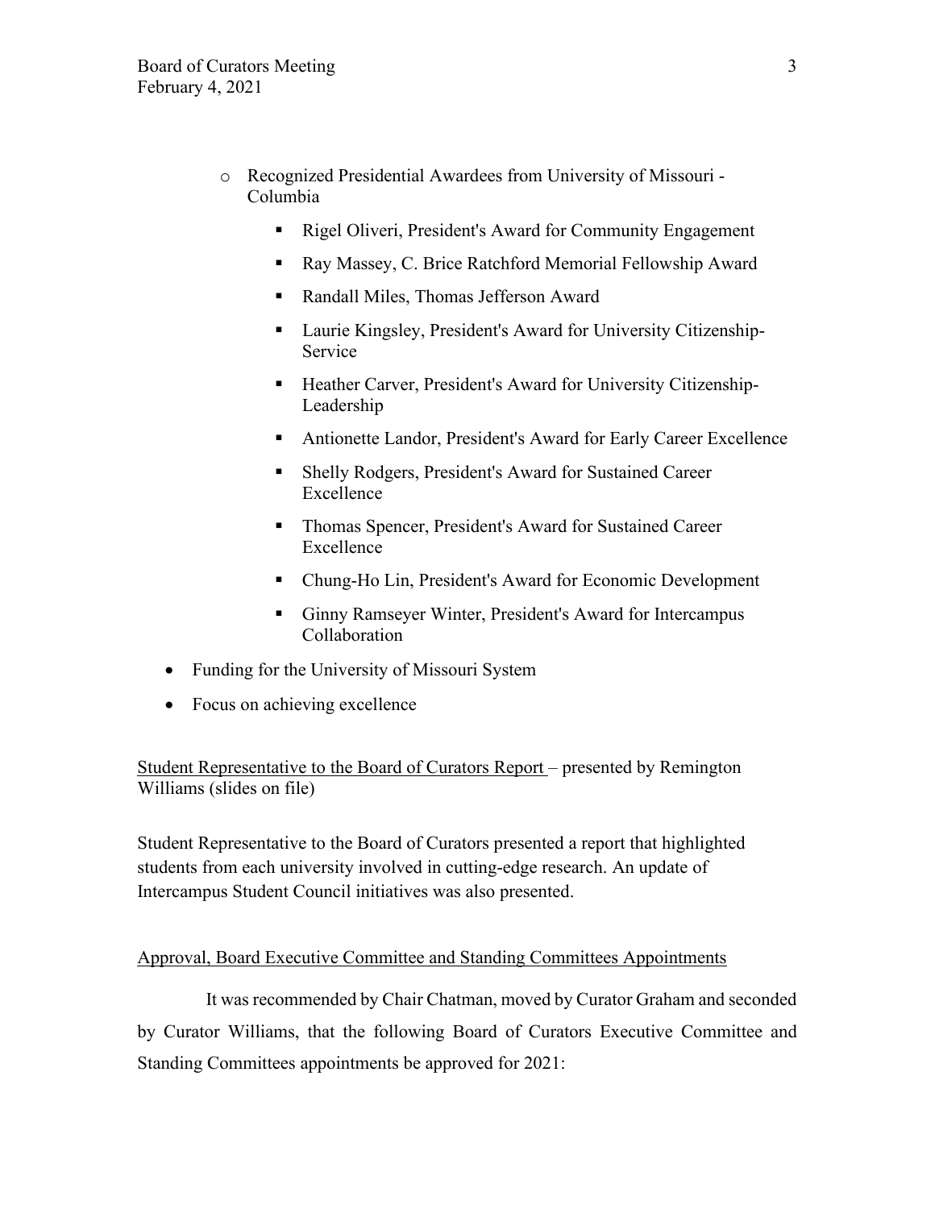- Recognized Presidential Awardees from University of Missouri - Columbia
        - Rigel Oliveri, President's Award for Community Engagement
        - Ray Massey, C. Brice Ratchford Memorial Fellowship Award
        - Randall Miles, Thomas Jefferson Award
        - Laurie Kingsley, President's Award for University Citizenship-Service
        - Heather Carver, President's Award for University Citizenship-Leadership
        - Antionette Landor, President's Award for Early Career Excellence
        - Shelly Rodgers, President's Award for Sustained Career Excellence
        - Thomas Spencer, President's Award for Sustained Career Excellence
        - Chung-Ho Lin, President's Award for Economic Development
        - Ginny Ramseyer Winter, President's Award for Intercampus Collaboration
- Funding for the University of Missouri System
- Focus on achieving excellence

<u>Student Representative to the Board of Curators Report</u> – presented by Remington Williams (slides on file)

Student Representative to the Board of Curators presented a report that highlighted students from each university involved in cutting-edge research. An update of Intercampus Student Council initiatives was also presented.

<u>Approval, Board Executive Committee and Standing Committees Appointments</u>

It was recommended by Chair Chatman, moved by Curator Graham and seconded by Curator Williams, that the following Board of Curators Executive Committee and Standing Committees appointments be approved for 2021: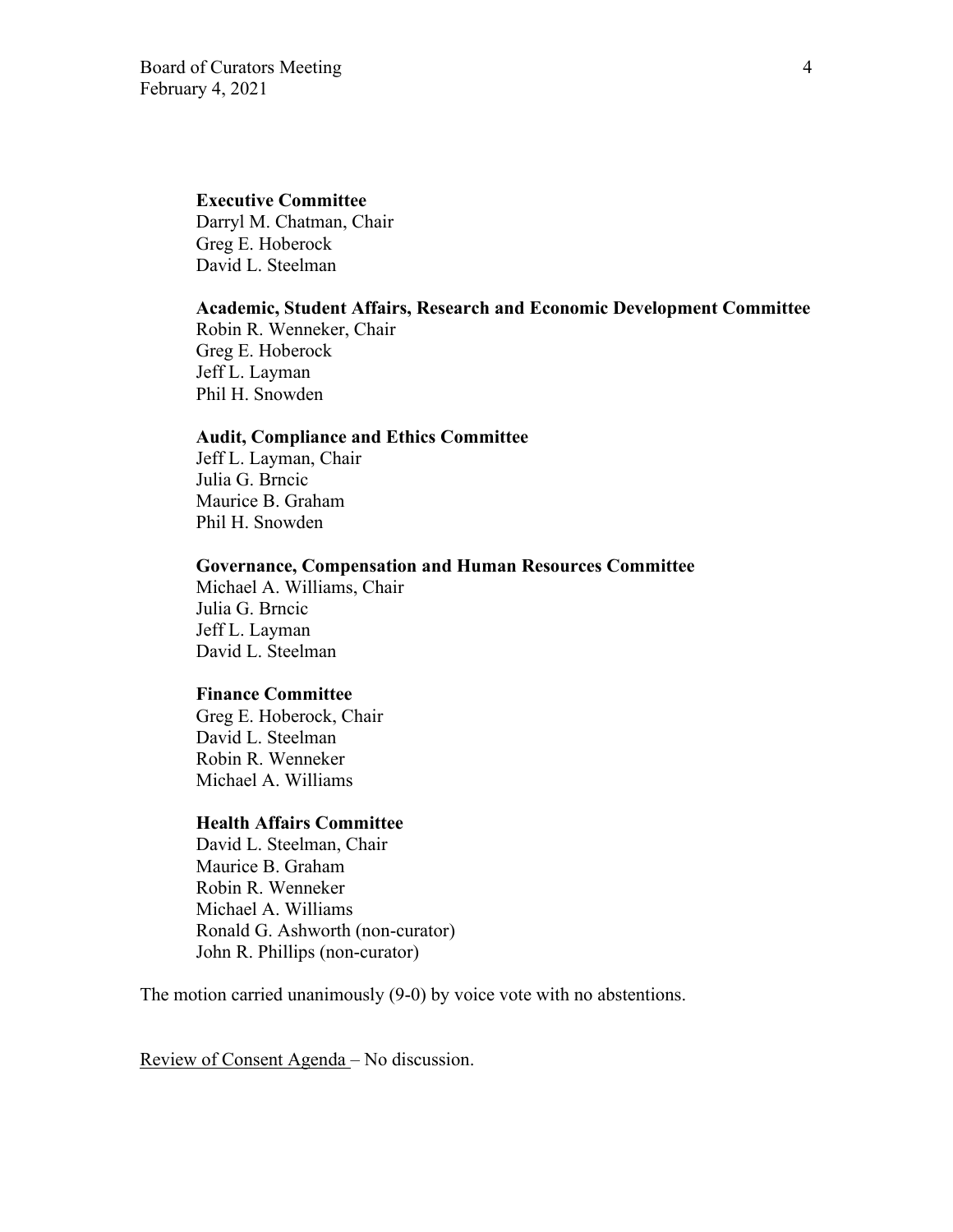**Executive Committee**
Darryl M. Chatman, Chair
Greg E. Hoberock
David L. Steelman

**Academic, Student Affairs, Research and Economic Development Committee**
Robin R. Wenneker, Chair
Greg E. Hoberock
Jeff L. Layman
Phil H. Snowden

**Audit, Compliance and Ethics Committee**
Jeff L. Layman, Chair
Julia G. Brncic
Maurice B. Graham
Phil H. Snowden

**Governance, Compensation and Human Resources Committee**
Michael A. Williams, Chair
Julia G. Brncic
Jeff L. Layman
David L. Steelman

**Finance Committee**
Greg E. Hoberock, Chair
David L. Steelman
Robin R. Wenneker
Michael A. Williams

**Health Affairs Committee**
David L. Steelman, Chair
Maurice B. Graham
Robin R. Wenneker
Michael A. Williams
Ronald G. Ashworth (non-curator)
John R. Phillips (non-curator)

The motion carried unanimously (9-0) by voice vote with no abstentions.

Review of Consent Agenda – No discussion.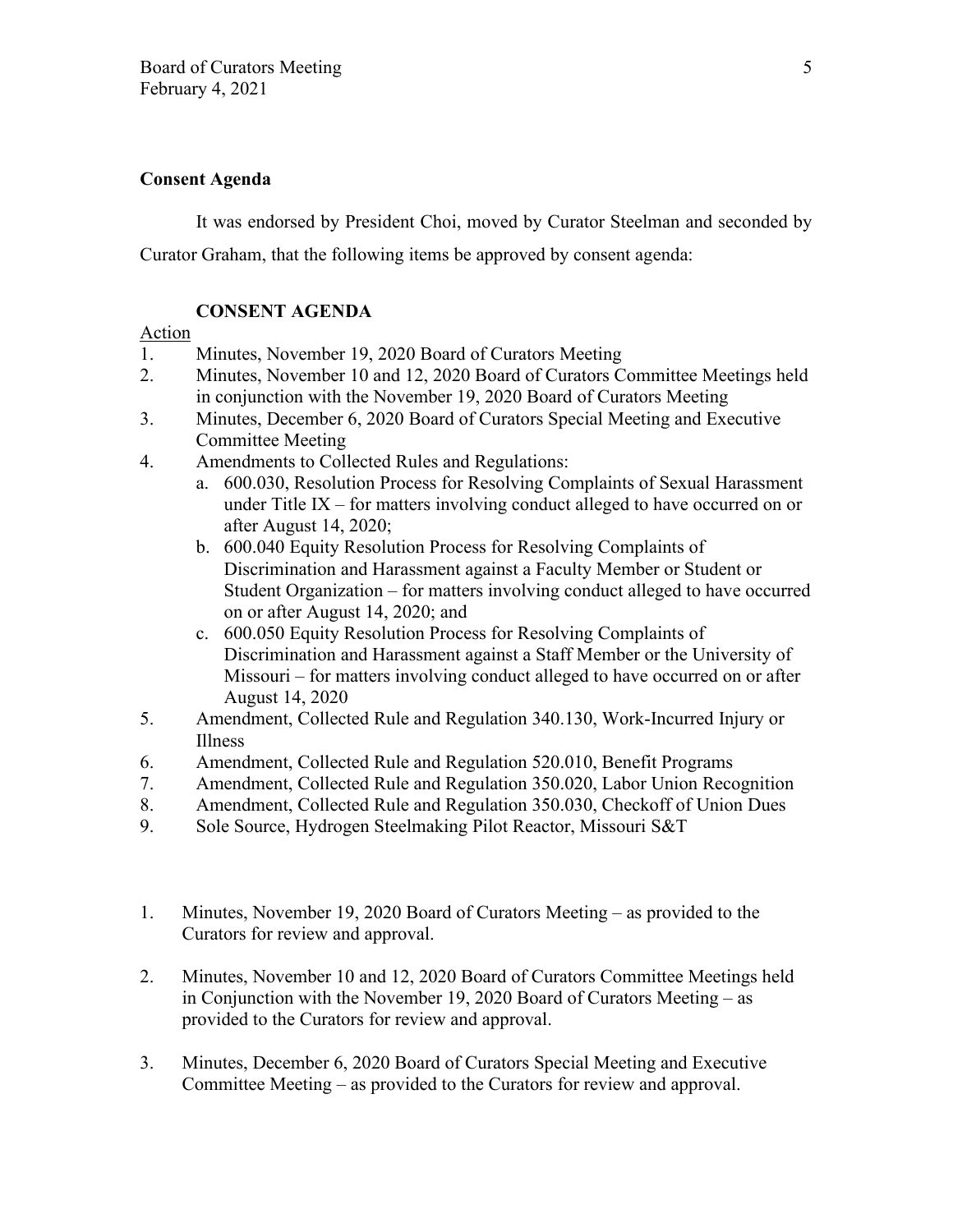**Consent Agenda**

It was endorsed by President Choi, moved by Curator Steelman and seconded by Curator Graham, that the following items be approved by consent agenda:

**CONSENT AGENDA**

Action

1. Minutes, November 19, 2020 Board of Curators Meeting
2. Minutes, November 10 and 12, 2020 Board of Curators Committee Meetings held in conjunction with the November 19, 2020 Board of Curators Meeting
3. Minutes, December 6, 2020 Board of Curators Special Meeting and Executive Committee Meeting
4. Amendments to Collected Rules and Regulations:
   a. 600.030, Resolution Process for Resolving Complaints of Sexual Harassment under Title IX – for matters involving conduct alleged to have occurred on or after August 14, 2020;
   b. 600.040 Equity Resolution Process for Resolving Complaints of Discrimination and Harassment against a Faculty Member or Student or Student Organization – for matters involving conduct alleged to have occurred on or after August 14, 2020; and
   c. 600.050 Equity Resolution Process for Resolving Complaints of Discrimination and Harassment against a Staff Member or the University of Missouri – for matters involving conduct alleged to have occurred on or after August 14, 2020
5. Amendment, Collected Rule and Regulation 340.130, Work-Incurred Injury or Illness
6. Amendment, Collected Rule and Regulation 520.010, Benefit Programs
7. Amendment, Collected Rule and Regulation 350.020, Labor Union Recognition
8. Amendment, Collected Rule and Regulation 350.030, Checkoff of Union Dues
9. Sole Source, Hydrogen Steelmaking Pilot Reactor, Missouri S&T

1. Minutes, November 19, 2020 Board of Curators Meeting – as provided to the Curators for review and approval.

2. Minutes, November 10 and 12, 2020 Board of Curators Committee Meetings held in Conjunction with the November 19, 2020 Board of Curators Meeting – as provided to the Curators for review and approval.

3. Minutes, December 6, 2020 Board of Curators Special Meeting and Executive Committee Meeting – as provided to the Curators for review and approval.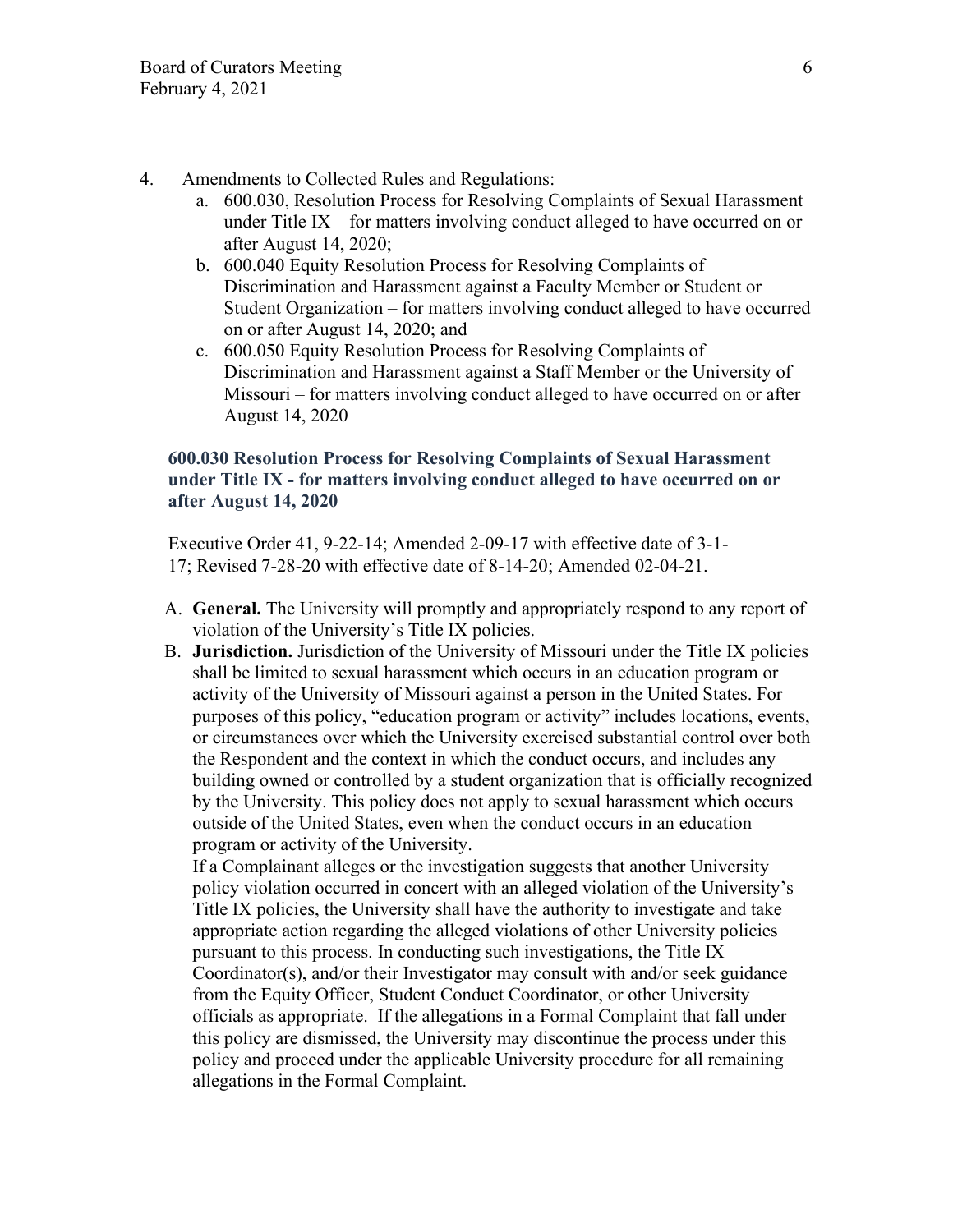4. Amendments to Collected Rules and Regulations:
    a. 600.030, Resolution Process for Resolving Complaints of Sexual Harassment under Title IX – for matters involving conduct alleged to have occurred on or after August 14, 2020;
    b. 600.040 Equity Resolution Process for Resolving Complaints of Discrimination and Harassment against a Faculty Member or Student or Student Organization – for matters involving conduct alleged to have occurred on or after August 14, 2020; and
    c. 600.050 Equity Resolution Process for Resolving Complaints of Discrimination and Harassment against a Staff Member or the University of Missouri – for matters involving conduct alleged to have occurred on or after August 14, 2020

### 600.030 Resolution Process for Resolving Complaints of Sexual Harassment under Title IX - for matters involving conduct alleged to have occurred on or after August 14, 2020

Executive Order 41, 9-22-14; Amended 2-09-17 with effective date of 3-1-17; Revised 7-28-20 with effective date of 8-14-20; Amended 02-04-21.

A. **General.** The University will promptly and appropriately respond to any report of violation of the University's Title IX policies.

B. **Jurisdiction.** Jurisdiction of the University of Missouri under the Title IX policies shall be limited to sexual harassment which occurs in an education program or activity of the University of Missouri against a person in the United States. For purposes of this policy, "education program or activity" includes locations, events, or circumstances over which the University exercised substantial control over both the Respondent and the context in which the conduct occurs, and includes any building owned or controlled by a student organization that is officially recognized by the University. This policy does not apply to sexual harassment which occurs outside of the United States, even when the conduct occurs in an education program or activity of the University.

   If a Complainant alleges or the investigation suggests that another University policy violation occurred in concert with an alleged violation of the University's Title IX policies, the University shall have the authority to investigate and take appropriate action regarding the alleged violations of other University policies pursuant to this process. In conducting such investigations, the Title IX Coordinator(s), and/or their Investigator may consult with and/or seek guidance from the Equity Officer, Student Conduct Coordinator, or other University officials as appropriate. If the allegations in a Formal Complaint that fall under this policy are dismissed, the University may discontinue the process under this policy and proceed under the applicable University procedure for all remaining allegations in the Formal Complaint.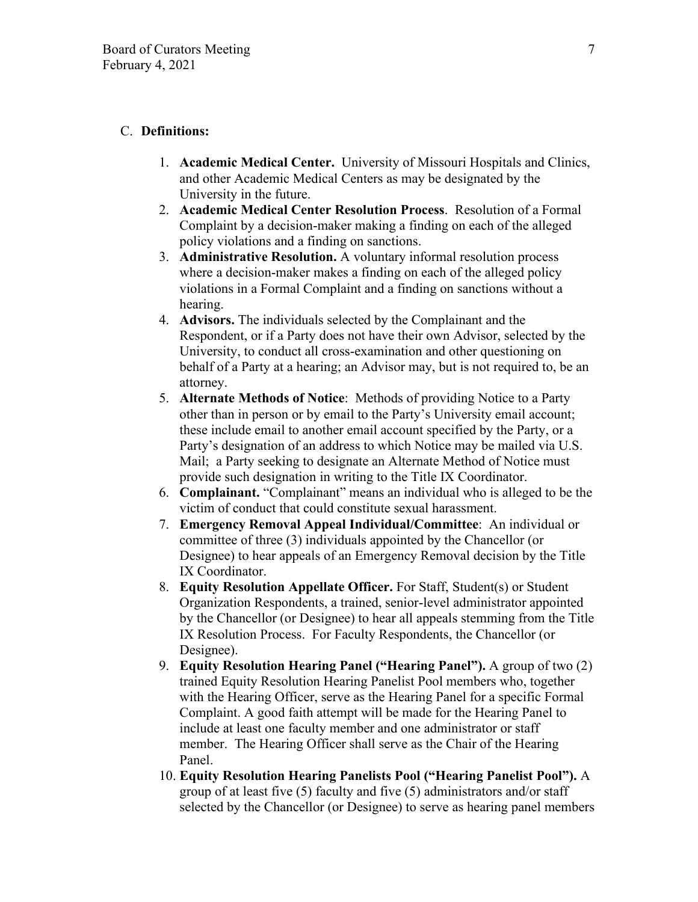C. **Definitions:**

1. **Academic Medical Center.** University of Missouri Hospitals and Clinics, and other Academic Medical Centers as may be designated by the University in the future.
2. **Academic Medical Center Resolution Process**. Resolution of a Formal Complaint by a decision-maker making a finding on each of the alleged policy violations and a finding on sanctions.
3. **Administrative Resolution.** A voluntary informal resolution process where a decision-maker makes a finding on each of the alleged policy violations in a Formal Complaint and a finding on sanctions without a hearing.
4. **Advisors.** The individuals selected by the Complainant and the Respondent, or if a Party does not have their own Advisor, selected by the University, to conduct all cross-examination and other questioning on behalf of a Party at a hearing; an Advisor may, but is not required to, be an attorney.
5. **Alternate Methods of Notice**: Methods of providing Notice to a Party other than in person or by email to the Party's University email account; these include email to another email account specified by the Party, or a Party's designation of an address to which Notice may be mailed via U.S. Mail; a Party seeking to designate an Alternate Method of Notice must provide such designation in writing to the Title IX Coordinator.
6. **Complainant.** "Complainant" means an individual who is alleged to be the victim of conduct that could constitute sexual harassment.
7. **Emergency Removal Appeal Individual/Committee**: An individual or committee of three (3) individuals appointed by the Chancellor (or Designee) to hear appeals of an Emergency Removal decision by the Title IX Coordinator.
8. **Equity Resolution Appellate Officer.** For Staff, Student(s) or Student Organization Respondents, a trained, senior-level administrator appointed by the Chancellor (or Designee) to hear all appeals stemming from the Title IX Resolution Process. For Faculty Respondents, the Chancellor (or Designee).
9. **Equity Resolution Hearing Panel ("Hearing Panel").** A group of two (2) trained Equity Resolution Hearing Panelist Pool members who, together with the Hearing Officer, serve as the Hearing Panel for a specific Formal Complaint. A good faith attempt will be made for the Hearing Panel to include at least one faculty member and one administrator or staff member. The Hearing Officer shall serve as the Chair of the Hearing Panel.
10. **Equity Resolution Hearing Panelists Pool ("Hearing Panelist Pool").** A group of at least five (5) faculty and five (5) administrators and/or staff selected by the Chancellor (or Designee) to serve as hearing panel members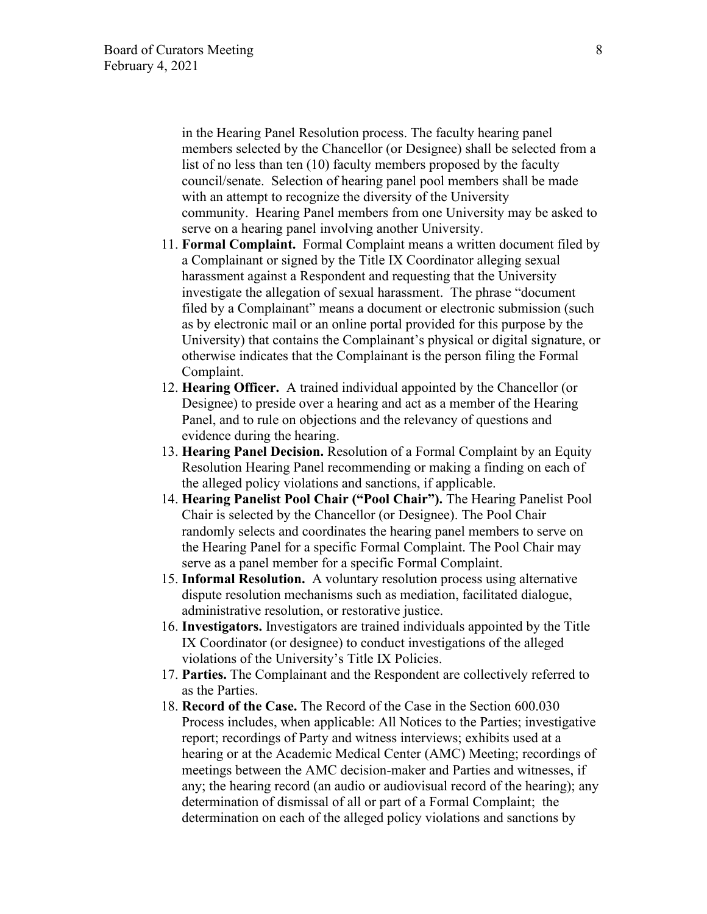in the Hearing Panel Resolution process. The faculty hearing panel members selected by the Chancellor (or Designee) shall be selected from a list of no less than ten (10) faculty members proposed by the faculty council/senate. Selection of hearing panel pool members shall be made with an attempt to recognize the diversity of the University community. Hearing Panel members from one University may be asked to serve on a hearing panel involving another University.

11. **Formal Complaint.** Formal Complaint means a written document filed by a Complainant or signed by the Title IX Coordinator alleging sexual harassment against a Respondent and requesting that the University investigate the allegation of sexual harassment. The phrase "document filed by a Complainant" means a document or electronic submission (such as by electronic mail or an online portal provided for this purpose by the University) that contains the Complainant's physical or digital signature, or otherwise indicates that the Complainant is the person filing the Formal Complaint.
12. **Hearing Officer.** A trained individual appointed by the Chancellor (or Designee) to preside over a hearing and act as a member of the Hearing Panel, and to rule on objections and the relevancy of questions and evidence during the hearing.
13. **Hearing Panel Decision.** Resolution of a Formal Complaint by an Equity Resolution Hearing Panel recommending or making a finding on each of the alleged policy violations and sanctions, if applicable.
14. **Hearing Panelist Pool Chair ("Pool Chair").** The Hearing Panelist Pool Chair is selected by the Chancellor (or Designee). The Pool Chair randomly selects and coordinates the hearing panel members to serve on the Hearing Panel for a specific Formal Complaint. The Pool Chair may serve as a panel member for a specific Formal Complaint.
15. **Informal Resolution.** A voluntary resolution process using alternative dispute resolution mechanisms such as mediation, facilitated dialogue, administrative resolution, or restorative justice.
16. **Investigators.** Investigators are trained individuals appointed by the Title IX Coordinator (or designee) to conduct investigations of the alleged violations of the University's Title IX Policies.
17. **Parties.** The Complainant and the Respondent are collectively referred to as the Parties.
18. **Record of the Case.** The Record of the Case in the Section 600.030 Process includes, when applicable: All Notices to the Parties; investigative report; recordings of Party and witness interviews; exhibits used at a hearing or at the Academic Medical Center (AMC) Meeting; recordings of meetings between the AMC decision-maker and Parties and witnesses, if any; the hearing record (an audio or audiovisual record of the hearing); any determination of dismissal of all or part of a Formal Complaint; the determination on each of the alleged policy violations and sanctions by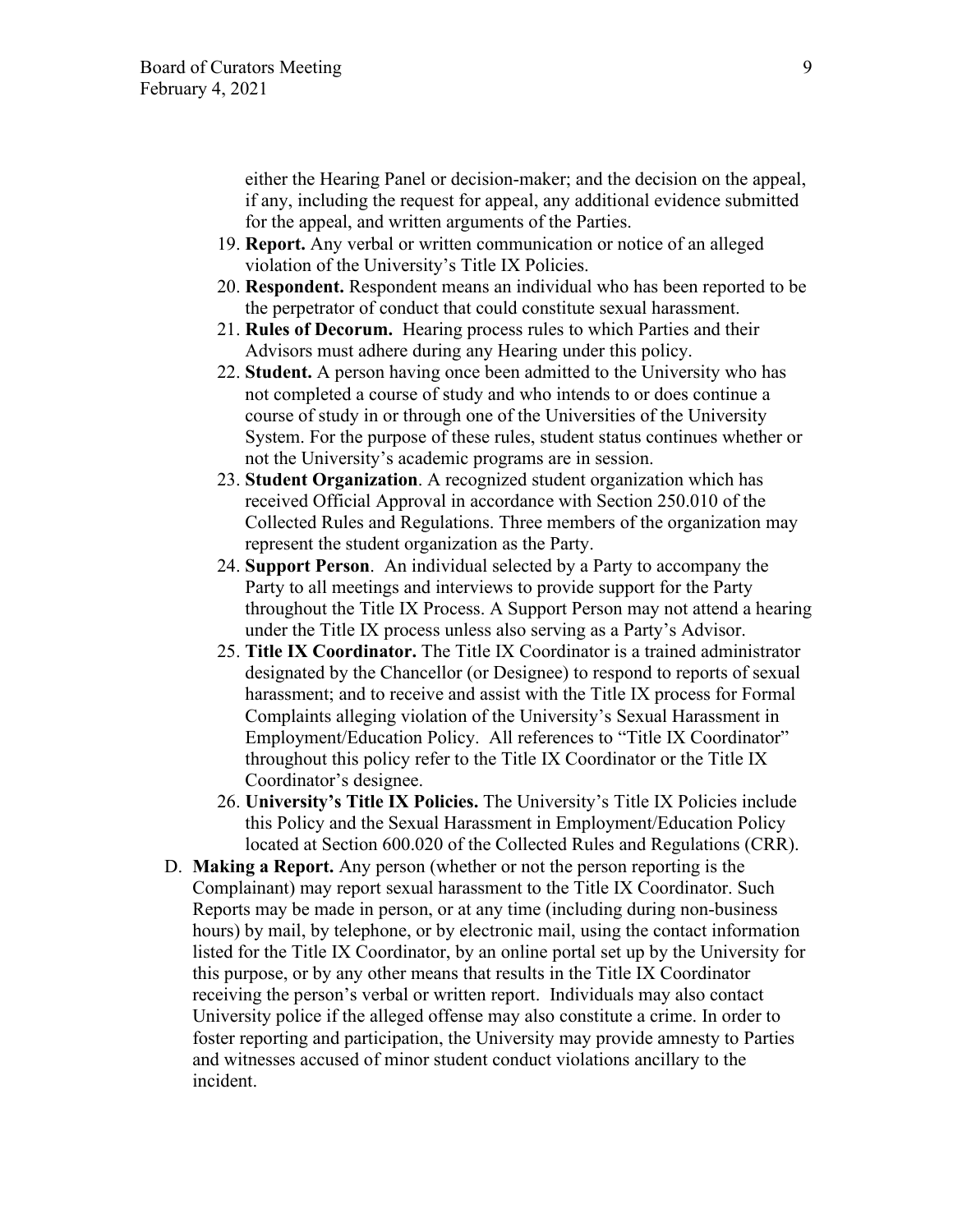either the Hearing Panel or decision-maker; and the decision on the appeal, if any, including the request for appeal, any additional evidence submitted for the appeal, and written arguments of the Parties.

19. **Report.** Any verbal or written communication or notice of an alleged violation of the University's Title IX Policies.
20. **Respondent.** Respondent means an individual who has been reported to be the perpetrator of conduct that could constitute sexual harassment.
21. **Rules of Decorum.** Hearing process rules to which Parties and their Advisors must adhere during any Hearing under this policy.
22. **Student.** A person having once been admitted to the University who has not completed a course of study and who intends to or does continue a course of study in or through one of the Universities of the University System. For the purpose of these rules, student status continues whether or not the University's academic programs are in session.
23. **Student Organization**. A recognized student organization which has received Official Approval in accordance with Section 250.010 of the Collected Rules and Regulations. Three members of the organization may represent the student organization as the Party.
24. **Support Person**. An individual selected by a Party to accompany the Party to all meetings and interviews to provide support for the Party throughout the Title IX Process. A Support Person may not attend a hearing under the Title IX process unless also serving as a Party's Advisor.
25. **Title IX Coordinator.** The Title IX Coordinator is a trained administrator designated by the Chancellor (or Designee) to respond to reports of sexual harassment; and to receive and assist with the Title IX process for Formal Complaints alleging violation of the University's Sexual Harassment in Employment/Education Policy. All references to "Title IX Coordinator" throughout this policy refer to the Title IX Coordinator or the Title IX Coordinator's designee.
26. **University's Title IX Policies.** The University's Title IX Policies include this Policy and the Sexual Harassment in Employment/Education Policy located at Section 600.020 of the Collected Rules and Regulations (CRR).

D. **Making a Report.** Any person (whether or not the person reporting is the Complainant) may report sexual harassment to the Title IX Coordinator. Such Reports may be made in person, or at any time (including during non-business hours) by mail, by telephone, or by electronic mail, using the contact information listed for the Title IX Coordinator, by an online portal set up by the University for this purpose, or by any other means that results in the Title IX Coordinator receiving the person's verbal or written report. Individuals may also contact University police if the alleged offense may also constitute a crime. In order to foster reporting and participation, the University may provide amnesty to Parties and witnesses accused of minor student conduct violations ancillary to the incident.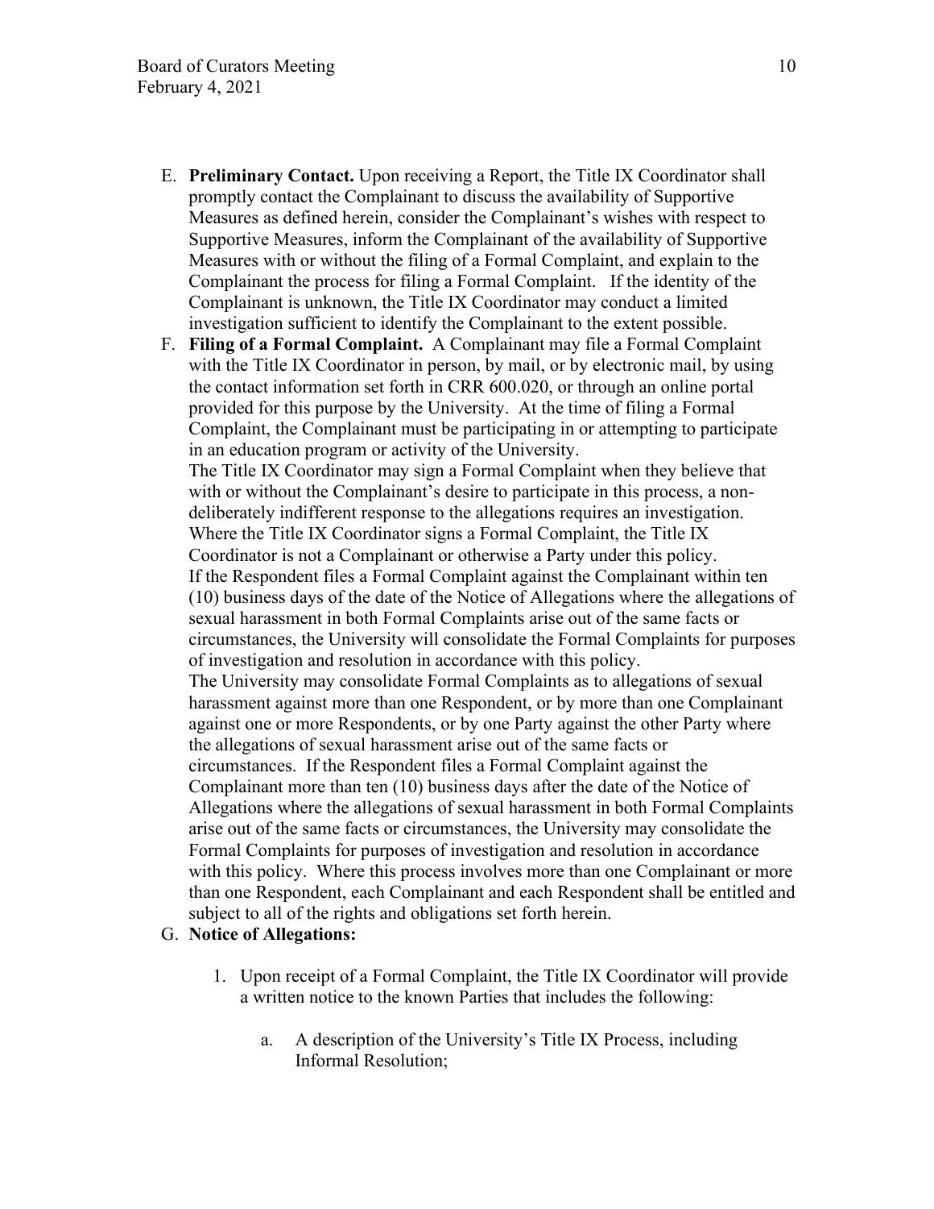E. **Preliminary Contact.** Upon receiving a Report, the Title IX Coordinator shall promptly contact the Complainant to discuss the availability of Supportive Measures as defined herein, consider the Complainant's wishes with respect to Supportive Measures, inform the Complainant of the availability of Supportive Measures with or without the filing of a Formal Complaint, and explain to the Complainant the process for filing a Formal Complaint. If the identity of the Complainant is unknown, the Title IX Coordinator may conduct a limited investigation sufficient to identify the Complainant to the extent possible.

F. **Filing of a Formal Complaint.** A Complainant may file a Formal Complaint with the Title IX Coordinator in person, by mail, or by electronic mail, by using the contact information set forth in CRR 600.020, or through an online portal provided for this purpose by the University. At the time of filing a Formal Complaint, the Complainant must be participating in or attempting to participate in an education program or activity of the University.

   The Title IX Coordinator may sign a Formal Complaint when they believe that with or without the Complainant's desire to participate in this process, a non-deliberately indifferent response to the allegations requires an investigation. Where the Title IX Coordinator signs a Formal Complaint, the Title IX Coordinator is not a Complainant or otherwise a Party under this policy.

   If the Respondent files a Formal Complaint against the Complainant within ten (10) business days of the date of the Notice of Allegations where the allegations of sexual harassment in both Formal Complaints arise out of the same facts or circumstances, the University will consolidate the Formal Complaints for purposes of investigation and resolution in accordance with this policy.

   The University may consolidate Formal Complaints as to allegations of sexual harassment against more than one Respondent, or by more than one Complainant against one or more Respondents, or by one Party against the other Party where the allegations of sexual harassment arise out of the same facts or circumstances. If the Respondent files a Formal Complaint against the Complainant more than ten (10) business days after the date of the Notice of Allegations where the allegations of sexual harassment in both Formal Complaints arise out of the same facts or circumstances, the University may consolidate the Formal Complaints for purposes of investigation and resolution in accordance with this policy. Where this process involves more than one Complainant or more than one Respondent, each Complainant and each Respondent shall be entitled and subject to all of the rights and obligations set forth herein.

G. **Notice of Allegations:**

   1. Upon receipt of a Formal Complaint, the Title IX Coordinator will provide a written notice to the known Parties that includes the following:

      a. A description of the University's Title IX Process, including Informal Resolution;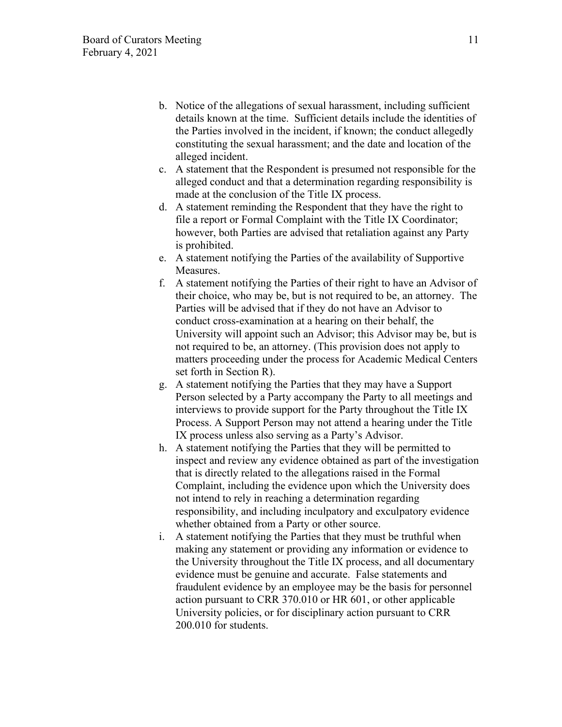b. Notice of the allegations of sexual harassment, including sufficient details known at the time. Sufficient details include the identities of the Parties involved in the incident, if known; the conduct allegedly constituting the sexual harassment; and the date and location of the alleged incident.
c. A statement that the Respondent is presumed not responsible for the alleged conduct and that a determination regarding responsibility is made at the conclusion of the Title IX process.
d. A statement reminding the Respondent that they have the right to file a report or Formal Complaint with the Title IX Coordinator; however, both Parties are advised that retaliation against any Party is prohibited.
e. A statement notifying the Parties of the availability of Supportive Measures.
f. A statement notifying the Parties of their right to have an Advisor of their choice, who may be, but is not required to be, an attorney. The Parties will be advised that if they do not have an Advisor to conduct cross-examination at a hearing on their behalf, the University will appoint such an Advisor; this Advisor may be, but is not required to be, an attorney. (This provision does not apply to matters proceeding under the process for Academic Medical Centers set forth in Section R).
g. A statement notifying the Parties that they may have a Support Person selected by a Party accompany the Party to all meetings and interviews to provide support for the Party throughout the Title IX Process. A Support Person may not attend a hearing under the Title IX process unless also serving as a Party's Advisor.
h. A statement notifying the Parties that they will be permitted to inspect and review any evidence obtained as part of the investigation that is directly related to the allegations raised in the Formal Complaint, including the evidence upon which the University does not intend to rely in reaching a determination regarding responsibility, and including inculpatory and exculpatory evidence whether obtained from a Party or other source.
i. A statement notifying the Parties that they must be truthful when making any statement or providing any information or evidence to the University throughout the Title IX process, and all documentary evidence must be genuine and accurate. False statements and fraudulent evidence by an employee may be the basis for personnel action pursuant to CRR 370.010 or HR 601, or other applicable University policies, or for disciplinary action pursuant to CRR 200.010 for students.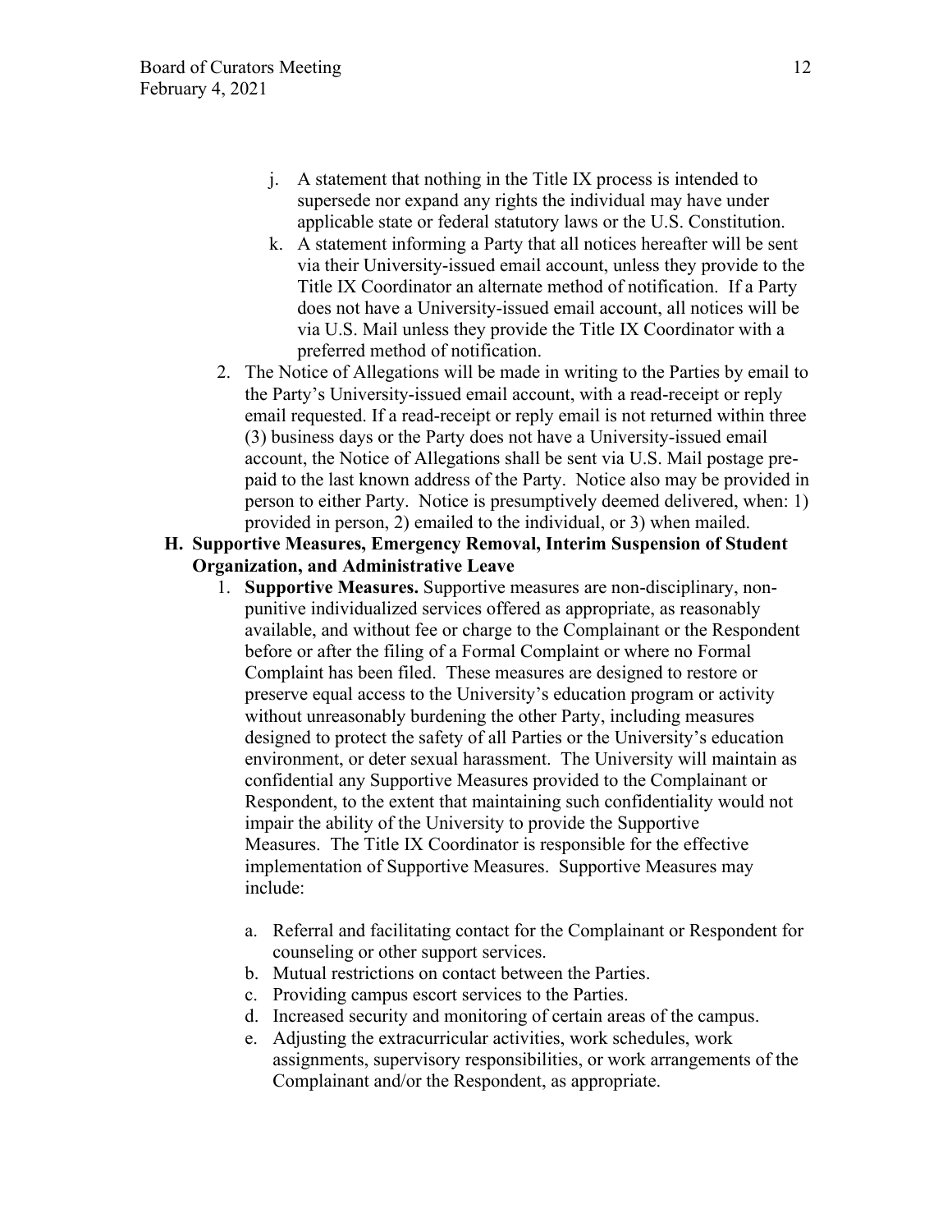j. A statement that nothing in the Title IX process is intended to supersede nor expand any rights the individual may have under applicable state or federal statutory laws or the U.S. Constitution.

k. A statement informing a Party that all notices hereafter will be sent via their University-issued email account, unless they provide to the Title IX Coordinator an alternate method of notification. If a Party does not have a University-issued email account, all notices will be via U.S. Mail unless they provide the Title IX Coordinator with a preferred method of notification.

2. The Notice of Allegations will be made in writing to the Parties by email to the Party's University-issued email account, with a read-receipt or reply email requested. If a read-receipt or reply email is not returned within three (3) business days or the Party does not have a University-issued email account, the Notice of Allegations shall be sent via U.S. Mail postage pre-paid to the last known address of the Party. Notice also may be provided in person to either Party. Notice is presumptively deemed delivered, when: 1) provided in person, 2) emailed to the individual, or 3) when mailed.

**H. Supportive Measures, Emergency Removal, Interim Suspension of Student Organization, and Administrative Leave**

1. **Supportive Measures.** Supportive measures are non-disciplinary, non-punitive individualized services offered as appropriate, as reasonably available, and without fee or charge to the Complainant or the Respondent before or after the filing of a Formal Complaint or where no Formal Complaint has been filed. These measures are designed to restore or preserve equal access to the University's education program or activity without unreasonably burdening the other Party, including measures designed to protect the safety of all Parties or the University's education environment, or deter sexual harassment. The University will maintain as confidential any Supportive Measures provided to the Complainant or Respondent, to the extent that maintaining such confidentiality would not impair the ability of the University to provide the Supportive Measures. The Title IX Coordinator is responsible for the effective implementation of Supportive Measures. Supportive Measures may include:

   a. Referral and facilitating contact for the Complainant or Respondent for counseling or other support services.
   b. Mutual restrictions on contact between the Parties.
   c. Providing campus escort services to the Parties.
   d. Increased security and monitoring of certain areas of the campus.
   e. Adjusting the extracurricular activities, work schedules, work assignments, supervisory responsibilities, or work arrangements of the Complainant and/or the Respondent, as appropriate.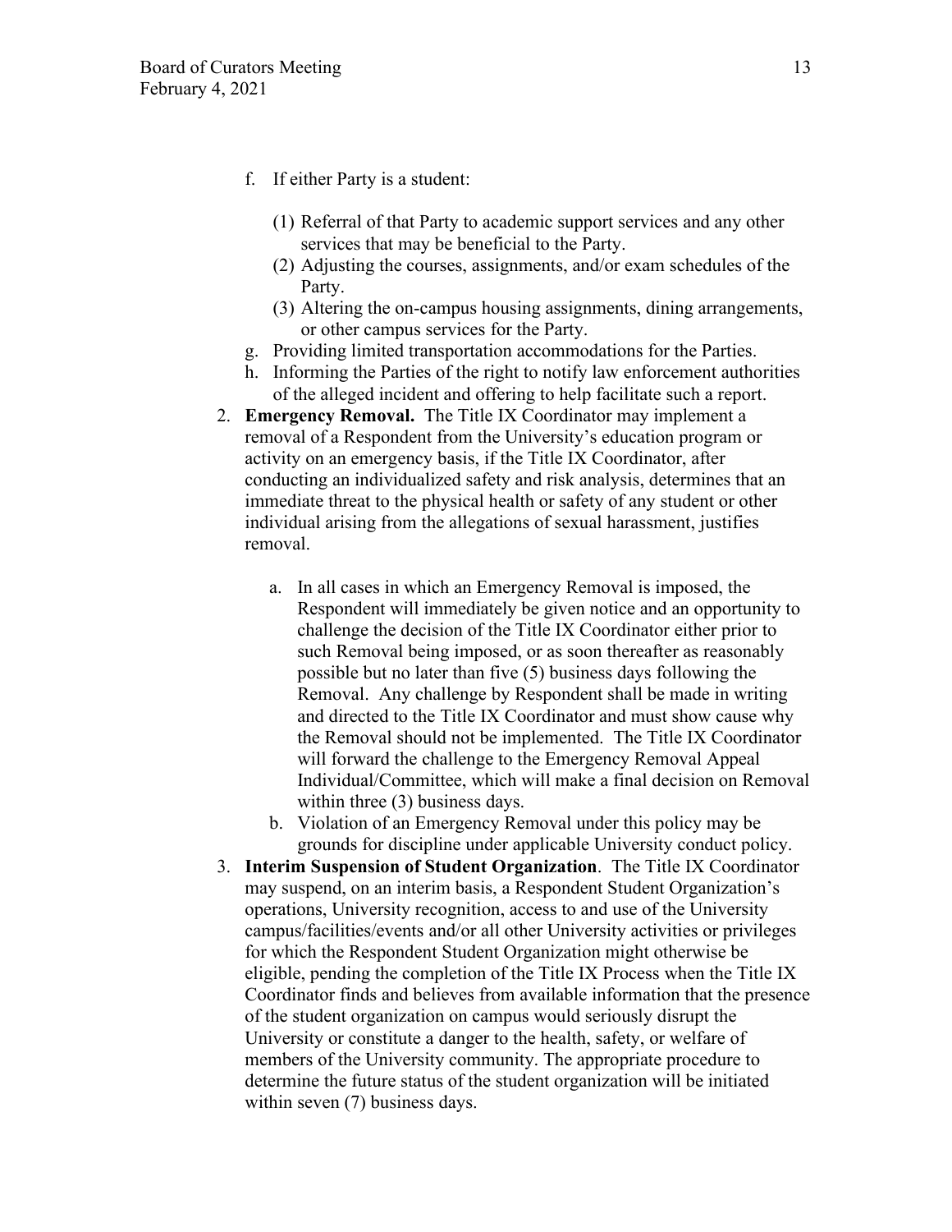f. If either Party is a student:

   (1) Referral of that Party to academic support services and any other services that may be beneficial to the Party.
   (2) Adjusting the courses, assignments, and/or exam schedules of the Party.
   (3) Altering the on-campus housing assignments, dining arrangements, or other campus services for the Party.

g. Providing limited transportation accommodations for the Parties.

h. Informing the Parties of the right to notify law enforcement authorities of the alleged incident and offering to help facilitate such a report.

2. **Emergency Removal.** The Title IX Coordinator may implement a removal of a Respondent from the University's education program or activity on an emergency basis, if the Title IX Coordinator, after conducting an individualized safety and risk analysis, determines that an immediate threat to the physical health or safety of any student or other individual arising from the allegations of sexual harassment, justifies removal.

   a. In all cases in which an Emergency Removal is imposed, the Respondent will immediately be given notice and an opportunity to challenge the decision of the Title IX Coordinator either prior to such Removal being imposed, or as soon thereafter as reasonably possible but no later than five (5) business days following the Removal. Any challenge by Respondent shall be made in writing and directed to the Title IX Coordinator and must show cause why the Removal should not be implemented. The Title IX Coordinator will forward the challenge to the Emergency Removal Appeal Individual/Committee, which will make a final decision on Removal within three (3) business days.
   b. Violation of an Emergency Removal under this policy may be grounds for discipline under applicable University conduct policy.

3. **Interim Suspension of Student Organization**. The Title IX Coordinator may suspend, on an interim basis, a Respondent Student Organization's operations, University recognition, access to and use of the University campus/facilities/events and/or all other University activities or privileges for which the Respondent Student Organization might otherwise be eligible, pending the completion of the Title IX Process when the Title IX Coordinator finds and believes from available information that the presence of the student organization on campus would seriously disrupt the University or constitute a danger to the health, safety, or welfare of members of the University community. The appropriate procedure to determine the future status of the student organization will be initiated within seven (7) business days.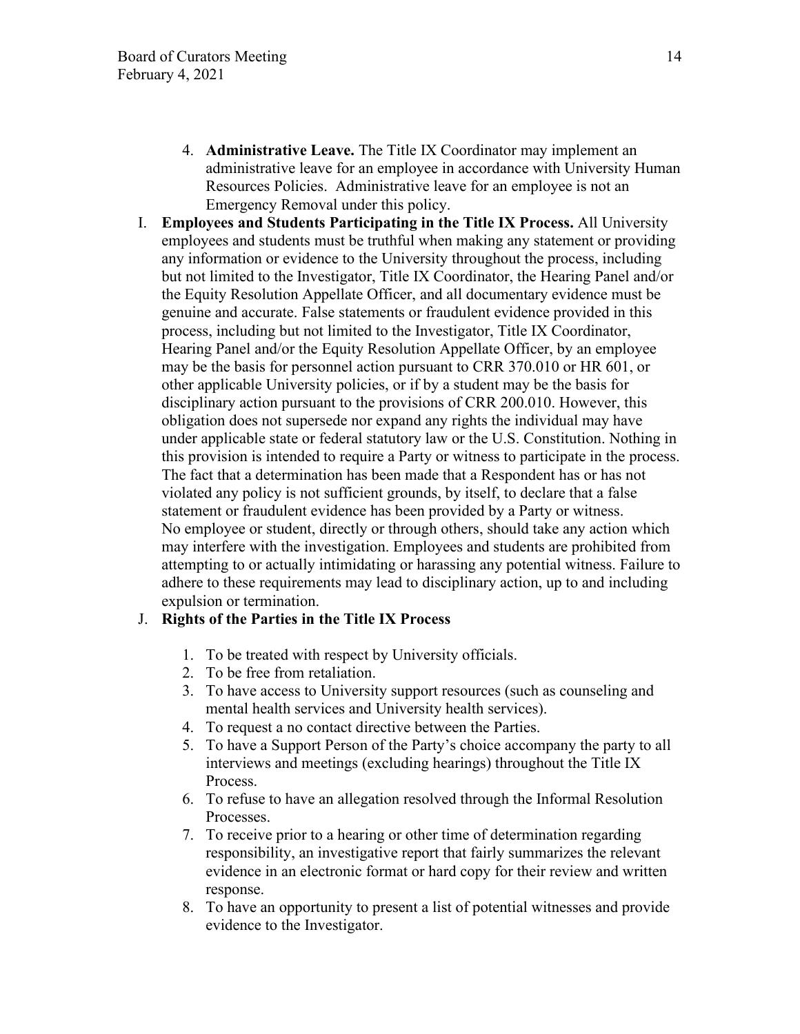4. **Administrative Leave.** The Title IX Coordinator may implement an administrative leave for an employee in accordance with University Human Resources Policies. Administrative leave for an employee is not an Emergency Removal under this policy.

I. **Employees and Students Participating in the Title IX Process.** All University employees and students must be truthful when making any statement or providing any information or evidence to the University throughout the process, including but not limited to the Investigator, Title IX Coordinator, the Hearing Panel and/or the Equity Resolution Appellate Officer, and all documentary evidence must be genuine and accurate. False statements or fraudulent evidence provided in this process, including but not limited to the Investigator, Title IX Coordinator, Hearing Panel and/or the Equity Resolution Appellate Officer, by an employee may be the basis for personnel action pursuant to CRR 370.010 or HR 601, or other applicable University policies, or if by a student may be the basis for disciplinary action pursuant to the provisions of CRR 200.010. However, this obligation does not supersede nor expand any rights the individual may have under applicable state or federal statutory law or the U.S. Constitution. Nothing in this provision is intended to require a Party or witness to participate in the process. The fact that a determination has been made that a Respondent has or has not violated any policy is not sufficient grounds, by itself, to declare that a false statement or fraudulent evidence has been provided by a Party or witness. No employee or student, directly or through others, should take any action which may interfere with the investigation. Employees and students are prohibited from attempting to or actually intimidating or harassing any potential witness. Failure to adhere to these requirements may lead to disciplinary action, up to and including expulsion or termination.

J. **Rights of the Parties in the Title IX Process**

1. To be treated with respect by University officials.
2. To be free from retaliation.
3. To have access to University support resources (such as counseling and mental health services and University health services).
4. To request a no contact directive between the Parties.
5. To have a Support Person of the Party's choice accompany the party to all interviews and meetings (excluding hearings) throughout the Title IX Process.
6. To refuse to have an allegation resolved through the Informal Resolution Processes.
7. To receive prior to a hearing or other time of determination regarding responsibility, an investigative report that fairly summarizes the relevant evidence in an electronic format or hard copy for their review and written response.
8. To have an opportunity to present a list of potential witnesses and provide evidence to the Investigator.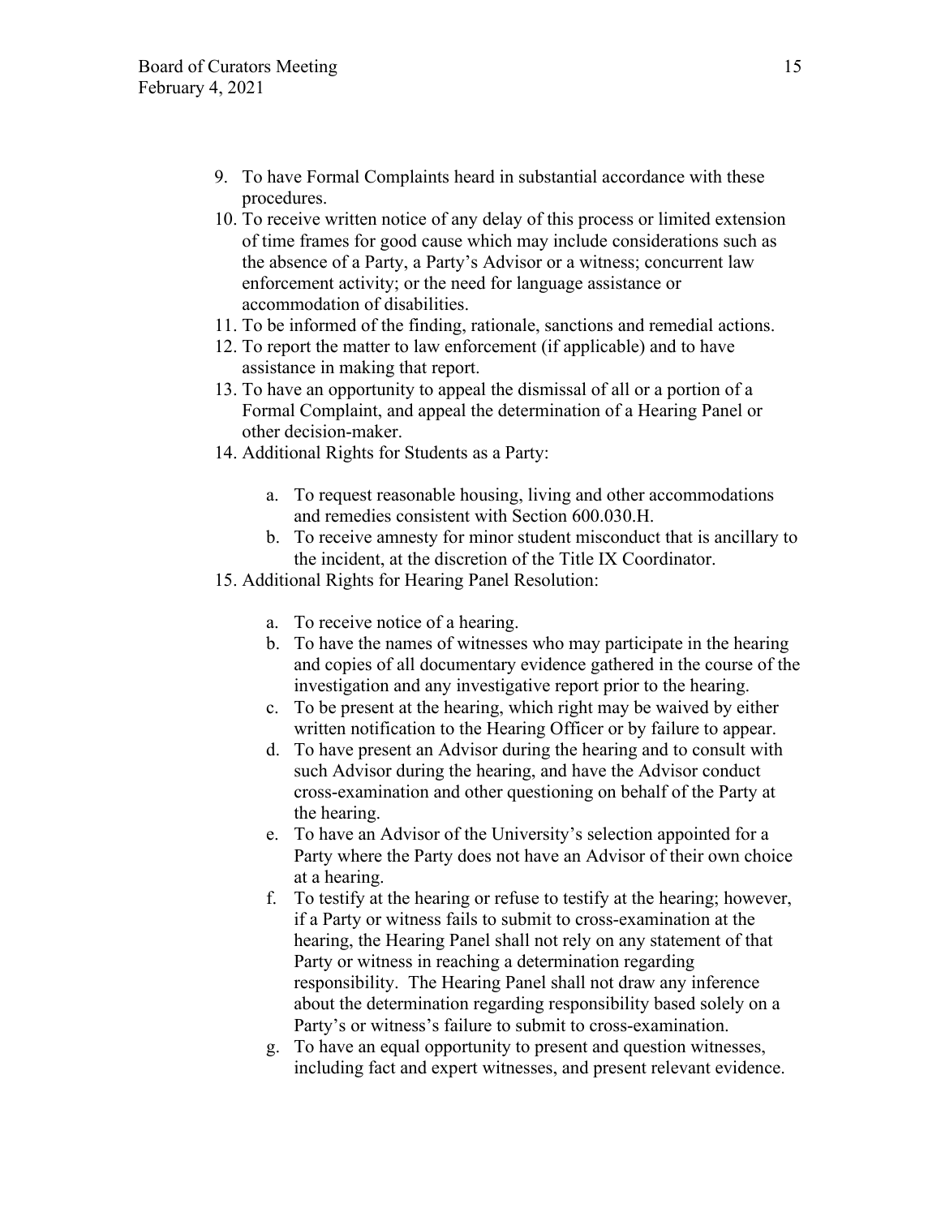9. To have Formal Complaints heard in substantial accordance with these procedures.
10. To receive written notice of any delay of this process or limited extension of time frames for good cause which may include considerations such as the absence of a Party, a Party's Advisor or a witness; concurrent law enforcement activity; or the need for language assistance or accommodation of disabilities.
11. To be informed of the finding, rationale, sanctions and remedial actions.
12. To report the matter to law enforcement (if applicable) and to have assistance in making that report.
13. To have an opportunity to appeal the dismissal of all or a portion of a Formal Complaint, and appeal the determination of a Hearing Panel or other decision-maker.
14. Additional Rights for Students as a Party:

    a. To request reasonable housing, living and other accommodations and remedies consistent with Section 600.030.H.
    b. To receive amnesty for minor student misconduct that is ancillary to the incident, at the discretion of the Title IX Coordinator.

15. Additional Rights for Hearing Panel Resolution:

    a. To receive notice of a hearing.
    b. To have the names of witnesses who may participate in the hearing and copies of all documentary evidence gathered in the course of the investigation and any investigative report prior to the hearing.
    c. To be present at the hearing, which right may be waived by either written notification to the Hearing Officer or by failure to appear.
    d. To have present an Advisor during the hearing and to consult with such Advisor during the hearing, and have the Advisor conduct cross-examination and other questioning on behalf of the Party at the hearing.
    e. To have an Advisor of the University's selection appointed for a Party where the Party does not have an Advisor of their own choice at a hearing.
    f. To testify at the hearing or refuse to testify at the hearing; however, if a Party or witness fails to submit to cross-examination at the hearing, the Hearing Panel shall not rely on any statement of that Party or witness in reaching a determination regarding responsibility. The Hearing Panel shall not draw any inference about the determination regarding responsibility based solely on a Party's or witness's failure to submit to cross-examination.
    g. To have an equal opportunity to present and question witnesses, including fact and expert witnesses, and present relevant evidence.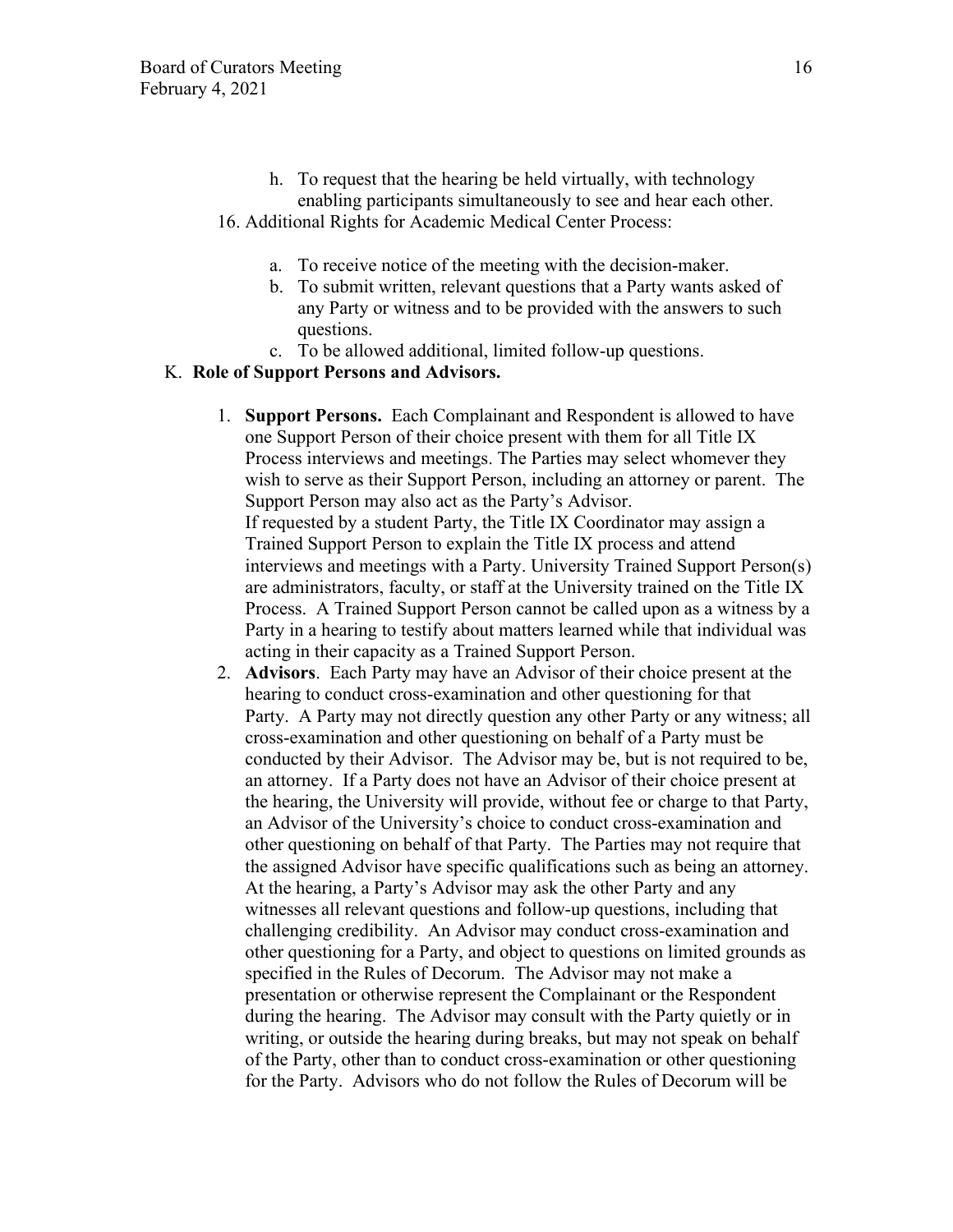h. To request that the hearing be held virtually, with technology enabling participants simultaneously to see and hear each other.

16. Additional Rights for Academic Medical Center Process:

    a. To receive notice of the meeting with the decision-maker.
    b. To submit written, relevant questions that a Party wants asked of any Party or witness and to be provided with the answers to such questions.
    c. To be allowed additional, limited follow-up questions.

K. **Role of Support Persons and Advisors.**

1. **Support Persons.** Each Complainant and Respondent is allowed to have one Support Person of their choice present with them for all Title IX Process interviews and meetings. The Parties may select whomever they wish to serve as their Support Person, including an attorney or parent. The Support Person may also act as the Party's Advisor.
   If requested by a student Party, the Title IX Coordinator may assign a Trained Support Person to explain the Title IX process and attend interviews and meetings with a Party. University Trained Support Person(s) are administrators, faculty, or staff at the University trained on the Title IX Process. A Trained Support Person cannot be called upon as a witness by a Party in a hearing to testify about matters learned while that individual was acting in their capacity as a Trained Support Person.
2. **Advisors**. Each Party may have an Advisor of their choice present at the hearing to conduct cross-examination and other questioning for that Party. A Party may not directly question any other Party or any witness; all cross-examination and other questioning on behalf of a Party must be conducted by their Advisor. The Advisor may be, but is not required to be, an attorney. If a Party does not have an Advisor of their choice present at the hearing, the University will provide, without fee or charge to that Party, an Advisor of the University's choice to conduct cross-examination and other questioning on behalf of that Party. The Parties may not require that the assigned Advisor have specific qualifications such as being an attorney. At the hearing, a Party's Advisor may ask the other Party and any witnesses all relevant questions and follow-up questions, including that challenging credibility. An Advisor may conduct cross-examination and other questioning for a Party, and object to questions on limited grounds as specified in the Rules of Decorum. The Advisor may not make a presentation or otherwise represent the Complainant or the Respondent during the hearing. The Advisor may consult with the Party quietly or in writing, or outside the hearing during breaks, but may not speak on behalf of the Party, other than to conduct cross-examination or other questioning for the Party. Advisors who do not follow the Rules of Decorum will be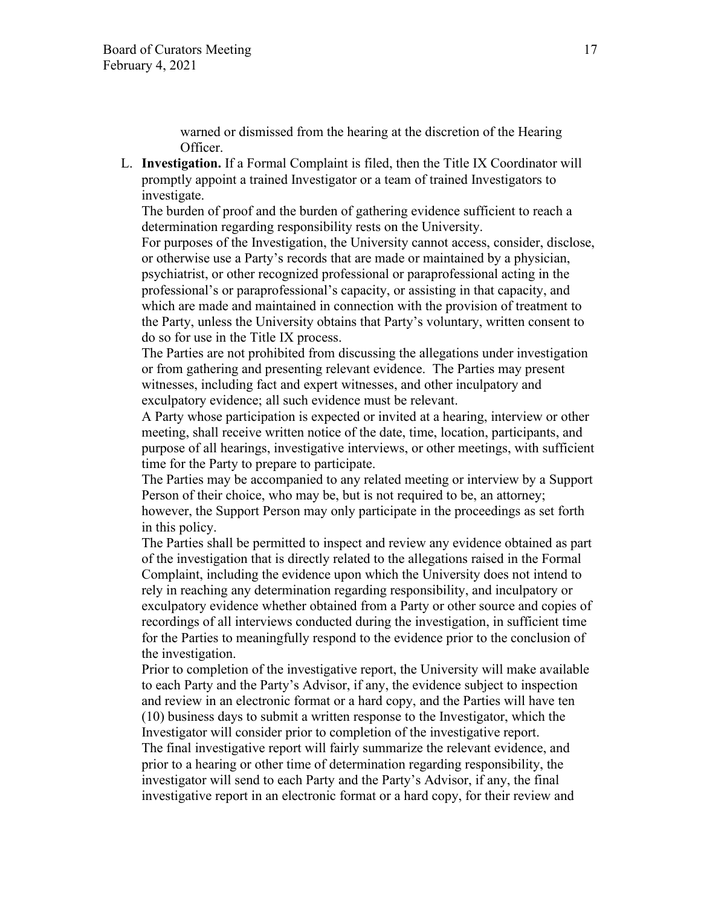warned or dismissed from the hearing at the discretion of the Hearing Officer.

L. **Investigation.** If a Formal Complaint is filed, then the Title IX Coordinator will promptly appoint a trained Investigator or a team of trained Investigators to investigate.

   The burden of proof and the burden of gathering evidence sufficient to reach a determination regarding responsibility rests on the University.

   For purposes of the Investigation, the University cannot access, consider, disclose, or otherwise use a Party's records that are made or maintained by a physician, psychiatrist, or other recognized professional or paraprofessional acting in the professional's or paraprofessional's capacity, or assisting in that capacity, and which are made and maintained in connection with the provision of treatment to the Party, unless the University obtains that Party's voluntary, written consent to do so for use in the Title IX process.

   The Parties are not prohibited from discussing the allegations under investigation or from gathering and presenting relevant evidence. The Parties may present witnesses, including fact and expert witnesses, and other inculpatory and exculpatory evidence; all such evidence must be relevant.

   A Party whose participation is expected or invited at a hearing, interview or other meeting, shall receive written notice of the date, time, location, participants, and purpose of all hearings, investigative interviews, or other meetings, with sufficient time for the Party to prepare to participate.

   The Parties may be accompanied to any related meeting or interview by a Support Person of their choice, who may be, but is not required to be, an attorney; however, the Support Person may only participate in the proceedings as set forth in this policy.

   The Parties shall be permitted to inspect and review any evidence obtained as part of the investigation that is directly related to the allegations raised in the Formal Complaint, including the evidence upon which the University does not intend to rely in reaching any determination regarding responsibility, and inculpatory or exculpatory evidence whether obtained from a Party or other source and copies of recordings of all interviews conducted during the investigation, in sufficient time for the Parties to meaningfully respond to the evidence prior to the conclusion of the investigation.

   Prior to completion of the investigative report, the University will make available to each Party and the Party's Advisor, if any, the evidence subject to inspection and review in an electronic format or a hard copy, and the Parties will have ten (10) business days to submit a written response to the Investigator, which the Investigator will consider prior to completion of the investigative report.

   The final investigative report will fairly summarize the relevant evidence, and prior to a hearing or other time of determination regarding responsibility, the investigator will send to each Party and the Party's Advisor, if any, the final investigative report in an electronic format or a hard copy, for their review and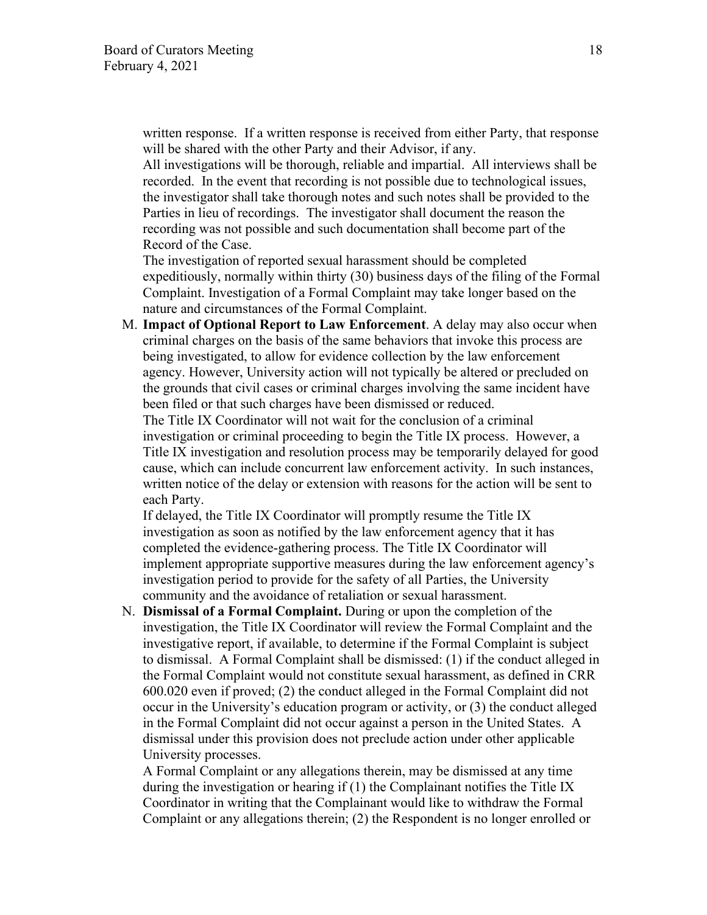written response. If a written response is received from either Party, that response will be shared with the other Party and their Advisor, if any.

All investigations will be thorough, reliable and impartial. All interviews shall be recorded. In the event that recording is not possible due to technological issues, the investigator shall take thorough notes and such notes shall be provided to the Parties in lieu of recordings. The investigator shall document the reason the recording was not possible and such documentation shall become part of the Record of the Case.

The investigation of reported sexual harassment should be completed expeditiously, normally within thirty (30) business days of the filing of the Formal Complaint. Investigation of a Formal Complaint may take longer based on the nature and circumstances of the Formal Complaint.

M. **Impact of Optional Report to Law Enforcement**. A delay may also occur when criminal charges on the basis of the same behaviors that invoke this process are being investigated, to allow for evidence collection by the law enforcement agency. However, University action will not typically be altered or precluded on the grounds that civil cases or criminal charges involving the same incident have been filed or that such charges have been dismissed or reduced.

   The Title IX Coordinator will not wait for the conclusion of a criminal investigation or criminal proceeding to begin the Title IX process. However, a Title IX investigation and resolution process may be temporarily delayed for good cause, which can include concurrent law enforcement activity. In such instances, written notice of the delay or extension with reasons for the action will be sent to each Party.

   If delayed, the Title IX Coordinator will promptly resume the Title IX investigation as soon as notified by the law enforcement agency that it has completed the evidence-gathering process. The Title IX Coordinator will implement appropriate supportive measures during the law enforcement agency's investigation period to provide for the safety of all Parties, the University community and the avoidance of retaliation or sexual harassment.

N. **Dismissal of a Formal Complaint.** During or upon the completion of the investigation, the Title IX Coordinator will review the Formal Complaint and the investigative report, if available, to determine if the Formal Complaint is subject to dismissal. A Formal Complaint shall be dismissed: (1) if the conduct alleged in the Formal Complaint would not constitute sexual harassment, as defined in CRR 600.020 even if proved; (2) the conduct alleged in the Formal Complaint did not occur in the University's education program or activity, or (3) the conduct alleged in the Formal Complaint did not occur against a person in the United States. A dismissal under this provision does not preclude action under other applicable University processes.

   A Formal Complaint or any allegations therein, may be dismissed at any time during the investigation or hearing if (1) the Complainant notifies the Title IX Coordinator in writing that the Complainant would like to withdraw the Formal Complaint or any allegations therein; (2) the Respondent is no longer enrolled or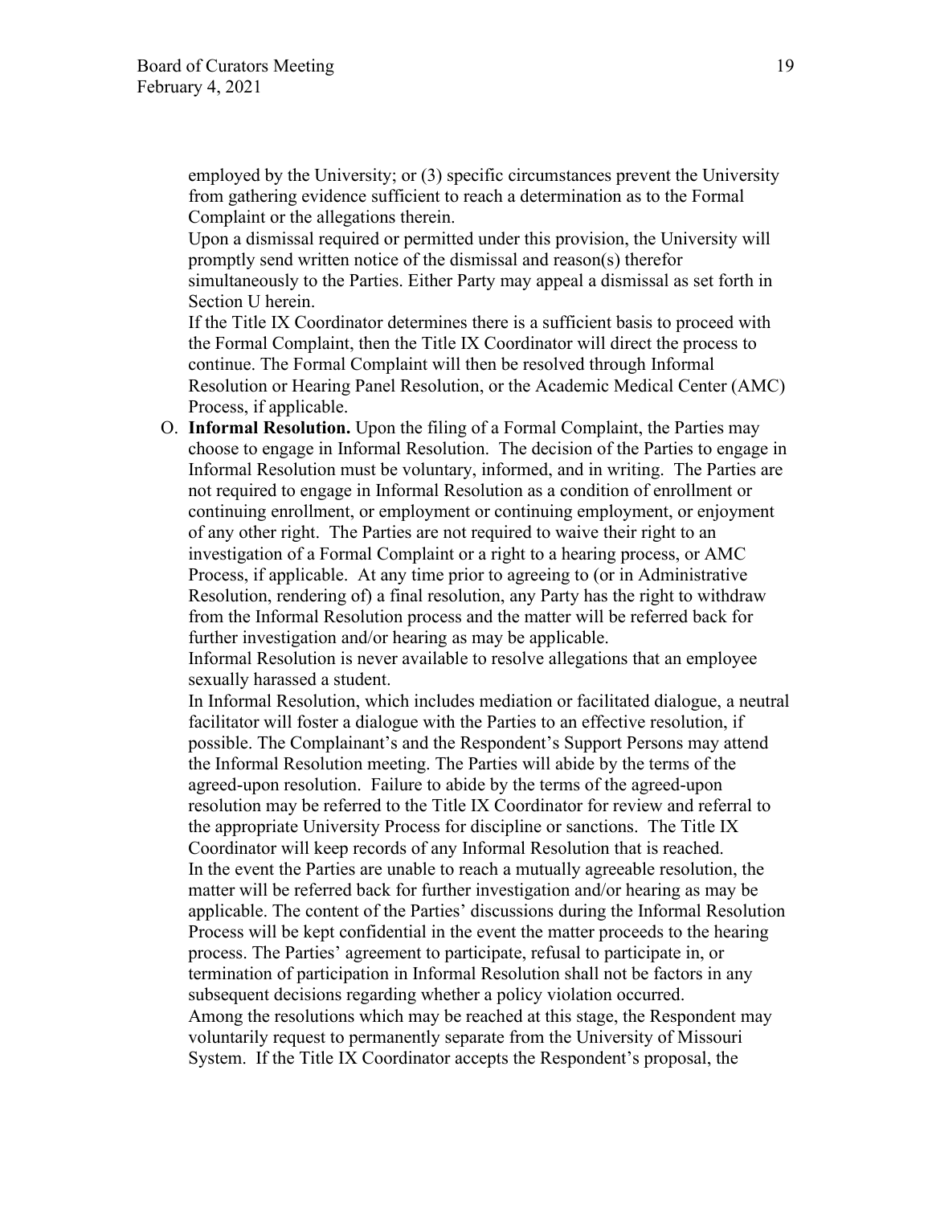employed by the University; or (3) specific circumstances prevent the University from gathering evidence sufficient to reach a determination as to the Formal Complaint or the allegations therein.

Upon a dismissal required or permitted under this provision, the University will promptly send written notice of the dismissal and reason(s) therefor simultaneously to the Parties. Either Party may appeal a dismissal as set forth in Section U herein.

If the Title IX Coordinator determines there is a sufficient basis to proceed with the Formal Complaint, then the Title IX Coordinator will direct the process to continue. The Formal Complaint will then be resolved through Informal Resolution or Hearing Panel Resolution, or the Academic Medical Center (AMC) Process, if applicable.

O. **Informal Resolution.** Upon the filing of a Formal Complaint, the Parties may choose to engage in Informal Resolution. The decision of the Parties to engage in Informal Resolution must be voluntary, informed, and in writing. The Parties are not required to engage in Informal Resolution as a condition of enrollment or continuing enrollment, or employment or continuing employment, or enjoyment of any other right. The Parties are not required to waive their right to an investigation of a Formal Complaint or a right to a hearing process, or AMC Process, if applicable. At any time prior to agreeing to (or in Administrative Resolution, rendering of) a final resolution, any Party has the right to withdraw from the Informal Resolution process and the matter will be referred back for further investigation and/or hearing as may be applicable.

   Informal Resolution is never available to resolve allegations that an employee sexually harassed a student.

   In Informal Resolution, which includes mediation or facilitated dialogue, a neutral facilitator will foster a dialogue with the Parties to an effective resolution, if possible. The Complainant's and the Respondent's Support Persons may attend the Informal Resolution meeting. The Parties will abide by the terms of the agreed-upon resolution. Failure to abide by the terms of the agreed-upon resolution may be referred to the Title IX Coordinator for review and referral to the appropriate University Process for discipline or sanctions. The Title IX Coordinator will keep records of any Informal Resolution that is reached.

   In the event the Parties are unable to reach a mutually agreeable resolution, the matter will be referred back for further investigation and/or hearing as may be applicable. The content of the Parties' discussions during the Informal Resolution Process will be kept confidential in the event the matter proceeds to the hearing process. The Parties' agreement to participate, refusal to participate in, or termination of participation in Informal Resolution shall not be factors in any subsequent decisions regarding whether a policy violation occurred.

   Among the resolutions which may be reached at this stage, the Respondent may voluntarily request to permanently separate from the University of Missouri System. If the Title IX Coordinator accepts the Respondent's proposal, the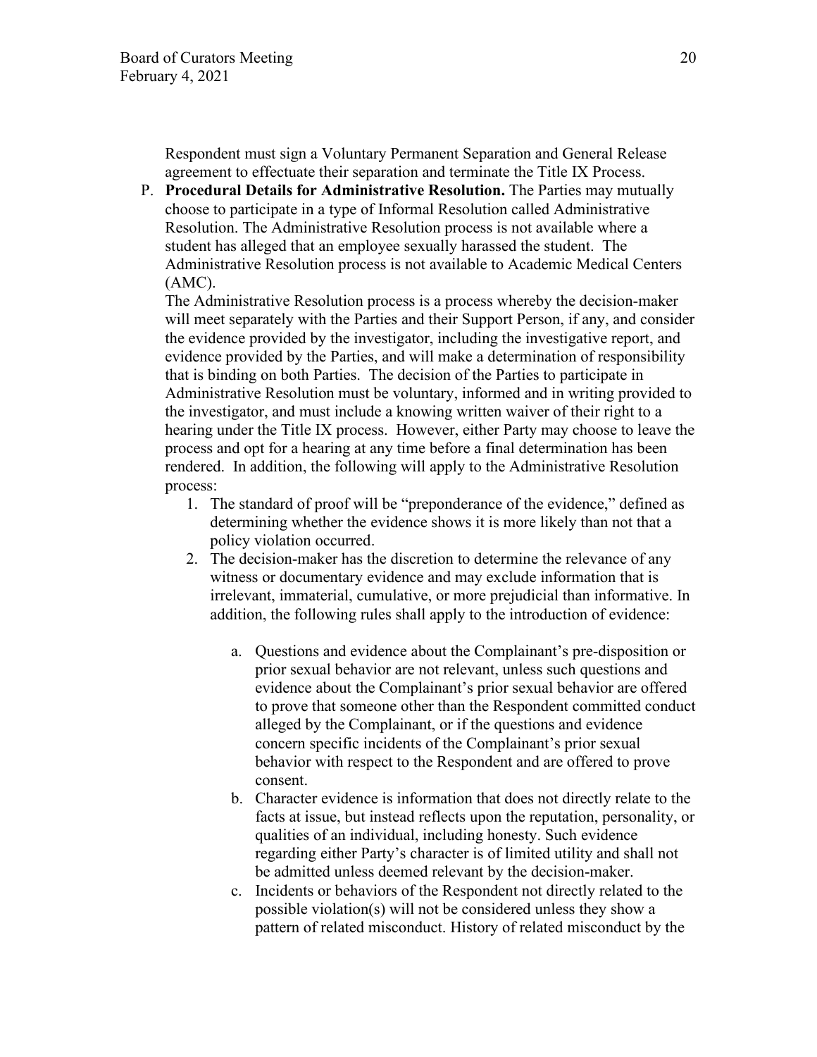Respondent must sign a Voluntary Permanent Separation and General Release agreement to effectuate their separation and terminate the Title IX Process.

P. **Procedural Details for Administrative Resolution.** The Parties may mutually choose to participate in a type of Informal Resolution called Administrative Resolution. The Administrative Resolution process is not available where a student has alleged that an employee sexually harassed the student. The Administrative Resolution process is not available to Academic Medical Centers (AMC).

   The Administrative Resolution process is a process whereby the decision-maker will meet separately with the Parties and their Support Person, if any, and consider the evidence provided by the investigator, including the investigative report, and evidence provided by the Parties, and will make a determination of responsibility that is binding on both Parties. The decision of the Parties to participate in Administrative Resolution must be voluntary, informed and in writing provided to the investigator, and must include a knowing written waiver of their right to a hearing under the Title IX process. However, either Party may choose to leave the process and opt for a hearing at any time before a final determination has been rendered. In addition, the following will apply to the Administrative Resolution process:

   1. The standard of proof will be "preponderance of the evidence," defined as determining whether the evidence shows it is more likely than not that a policy violation occurred.
   2. The decision-maker has the discretion to determine the relevance of any witness or documentary evidence and may exclude information that is irrelevant, immaterial, cumulative, or more prejudicial than informative. In addition, the following rules shall apply to the introduction of evidence:
      a. Questions and evidence about the Complainant's pre-disposition or prior sexual behavior are not relevant, unless such questions and evidence about the Complainant's prior sexual behavior are offered to prove that someone other than the Respondent committed conduct alleged by the Complainant, or if the questions and evidence concern specific incidents of the Complainant's prior sexual behavior with respect to the Respondent and are offered to prove consent.
      b. Character evidence is information that does not directly relate to the facts at issue, but instead reflects upon the reputation, personality, or qualities of an individual, including honesty. Such evidence regarding either Party's character is of limited utility and shall not be admitted unless deemed relevant by the decision-maker.
      c. Incidents or behaviors of the Respondent not directly related to the possible violation(s) will not be considered unless they show a pattern of related misconduct. History of related misconduct by the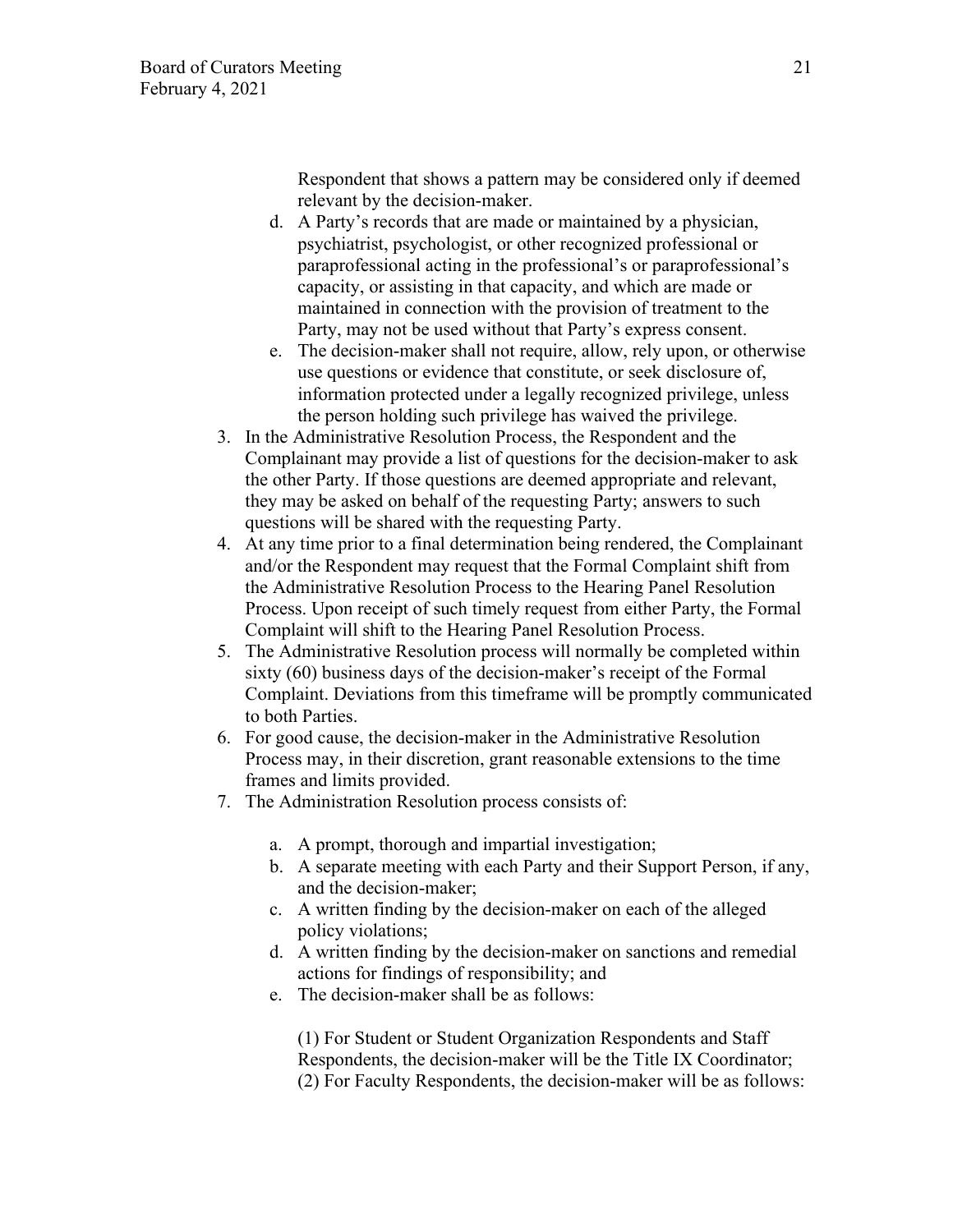Respondent that shows a pattern may be considered only if deemed relevant by the decision-maker.

   d. A Party's records that are made or maintained by a physician, psychiatrist, psychologist, or other recognized professional or paraprofessional acting in the professional's or paraprofessional's capacity, or assisting in that capacity, and which are made or maintained in connection with the provision of treatment to the Party, may not be used without that Party's express consent.
   e. The decision-maker shall not require, allow, rely upon, or otherwise use questions or evidence that constitute, or seek disclosure of, information protected under a legally recognized privilege, unless the person holding such privilege has waived the privilege.

3. In the Administrative Resolution Process, the Respondent and the Complainant may provide a list of questions for the decision-maker to ask the other Party. If those questions are deemed appropriate and relevant, they may be asked on behalf of the requesting Party; answers to such questions will be shared with the requesting Party.
4. At any time prior to a final determination being rendered, the Complainant and/or the Respondent may request that the Formal Complaint shift from the Administrative Resolution Process to the Hearing Panel Resolution Process. Upon receipt of such timely request from either Party, the Formal Complaint will shift to the Hearing Panel Resolution Process.
5. The Administrative Resolution process will normally be completed within sixty (60) business days of the decision-maker's receipt of the Formal Complaint. Deviations from this timeframe will be promptly communicated to both Parties.
6. For good cause, the decision-maker in the Administrative Resolution Process may, in their discretion, grant reasonable extensions to the time frames and limits provided.
7. The Administration Resolution process consists of:

   a. A prompt, thorough and impartial investigation;
   b. A separate meeting with each Party and their Support Person, if any, and the decision-maker;
   c. A written finding by the decision-maker on each of the alleged policy violations;
   d. A written finding by the decision-maker on sanctions and remedial actions for findings of responsibility; and
   e. The decision-maker shall be as follows:

      (1) For Student or Student Organization Respondents and Staff Respondents, the decision-maker will be the Title IX Coordinator;
      (2) For Faculty Respondents, the decision-maker will be as follows: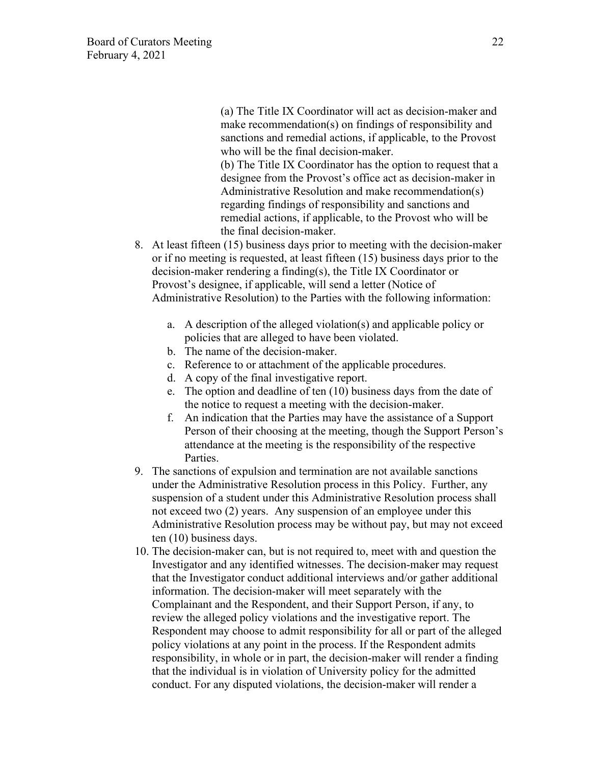(a) The Title IX Coordinator will act as decision-maker and make recommendation(s) on findings of responsibility and sanctions and remedial actions, if applicable, to the Provost who will be the final decision-maker.

(b) The Title IX Coordinator has the option to request that a designee from the Provost's office act as decision-maker in Administrative Resolution and make recommendation(s) regarding findings of responsibility and sanctions and remedial actions, if applicable, to the Provost who will be the final decision-maker.

8. At least fifteen (15) business days prior to meeting with the decision-maker or if no meeting is requested, at least fifteen (15) business days prior to the decision-maker rendering a finding(s), the Title IX Coordinator or Provost's designee, if applicable, will send a letter (Notice of Administrative Resolution) to the Parties with the following information:

    a. A description of the alleged violation(s) and applicable policy or policies that are alleged to have been violated.
    b. The name of the decision-maker.
    c. Reference to or attachment of the applicable procedures.
    d. A copy of the final investigative report.
    e. The option and deadline of ten (10) business days from the date of the notice to request a meeting with the decision-maker.
    f. An indication that the Parties may have the assistance of a Support Person of their choosing at the meeting, though the Support Person's attendance at the meeting is the responsibility of the respective Parties.

9. The sanctions of expulsion and termination are not available sanctions under the Administrative Resolution process in this Policy. Further, any suspension of a student under this Administrative Resolution process shall not exceed two (2) years. Any suspension of an employee under this Administrative Resolution process may be without pay, but may not exceed ten (10) business days.

10. The decision-maker can, but is not required to, meet with and question the Investigator and any identified witnesses. The decision-maker may request that the Investigator conduct additional interviews and/or gather additional information. The decision-maker will meet separately with the Complainant and the Respondent, and their Support Person, if any, to review the alleged policy violations and the investigative report. The Respondent may choose to admit responsibility for all or part of the alleged policy violations at any point in the process. If the Respondent admits responsibility, in whole or in part, the decision-maker will render a finding that the individual is in violation of University policy for the admitted conduct. For any disputed violations, the decision-maker will render a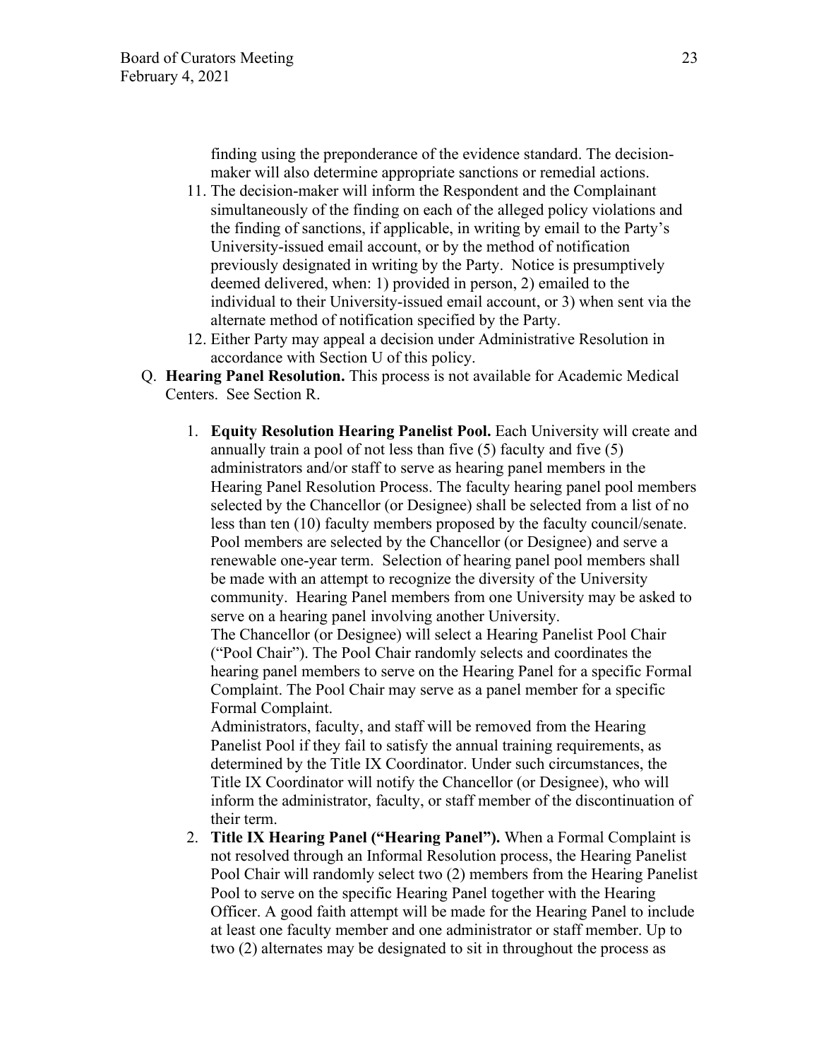finding using the preponderance of the evidence standard. The decision-maker will also determine appropriate sanctions or remedial actions.

11. The decision-maker will inform the Respondent and the Complainant simultaneously of the finding on each of the alleged policy violations and the finding of sanctions, if applicable, in writing by email to the Party's University-issued email account, or by the method of notification previously designated in writing by the Party. Notice is presumptively deemed delivered, when: 1) provided in person, 2) emailed to the individual to their University-issued email account, or 3) when sent via the alternate method of notification specified by the Party.
12. Either Party may appeal a decision under Administrative Resolution in accordance with Section U of this policy.

Q. **Hearing Panel Resolution.** This process is not available for Academic Medical Centers. See Section R.

1. **Equity Resolution Hearing Panelist Pool.** Each University will create and annually train a pool of not less than five (5) faculty and five (5) administrators and/or staff to serve as hearing panel members in the Hearing Panel Resolution Process. The faculty hearing panel pool members selected by the Chancellor (or Designee) shall be selected from a list of no less than ten (10) faculty members proposed by the faculty council/senate. Pool members are selected by the Chancellor (or Designee) and serve a renewable one-year term. Selection of hearing panel pool members shall be made with an attempt to recognize the diversity of the University community. Hearing Panel members from one University may be asked to serve on a hearing panel involving another University.

   The Chancellor (or Designee) will select a Hearing Panelist Pool Chair ("Pool Chair"). The Pool Chair randomly selects and coordinates the hearing panel members to serve on the Hearing Panel for a specific Formal Complaint. The Pool Chair may serve as a panel member for a specific Formal Complaint.

   Administrators, faculty, and staff will be removed from the Hearing Panelist Pool if they fail to satisfy the annual training requirements, as determined by the Title IX Coordinator. Under such circumstances, the Title IX Coordinator will notify the Chancellor (or Designee), who will inform the administrator, faculty, or staff member of the discontinuation of their term.

2. **Title IX Hearing Panel ("Hearing Panel").** When a Formal Complaint is not resolved through an Informal Resolution process, the Hearing Panelist Pool Chair will randomly select two (2) members from the Hearing Panelist Pool to serve on the specific Hearing Panel together with the Hearing Officer. A good faith attempt will be made for the Hearing Panel to include at least one faculty member and one administrator or staff member. Up to two (2) alternates may be designated to sit in throughout the process as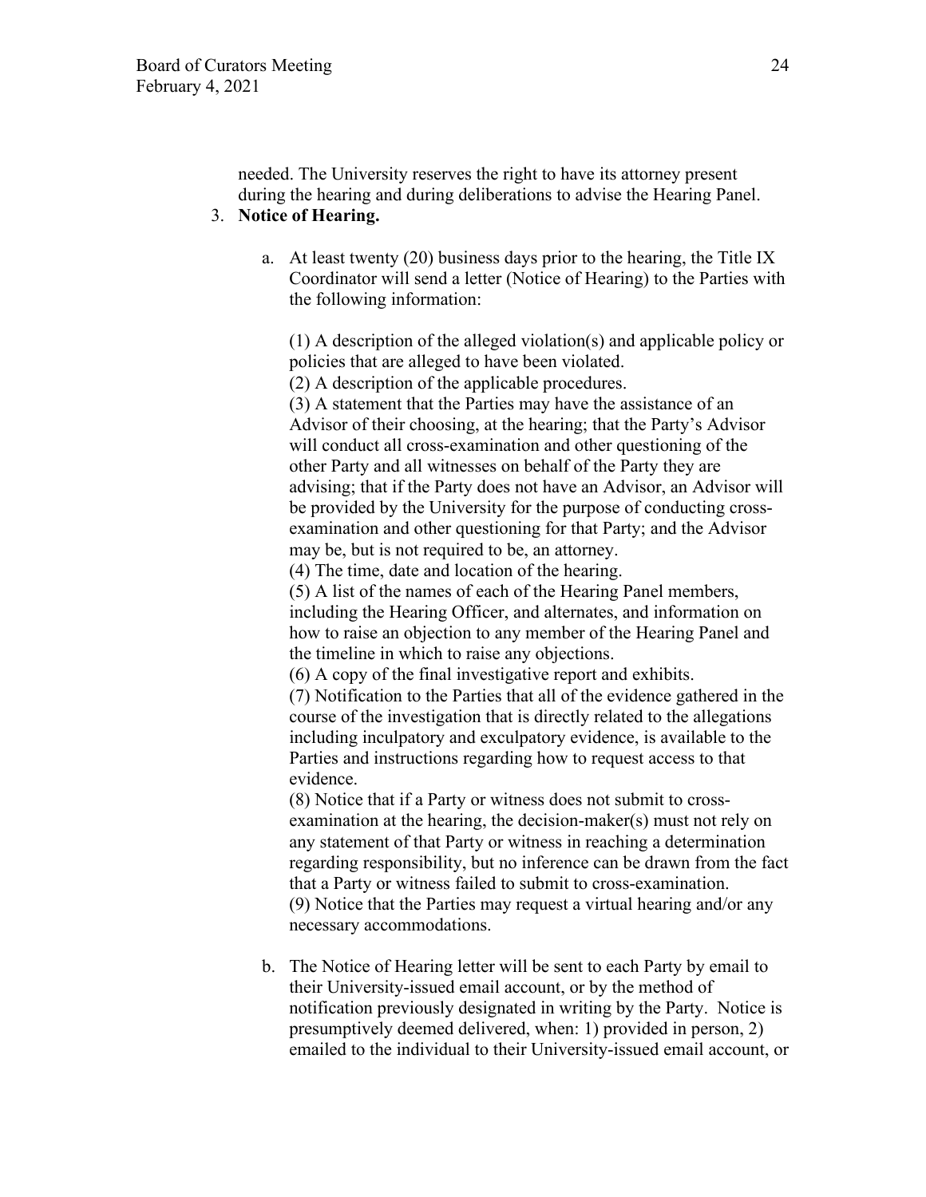needed. The University reserves the right to have its attorney present during the hearing and during deliberations to advise the Hearing Panel.

3. **Notice of Hearing.**

   a. At least twenty (20) business days prior to the hearing, the Title IX Coordinator will send a letter (Notice of Hearing) to the Parties with the following information:

      (1) A description of the alleged violation(s) and applicable policy or policies that are alleged to have been violated.
      (2) A description of the applicable procedures.
      (3) A statement that the Parties may have the assistance of an Advisor of their choosing, at the hearing; that the Party's Advisor will conduct all cross-examination and other questioning of the other Party and all witnesses on behalf of the Party they are advising; that if the Party does not have an Advisor, an Advisor will be provided by the University for the purpose of conducting cross-examination and other questioning for that Party; and the Advisor may be, but is not required to be, an attorney.
      (4) The time, date and location of the hearing.
      (5) A list of the names of each of the Hearing Panel members, including the Hearing Officer, and alternates, and information on how to raise an objection to any member of the Hearing Panel and the timeline in which to raise any objections.
      (6) A copy of the final investigative report and exhibits.
      (7) Notification to the Parties that all of the evidence gathered in the course of the investigation that is directly related to the allegations including inculpatory and exculpatory evidence, is available to the Parties and instructions regarding how to request access to that evidence.
      (8) Notice that if a Party or witness does not submit to cross-examination at the hearing, the decision-maker(s) must not rely on any statement of that Party or witness in reaching a determination regarding responsibility, but no inference can be drawn from the fact that a Party or witness failed to submit to cross-examination.
      (9) Notice that the Parties may request a virtual hearing and/or any necessary accommodations.

   b. The Notice of Hearing letter will be sent to each Party by email to their University-issued email account, or by the method of notification previously designated in writing by the Party. Notice is presumptively deemed delivered, when: 1) provided in person, 2) emailed to the individual to their University-issued email account, or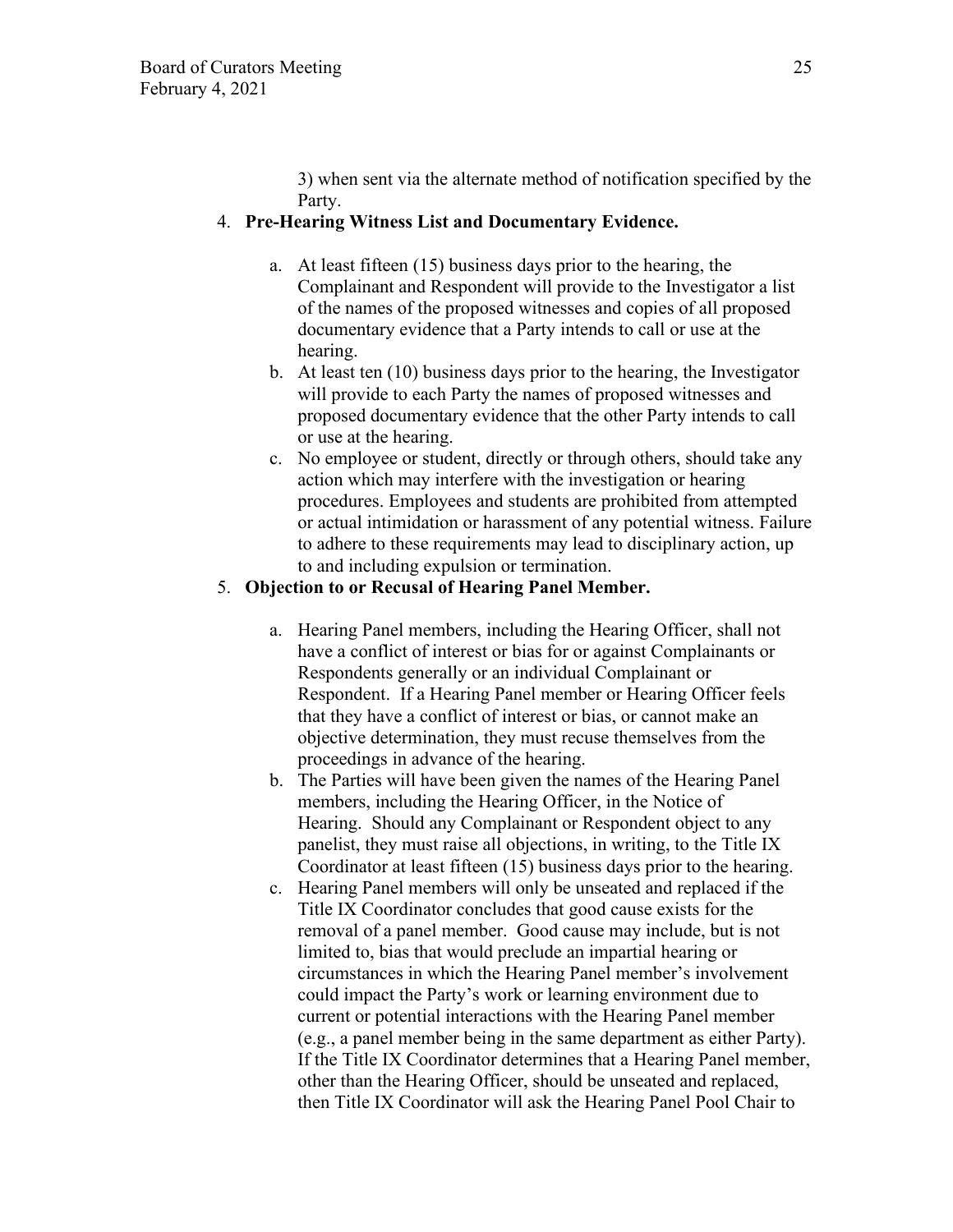3) when sent via the alternate method of notification specified by the Party.

4. **Pre-Hearing Witness List and Documentary Evidence.**

   a. At least fifteen (15) business days prior to the hearing, the Complainant and Respondent will provide to the Investigator a list of the names of the proposed witnesses and copies of all proposed documentary evidence that a Party intends to call or use at the hearing.
   b. At least ten (10) business days prior to the hearing, the Investigator will provide to each Party the names of proposed witnesses and proposed documentary evidence that the other Party intends to call or use at the hearing.
   c. No employee or student, directly or through others, should take any action which may interfere with the investigation or hearing procedures. Employees and students are prohibited from attempted or actual intimidation or harassment of any potential witness. Failure to adhere to these requirements may lead to disciplinary action, up to and including expulsion or termination.

5. **Objection to or Recusal of Hearing Panel Member.**

   a. Hearing Panel members, including the Hearing Officer, shall not have a conflict of interest or bias for or against Complainants or Respondents generally or an individual Complainant or Respondent. If a Hearing Panel member or Hearing Officer feels that they have a conflict of interest or bias, or cannot make an objective determination, they must recuse themselves from the proceedings in advance of the hearing.
   b. The Parties will have been given the names of the Hearing Panel members, including the Hearing Officer, in the Notice of Hearing. Should any Complainant or Respondent object to any panelist, they must raise all objections, in writing, to the Title IX Coordinator at least fifteen (15) business days prior to the hearing.
   c. Hearing Panel members will only be unseated and replaced if the Title IX Coordinator concludes that good cause exists for the removal of a panel member. Good cause may include, but is not limited to, bias that would preclude an impartial hearing or circumstances in which the Hearing Panel member's involvement could impact the Party's work or learning environment due to current or potential interactions with the Hearing Panel member (e.g., a panel member being in the same department as either Party). If the Title IX Coordinator determines that a Hearing Panel member, other than the Hearing Officer, should be unseated and replaced, then Title IX Coordinator will ask the Hearing Panel Pool Chair to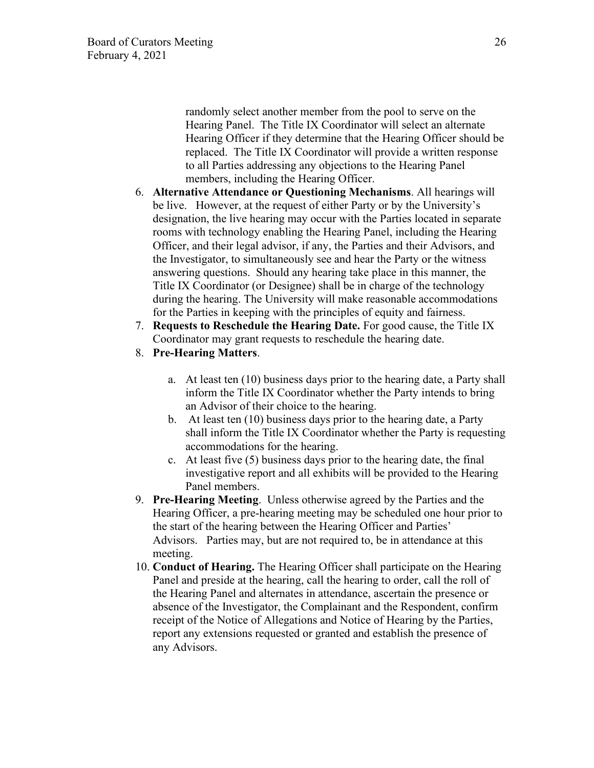randomly select another member from the pool to serve on the Hearing Panel. The Title IX Coordinator will select an alternate Hearing Officer if they determine that the Hearing Officer should be replaced. The Title IX Coordinator will provide a written response to all Parties addressing any objections to the Hearing Panel members, including the Hearing Officer.

6. **Alternative Attendance or Questioning Mechanisms**. All hearings will be live. However, at the request of either Party or by the University's designation, the live hearing may occur with the Parties located in separate rooms with technology enabling the Hearing Panel, including the Hearing Officer, and their legal advisor, if any, the Parties and their Advisors, and the Investigator, to simultaneously see and hear the Party or the witness answering questions. Should any hearing take place in this manner, the Title IX Coordinator (or Designee) shall be in charge of the technology during the hearing. The University will make reasonable accommodations for the Parties in keeping with the principles of equity and fairness.
7. **Requests to Reschedule the Hearing Date.** For good cause, the Title IX Coordinator may grant requests to reschedule the hearing date.
8. **Pre-Hearing Matters**.
    a. At least ten (10) business days prior to the hearing date, a Party shall inform the Title IX Coordinator whether the Party intends to bring an Advisor of their choice to the hearing.
    b. At least ten (10) business days prior to the hearing date, a Party shall inform the Title IX Coordinator whether the Party is requesting accommodations for the hearing.
    c. At least five (5) business days prior to the hearing date, the final investigative report and all exhibits will be provided to the Hearing Panel members.
9. **Pre-Hearing Meeting**. Unless otherwise agreed by the Parties and the Hearing Officer, a pre-hearing meeting may be scheduled one hour prior to the start of the hearing between the Hearing Officer and Parties' Advisors. Parties may, but are not required to, be in attendance at this meeting.
10. **Conduct of Hearing.** The Hearing Officer shall participate on the Hearing Panel and preside at the hearing, call the hearing to order, call the roll of the Hearing Panel and alternates in attendance, ascertain the presence or absence of the Investigator, the Complainant and the Respondent, confirm receipt of the Notice of Allegations and Notice of Hearing by the Parties, report any extensions requested or granted and establish the presence of any Advisors.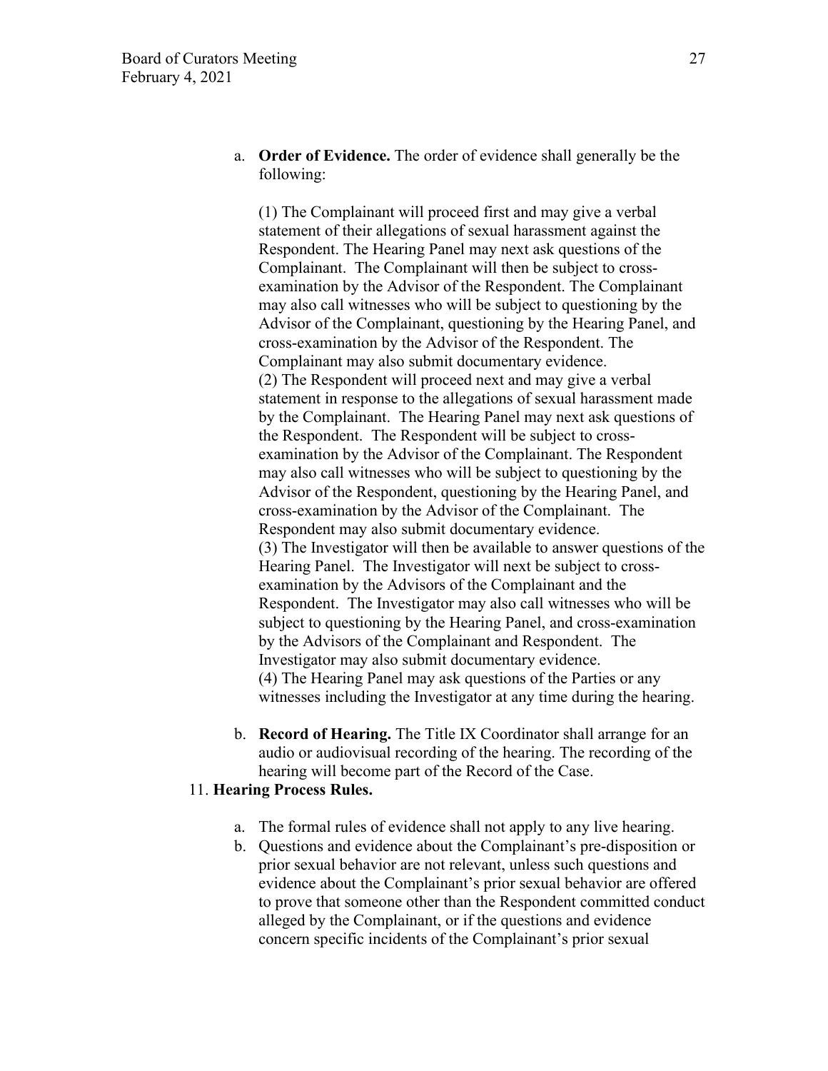a. **Order of Evidence.** The order of evidence shall generally be the following:

(1) The Complainant will proceed first and may give a verbal statement of their allegations of sexual harassment against the Respondent. The Hearing Panel may next ask questions of the Complainant. The Complainant will then be subject to cross-examination by the Advisor of the Respondent. The Complainant may also call witnesses who will be subject to questioning by the Advisor of the Complainant, questioning by the Hearing Panel, and cross-examination by the Advisor of the Respondent. The Complainant may also submit documentary evidence.
(2) The Respondent will proceed next and may give a verbal statement in response to the allegations of sexual harassment made by the Complainant. The Hearing Panel may next ask questions of the Respondent. The Respondent will be subject to cross-examination by the Advisor of the Complainant. The Respondent may also call witnesses who will be subject to questioning by the Advisor of the Respondent, questioning by the Hearing Panel, and cross-examination by the Advisor of the Complainant. The Respondent may also submit documentary evidence.
(3) The Investigator will then be available to answer questions of the Hearing Panel. The Investigator will next be subject to cross-examination by the Advisors of the Complainant and the Respondent. The Investigator may also call witnesses who will be subject to questioning by the Hearing Panel, and cross-examination by the Advisors of the Complainant and Respondent. The Investigator may also submit documentary evidence.
(4) The Hearing Panel may ask questions of the Parties or any witnesses including the Investigator at any time during the hearing.

b. **Record of Hearing.** The Title IX Coordinator shall arrange for an audio or audiovisual recording of the hearing. The recording of the hearing will become part of the Record of the Case.

11. **Hearing Process Rules.**

a. The formal rules of evidence shall not apply to any live hearing.
b. Questions and evidence about the Complainant's pre-disposition or prior sexual behavior are not relevant, unless such questions and evidence about the Complainant's prior sexual behavior are offered to prove that someone other than the Respondent committed conduct alleged by the Complainant, or if the questions and evidence concern specific incidents of the Complainant's prior sexual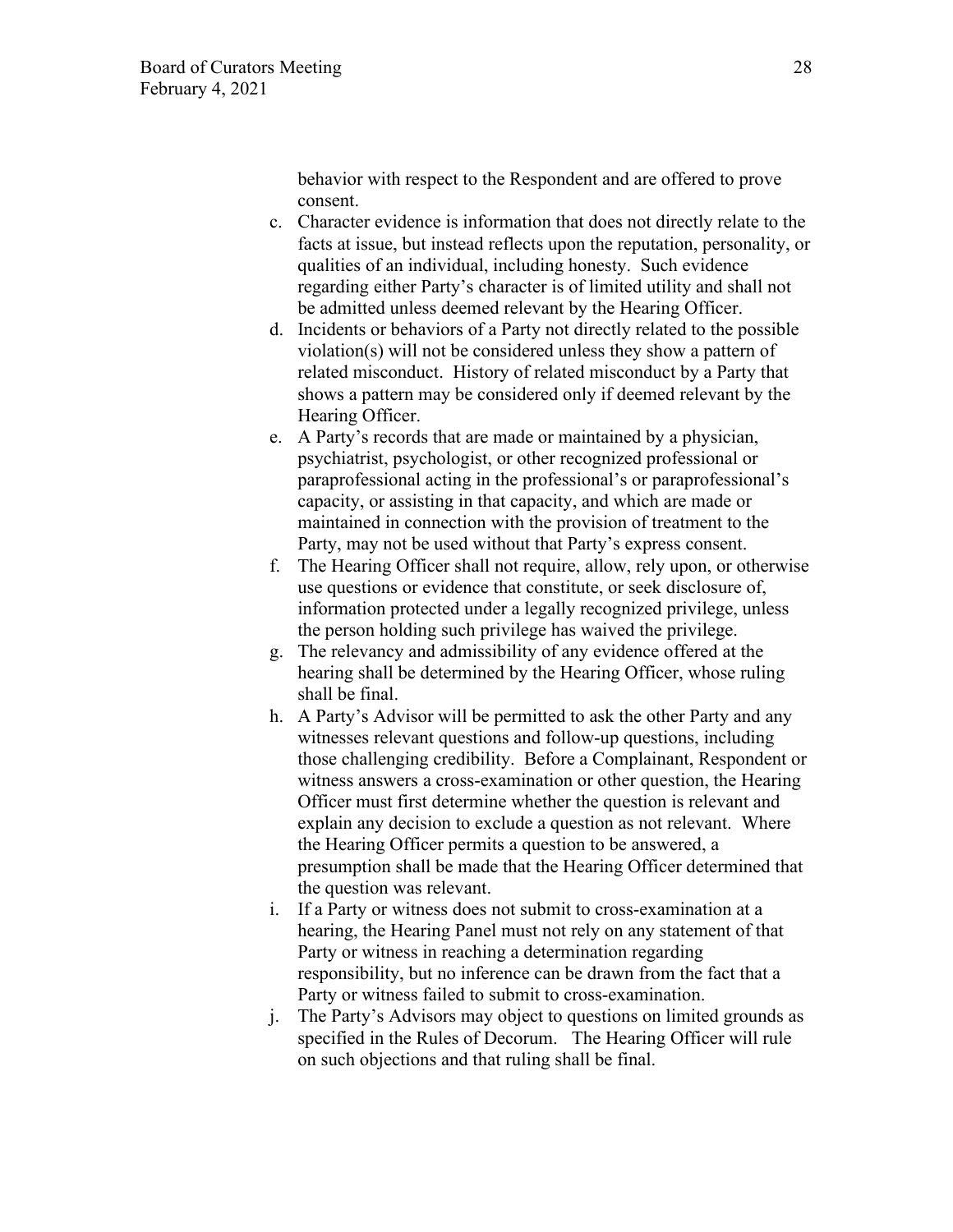behavior with respect to the Respondent and are offered to prove consent.

c. Character evidence is information that does not directly relate to the facts at issue, but instead reflects upon the reputation, personality, or qualities of an individual, including honesty. Such evidence regarding either Party's character is of limited utility and shall not be admitted unless deemed relevant by the Hearing Officer.
d. Incidents or behaviors of a Party not directly related to the possible violation(s) will not be considered unless they show a pattern of related misconduct. History of related misconduct by a Party that shows a pattern may be considered only if deemed relevant by the Hearing Officer.
e. A Party's records that are made or maintained by a physician, psychiatrist, psychologist, or other recognized professional or paraprofessional acting in the professional's or paraprofessional's capacity, or assisting in that capacity, and which are made or maintained in connection with the provision of treatment to the Party, may not be used without that Party's express consent.
f. The Hearing Officer shall not require, allow, rely upon, or otherwise use questions or evidence that constitute, or seek disclosure of, information protected under a legally recognized privilege, unless the person holding such privilege has waived the privilege.
g. The relevancy and admissibility of any evidence offered at the hearing shall be determined by the Hearing Officer, whose ruling shall be final.
h. A Party's Advisor will be permitted to ask the other Party and any witnesses relevant questions and follow-up questions, including those challenging credibility. Before a Complainant, Respondent or witness answers a cross-examination or other question, the Hearing Officer must first determine whether the question is relevant and explain any decision to exclude a question as not relevant. Where the Hearing Officer permits a question to be answered, a presumption shall be made that the Hearing Officer determined that the question was relevant.
i. If a Party or witness does not submit to cross-examination at a hearing, the Hearing Panel must not rely on any statement of that Party or witness in reaching a determination regarding responsibility, but no inference can be drawn from the fact that a Party or witness failed to submit to cross-examination.
j. The Party's Advisors may object to questions on limited grounds as specified in the Rules of Decorum. The Hearing Officer will rule on such objections and that ruling shall be final.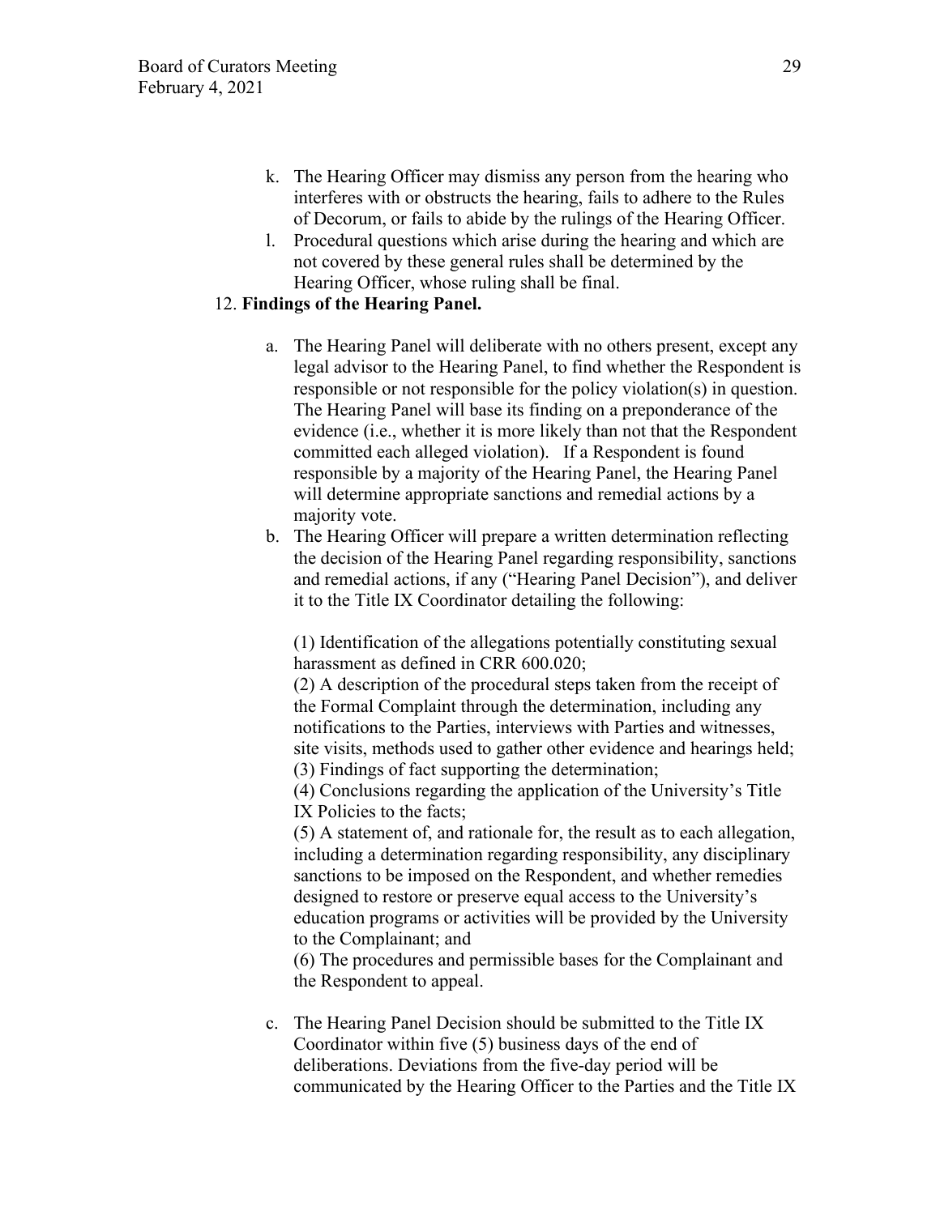k. The Hearing Officer may dismiss any person from the hearing who interferes with or obstructs the hearing, fails to adhere to the Rules of Decorum, or fails to abide by the rulings of the Hearing Officer.

l. Procedural questions which arise during the hearing and which are not covered by these general rules shall be determined by the Hearing Officer, whose ruling shall be final.

12. **Findings of the Hearing Panel.**

a. The Hearing Panel will deliberate with no others present, except any legal advisor to the Hearing Panel, to find whether the Respondent is responsible or not responsible for the policy violation(s) in question. The Hearing Panel will base its finding on a preponderance of the evidence (i.e., whether it is more likely than not that the Respondent committed each alleged violation). If a Respondent is found responsible by a majority of the Hearing Panel, the Hearing Panel will determine appropriate sanctions and remedial actions by a majority vote.

b. The Hearing Officer will prepare a written determination reflecting the decision of the Hearing Panel regarding responsibility, sanctions and remedial actions, if any ("Hearing Panel Decision"), and deliver it to the Title IX Coordinator detailing the following:

(1) Identification of the allegations potentially constituting sexual harassment as defined in CRR 600.020;
(2) A description of the procedural steps taken from the receipt of the Formal Complaint through the determination, including any notifications to the Parties, interviews with Parties and witnesses, site visits, methods used to gather other evidence and hearings held;
(3) Findings of fact supporting the determination;
(4) Conclusions regarding the application of the University's Title IX Policies to the facts;
(5) A statement of, and rationale for, the result as to each allegation, including a determination regarding responsibility, any disciplinary sanctions to be imposed on the Respondent, and whether remedies designed to restore or preserve equal access to the University's education programs or activities will be provided by the University to the Complainant; and
(6) The procedures and permissible bases for the Complainant and the Respondent to appeal.

c. The Hearing Panel Decision should be submitted to the Title IX Coordinator within five (5) business days of the end of deliberations. Deviations from the five-day period will be communicated by the Hearing Officer to the Parties and the Title IX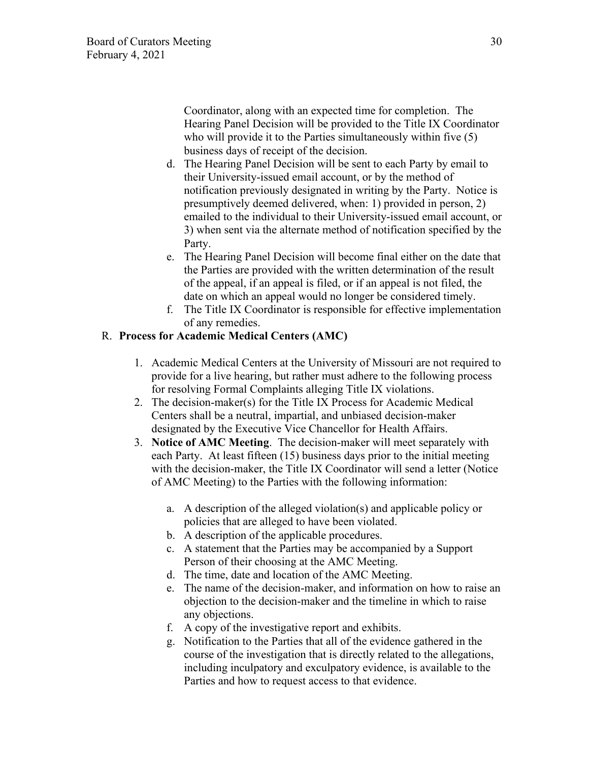Coordinator, along with an expected time for completion. The Hearing Panel Decision will be provided to the Title IX Coordinator who will provide it to the Parties simultaneously within five (5) business days of receipt of the decision.

d. The Hearing Panel Decision will be sent to each Party by email to their University-issued email account, or by the method of notification previously designated in writing by the Party. Notice is presumptively deemed delivered, when: 1) provided in person, 2) emailed to the individual to their University-issued email account, or 3) when sent via the alternate method of notification specified by the Party.

e. The Hearing Panel Decision will become final either on the date that the Parties are provided with the written determination of the result of the appeal, if an appeal is filed, or if an appeal is not filed, the date on which an appeal would no longer be considered timely.

f. The Title IX Coordinator is responsible for effective implementation of any remedies.

R. **Process for Academic Medical Centers (AMC)**

1. Academic Medical Centers at the University of Missouri are not required to provide for a live hearing, but rather must adhere to the following process for resolving Formal Complaints alleging Title IX violations.
2. The decision-maker(s) for the Title IX Process for Academic Medical Centers shall be a neutral, impartial, and unbiased decision-maker designated by the Executive Vice Chancellor for Health Affairs.
3. **Notice of AMC Meeting**. The decision-maker will meet separately with each Party. At least fifteen (15) business days prior to the initial meeting with the decision-maker, the Title IX Coordinator will send a letter (Notice of AMC Meeting) to the Parties with the following information:

   a. A description of the alleged violation(s) and applicable policy or policies that are alleged to have been violated.
   b. A description of the applicable procedures.
   c. A statement that the Parties may be accompanied by a Support Person of their choosing at the AMC Meeting.
   d. The time, date and location of the AMC Meeting.
   e. The name of the decision-maker, and information on how to raise an objection to the decision-maker and the timeline in which to raise any objections.
   f. A copy of the investigative report and exhibits.
   g. Notification to the Parties that all of the evidence gathered in the course of the investigation that is directly related to the allegations, including inculpatory and exculpatory evidence, is available to the Parties and how to request access to that evidence.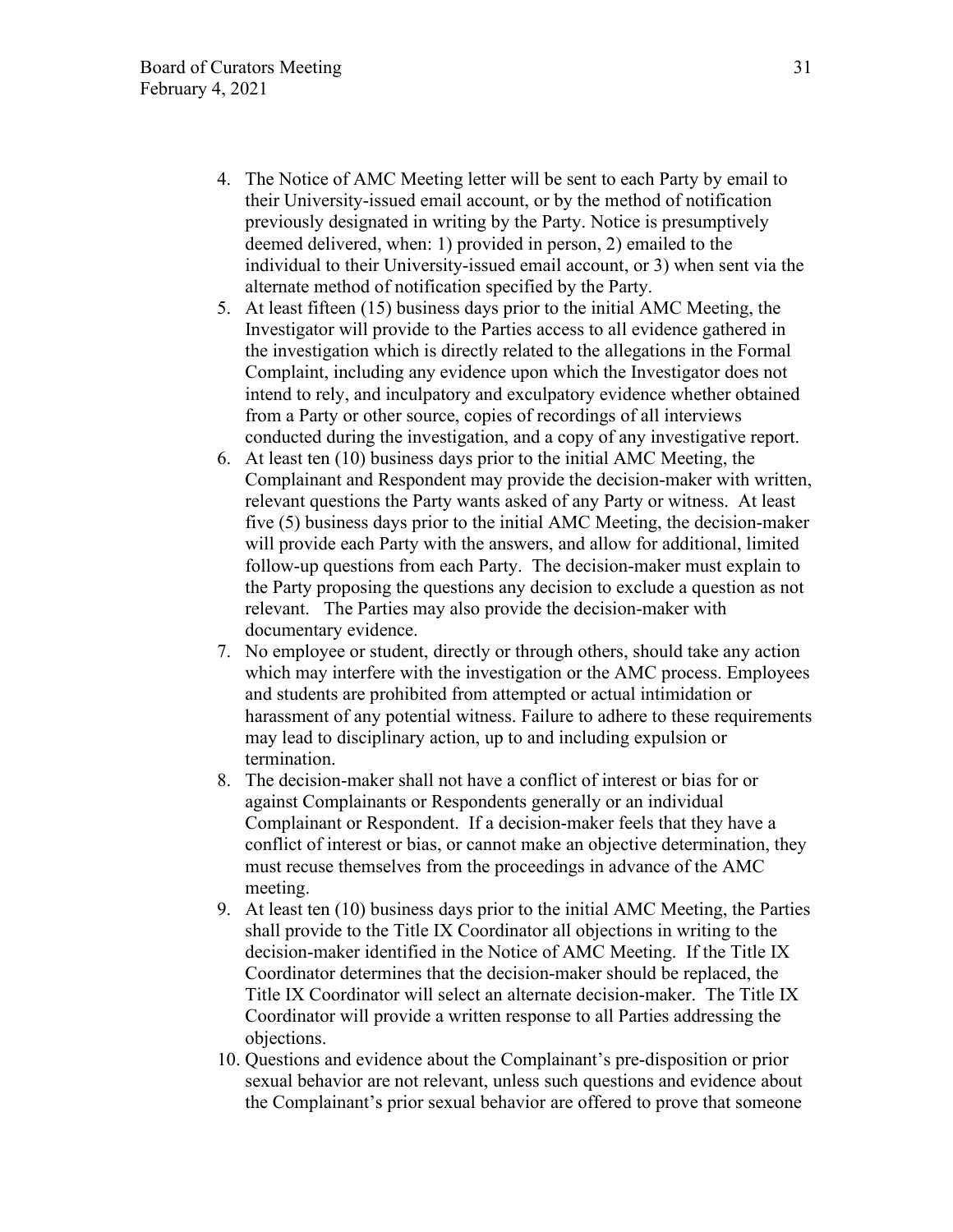4. The Notice of AMC Meeting letter will be sent to each Party by email to their University-issued email account, or by the method of notification previously designated in writing by the Party. Notice is presumptively deemed delivered, when: 1) provided in person, 2) emailed to the individual to their University-issued email account, or 3) when sent via the alternate method of notification specified by the Party.
5. At least fifteen (15) business days prior to the initial AMC Meeting, the Investigator will provide to the Parties access to all evidence gathered in the investigation which is directly related to the allegations in the Formal Complaint, including any evidence upon which the Investigator does not intend to rely, and inculpatory and exculpatory evidence whether obtained from a Party or other source, copies of recordings of all interviews conducted during the investigation, and a copy of any investigative report.
6. At least ten (10) business days prior to the initial AMC Meeting, the Complainant and Respondent may provide the decision-maker with written, relevant questions the Party wants asked of any Party or witness. At least five (5) business days prior to the initial AMC Meeting, the decision-maker will provide each Party with the answers, and allow for additional, limited follow-up questions from each Party. The decision-maker must explain to the Party proposing the questions any decision to exclude a question as not relevant. The Parties may also provide the decision-maker with documentary evidence.
7. No employee or student, directly or through others, should take any action which may interfere with the investigation or the AMC process. Employees and students are prohibited from attempted or actual intimidation or harassment of any potential witness. Failure to adhere to these requirements may lead to disciplinary action, up to and including expulsion or termination.
8. The decision-maker shall not have a conflict of interest or bias for or against Complainants or Respondents generally or an individual Complainant or Respondent. If a decision-maker feels that they have a conflict of interest or bias, or cannot make an objective determination, they must recuse themselves from the proceedings in advance of the AMC meeting.
9. At least ten (10) business days prior to the initial AMC Meeting, the Parties shall provide to the Title IX Coordinator all objections in writing to the decision-maker identified in the Notice of AMC Meeting. If the Title IX Coordinator determines that the decision-maker should be replaced, the Title IX Coordinator will select an alternate decision-maker. The Title IX Coordinator will provide a written response to all Parties addressing the objections.
10. Questions and evidence about the Complainant's pre-disposition or prior sexual behavior are not relevant, unless such questions and evidence about the Complainant's prior sexual behavior are offered to prove that someone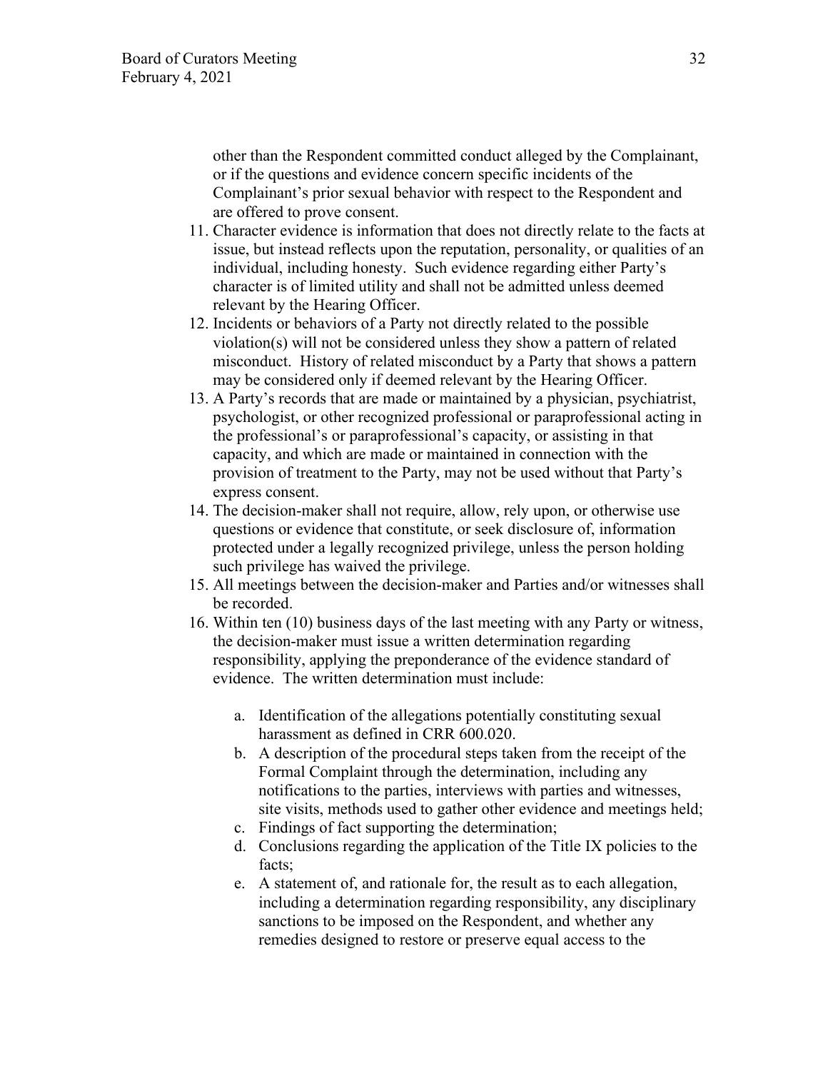other than the Respondent committed conduct alleged by the Complainant, or if the questions and evidence concern specific incidents of the Complainant's prior sexual behavior with respect to the Respondent and are offered to prove consent.

11. Character evidence is information that does not directly relate to the facts at issue, but instead reflects upon the reputation, personality, or qualities of an individual, including honesty. Such evidence regarding either Party's character is of limited utility and shall not be admitted unless deemed relevant by the Hearing Officer.
12. Incidents or behaviors of a Party not directly related to the possible violation(s) will not be considered unless they show a pattern of related misconduct. History of related misconduct by a Party that shows a pattern may be considered only if deemed relevant by the Hearing Officer.
13. A Party's records that are made or maintained by a physician, psychiatrist, psychologist, or other recognized professional or paraprofessional acting in the professional's or paraprofessional's capacity, or assisting in that capacity, and which are made or maintained in connection with the provision of treatment to the Party, may not be used without that Party's express consent.
14. The decision-maker shall not require, allow, rely upon, or otherwise use questions or evidence that constitute, or seek disclosure of, information protected under a legally recognized privilege, unless the person holding such privilege has waived the privilege.
15. All meetings between the decision-maker and Parties and/or witnesses shall be recorded.
16. Within ten (10) business days of the last meeting with any Party or witness, the decision-maker must issue a written determination regarding responsibility, applying the preponderance of the evidence standard of evidence. The written determination must include:

    a. Identification of the allegations potentially constituting sexual harassment as defined in CRR 600.020.
    b. A description of the procedural steps taken from the receipt of the Formal Complaint through the determination, including any notifications to the parties, interviews with parties and witnesses, site visits, methods used to gather other evidence and meetings held;
    c. Findings of fact supporting the determination;
    d. Conclusions regarding the application of the Title IX policies to the facts;
    e. A statement of, and rationale for, the result as to each allegation, including a determination regarding responsibility, any disciplinary sanctions to be imposed on the Respondent, and whether any remedies designed to restore or preserve equal access to the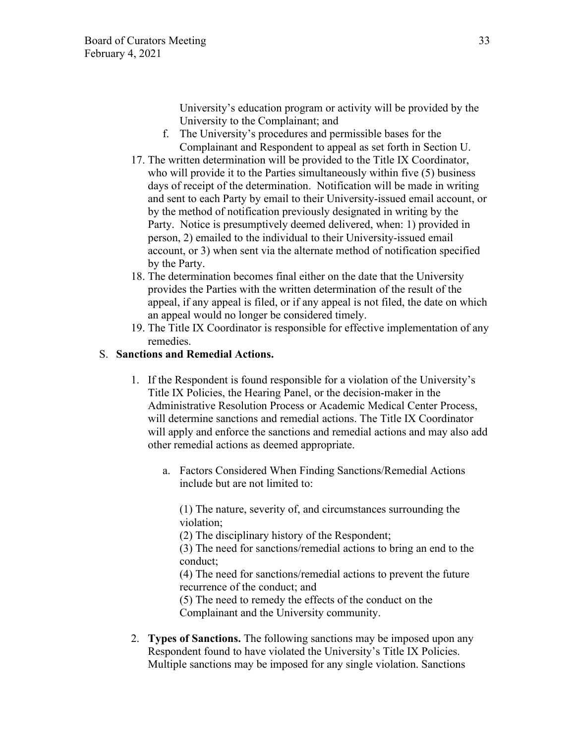University's education program or activity will be provided by the University to the Complainant; and

f. The University's procedures and permissible bases for the Complainant and Respondent to appeal as set forth in Section U.

17. The written determination will be provided to the Title IX Coordinator, who will provide it to the Parties simultaneously within five (5) business days of receipt of the determination. Notification will be made in writing and sent to each Party by email to their University-issued email account, or by the method of notification previously designated in writing by the Party. Notice is presumptively deemed delivered, when: 1) provided in person, 2) emailed to the individual to their University-issued email account, or 3) when sent via the alternate method of notification specified by the Party.
18. The determination becomes final either on the date that the University provides the Parties with the written determination of the result of the appeal, if any appeal is filed, or if any appeal is not filed, the date on which an appeal would no longer be considered timely.
19. The Title IX Coordinator is responsible for effective implementation of any remedies.

S. **Sanctions and Remedial Actions.**

1. If the Respondent is found responsible for a violation of the University's Title IX Policies, the Hearing Panel, or the decision-maker in the Administrative Resolution Process or Academic Medical Center Process, will determine sanctions and remedial actions. The Title IX Coordinator will apply and enforce the sanctions and remedial actions and may also add other remedial actions as deemed appropriate.

   a. Factors Considered When Finding Sanctions/Remedial Actions include but are not limited to:

      (1) The nature, severity of, and circumstances surrounding the violation;
      (2) The disciplinary history of the Respondent;
      (3) The need for sanctions/remedial actions to bring an end to the conduct;
      (4) The need for sanctions/remedial actions to prevent the future recurrence of the conduct; and
      (5) The need to remedy the effects of the conduct on the Complainant and the University community.

2. **Types of Sanctions.** The following sanctions may be imposed upon any Respondent found to have violated the University's Title IX Policies. Multiple sanctions may be imposed for any single violation. Sanctions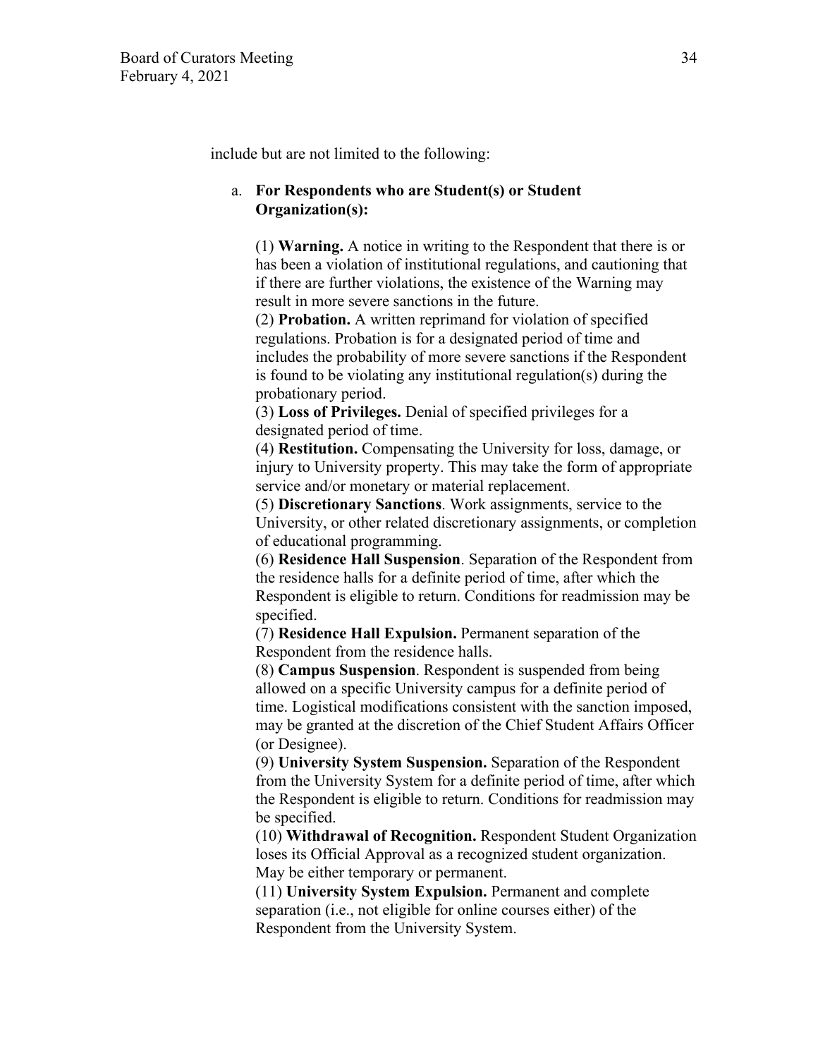include but are not limited to the following:

a. **For Respondents who are Student(s) or Student Organization(s):**

(1) **Warning.** A notice in writing to the Respondent that there is or has been a violation of institutional regulations, and cautioning that if there are further violations, the existence of the Warning may result in more severe sanctions in the future.
(2) **Probation.** A written reprimand for violation of specified regulations. Probation is for a designated period of time and includes the probability of more severe sanctions if the Respondent is found to be violating any institutional regulation(s) during the probationary period.
(3) **Loss of Privileges.** Denial of specified privileges for a designated period of time.
(4) **Restitution.** Compensating the University for loss, damage, or injury to University property. This may take the form of appropriate service and/or monetary or material replacement.
(5) **Discretionary Sanctions**. Work assignments, service to the University, or other related discretionary assignments, or completion of educational programming.
(6) **Residence Hall Suspension**. Separation of the Respondent from the residence halls for a definite period of time, after which the Respondent is eligible to return. Conditions for readmission may be specified.
(7) **Residence Hall Expulsion.** Permanent separation of the Respondent from the residence halls.
(8) **Campus Suspension**. Respondent is suspended from being allowed on a specific University campus for a definite period of time. Logistical modifications consistent with the sanction imposed, may be granted at the discretion of the Chief Student Affairs Officer (or Designee).
(9) **University System Suspension.** Separation of the Respondent from the University System for a definite period of time, after which the Respondent is eligible to return. Conditions for readmission may be specified.
(10) **Withdrawal of Recognition.** Respondent Student Organization loses its Official Approval as a recognized student organization. May be either temporary or permanent.
(11) **University System Expulsion.** Permanent and complete separation (i.e., not eligible for online courses either) of the Respondent from the University System.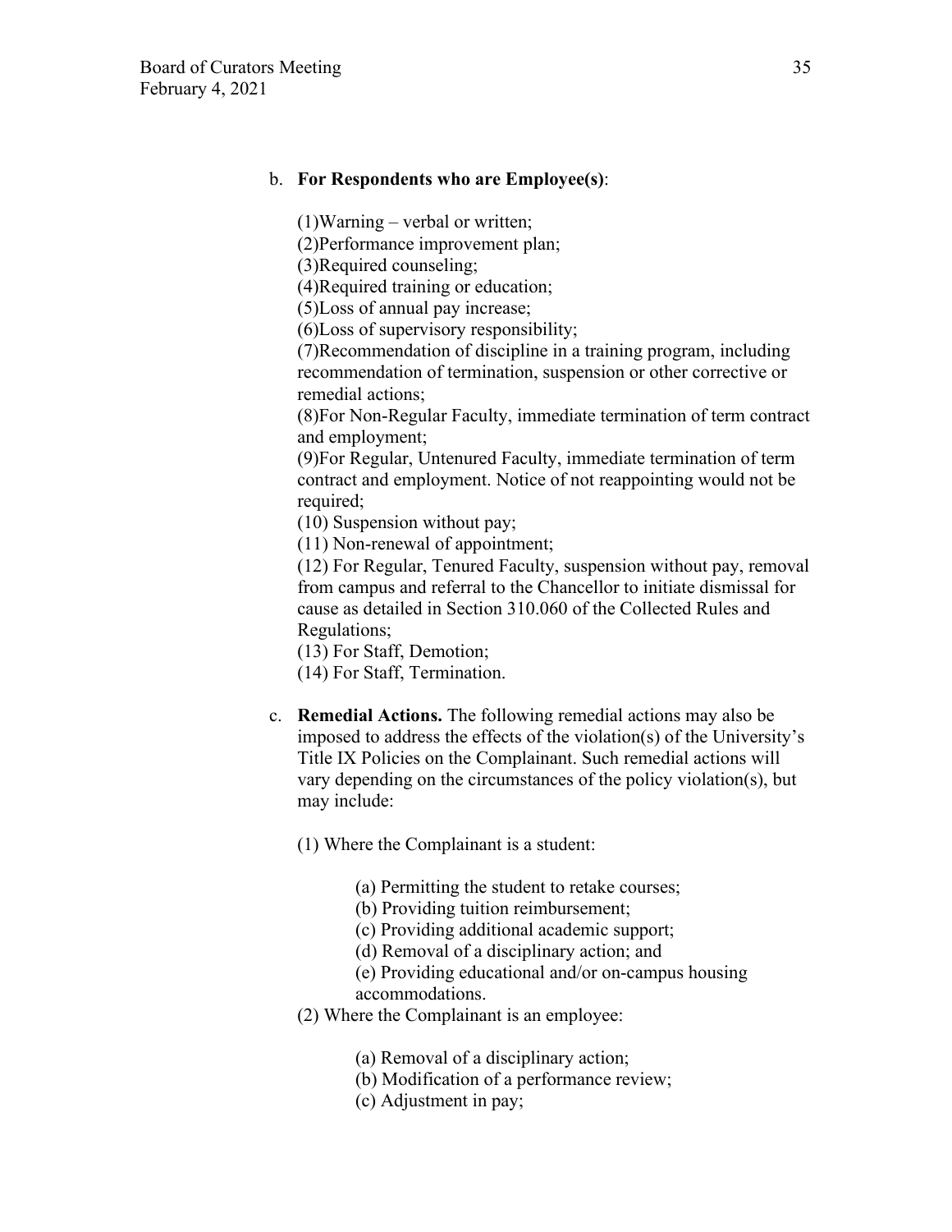b. **For Respondents who are Employee(s)**:

(1)Warning – verbal or written;
(2)Performance improvement plan;
(3)Required counseling;
(4)Required training or education;
(5)Loss of annual pay increase;
(6)Loss of supervisory responsibility;
(7)Recommendation of discipline in a training program, including recommendation of termination, suspension or other corrective or remedial actions;
(8)For Non-Regular Faculty, immediate termination of term contract and employment;
(9)For Regular, Untenured Faculty, immediate termination of term contract and employment. Notice of not reappointing would not be required;
(10) Suspension without pay;
(11) Non-renewal of appointment;
(12) For Regular, Tenured Faculty, suspension without pay, removal from campus and referral to the Chancellor to initiate dismissal for cause as detailed in Section 310.060 of the Collected Rules and Regulations;
(13) For Staff, Demotion;
(14) For Staff, Termination.

c. **Remedial Actions.** The following remedial actions may also be imposed to address the effects of the violation(s) of the University's Title IX Policies on the Complainant. Such remedial actions will vary depending on the circumstances of the policy violation(s), but may include:

(1) Where the Complainant is a student:

(a) Permitting the student to retake courses;
(b) Providing tuition reimbursement;
(c) Providing additional academic support;
(d) Removal of a disciplinary action; and
(e) Providing educational and/or on-campus housing accommodations.

(2) Where the Complainant is an employee:

(a) Removal of a disciplinary action;
(b) Modification of a performance review;
(c) Adjustment in pay;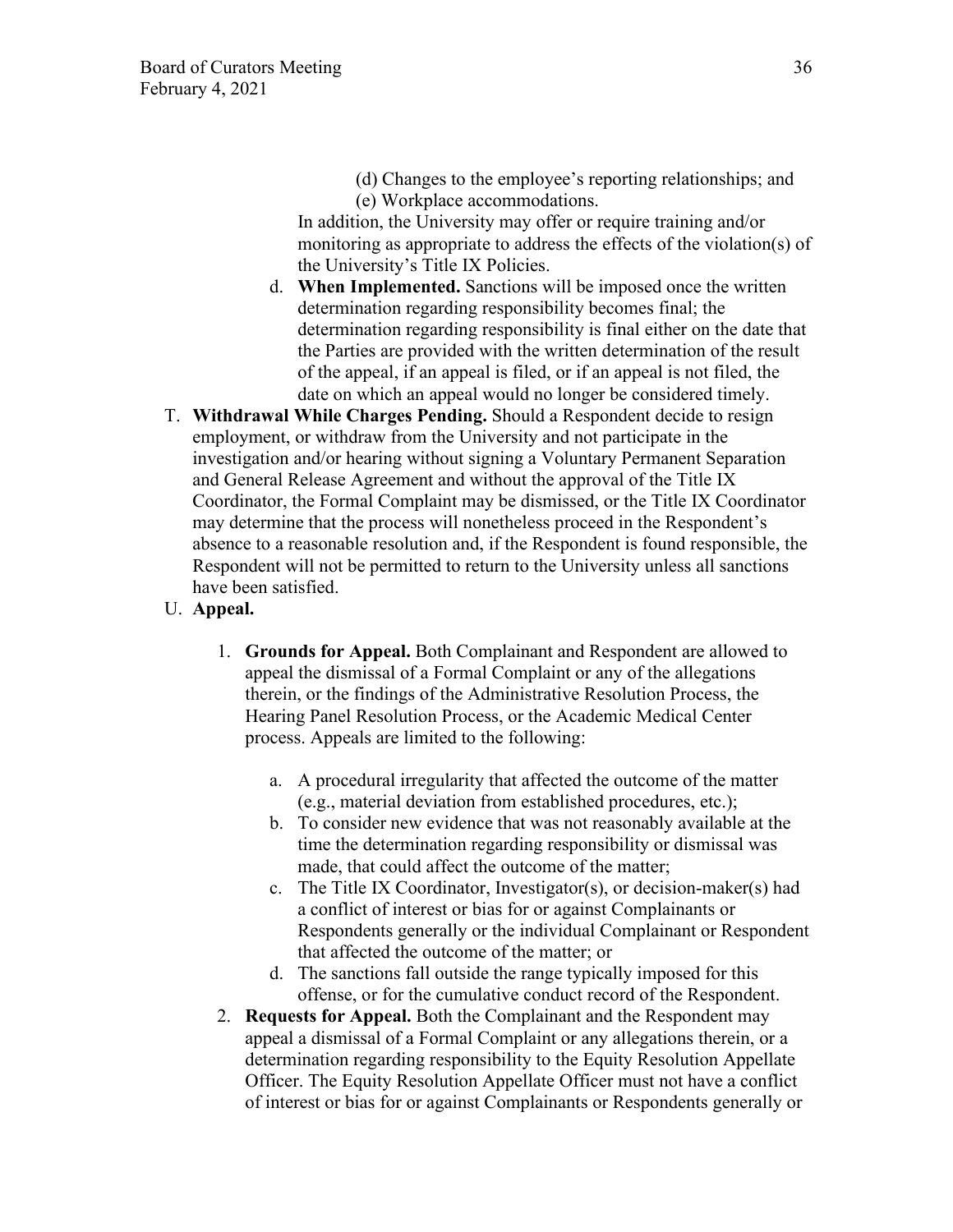(d) Changes to the employee's reporting relationships; and
(e) Workplace accommodations.

In addition, the University may offer or require training and/or monitoring as appropriate to address the effects of the violation(s) of the University's Title IX Policies.

d. **When Implemented.** Sanctions will be imposed once the written determination regarding responsibility becomes final; the determination regarding responsibility is final either on the date that the Parties are provided with the written determination of the result of the appeal, if an appeal is filed, or if an appeal is not filed, the date on which an appeal would no longer be considered timely.

T. **Withdrawal While Charges Pending.** Should a Respondent decide to resign employment, or withdraw from the University and not participate in the investigation and/or hearing without signing a Voluntary Permanent Separation and General Release Agreement and without the approval of the Title IX Coordinator, the Formal Complaint may be dismissed, or the Title IX Coordinator may determine that the process will nonetheless proceed in the Respondent's absence to a reasonable resolution and, if the Respondent is found responsible, the Respondent will not be permitted to return to the University unless all sanctions have been satisfied.

U. **Appeal.**

1. **Grounds for Appeal.** Both Complainant and Respondent are allowed to appeal the dismissal of a Formal Complaint or any of the allegations therein, or the findings of the Administrative Resolution Process, the Hearing Panel Resolution Process, or the Academic Medical Center process. Appeals are limited to the following:

    a. A procedural irregularity that affected the outcome of the matter (e.g., material deviation from established procedures, etc.);
    b. To consider new evidence that was not reasonably available at the time the determination regarding responsibility or dismissal was made, that could affect the outcome of the matter;
    c. The Title IX Coordinator, Investigator(s), or decision-maker(s) had a conflict of interest or bias for or against Complainants or Respondents generally or the individual Complainant or Respondent that affected the outcome of the matter; or
    d. The sanctions fall outside the range typically imposed for this offense, or for the cumulative conduct record of the Respondent.

2. **Requests for Appeal.** Both the Complainant and the Respondent may appeal a dismissal of a Formal Complaint or any allegations therein, or a determination regarding responsibility to the Equity Resolution Appellate Officer. The Equity Resolution Appellate Officer must not have a conflict of interest or bias for or against Complainants or Respondents generally or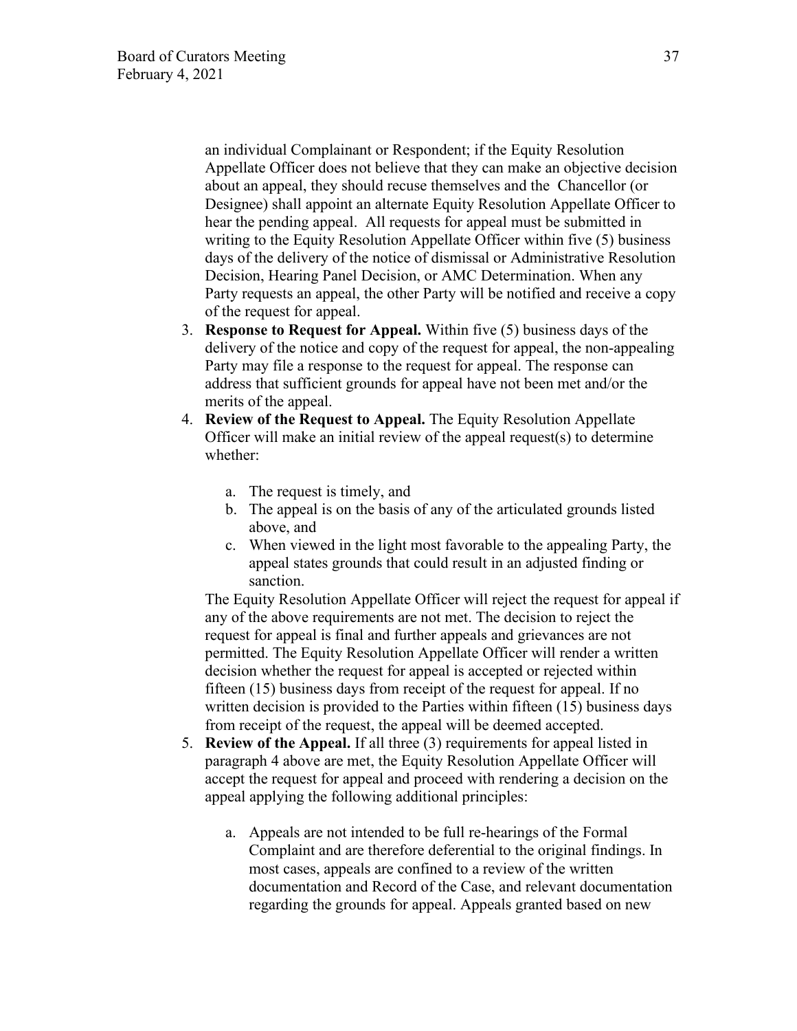an individual Complainant or Respondent; if the Equity Resolution Appellate Officer does not believe that they can make an objective decision about an appeal, they should recuse themselves and the Chancellor (or Designee) shall appoint an alternate Equity Resolution Appellate Officer to hear the pending appeal. All requests for appeal must be submitted in writing to the Equity Resolution Appellate Officer within five (5) business days of the delivery of the notice of dismissal or Administrative Resolution Decision, Hearing Panel Decision, or AMC Determination. When any Party requests an appeal, the other Party will be notified and receive a copy of the request for appeal.

3. **Response to Request for Appeal.** Within five (5) business days of the delivery of the notice and copy of the request for appeal, the non-appealing Party may file a response to the request for appeal. The response can address that sufficient grounds for appeal have not been met and/or the merits of the appeal.
4. **Review of the Request to Appeal.** The Equity Resolution Appellate Officer will make an initial review of the appeal request(s) to determine whether:

    a. The request is timely, and
    b. The appeal is on the basis of any of the articulated grounds listed above, and
    c. When viewed in the light most favorable to the appealing Party, the appeal states grounds that could result in an adjusted finding or sanction.

    The Equity Resolution Appellate Officer will reject the request for appeal if any of the above requirements are not met. The decision to reject the request for appeal is final and further appeals and grievances are not permitted. The Equity Resolution Appellate Officer will render a written decision whether the request for appeal is accepted or rejected within fifteen (15) business days from receipt of the request for appeal. If no written decision is provided to the Parties within fifteen (15) business days from receipt of the request, the appeal will be deemed accepted.
5. **Review of the Appeal.** If all three (3) requirements for appeal listed in paragraph 4 above are met, the Equity Resolution Appellate Officer will accept the request for appeal and proceed with rendering a decision on the appeal applying the following additional principles:

    a. Appeals are not intended to be full re-hearings of the Formal Complaint and are therefore deferential to the original findings. In most cases, appeals are confined to a review of the written documentation and Record of the Case, and relevant documentation regarding the grounds for appeal. Appeals granted based on new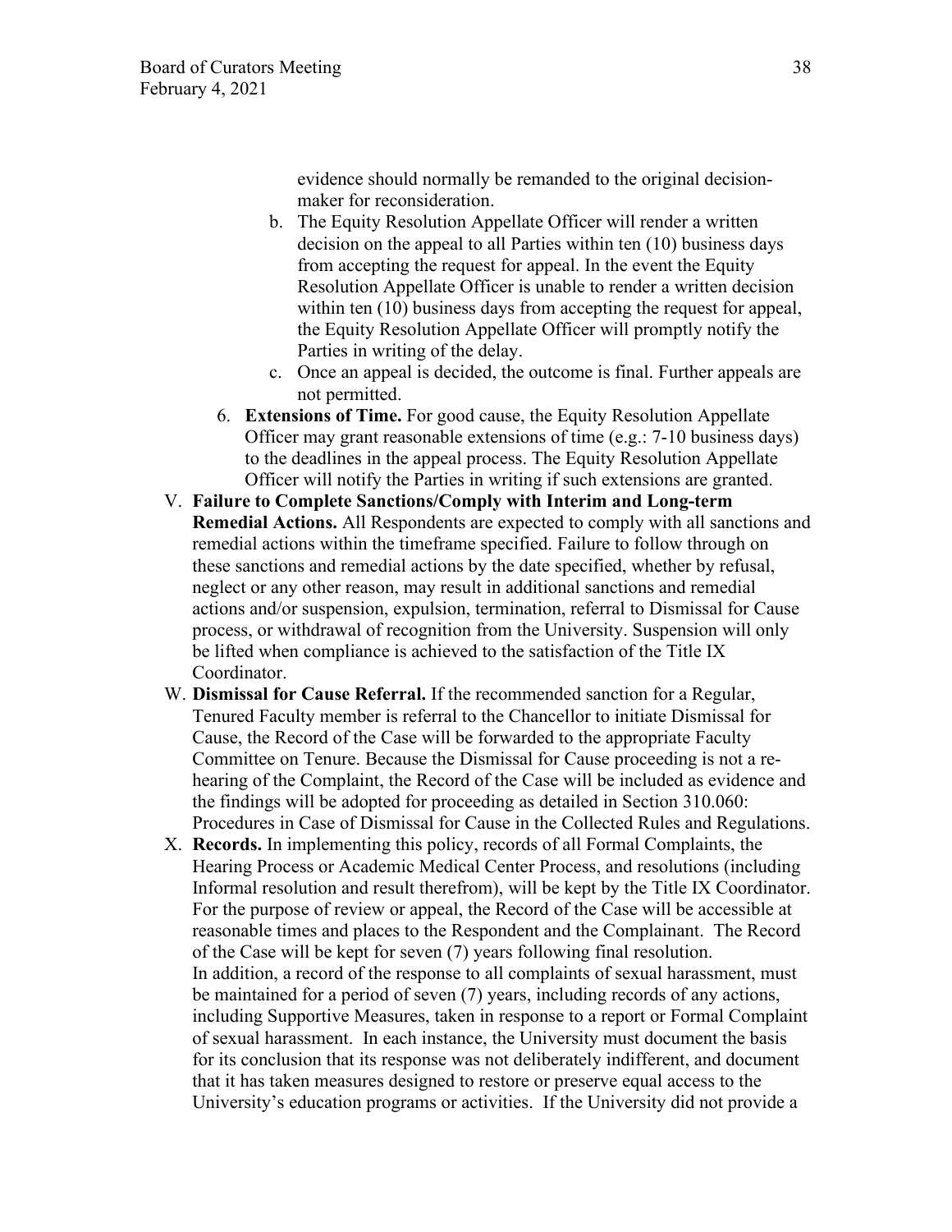evidence should normally be remanded to the original decision-maker for reconsideration.

   b. The Equity Resolution Appellate Officer will render a written decision on the appeal to all Parties within ten (10) business days from accepting the request for appeal. In the event the Equity Resolution Appellate Officer is unable to render a written decision within ten (10) business days from accepting the request for appeal, the Equity Resolution Appellate Officer will promptly notify the Parties in writing of the delay.

   c. Once an appeal is decided, the outcome is final. Further appeals are not permitted.

6. **Extensions of Time.** For good cause, the Equity Resolution Appellate Officer may grant reasonable extensions of time (e.g.: 7-10 business days) to the deadlines in the appeal process. The Equity Resolution Appellate Officer will notify the Parties in writing if such extensions are granted.

V. **Failure to Complete Sanctions/Comply with Interim and Long-term Remedial Actions.** All Respondents are expected to comply with all sanctions and remedial actions within the timeframe specified. Failure to follow through on these sanctions and remedial actions by the date specified, whether by refusal, neglect or any other reason, may result in additional sanctions and remedial actions and/or suspension, expulsion, termination, referral to Dismissal for Cause process, or withdrawal of recognition from the University. Suspension will only be lifted when compliance is achieved to the satisfaction of the Title IX Coordinator.

W. **Dismissal for Cause Referral.** If the recommended sanction for a Regular, Tenured Faculty member is referral to the Chancellor to initiate Dismissal for Cause, the Record of the Case will be forwarded to the appropriate Faculty Committee on Tenure. Because the Dismissal for Cause proceeding is not a re-hearing of the Complaint, the Record of the Case will be included as evidence and the findings will be adopted for proceeding as detailed in Section 310.060: Procedures in Case of Dismissal for Cause in the Collected Rules and Regulations.

X. **Records.** In implementing this policy, records of all Formal Complaints, the Hearing Process or Academic Medical Center Process, and resolutions (including Informal resolution and result therefrom), will be kept by the Title IX Coordinator. For the purpose of review or appeal, the Record of the Case will be accessible at reasonable times and places to the Respondent and the Complainant. The Record of the Case will be kept for seven (7) years following final resolution.
In addition, a record of the response to all complaints of sexual harassment, must be maintained for a period of seven (7) years, including records of any actions, including Supportive Measures, taken in response to a report or Formal Complaint of sexual harassment. In each instance, the University must document the basis for its conclusion that its response was not deliberately indifferent, and document that it has taken measures designed to restore or preserve equal access to the University's education programs or activities. If the University did not provide a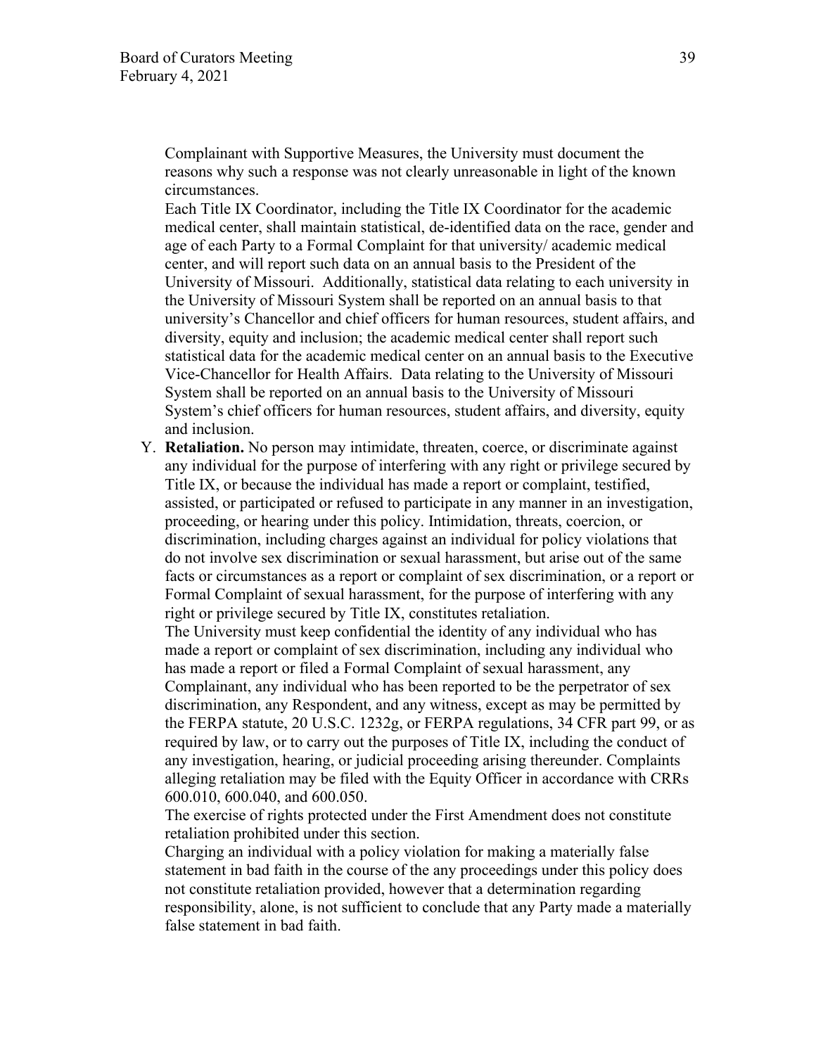Complainant with Supportive Measures, the University must document the reasons why such a response was not clearly unreasonable in light of the known circumstances.

Each Title IX Coordinator, including the Title IX Coordinator for the academic medical center, shall maintain statistical, de-identified data on the race, gender and age of each Party to a Formal Complaint for that university/ academic medical center, and will report such data on an annual basis to the President of the University of Missouri. Additionally, statistical data relating to each university in the University of Missouri System shall be reported on an annual basis to that university's Chancellor and chief officers for human resources, student affairs, and diversity, equity and inclusion; the academic medical center shall report such statistical data for the academic medical center on an annual basis to the Executive Vice-Chancellor for Health Affairs. Data relating to the University of Missouri System shall be reported on an annual basis to the University of Missouri System's chief officers for human resources, student affairs, and diversity, equity and inclusion.

Y. **Retaliation.** No person may intimidate, threaten, coerce, or discriminate against any individual for the purpose of interfering with any right or privilege secured by Title IX, or because the individual has made a report or complaint, testified, assisted, or participated or refused to participate in any manner in an investigation, proceeding, or hearing under this policy. Intimidation, threats, coercion, or discrimination, including charges against an individual for policy violations that do not involve sex discrimination or sexual harassment, but arise out of the same facts or circumstances as a report or complaint of sex discrimination, or a report or Formal Complaint of sexual harassment, for the purpose of interfering with any right or privilege secured by Title IX, constitutes retaliation.

The University must keep confidential the identity of any individual who has made a report or complaint of sex discrimination, including any individual who has made a report or filed a Formal Complaint of sexual harassment, any Complainant, any individual who has been reported to be the perpetrator of sex discrimination, any Respondent, and any witness, except as may be permitted by the FERPA statute, 20 U.S.C. 1232g, or FERPA regulations, 34 CFR part 99, or as required by law, or to carry out the purposes of Title IX, including the conduct of any investigation, hearing, or judicial proceeding arising thereunder. Complaints alleging retaliation may be filed with the Equity Officer in accordance with CRRs 600.010, 600.040, and 600.050.

The exercise of rights protected under the First Amendment does not constitute retaliation prohibited under this section.

Charging an individual with a policy violation for making a materially false statement in bad faith in the course of the any proceedings under this policy does not constitute retaliation provided, however that a determination regarding responsibility, alone, is not sufficient to conclude that any Party made a materially false statement in bad faith.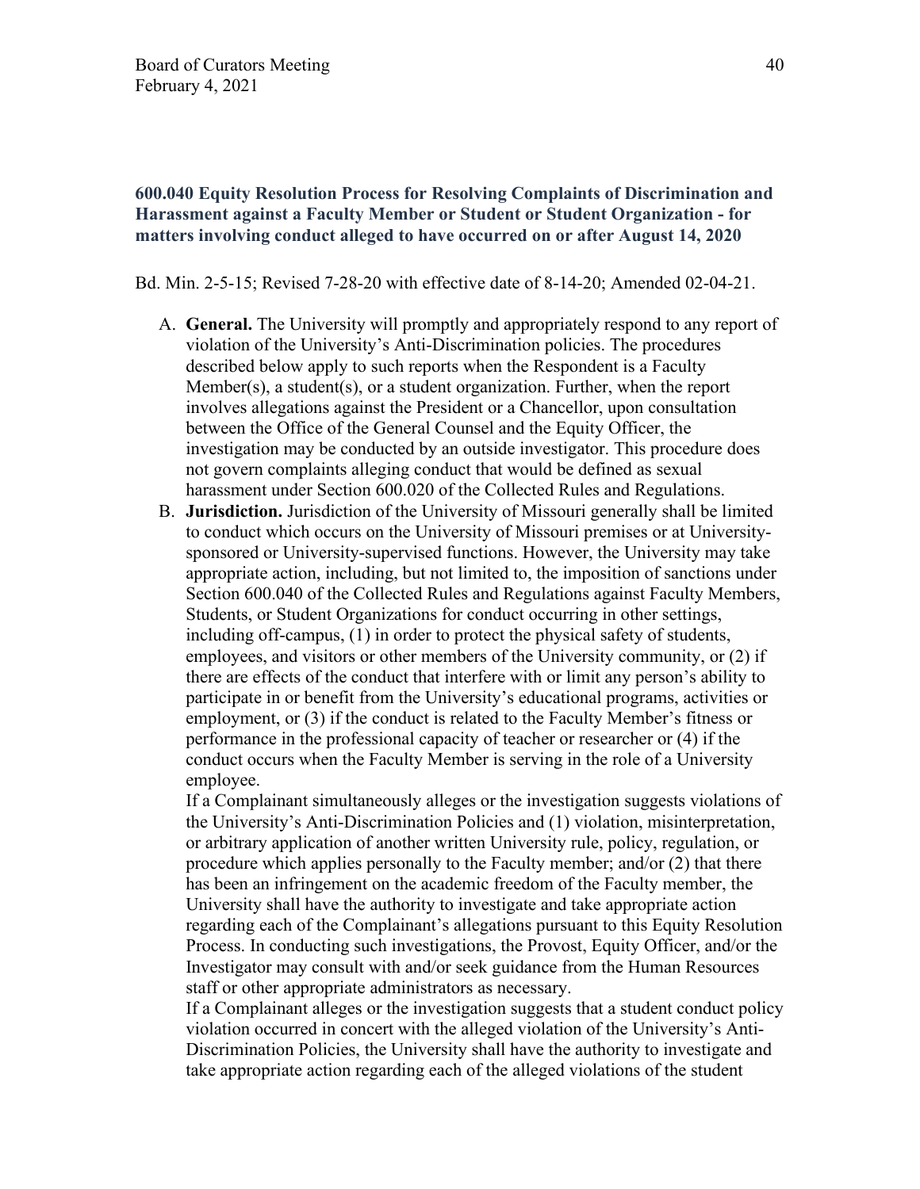### 600.040 Equity Resolution Process for Resolving Complaints of Discrimination and Harassment against a Faculty Member or Student or Student Organization - for matters involving conduct alleged to have occurred on or after August 14, 2020

Bd. Min. 2-5-15; Revised 7-28-20 with effective date of 8-14-20; Amended 02-04-21.

A. **General.** The University will promptly and appropriately respond to any report of violation of the University's Anti-Discrimination policies. The procedures described below apply to such reports when the Respondent is a Faculty Member(s), a student(s), or a student organization. Further, when the report involves allegations against the President or a Chancellor, upon consultation between the Office of the General Counsel and the Equity Officer, the investigation may be conducted by an outside investigator. This procedure does not govern complaints alleging conduct that would be defined as sexual harassment under Section 600.020 of the Collected Rules and Regulations.

B. **Jurisdiction.** Jurisdiction of the University of Missouri generally shall be limited to conduct which occurs on the University of Missouri premises or at University-sponsored or University-supervised functions. However, the University may take appropriate action, including, but not limited to, the imposition of sanctions under Section 600.040 of the Collected Rules and Regulations against Faculty Members, Students, or Student Organizations for conduct occurring in other settings, including off-campus, (1) in order to protect the physical safety of students, employees, and visitors or other members of the University community, or (2) if there are effects of the conduct that interfere with or limit any person's ability to participate in or benefit from the University's educational programs, activities or employment, or (3) if the conduct is related to the Faculty Member's fitness or performance in the professional capacity of teacher or researcher or (4) if the conduct occurs when the Faculty Member is serving in the role of a University employee.

   If a Complainant simultaneously alleges or the investigation suggests violations of the University's Anti-Discrimination Policies and (1) violation, misinterpretation, or arbitrary application of another written University rule, policy, regulation, or procedure which applies personally to the Faculty member; and/or (2) that there has been an infringement on the academic freedom of the Faculty member, the University shall have the authority to investigate and take appropriate action regarding each of the Complainant's allegations pursuant to this Equity Resolution Process. In conducting such investigations, the Provost, Equity Officer, and/or the Investigator may consult with and/or seek guidance from the Human Resources staff or other appropriate administrators as necessary.

   If a Complainant alleges or the investigation suggests that a student conduct policy violation occurred in concert with the alleged violation of the University's Anti-Discrimination Policies, the University shall have the authority to investigate and take appropriate action regarding each of the alleged violations of the student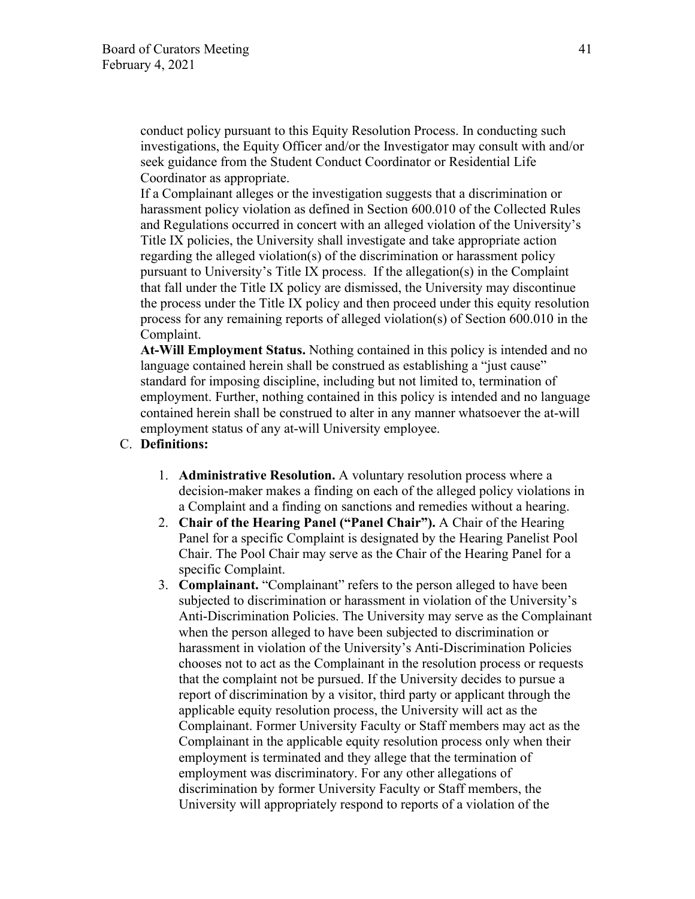conduct policy pursuant to this Equity Resolution Process. In conducting such investigations, the Equity Officer and/or the Investigator may consult with and/or seek guidance from the Student Conduct Coordinator or Residential Life Coordinator as appropriate.

If a Complainant alleges or the investigation suggests that a discrimination or harassment policy violation as defined in Section 600.010 of the Collected Rules and Regulations occurred in concert with an alleged violation of the University's Title IX policies, the University shall investigate and take appropriate action regarding the alleged violation(s) of the discrimination or harassment policy pursuant to University's Title IX process. If the allegation(s) in the Complaint that fall under the Title IX policy are dismissed, the University may discontinue the process under the Title IX policy and then proceed under this equity resolution process for any remaining reports of alleged violation(s) of Section 600.010 in the Complaint.

**At-Will Employment Status.** Nothing contained in this policy is intended and no language contained herein shall be construed as establishing a "just cause" standard for imposing discipline, including but not limited to, termination of employment. Further, nothing contained in this policy is intended and no language contained herein shall be construed to alter in any manner whatsoever the at-will employment status of any at-will University employee.

C. **Definitions:**

1. **Administrative Resolution.** A voluntary resolution process where a decision-maker makes a finding on each of the alleged policy violations in a Complaint and a finding on sanctions and remedies without a hearing.
2. **Chair of the Hearing Panel ("Panel Chair").** A Chair of the Hearing Panel for a specific Complaint is designated by the Hearing Panelist Pool Chair. The Pool Chair may serve as the Chair of the Hearing Panel for a specific Complaint.
3. **Complainant.** "Complainant" refers to the person alleged to have been subjected to discrimination or harassment in violation of the University's Anti-Discrimination Policies. The University may serve as the Complainant when the person alleged to have been subjected to discrimination or harassment in violation of the University's Anti-Discrimination Policies chooses not to act as the Complainant in the resolution process or requests that the complaint not be pursued. If the University decides to pursue a report of discrimination by a visitor, third party or applicant through the applicable equity resolution process, the University will act as the Complainant. Former University Faculty or Staff members may act as the Complainant in the applicable equity resolution process only when their employment is terminated and they allege that the termination of employment was discriminatory. For any other allegations of discrimination by former University Faculty or Staff members, the University will appropriately respond to reports of a violation of the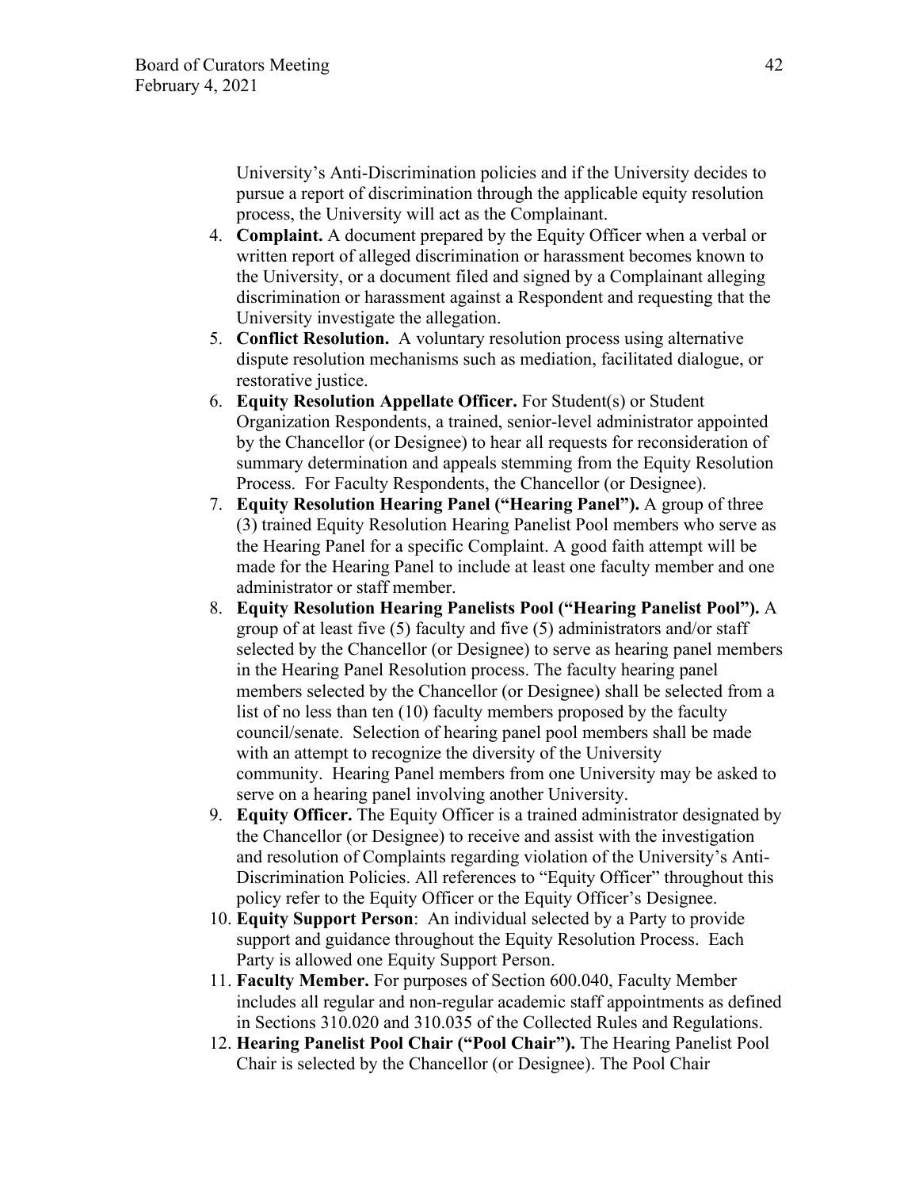University's Anti-Discrimination policies and if the University decides to pursue a report of discrimination through the applicable equity resolution process, the University will act as the Complainant.

4. **Complaint.** A document prepared by the Equity Officer when a verbal or written report of alleged discrimination or harassment becomes known to the University, or a document filed and signed by a Complainant alleging discrimination or harassment against a Respondent and requesting that the University investigate the allegation.
5. **Conflict Resolution.** A voluntary resolution process using alternative dispute resolution mechanisms such as mediation, facilitated dialogue, or restorative justice.
6. **Equity Resolution Appellate Officer.** For Student(s) or Student Organization Respondents, a trained, senior-level administrator appointed by the Chancellor (or Designee) to hear all requests for reconsideration of summary determination and appeals stemming from the Equity Resolution Process. For Faculty Respondents, the Chancellor (or Designee).
7. **Equity Resolution Hearing Panel ("Hearing Panel").** A group of three (3) trained Equity Resolution Hearing Panelist Pool members who serve as the Hearing Panel for a specific Complaint. A good faith attempt will be made for the Hearing Panel to include at least one faculty member and one administrator or staff member.
8. **Equity Resolution Hearing Panelists Pool ("Hearing Panelist Pool").** A group of at least five (5) faculty and five (5) administrators and/or staff selected by the Chancellor (or Designee) to serve as hearing panel members in the Hearing Panel Resolution process. The faculty hearing panel members selected by the Chancellor (or Designee) shall be selected from a list of no less than ten (10) faculty members proposed by the faculty council/senate. Selection of hearing panel pool members shall be made with an attempt to recognize the diversity of the University community. Hearing Panel members from one University may be asked to serve on a hearing panel involving another University.
9. **Equity Officer.** The Equity Officer is a trained administrator designated by the Chancellor (or Designee) to receive and assist with the investigation and resolution of Complaints regarding violation of the University's Anti-Discrimination Policies. All references to "Equity Officer" throughout this policy refer to the Equity Officer or the Equity Officer's Designee.
10. **Equity Support Person**: An individual selected by a Party to provide support and guidance throughout the Equity Resolution Process. Each Party is allowed one Equity Support Person.
11. **Faculty Member.** For purposes of Section 600.040, Faculty Member includes all regular and non-regular academic staff appointments as defined in Sections 310.020 and 310.035 of the Collected Rules and Regulations.
12. **Hearing Panelist Pool Chair ("Pool Chair").** The Hearing Panelist Pool Chair is selected by the Chancellor (or Designee). The Pool Chair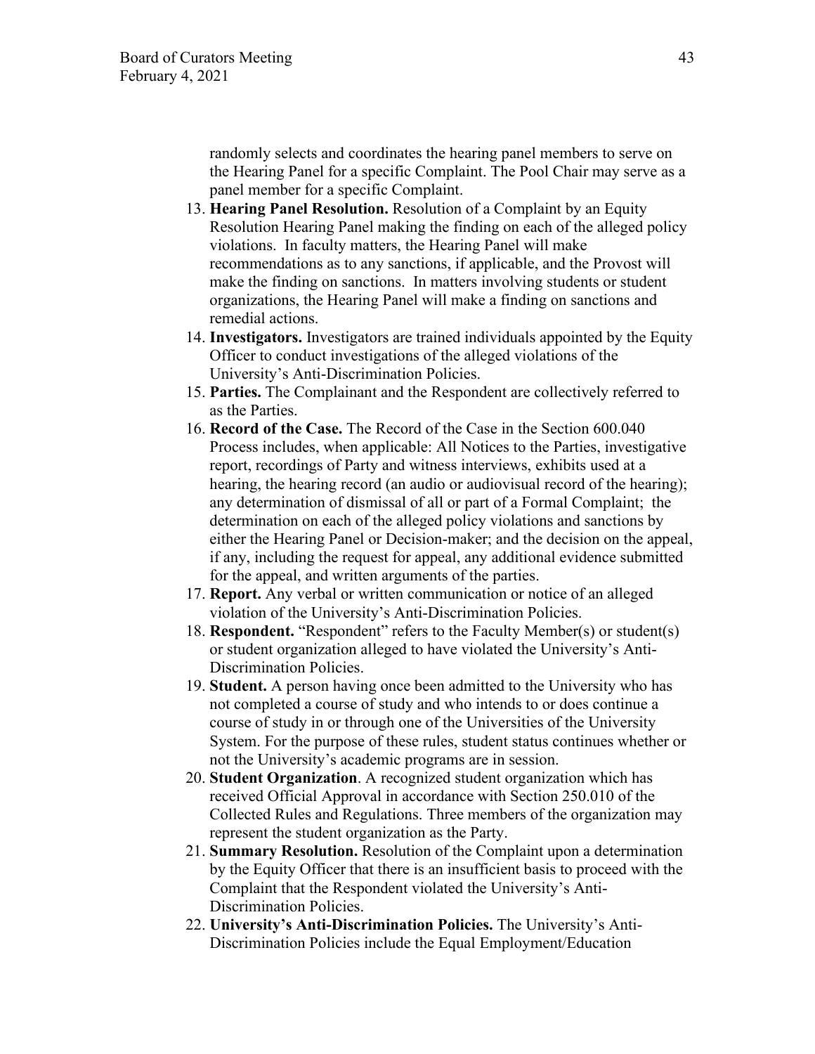randomly selects and coordinates the hearing panel members to serve on the Hearing Panel for a specific Complaint. The Pool Chair may serve as a panel member for a specific Complaint.

13. **Hearing Panel Resolution.** Resolution of a Complaint by an Equity Resolution Hearing Panel making the finding on each of the alleged policy violations. In faculty matters, the Hearing Panel will make recommendations as to any sanctions, if applicable, and the Provost will make the finding on sanctions. In matters involving students or student organizations, the Hearing Panel will make a finding on sanctions and remedial actions.
14. **Investigators.** Investigators are trained individuals appointed by the Equity Officer to conduct investigations of the alleged violations of the University's Anti-Discrimination Policies.
15. **Parties.** The Complainant and the Respondent are collectively referred to as the Parties.
16. **Record of the Case.** The Record of the Case in the Section 600.040 Process includes, when applicable: All Notices to the Parties, investigative report, recordings of Party and witness interviews, exhibits used at a hearing, the hearing record (an audio or audiovisual record of the hearing); any determination of dismissal of all or part of a Formal Complaint; the determination on each of the alleged policy violations and sanctions by either the Hearing Panel or Decision-maker; and the decision on the appeal, if any, including the request for appeal, any additional evidence submitted for the appeal, and written arguments of the parties.
17. **Report.** Any verbal or written communication or notice of an alleged violation of the University's Anti-Discrimination Policies.
18. **Respondent.** "Respondent" refers to the Faculty Member(s) or student(s) or student organization alleged to have violated the University's Anti-Discrimination Policies.
19. **Student.** A person having once been admitted to the University who has not completed a course of study and who intends to or does continue a course of study in or through one of the Universities of the University System. For the purpose of these rules, student status continues whether or not the University's academic programs are in session.
20. **Student Organization**. A recognized student organization which has received Official Approval in accordance with Section 250.010 of the Collected Rules and Regulations. Three members of the organization may represent the student organization as the Party.
21. **Summary Resolution.** Resolution of the Complaint upon a determination by the Equity Officer that there is an insufficient basis to proceed with the Complaint that the Respondent violated the University's Anti-Discrimination Policies.
22. **University's Anti-Discrimination Policies.** The University's Anti-Discrimination Policies include the Equal Employment/Education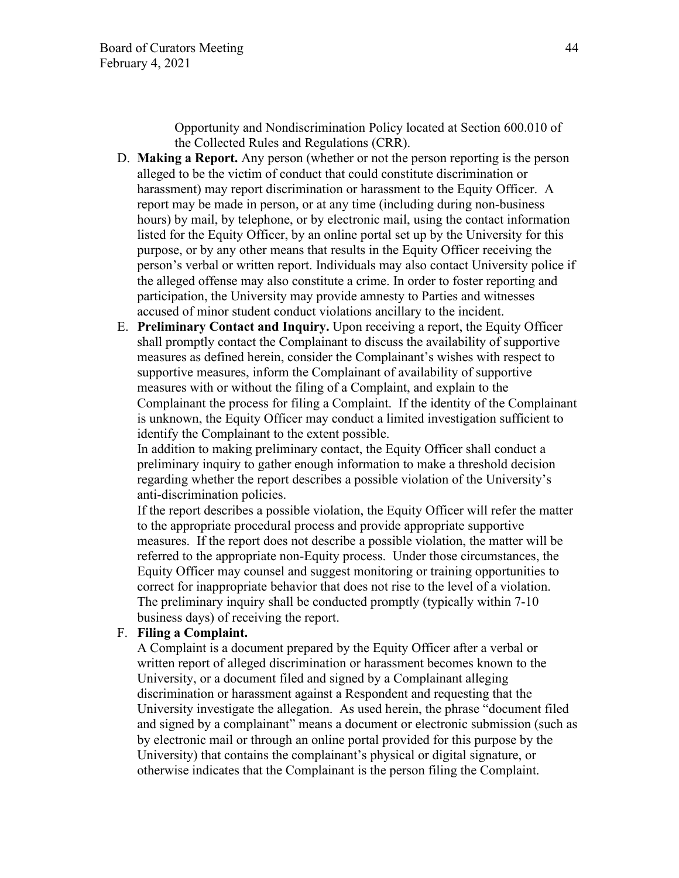Opportunity and Nondiscrimination Policy located at Section 600.010 of the Collected Rules and Regulations (CRR).

D. **Making a Report.** Any person (whether or not the person reporting is the person alleged to be the victim of conduct that could constitute discrimination or harassment) may report discrimination or harassment to the Equity Officer. A report may be made in person, or at any time (including during non-business hours) by mail, by telephone, or by electronic mail, using the contact information listed for the Equity Officer, by an online portal set up by the University for this purpose, or by any other means that results in the Equity Officer receiving the person's verbal or written report. Individuals may also contact University police if the alleged offense may also constitute a crime. In order to foster reporting and participation, the University may provide amnesty to Parties and witnesses accused of minor student conduct violations ancillary to the incident.

E. **Preliminary Contact and Inquiry.** Upon receiving a report, the Equity Officer shall promptly contact the Complainant to discuss the availability of supportive measures as defined herein, consider the Complainant's wishes with respect to supportive measures, inform the Complainant of availability of supportive measures with or without the filing of a Complaint, and explain to the Complainant the process for filing a Complaint. If the identity of the Complainant is unknown, the Equity Officer may conduct a limited investigation sufficient to identify the Complainant to the extent possible.

   In addition to making preliminary contact, the Equity Officer shall conduct a preliminary inquiry to gather enough information to make a threshold decision regarding whether the report describes a possible violation of the University's anti-discrimination policies.

   If the report describes a possible violation, the Equity Officer will refer the matter to the appropriate procedural process and provide appropriate supportive measures. If the report does not describe a possible violation, the matter will be referred to the appropriate non-Equity process. Under those circumstances, the Equity Officer may counsel and suggest monitoring or training opportunities to correct for inappropriate behavior that does not rise to the level of a violation. The preliminary inquiry shall be conducted promptly (typically within 7-10 business days) of receiving the report.

F. **Filing a Complaint.**

   A Complaint is a document prepared by the Equity Officer after a verbal or written report of alleged discrimination or harassment becomes known to the University, or a document filed and signed by a Complainant alleging discrimination or harassment against a Respondent and requesting that the University investigate the allegation. As used herein, the phrase "document filed and signed by a complainant" means a document or electronic submission (such as by electronic mail or through an online portal provided for this purpose by the University) that contains the complainant's physical or digital signature, or otherwise indicates that the Complainant is the person filing the Complaint.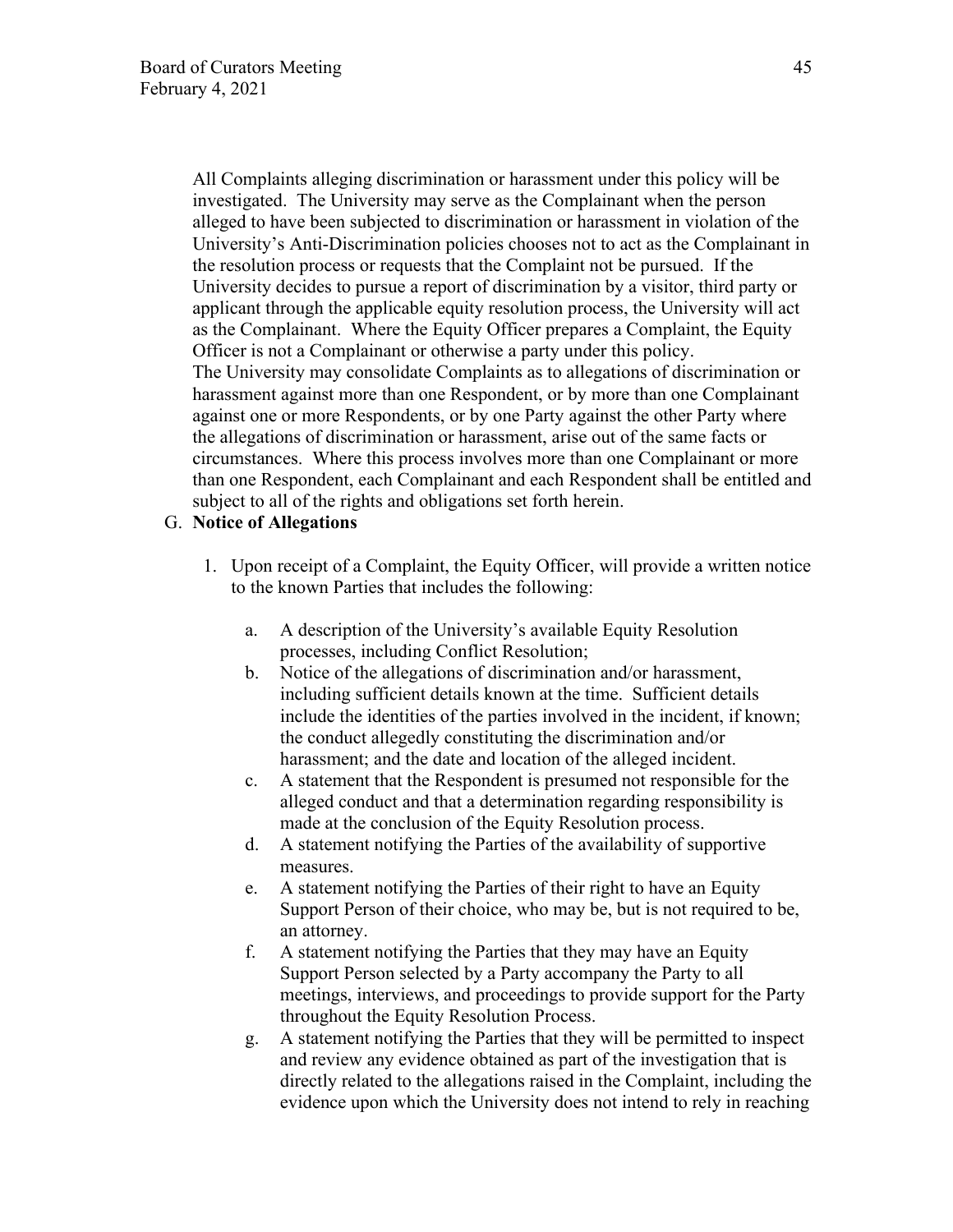All Complaints alleging discrimination or harassment under this policy will be investigated. The University may serve as the Complainant when the person alleged to have been subjected to discrimination or harassment in violation of the University's Anti-Discrimination policies chooses not to act as the Complainant in the resolution process or requests that the Complaint not be pursued. If the University decides to pursue a report of discrimination by a visitor, third party or applicant through the applicable equity resolution process, the University will act as the Complainant. Where the Equity Officer prepares a Complaint, the Equity Officer is not a Complainant or otherwise a party under this policy.

The University may consolidate Complaints as to allegations of discrimination or harassment against more than one Respondent, or by more than one Complainant against one or more Respondents, or by one Party against the other Party where the allegations of discrimination or harassment, arise out of the same facts or circumstances. Where this process involves more than one Complainant or more than one Respondent, each Complainant and each Respondent shall be entitled and subject to all of the rights and obligations set forth herein.

G. **Notice of Allegations**

1. Upon receipt of a Complaint, the Equity Officer, will provide a written notice to the known Parties that includes the following:

   a. A description of the University's available Equity Resolution processes, including Conflict Resolution;

   b. Notice of the allegations of discrimination and/or harassment, including sufficient details known at the time. Sufficient details include the identities of the parties involved in the incident, if known; the conduct allegedly constituting the discrimination and/or harassment; and the date and location of the alleged incident.

   c. A statement that the Respondent is presumed not responsible for the alleged conduct and that a determination regarding responsibility is made at the conclusion of the Equity Resolution process.

   d. A statement notifying the Parties of the availability of supportive measures.

   e. A statement notifying the Parties of their right to have an Equity Support Person of their choice, who may be, but is not required to be, an attorney.

   f. A statement notifying the Parties that they may have an Equity Support Person selected by a Party accompany the Party to all meetings, interviews, and proceedings to provide support for the Party throughout the Equity Resolution Process.

   g. A statement notifying the Parties that they will be permitted to inspect and review any evidence obtained as part of the investigation that is directly related to the allegations raised in the Complaint, including the evidence upon which the University does not intend to rely in reaching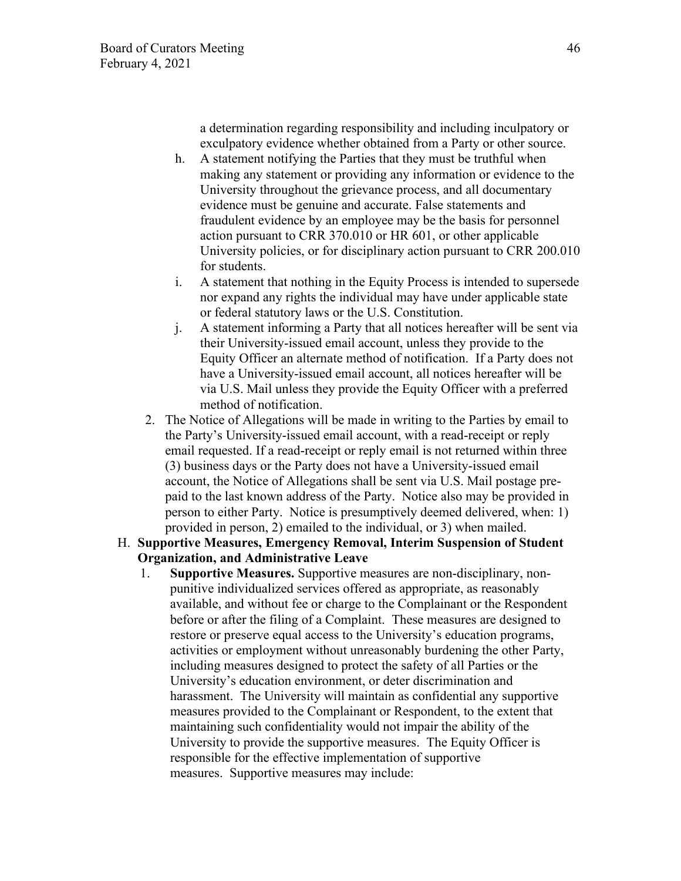a determination regarding responsibility and including inculpatory or exculpatory evidence whether obtained from a Party or other source.

h. A statement notifying the Parties that they must be truthful when making any statement or providing any information or evidence to the University throughout the grievance process, and all documentary evidence must be genuine and accurate. False statements and fraudulent evidence by an employee may be the basis for personnel action pursuant to CRR 370.010 or HR 601, or other applicable University policies, or for disciplinary action pursuant to CRR 200.010 for students.

i. A statement that nothing in the Equity Process is intended to supersede nor expand any rights the individual may have under applicable state or federal statutory laws or the U.S. Constitution.

j. A statement informing a Party that all notices hereafter will be sent via their University-issued email account, unless they provide to the Equity Officer an alternate method of notification. If a Party does not have a University-issued email account, all notices hereafter will be via U.S. Mail unless they provide the Equity Officer with a preferred method of notification.

2. The Notice of Allegations will be made in writing to the Parties by email to the Party's University-issued email account, with a read-receipt or reply email requested. If a read-receipt or reply email is not returned within three (3) business days or the Party does not have a University-issued email account, the Notice of Allegations shall be sent via U.S. Mail postage pre-paid to the last known address of the Party. Notice also may be provided in person to either Party. Notice is presumptively deemed delivered, when: 1) provided in person, 2) emailed to the individual, or 3) when mailed.

H. **Supportive Measures, Emergency Removal, Interim Suspension of Student Organization, and Administrative Leave**

1. **Supportive Measures.** Supportive measures are non-disciplinary, non-punitive individualized services offered as appropriate, as reasonably available, and without fee or charge to the Complainant or the Respondent before or after the filing of a Complaint. These measures are designed to restore or preserve equal access to the University's education programs, activities or employment without unreasonably burdening the other Party, including measures designed to protect the safety of all Parties or the University's education environment, or deter discrimination and harassment. The University will maintain as confidential any supportive measures provided to the Complainant or Respondent, to the extent that maintaining such confidentiality would not impair the ability of the University to provide the supportive measures. The Equity Officer is responsible for the effective implementation of supportive measures. Supportive measures may include: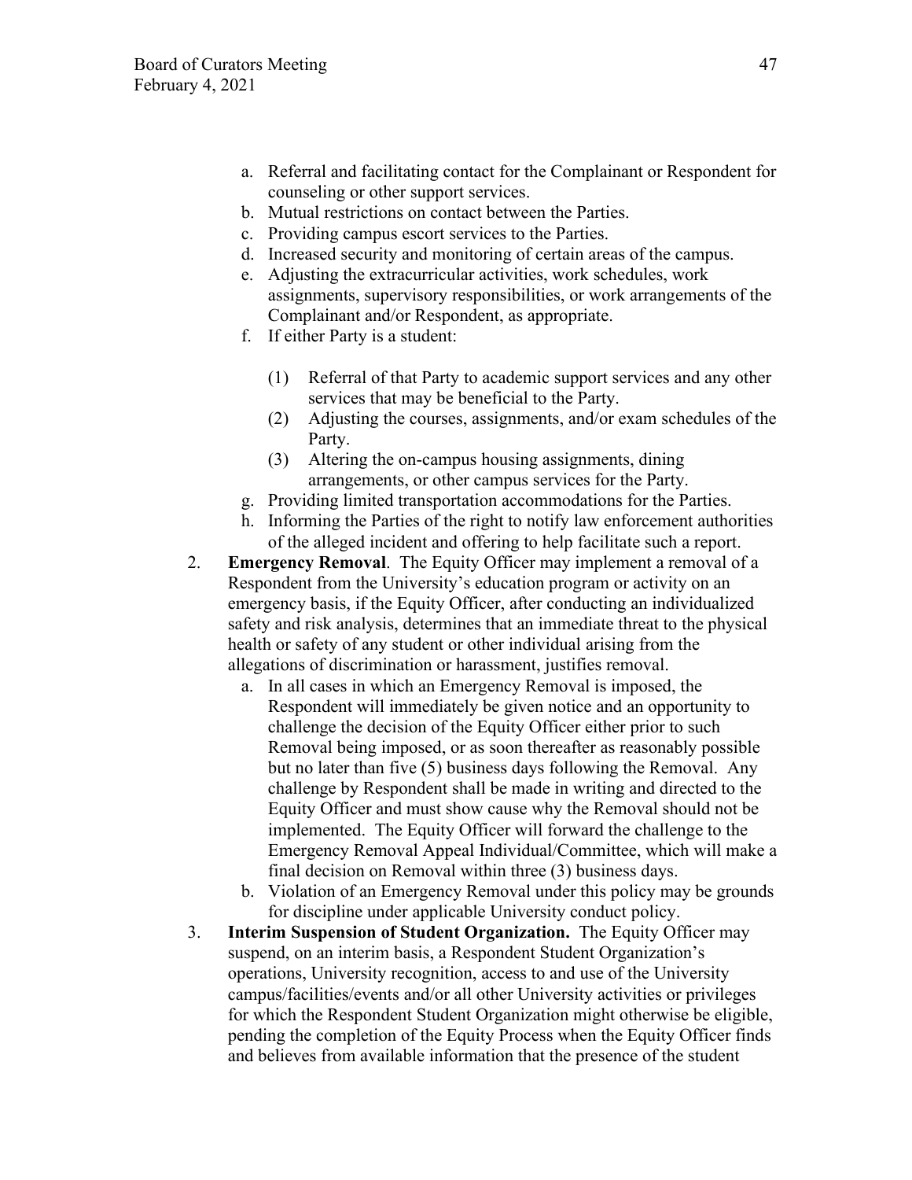a. Referral and facilitating contact for the Complainant or Respondent for counseling or other support services.
b. Mutual restrictions on contact between the Parties.
c. Providing campus escort services to the Parties.
d. Increased security and monitoring of certain areas of the campus.
e. Adjusting the extracurricular activities, work schedules, work assignments, supervisory responsibilities, or work arrangements of the Complainant and/or Respondent, as appropriate.
f. If either Party is a student:

    (1) Referral of that Party to academic support services and any other services that may be beneficial to the Party.
    (2) Adjusting the courses, assignments, and/or exam schedules of the Party.
    (3) Altering the on-campus housing assignments, dining arrangements, or other campus services for the Party.
g. Providing limited transportation accommodations for the Parties.
h. Informing the Parties of the right to notify law enforcement authorities of the alleged incident and offering to help facilitate such a report.

2. **Emergency Removal**. The Equity Officer may implement a removal of a Respondent from the University's education program or activity on an emergency basis, if the Equity Officer, after conducting an individualized safety and risk analysis, determines that an immediate threat to the physical health or safety of any student or other individual arising from the allegations of discrimination or harassment, justifies removal.
    a. In all cases in which an Emergency Removal is imposed, the Respondent will immediately be given notice and an opportunity to challenge the decision of the Equity Officer either prior to such Removal being imposed, or as soon thereafter as reasonably possible but no later than five (5) business days following the Removal. Any challenge by Respondent shall be made in writing and directed to the Equity Officer and must show cause why the Removal should not be implemented. The Equity Officer will forward the challenge to the Emergency Removal Appeal Individual/Committee, which will make a final decision on Removal within three (3) business days.
    b. Violation of an Emergency Removal under this policy may be grounds for discipline under applicable University conduct policy.
3. **Interim Suspension of Student Organization.** The Equity Officer may suspend, on an interim basis, a Respondent Student Organization's operations, University recognition, access to and use of the University campus/facilities/events and/or all other University activities or privileges for which the Respondent Student Organization might otherwise be eligible, pending the completion of the Equity Process when the Equity Officer finds and believes from available information that the presence of the student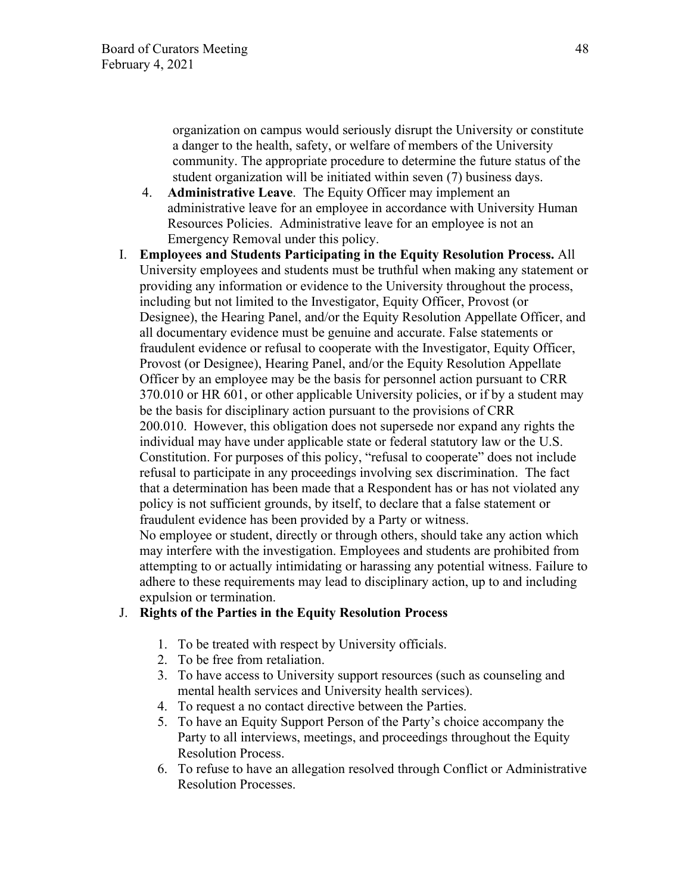organization on campus would seriously disrupt the University or constitute a danger to the health, safety, or welfare of members of the University community. The appropriate procedure to determine the future status of the student organization will be initiated within seven (7) business days.

4. **Administrative Leave**. The Equity Officer may implement an administrative leave for an employee in accordance with University Human Resources Policies. Administrative leave for an employee is not an Emergency Removal under this policy.

I. **Employees and Students Participating in the Equity Resolution Process.** All University employees and students must be truthful when making any statement or providing any information or evidence to the University throughout the process, including but not limited to the Investigator, Equity Officer, Provost (or Designee), the Hearing Panel, and/or the Equity Resolution Appellate Officer, and all documentary evidence must be genuine and accurate. False statements or fraudulent evidence or refusal to cooperate with the Investigator, Equity Officer, Provost (or Designee), Hearing Panel, and/or the Equity Resolution Appellate Officer by an employee may be the basis for personnel action pursuant to CRR 370.010 or HR 601, or other applicable University policies, or if by a student may be the basis for disciplinary action pursuant to the provisions of CRR 200.010. However, this obligation does not supersede nor expand any rights the individual may have under applicable state or federal statutory law or the U.S. Constitution. For purposes of this policy, "refusal to cooperate" does not include refusal to participate in any proceedings involving sex discrimination. The fact that a determination has been made that a Respondent has or has not violated any policy is not sufficient grounds, by itself, to declare that a false statement or fraudulent evidence has been provided by a Party or witness.
No employee or student, directly or through others, should take any action which may interfere with the investigation. Employees and students are prohibited from attempting to or actually intimidating or harassing any potential witness. Failure to adhere to these requirements may lead to disciplinary action, up to and including expulsion or termination.

J. **Rights of the Parties in the Equity Resolution Process**

1. To be treated with respect by University officials.
2. To be free from retaliation.
3. To have access to University support resources (such as counseling and mental health services and University health services).
4. To request a no contact directive between the Parties.
5. To have an Equity Support Person of the Party's choice accompany the Party to all interviews, meetings, and proceedings throughout the Equity Resolution Process.
6. To refuse to have an allegation resolved through Conflict or Administrative Resolution Processes.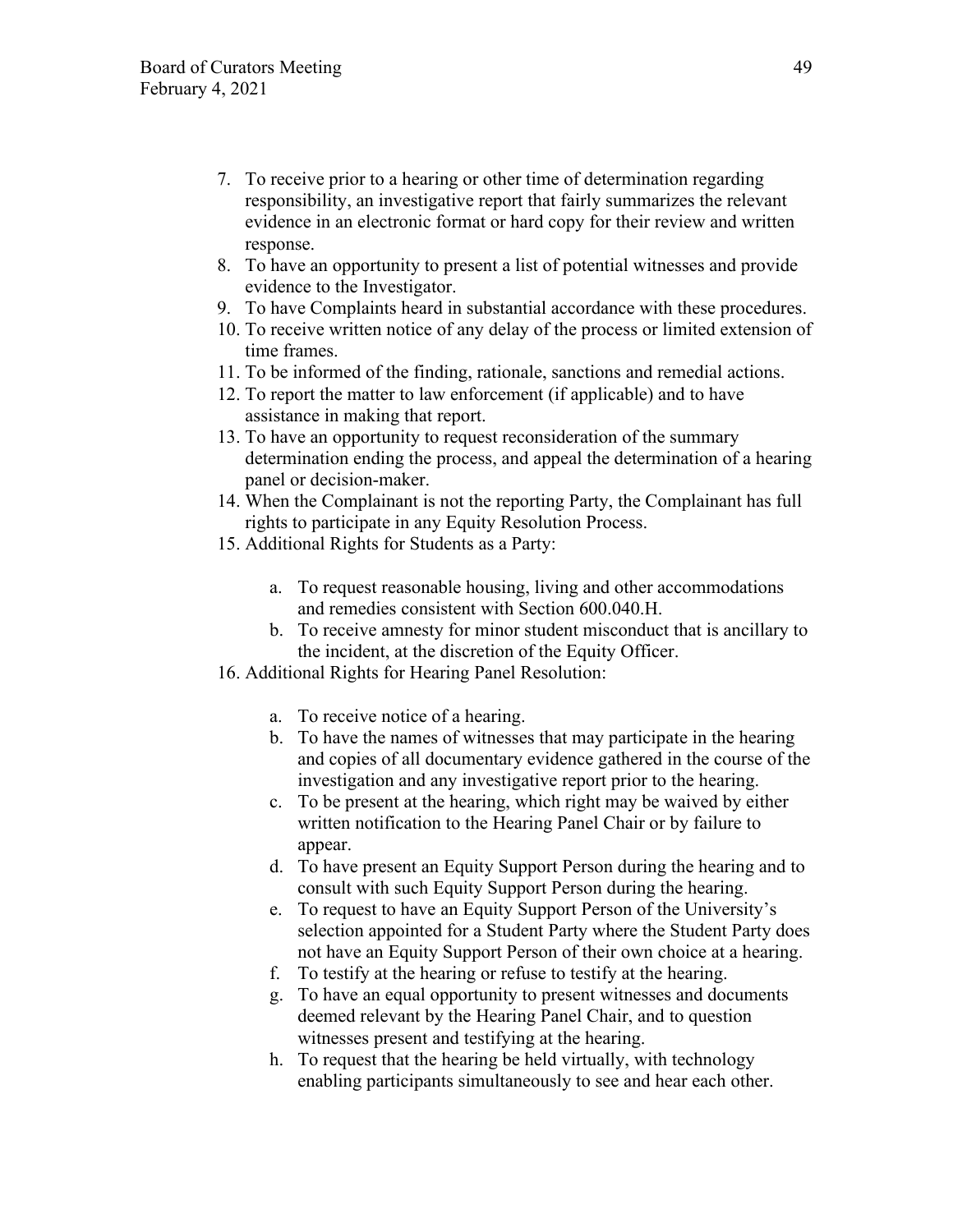7. To receive prior to a hearing or other time of determination regarding responsibility, an investigative report that fairly summarizes the relevant evidence in an electronic format or hard copy for their review and written response.
8. To have an opportunity to present a list of potential witnesses and provide evidence to the Investigator.
9. To have Complaints heard in substantial accordance with these procedures.
10. To receive written notice of any delay of the process or limited extension of time frames.
11. To be informed of the finding, rationale, sanctions and remedial actions.
12. To report the matter to law enforcement (if applicable) and to have assistance in making that report.
13. To have an opportunity to request reconsideration of the summary determination ending the process, and appeal the determination of a hearing panel or decision-maker.
14. When the Complainant is not the reporting Party, the Complainant has full rights to participate in any Equity Resolution Process.
15. Additional Rights for Students as a Party:

    a. To request reasonable housing, living and other accommodations and remedies consistent with Section 600.040.H.
    b. To receive amnesty for minor student misconduct that is ancillary to the incident, at the discretion of the Equity Officer.

16. Additional Rights for Hearing Panel Resolution:

    a. To receive notice of a hearing.
    b. To have the names of witnesses that may participate in the hearing and copies of all documentary evidence gathered in the course of the investigation and any investigative report prior to the hearing.
    c. To be present at the hearing, which right may be waived by either written notification to the Hearing Panel Chair or by failure to appear.
    d. To have present an Equity Support Person during the hearing and to consult with such Equity Support Person during the hearing.
    e. To request to have an Equity Support Person of the University's selection appointed for a Student Party where the Student Party does not have an Equity Support Person of their own choice at a hearing.
    f. To testify at the hearing or refuse to testify at the hearing.
    g. To have an equal opportunity to present witnesses and documents deemed relevant by the Hearing Panel Chair, and to question witnesses present and testifying at the hearing.
    h. To request that the hearing be held virtually, with technology enabling participants simultaneously to see and hear each other.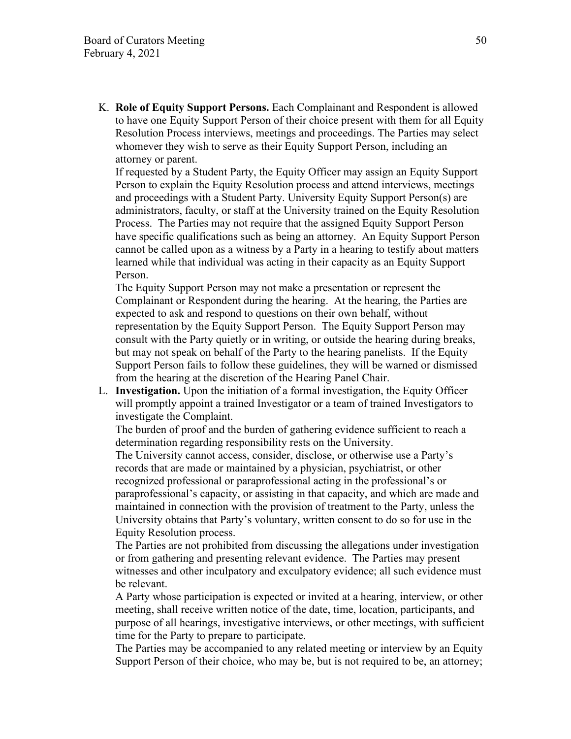K. **Role of Equity Support Persons.** Each Complainant and Respondent is allowed to have one Equity Support Person of their choice present with them for all Equity Resolution Process interviews, meetings and proceedings. The Parties may select whomever they wish to serve as their Equity Support Person, including an attorney or parent.

   If requested by a Student Party, the Equity Officer may assign an Equity Support Person to explain the Equity Resolution process and attend interviews, meetings and proceedings with a Student Party. University Equity Support Person(s) are administrators, faculty, or staff at the University trained on the Equity Resolution Process. The Parties may not require that the assigned Equity Support Person have specific qualifications such as being an attorney. An Equity Support Person cannot be called upon as a witness by a Party in a hearing to testify about matters learned while that individual was acting in their capacity as an Equity Support Person.

   The Equity Support Person may not make a presentation or represent the Complainant or Respondent during the hearing. At the hearing, the Parties are expected to ask and respond to questions on their own behalf, without representation by the Equity Support Person. The Equity Support Person may consult with the Party quietly or in writing, or outside the hearing during breaks, but may not speak on behalf of the Party to the hearing panelists. If the Equity Support Person fails to follow these guidelines, they will be warned or dismissed from the hearing at the discretion of the Hearing Panel Chair.

L. **Investigation.** Upon the initiation of a formal investigation, the Equity Officer will promptly appoint a trained Investigator or a team of trained Investigators to investigate the Complaint.

   The burden of proof and the burden of gathering evidence sufficient to reach a determination regarding responsibility rests on the University.

   The University cannot access, consider, disclose, or otherwise use a Party's records that are made or maintained by a physician, psychiatrist, or other recognized professional or paraprofessional acting in the professional's or paraprofessional's capacity, or assisting in that capacity, and which are made and maintained in connection with the provision of treatment to the Party, unless the University obtains that Party's voluntary, written consent to do so for use in the Equity Resolution process.

   The Parties are not prohibited from discussing the allegations under investigation or from gathering and presenting relevant evidence. The Parties may present witnesses and other inculpatory and exculpatory evidence; all such evidence must be relevant.

   A Party whose participation is expected or invited at a hearing, interview, or other meeting, shall receive written notice of the date, time, location, participants, and purpose of all hearings, investigative interviews, or other meetings, with sufficient time for the Party to prepare to participate.

   The Parties may be accompanied to any related meeting or interview by an Equity Support Person of their choice, who may be, but is not required to be, an attorney;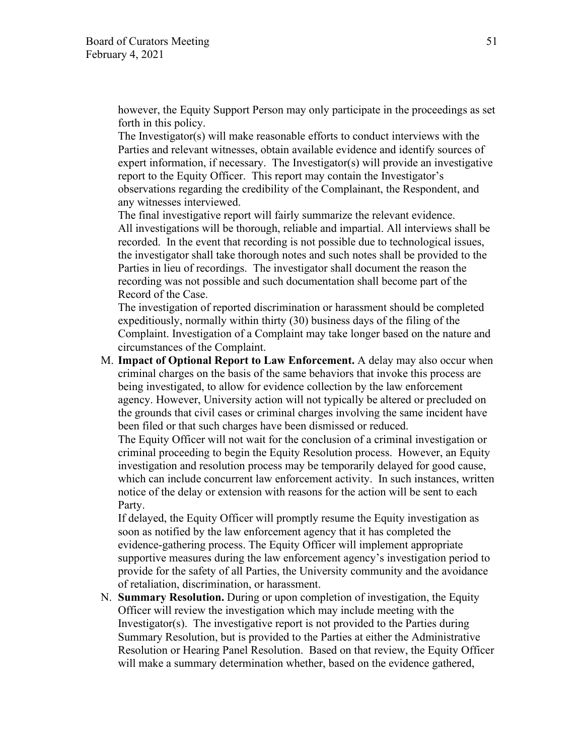however, the Equity Support Person may only participate in the proceedings as set forth in this policy.

The Investigator(s) will make reasonable efforts to conduct interviews with the Parties and relevant witnesses, obtain available evidence and identify sources of expert information, if necessary. The Investigator(s) will provide an investigative report to the Equity Officer. This report may contain the Investigator's observations regarding the credibility of the Complainant, the Respondent, and any witnesses interviewed.

The final investigative report will fairly summarize the relevant evidence.

All investigations will be thorough, reliable and impartial. All interviews shall be recorded. In the event that recording is not possible due to technological issues, the investigator shall take thorough notes and such notes shall be provided to the Parties in lieu of recordings. The investigator shall document the reason the recording was not possible and such documentation shall become part of the Record of the Case.

The investigation of reported discrimination or harassment should be completed expeditiously, normally within thirty (30) business days of the filing of the Complaint. Investigation of a Complaint may take longer based on the nature and circumstances of the Complaint.

M. **Impact of Optional Report to Law Enforcement.** A delay may also occur when criminal charges on the basis of the same behaviors that invoke this process are being investigated, to allow for evidence collection by the law enforcement agency. However, University action will not typically be altered or precluded on the grounds that civil cases or criminal charges involving the same incident have been filed or that such charges have been dismissed or reduced.

   The Equity Officer will not wait for the conclusion of a criminal investigation or criminal proceeding to begin the Equity Resolution process. However, an Equity investigation and resolution process may be temporarily delayed for good cause, which can include concurrent law enforcement activity. In such instances, written notice of the delay or extension with reasons for the action will be sent to each Party.

   If delayed, the Equity Officer will promptly resume the Equity investigation as soon as notified by the law enforcement agency that it has completed the evidence-gathering process. The Equity Officer will implement appropriate supportive measures during the law enforcement agency's investigation period to provide for the safety of all Parties, the University community and the avoidance of retaliation, discrimination, or harassment.

N. **Summary Resolution.** During or upon completion of investigation, the Equity Officer will review the investigation which may include meeting with the Investigator(s). The investigative report is not provided to the Parties during Summary Resolution, but is provided to the Parties at either the Administrative Resolution or Hearing Panel Resolution. Based on that review, the Equity Officer will make a summary determination whether, based on the evidence gathered,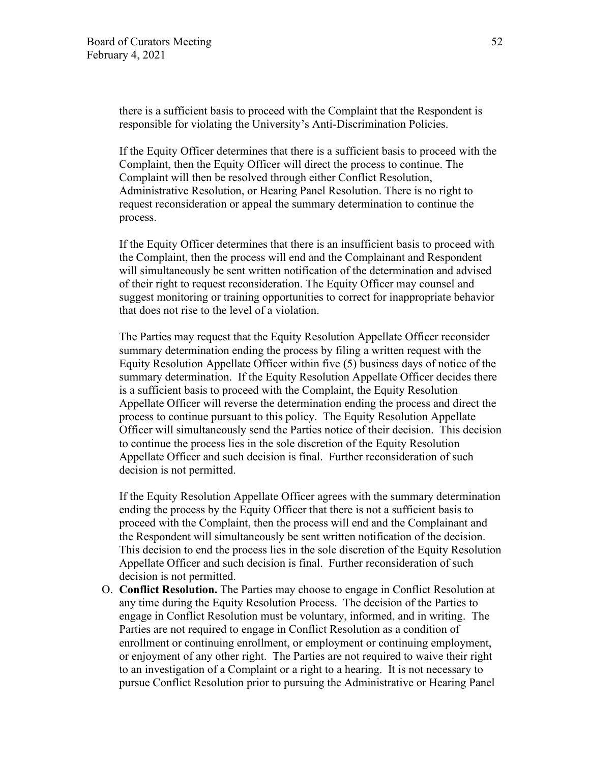there is a sufficient basis to proceed with the Complaint that the Respondent is responsible for violating the University's Anti-Discrimination Policies.

If the Equity Officer determines that there is a sufficient basis to proceed with the Complaint, then the Equity Officer will direct the process to continue. The Complaint will then be resolved through either Conflict Resolution, Administrative Resolution, or Hearing Panel Resolution. There is no right to request reconsideration or appeal the summary determination to continue the process.

If the Equity Officer determines that there is an insufficient basis to proceed with the Complaint, then the process will end and the Complainant and Respondent will simultaneously be sent written notification of the determination and advised of their right to request reconsideration. The Equity Officer may counsel and suggest monitoring or training opportunities to correct for inappropriate behavior that does not rise to the level of a violation.

The Parties may request that the Equity Resolution Appellate Officer reconsider summary determination ending the process by filing a written request with the Equity Resolution Appellate Officer within five (5) business days of notice of the summary determination. If the Equity Resolution Appellate Officer decides there is a sufficient basis to proceed with the Complaint, the Equity Resolution Appellate Officer will reverse the determination ending the process and direct the process to continue pursuant to this policy. The Equity Resolution Appellate Officer will simultaneously send the Parties notice of their decision. This decision to continue the process lies in the sole discretion of the Equity Resolution Appellate Officer and such decision is final. Further reconsideration of such decision is not permitted.

If the Equity Resolution Appellate Officer agrees with the summary determination ending the process by the Equity Officer that there is not a sufficient basis to proceed with the Complaint, then the process will end and the Complainant and the Respondent will simultaneously be sent written notification of the decision. This decision to end the process lies in the sole discretion of the Equity Resolution Appellate Officer and such decision is final. Further reconsideration of such decision is not permitted.

O. **Conflict Resolution.** The Parties may choose to engage in Conflict Resolution at any time during the Equity Resolution Process. The decision of the Parties to engage in Conflict Resolution must be voluntary, informed, and in writing. The Parties are not required to engage in Conflict Resolution as a condition of enrollment or continuing enrollment, or employment or continuing employment, or enjoyment of any other right. The Parties are not required to waive their right to an investigation of a Complaint or a right to a hearing. It is not necessary to pursue Conflict Resolution prior to pursuing the Administrative or Hearing Panel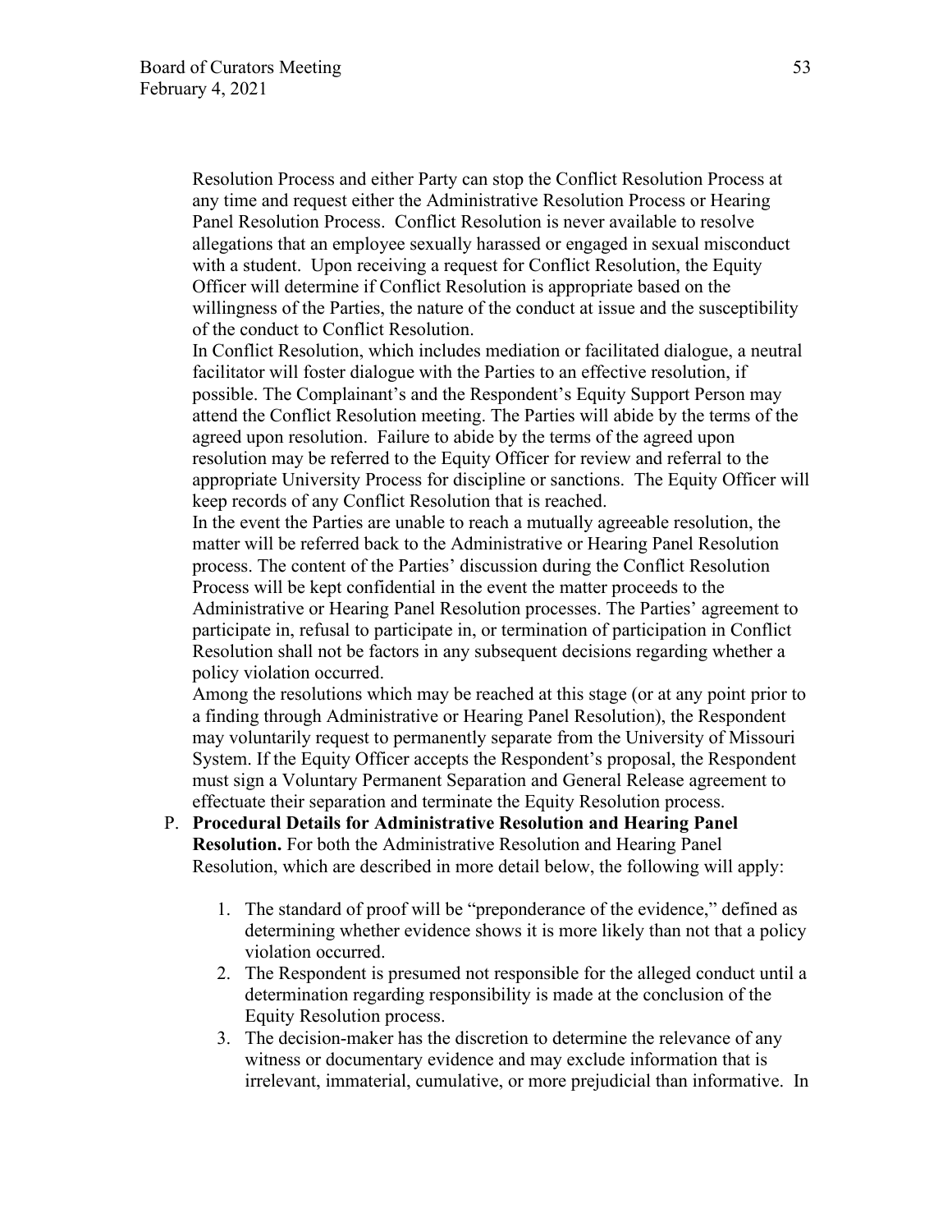Resolution Process and either Party can stop the Conflict Resolution Process at any time and request either the Administrative Resolution Process or Hearing Panel Resolution Process. Conflict Resolution is never available to resolve allegations that an employee sexually harassed or engaged in sexual misconduct with a student. Upon receiving a request for Conflict Resolution, the Equity Officer will determine if Conflict Resolution is appropriate based on the willingness of the Parties, the nature of the conduct at issue and the susceptibility of the conduct to Conflict Resolution.

In Conflict Resolution, which includes mediation or facilitated dialogue, a neutral facilitator will foster dialogue with the Parties to an effective resolution, if possible. The Complainant's and the Respondent's Equity Support Person may attend the Conflict Resolution meeting. The Parties will abide by the terms of the agreed upon resolution. Failure to abide by the terms of the agreed upon resolution may be referred to the Equity Officer for review and referral to the appropriate University Process for discipline or sanctions. The Equity Officer will keep records of any Conflict Resolution that is reached.

In the event the Parties are unable to reach a mutually agreeable resolution, the matter will be referred back to the Administrative or Hearing Panel Resolution process. The content of the Parties' discussion during the Conflict Resolution Process will be kept confidential in the event the matter proceeds to the Administrative or Hearing Panel Resolution processes. The Parties' agreement to participate in, refusal to participate in, or termination of participation in Conflict Resolution shall not be factors in any subsequent decisions regarding whether a policy violation occurred.

Among the resolutions which may be reached at this stage (or at any point prior to a finding through Administrative or Hearing Panel Resolution), the Respondent may voluntarily request to permanently separate from the University of Missouri System. If the Equity Officer accepts the Respondent's proposal, the Respondent must sign a Voluntary Permanent Separation and General Release agreement to effectuate their separation and terminate the Equity Resolution process.

P. **Procedural Details for Administrative Resolution and Hearing Panel Resolution.** For both the Administrative Resolution and Hearing Panel Resolution, which are described in more detail below, the following will apply:

   1. The standard of proof will be "preponderance of the evidence," defined as determining whether evidence shows it is more likely than not that a policy violation occurred.
   2. The Respondent is presumed not responsible for the alleged conduct until a determination regarding responsibility is made at the conclusion of the Equity Resolution process.
   3. The decision-maker has the discretion to determine the relevance of any witness or documentary evidence and may exclude information that is irrelevant, immaterial, cumulative, or more prejudicial than informative. In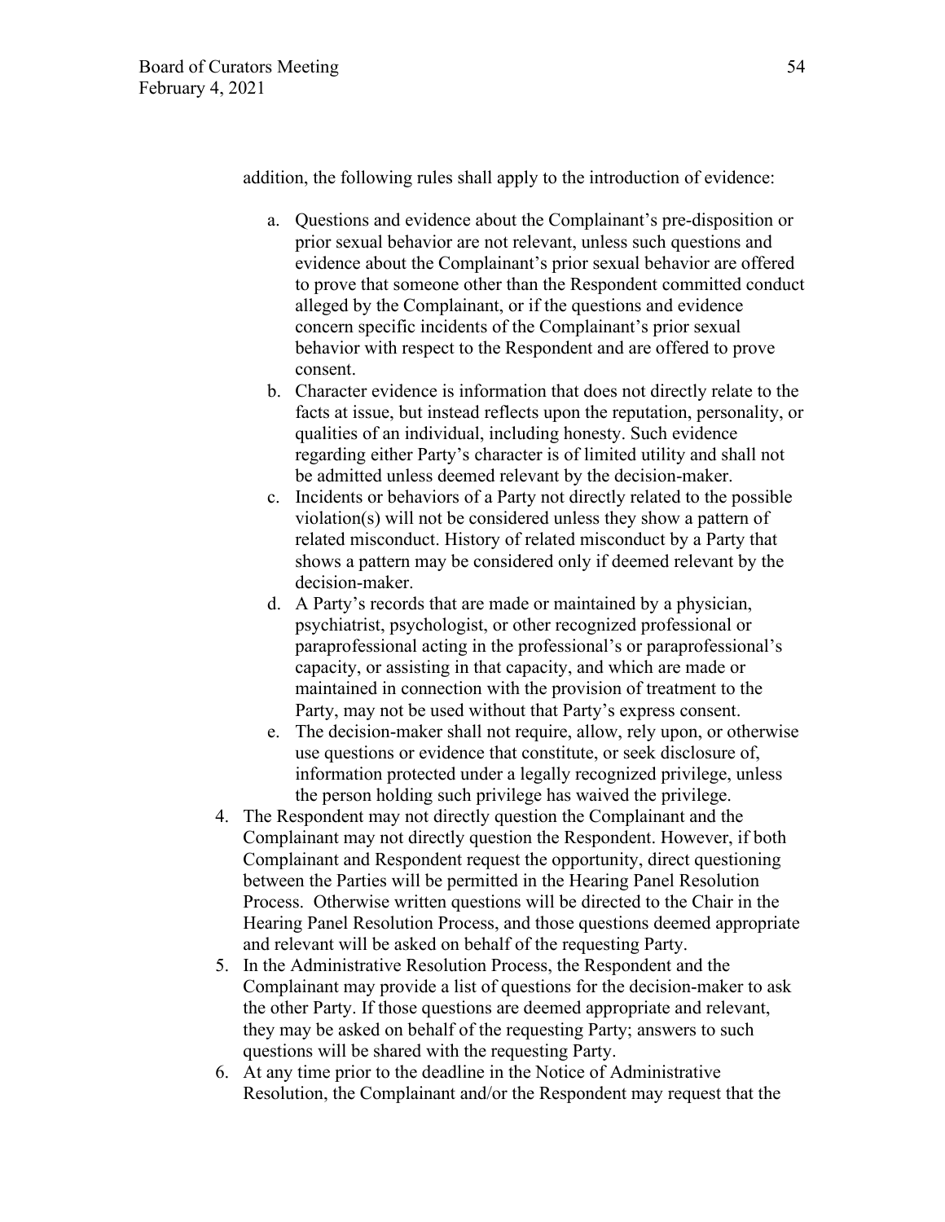addition, the following rules shall apply to the introduction of evidence:

   a. Questions and evidence about the Complainant's pre-disposition or prior sexual behavior are not relevant, unless such questions and evidence about the Complainant's prior sexual behavior are offered to prove that someone other than the Respondent committed conduct alleged by the Complainant, or if the questions and evidence concern specific incidents of the Complainant's prior sexual behavior with respect to the Respondent and are offered to prove consent.
   b. Character evidence is information that does not directly relate to the facts at issue, but instead reflects upon the reputation, personality, or qualities of an individual, including honesty. Such evidence regarding either Party's character is of limited utility and shall not be admitted unless deemed relevant by the decision-maker.
   c. Incidents or behaviors of a Party not directly related to the possible violation(s) will not be considered unless they show a pattern of related misconduct. History of related misconduct by a Party that shows a pattern may be considered only if deemed relevant by the decision-maker.
   d. A Party's records that are made or maintained by a physician, psychiatrist, psychologist, or other recognized professional or paraprofessional acting in the professional's or paraprofessional's capacity, or assisting in that capacity, and which are made or maintained in connection with the provision of treatment to the Party, may not be used without that Party's express consent.
   e. The decision-maker shall not require, allow, rely upon, or otherwise use questions or evidence that constitute, or seek disclosure of, information protected under a legally recognized privilege, unless the person holding such privilege has waived the privilege.

4. The Respondent may not directly question the Complainant and the Complainant may not directly question the Respondent. However, if both Complainant and Respondent request the opportunity, direct questioning between the Parties will be permitted in the Hearing Panel Resolution Process. Otherwise written questions will be directed to the Chair in the Hearing Panel Resolution Process, and those questions deemed appropriate and relevant will be asked on behalf of the requesting Party.
5. In the Administrative Resolution Process, the Respondent and the Complainant may provide a list of questions for the decision-maker to ask the other Party. If those questions are deemed appropriate and relevant, they may be asked on behalf of the requesting Party; answers to such questions will be shared with the requesting Party.
6. At any time prior to the deadline in the Notice of Administrative Resolution, the Complainant and/or the Respondent may request that the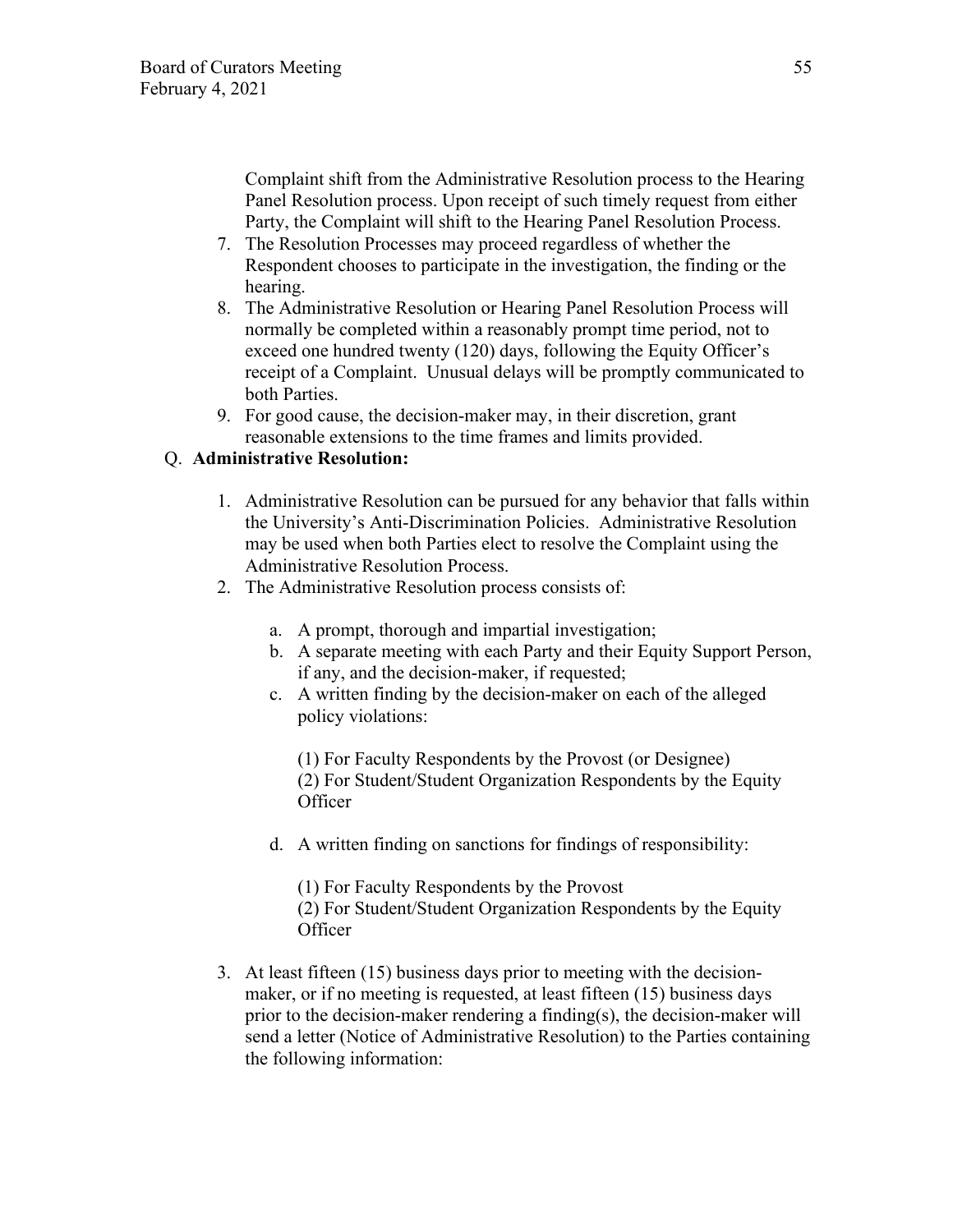Complaint shift from the Administrative Resolution process to the Hearing Panel Resolution process. Upon receipt of such timely request from either Party, the Complaint will shift to the Hearing Panel Resolution Process.

7. The Resolution Processes may proceed regardless of whether the Respondent chooses to participate in the investigation, the finding or the hearing.
8. The Administrative Resolution or Hearing Panel Resolution Process will normally be completed within a reasonably prompt time period, not to exceed one hundred twenty (120) days, following the Equity Officer's receipt of a Complaint. Unusual delays will be promptly communicated to both Parties.
9. For good cause, the decision-maker may, in their discretion, grant reasonable extensions to the time frames and limits provided.

Q. **Administrative Resolution:**

1. Administrative Resolution can be pursued for any behavior that falls within the University's Anti-Discrimination Policies. Administrative Resolution may be used when both Parties elect to resolve the Complaint using the Administrative Resolution Process.
2. The Administrative Resolution process consists of:

    a. A prompt, thorough and impartial investigation;
    b. A separate meeting with each Party and their Equity Support Person, if any, and the decision-maker, if requested;
    c. A written finding by the decision-maker on each of the alleged policy violations:

        (1) For Faculty Respondents by the Provost (or Designee)
        (2) For Student/Student Organization Respondents by the Equity Officer

    d. A written finding on sanctions for findings of responsibility:

        (1) For Faculty Respondents by the Provost
        (2) For Student/Student Organization Respondents by the Equity Officer

3. At least fifteen (15) business days prior to meeting with the decision-maker, or if no meeting is requested, at least fifteen (15) business days prior to the decision-maker rendering a finding(s), the decision-maker will send a letter (Notice of Administrative Resolution) to the Parties containing the following information: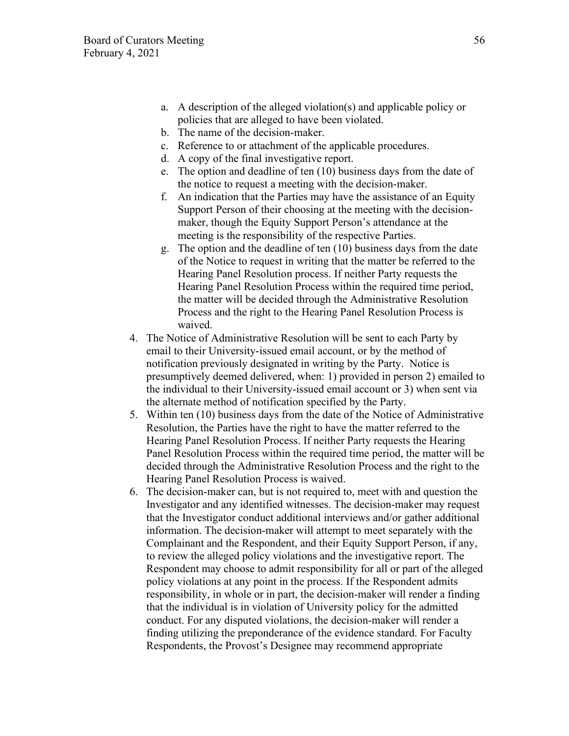a. A description of the alleged violation(s) and applicable policy or policies that are alleged to have been violated.
   b. The name of the decision-maker.
   c. Reference to or attachment of the applicable procedures.
   d. A copy of the final investigative report.
   e. The option and deadline of ten (10) business days from the date of the notice to request a meeting with the decision-maker.
   f. An indication that the Parties may have the assistance of an Equity Support Person of their choosing at the meeting with the decision-maker, though the Equity Support Person's attendance at the meeting is the responsibility of the respective Parties.
   g. The option and the deadline of ten (10) business days from the date of the Notice to request in writing that the matter be referred to the Hearing Panel Resolution process. If neither Party requests the Hearing Panel Resolution Process within the required time period, the matter will be decided through the Administrative Resolution Process and the right to the Hearing Panel Resolution Process is waived.

4. The Notice of Administrative Resolution will be sent to each Party by email to their University-issued email account, or by the method of notification previously designated in writing by the Party. Notice is presumptively deemed delivered, when: 1) provided in person 2) emailed to the individual to their University-issued email account or 3) when sent via the alternate method of notification specified by the Party.
5. Within ten (10) business days from the date of the Notice of Administrative Resolution, the Parties have the right to have the matter referred to the Hearing Panel Resolution Process. If neither Party requests the Hearing Panel Resolution Process within the required time period, the matter will be decided through the Administrative Resolution Process and the right to the Hearing Panel Resolution Process is waived.
6. The decision-maker can, but is not required to, meet with and question the Investigator and any identified witnesses. The decision-maker may request that the Investigator conduct additional interviews and/or gather additional information. The decision-maker will attempt to meet separately with the Complainant and the Respondent, and their Equity Support Person, if any, to review the alleged policy violations and the investigative report. The Respondent may choose to admit responsibility for all or part of the alleged policy violations at any point in the process. If the Respondent admits responsibility, in whole or in part, the decision-maker will render a finding that the individual is in violation of University policy for the admitted conduct. For any disputed violations, the decision-maker will render a finding utilizing the preponderance of the evidence standard. For Faculty Respondents, the Provost's Designee may recommend appropriate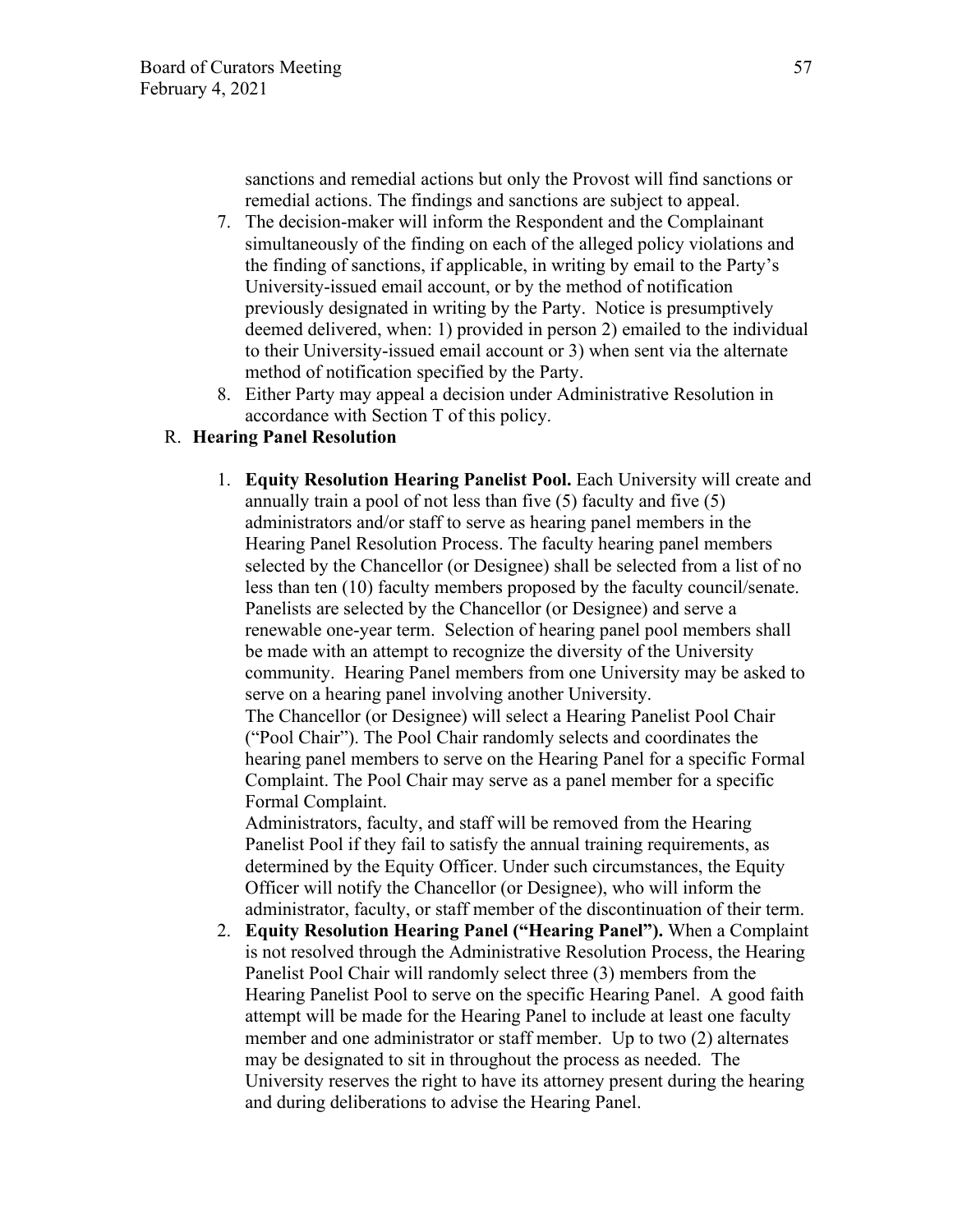sanctions and remedial actions but only the Provost will find sanctions or remedial actions. The findings and sanctions are subject to appeal.

7. The decision-maker will inform the Respondent and the Complainant simultaneously of the finding on each of the alleged policy violations and the finding of sanctions, if applicable, in writing by email to the Party's University-issued email account, or by the method of notification previously designated in writing by the Party. Notice is presumptively deemed delivered, when: 1) provided in person 2) emailed to the individual to their University-issued email account or 3) when sent via the alternate method of notification specified by the Party.
8. Either Party may appeal a decision under Administrative Resolution in accordance with Section T of this policy.

R. **Hearing Panel Resolution**

1. **Equity Resolution Hearing Panelist Pool.** Each University will create and annually train a pool of not less than five (5) faculty and five (5) administrators and/or staff to serve as hearing panel members in the Hearing Panel Resolution Process. The faculty hearing panel members selected by the Chancellor (or Designee) shall be selected from a list of no less than ten (10) faculty members proposed by the faculty council/senate. Panelists are selected by the Chancellor (or Designee) and serve a renewable one-year term. Selection of hearing panel pool members shall be made with an attempt to recognize the diversity of the University community. Hearing Panel members from one University may be asked to serve on a hearing panel involving another University.

   The Chancellor (or Designee) will select a Hearing Panelist Pool Chair ("Pool Chair"). The Pool Chair randomly selects and coordinates the hearing panel members to serve on the Hearing Panel for a specific Formal Complaint. The Pool Chair may serve as a panel member for a specific Formal Complaint.

   Administrators, faculty, and staff will be removed from the Hearing Panelist Pool if they fail to satisfy the annual training requirements, as determined by the Equity Officer. Under such circumstances, the Equity Officer will notify the Chancellor (or Designee), who will inform the administrator, faculty, or staff member of the discontinuation of their term.
2. **Equity Resolution Hearing Panel ("Hearing Panel").** When a Complaint is not resolved through the Administrative Resolution Process, the Hearing Panelist Pool Chair will randomly select three (3) members from the Hearing Panelist Pool to serve on the specific Hearing Panel. A good faith attempt will be made for the Hearing Panel to include at least one faculty member and one administrator or staff member. Up to two (2) alternates may be designated to sit in throughout the process as needed. The University reserves the right to have its attorney present during the hearing and during deliberations to advise the Hearing Panel.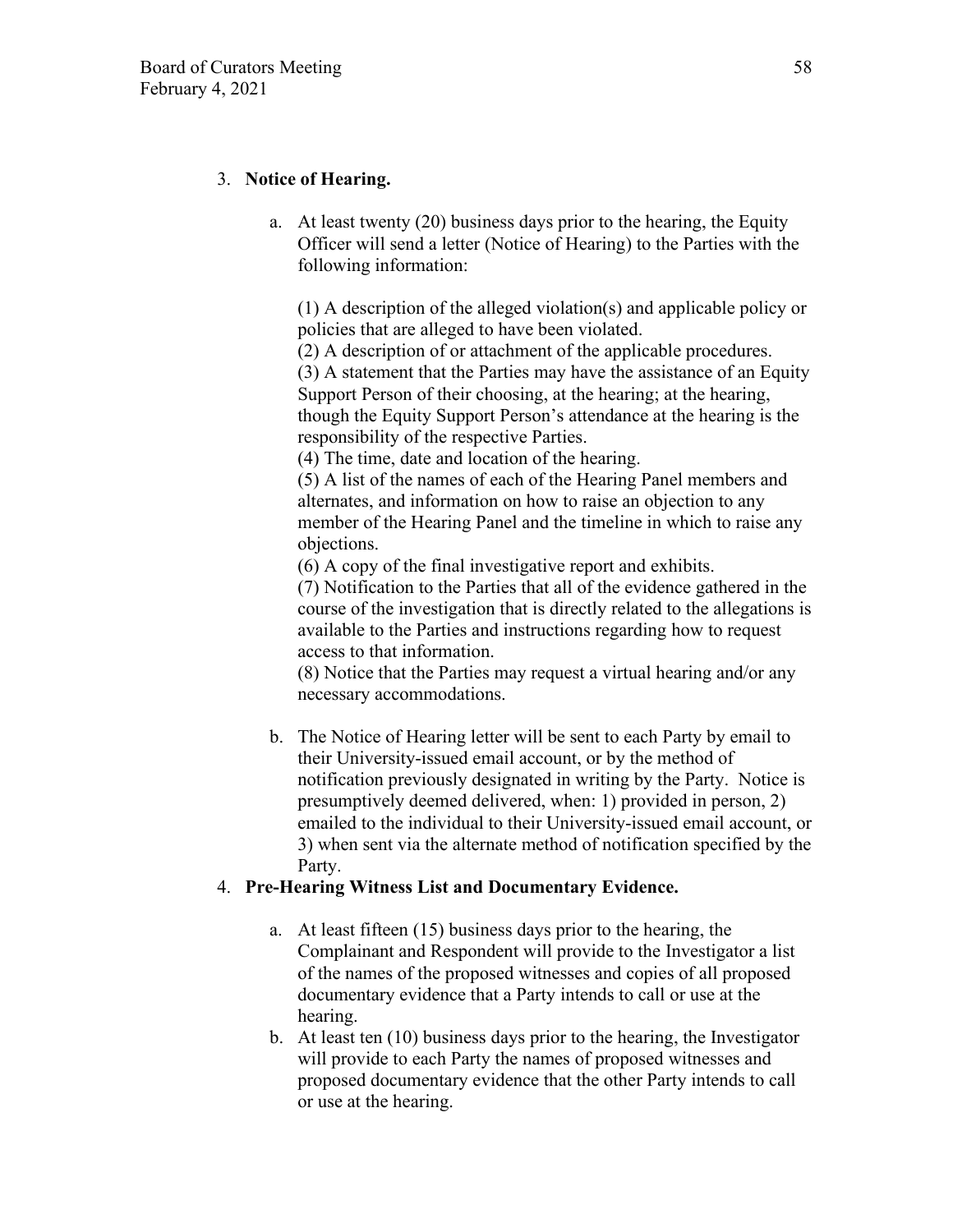3. **Notice of Hearing.**

    a. At least twenty (20) business days prior to the hearing, the Equity Officer will send a letter (Notice of Hearing) to the Parties with the following information:

        (1) A description of the alleged violation(s) and applicable policy or policies that are alleged to have been violated.
        (2) A description of or attachment of the applicable procedures.
        (3) A statement that the Parties may have the assistance of an Equity Support Person of their choosing, at the hearing; at the hearing, though the Equity Support Person's attendance at the hearing is the responsibility of the respective Parties.
        (4) The time, date and location of the hearing.
        (5) A list of the names of each of the Hearing Panel members and alternates, and information on how to raise an objection to any member of the Hearing Panel and the timeline in which to raise any objections.
        (6) A copy of the final investigative report and exhibits.
        (7) Notification to the Parties that all of the evidence gathered in the course of the investigation that is directly related to the allegations is available to the Parties and instructions regarding how to request access to that information.
        (8) Notice that the Parties may request a virtual hearing and/or any necessary accommodations.

    b. The Notice of Hearing letter will be sent to each Party by email to their University-issued email account, or by the method of notification previously designated in writing by the Party. Notice is presumptively deemed delivered, when: 1) provided in person, 2) emailed to the individual to their University-issued email account, or 3) when sent via the alternate method of notification specified by the Party.

4. **Pre-Hearing Witness List and Documentary Evidence.**

    a. At least fifteen (15) business days prior to the hearing, the Complainant and Respondent will provide to the Investigator a list of the names of the proposed witnesses and copies of all proposed documentary evidence that a Party intends to call or use at the hearing.
    b. At least ten (10) business days prior to the hearing, the Investigator will provide to each Party the names of proposed witnesses and proposed documentary evidence that the other Party intends to call or use at the hearing.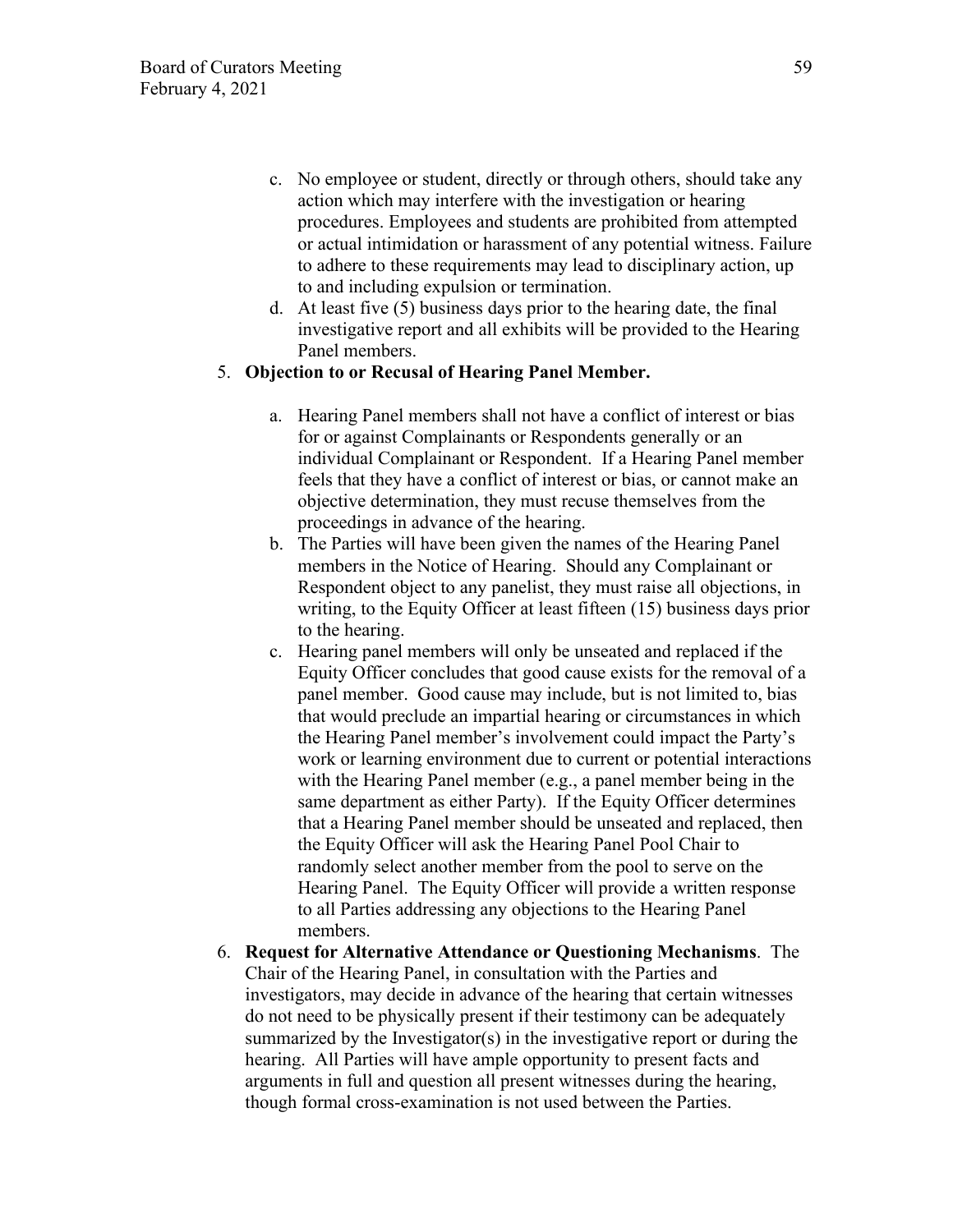c. No employee or student, directly or through others, should take any action which may interfere with the investigation or hearing procedures. Employees and students are prohibited from attempted or actual intimidation or harassment of any potential witness. Failure to adhere to these requirements may lead to disciplinary action, up to and including expulsion or termination.

d. At least five (5) business days prior to the hearing date, the final investigative report and all exhibits will be provided to the Hearing Panel members.

5. **Objection to or Recusal of Hearing Panel Member.**

   a. Hearing Panel members shall not have a conflict of interest or bias for or against Complainants or Respondents generally or an individual Complainant or Respondent. If a Hearing Panel member feels that they have a conflict of interest or bias, or cannot make an objective determination, they must recuse themselves from the proceedings in advance of the hearing.

   b. The Parties will have been given the names of the Hearing Panel members in the Notice of Hearing. Should any Complainant or Respondent object to any panelist, they must raise all objections, in writing, to the Equity Officer at least fifteen (15) business days prior to the hearing.

   c. Hearing panel members will only be unseated and replaced if the Equity Officer concludes that good cause exists for the removal of a panel member. Good cause may include, but is not limited to, bias that would preclude an impartial hearing or circumstances in which the Hearing Panel member's involvement could impact the Party's work or learning environment due to current or potential interactions with the Hearing Panel member (e.g., a panel member being in the same department as either Party). If the Equity Officer determines that a Hearing Panel member should be unseated and replaced, then the Equity Officer will ask the Hearing Panel Pool Chair to randomly select another member from the pool to serve on the Hearing Panel. The Equity Officer will provide a written response to all Parties addressing any objections to the Hearing Panel members.

6. **Request for Alternative Attendance or Questioning Mechanisms**. The Chair of the Hearing Panel, in consultation with the Parties and investigators, may decide in advance of the hearing that certain witnesses do not need to be physically present if their testimony can be adequately summarized by the Investigator(s) in the investigative report or during the hearing. All Parties will have ample opportunity to present facts and arguments in full and question all present witnesses during the hearing, though formal cross-examination is not used between the Parties.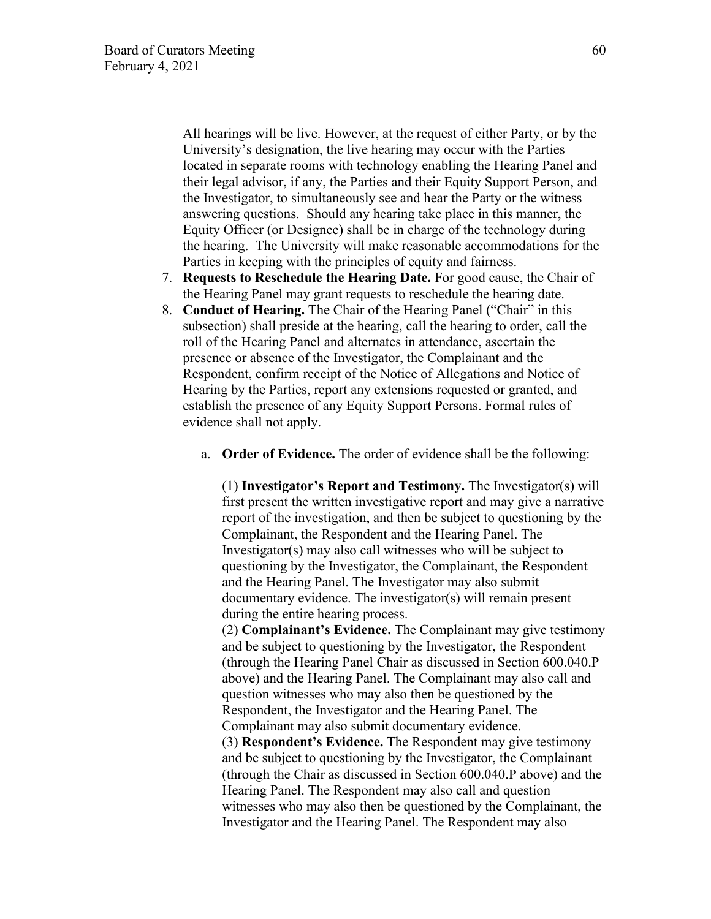All hearings will be live. However, at the request of either Party, or by the University's designation, the live hearing may occur with the Parties located in separate rooms with technology enabling the Hearing Panel and their legal advisor, if any, the Parties and their Equity Support Person, and the Investigator, to simultaneously see and hear the Party or the witness answering questions. Should any hearing take place in this manner, the Equity Officer (or Designee) shall be in charge of the technology during the hearing. The University will make reasonable accommodations for the Parties in keeping with the principles of equity and fairness.

7. **Requests to Reschedule the Hearing Date.** For good cause, the Chair of the Hearing Panel may grant requests to reschedule the hearing date.
8. **Conduct of Hearing.** The Chair of the Hearing Panel ("Chair" in this subsection) shall preside at the hearing, call the hearing to order, call the roll of the Hearing Panel and alternates in attendance, ascertain the presence or absence of the Investigator, the Complainant and the Respondent, confirm receipt of the Notice of Allegations and Notice of Hearing by the Parties, report any extensions requested or granted, and establish the presence of any Equity Support Persons. Formal rules of evidence shall not apply.

   a. **Order of Evidence.** The order of evidence shall be the following:

      (1) **Investigator's Report and Testimony.** The Investigator(s) will first present the written investigative report and may give a narrative report of the investigation, and then be subject to questioning by the Complainant, the Respondent and the Hearing Panel. The Investigator(s) may also call witnesses who will be subject to questioning by the Investigator, the Complainant, the Respondent and the Hearing Panel. The Investigator may also submit documentary evidence. The investigator(s) will remain present during the entire hearing process.
      (2) **Complainant's Evidence.** The Complainant may give testimony and be subject to questioning by the Investigator, the Respondent (through the Hearing Panel Chair as discussed in Section 600.040.P above) and the Hearing Panel. The Complainant may also call and question witnesses who may also then be questioned by the Respondent, the Investigator and the Hearing Panel. The Complainant may also submit documentary evidence.
      (3) **Respondent's Evidence.** The Respondent may give testimony and be subject to questioning by the Investigator, the Complainant (through the Chair as discussed in Section 600.040.P above) and the Hearing Panel. The Respondent may also call and question witnesses who may also then be questioned by the Complainant, the Investigator and the Hearing Panel. The Respondent may also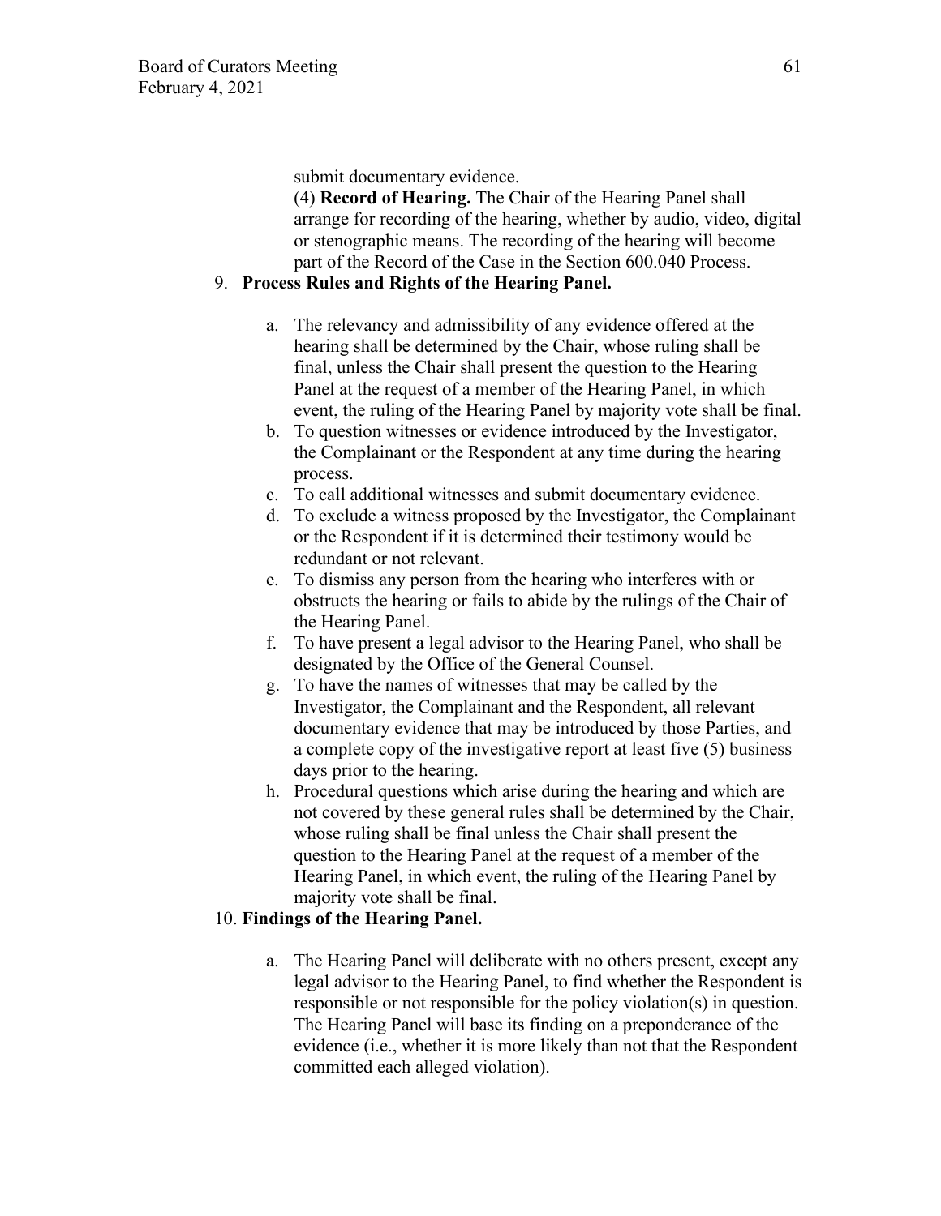submit documentary evidence.

(4) **Record of Hearing.** The Chair of the Hearing Panel shall arrange for recording of the hearing, whether by audio, video, digital or stenographic means. The recording of the hearing will become part of the Record of the Case in the Section 600.040 Process.

9. **Process Rules and Rights of the Hearing Panel.**

    a. The relevancy and admissibility of any evidence offered at the hearing shall be determined by the Chair, whose ruling shall be final, unless the Chair shall present the question to the Hearing Panel at the request of a member of the Hearing Panel, in which event, the ruling of the Hearing Panel by majority vote shall be final.
    b. To question witnesses or evidence introduced by the Investigator, the Complainant or the Respondent at any time during the hearing process.
    c. To call additional witnesses and submit documentary evidence.
    d. To exclude a witness proposed by the Investigator, the Complainant or the Respondent if it is determined their testimony would be redundant or not relevant.
    e. To dismiss any person from the hearing who interferes with or obstructs the hearing or fails to abide by the rulings of the Chair of the Hearing Panel.
    f. To have present a legal advisor to the Hearing Panel, who shall be designated by the Office of the General Counsel.
    g. To have the names of witnesses that may be called by the Investigator, the Complainant and the Respondent, all relevant documentary evidence that may be introduced by those Parties, and a complete copy of the investigative report at least five (5) business days prior to the hearing.
    h. Procedural questions which arise during the hearing and which are not covered by these general rules shall be determined by the Chair, whose ruling shall be final unless the Chair shall present the question to the Hearing Panel at the request of a member of the Hearing Panel, in which event, the ruling of the Hearing Panel by majority vote shall be final.

10. **Findings of the Hearing Panel.**

    a. The Hearing Panel will deliberate with no others present, except any legal advisor to the Hearing Panel, to find whether the Respondent is responsible or not responsible for the policy violation(s) in question. The Hearing Panel will base its finding on a preponderance of the evidence (i.e., whether it is more likely than not that the Respondent committed each alleged violation).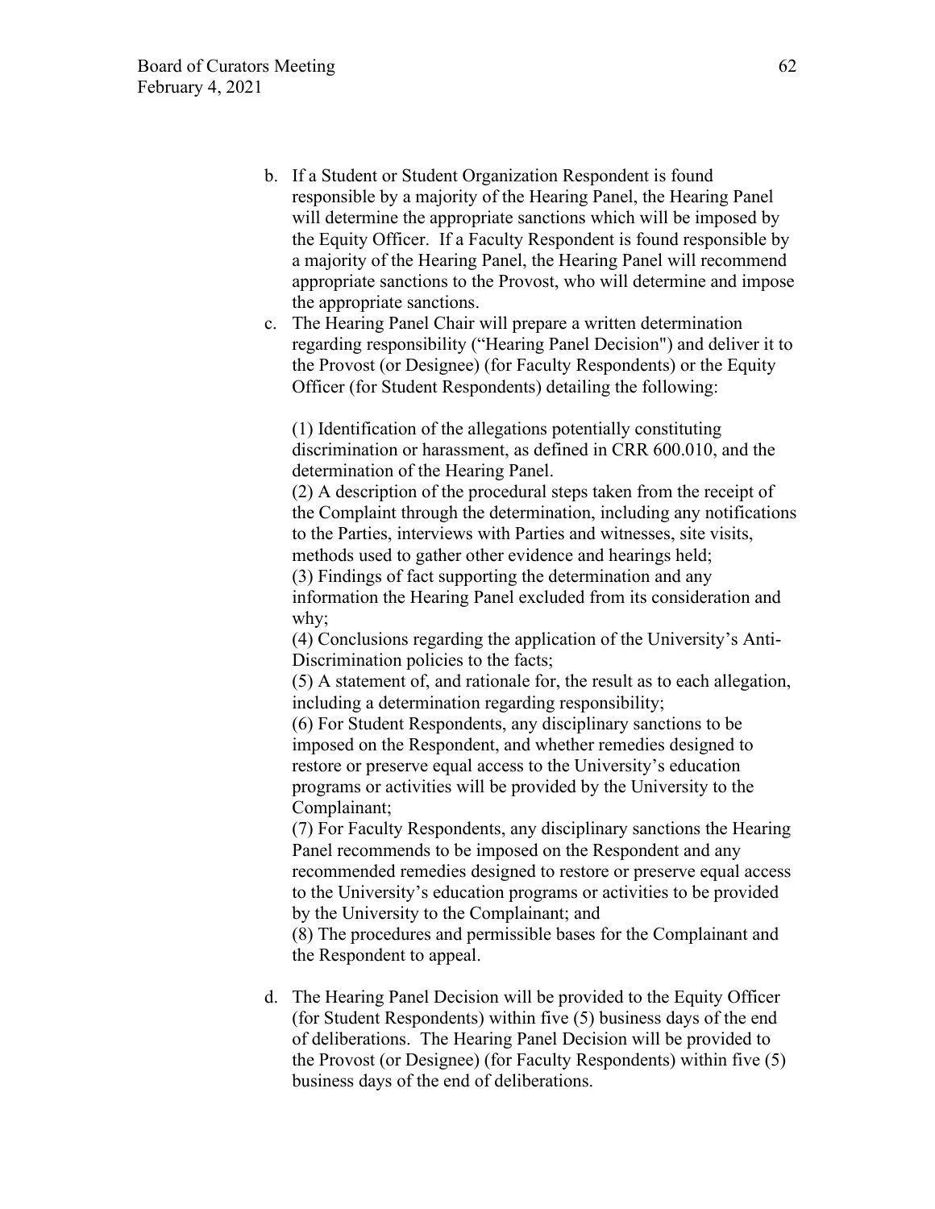b. If a Student or Student Organization Respondent is found responsible by a majority of the Hearing Panel, the Hearing Panel will determine the appropriate sanctions which will be imposed by the Equity Officer. If a Faculty Respondent is found responsible by a majority of the Hearing Panel, the Hearing Panel will recommend appropriate sanctions to the Provost, who will determine and impose the appropriate sanctions.

c. The Hearing Panel Chair will prepare a written determination regarding responsibility ("Hearing Panel Decision") and deliver it to the Provost (or Designee) (for Faculty Respondents) or the Equity Officer (for Student Respondents) detailing the following:

   (1) Identification of the allegations potentially constituting discrimination or harassment, as defined in CRR 600.010, and the determination of the Hearing Panel.
   (2) A description of the procedural steps taken from the receipt of the Complaint through the determination, including any notifications to the Parties, interviews with Parties and witnesses, site visits, methods used to gather other evidence and hearings held;
   (3) Findings of fact supporting the determination and any information the Hearing Panel excluded from its consideration and why;
   (4) Conclusions regarding the application of the University's Anti-Discrimination policies to the facts;
   (5) A statement of, and rationale for, the result as to each allegation, including a determination regarding responsibility;
   (6) For Student Respondents, any disciplinary sanctions to be imposed on the Respondent, and whether remedies designed to restore or preserve equal access to the University's education programs or activities will be provided by the University to the Complainant;
   (7) For Faculty Respondents, any disciplinary sanctions the Hearing Panel recommends to be imposed on the Respondent and any recommended remedies designed to restore or preserve equal access to the University's education programs or activities to be provided by the University to the Complainant; and
   (8) The procedures and permissible bases for the Complainant and the Respondent to appeal.

d. The Hearing Panel Decision will be provided to the Equity Officer (for Student Respondents) within five (5) business days of the end of deliberations. The Hearing Panel Decision will be provided to the Provost (or Designee) (for Faculty Respondents) within five (5) business days of the end of deliberations.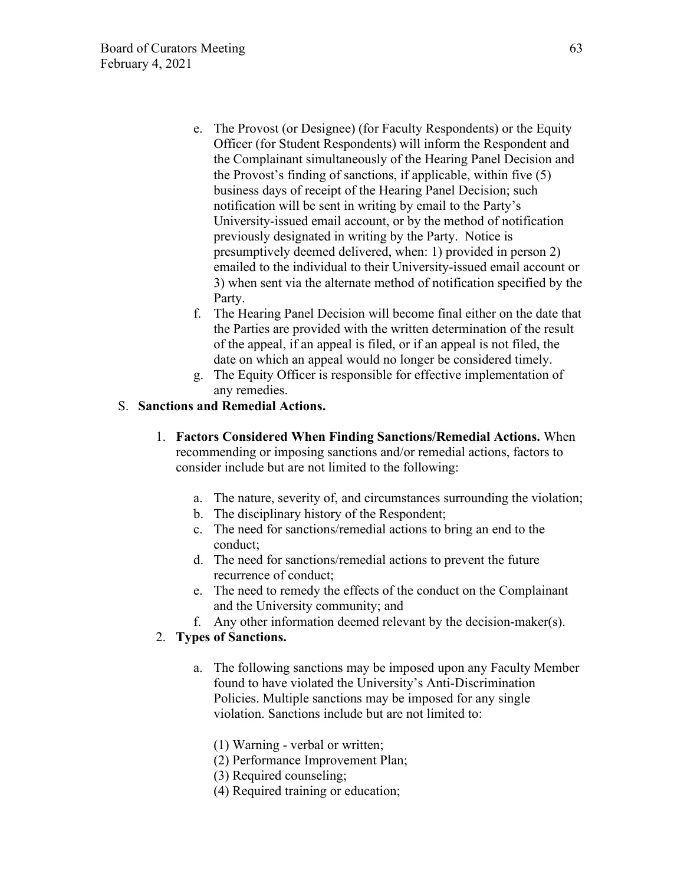e. The Provost (or Designee) (for Faculty Respondents) or the Equity Officer (for Student Respondents) will inform the Respondent and the Complainant simultaneously of the Hearing Panel Decision and the Provost's finding of sanctions, if applicable, within five (5) business days of receipt of the Hearing Panel Decision; such notification will be sent in writing by email to the Party's University-issued email account, or by the method of notification previously designated in writing by the Party. Notice is presumptively deemed delivered, when: 1) provided in person 2) emailed to the individual to their University-issued email account or 3) when sent via the alternate method of notification specified by the Party.

f. The Hearing Panel Decision will become final either on the date that the Parties are provided with the written determination of the result of the appeal, if an appeal is filed, or if an appeal is not filed, the date on which an appeal would no longer be considered timely.

g. The Equity Officer is responsible for effective implementation of any remedies.

S. **Sanctions and Remedial Actions.**

1. **Factors Considered When Finding Sanctions/Remedial Actions.** When recommending or imposing sanctions and/or remedial actions, factors to consider include but are not limited to the following:

   a. The nature, severity of, and circumstances surrounding the violation;
   b. The disciplinary history of the Respondent;
   c. The need for sanctions/remedial actions to bring an end to the conduct;
   d. The need for sanctions/remedial actions to prevent the future recurrence of conduct;
   e. The need to remedy the effects of the conduct on the Complainant and the University community; and
   f. Any other information deemed relevant by the decision-maker(s).

2. **Types of Sanctions.**

   a. The following sanctions may be imposed upon any Faculty Member found to have violated the University's Anti-Discrimination Policies. Multiple sanctions may be imposed for any single violation. Sanctions include but are not limited to:

      (1) Warning - verbal or written;
      (2) Performance Improvement Plan;
      (3) Required counseling;
      (4) Required training or education;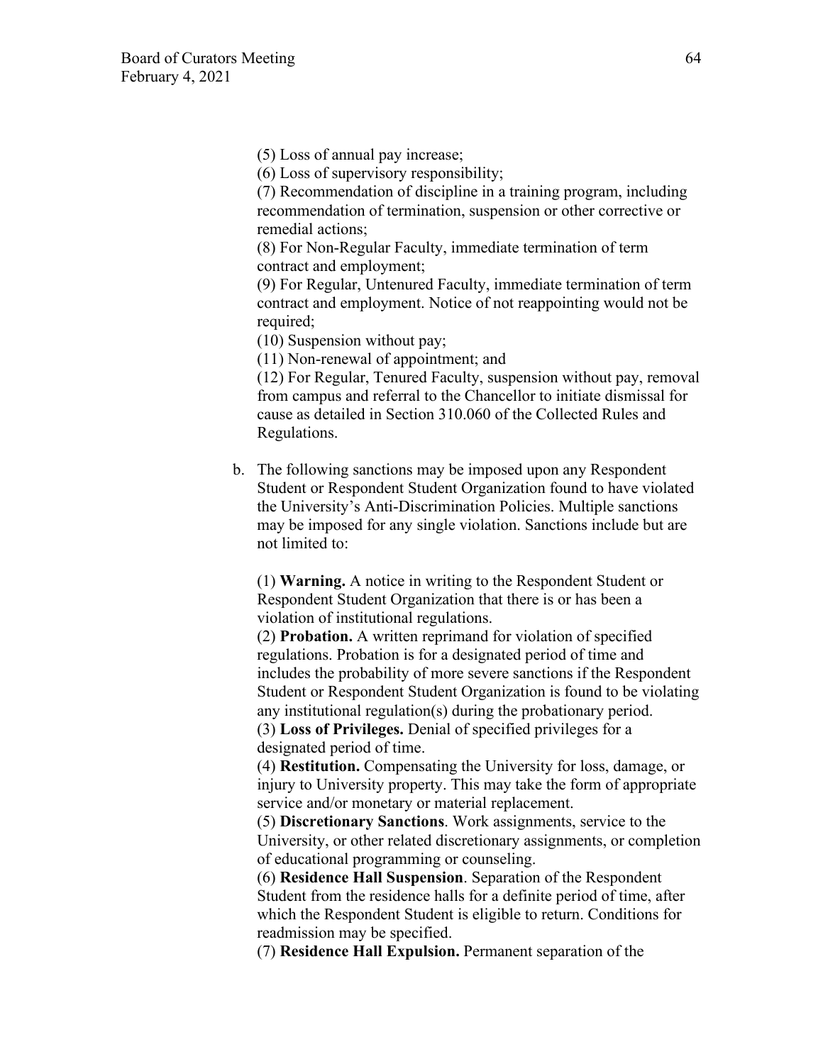(5) Loss of annual pay increase;
(6) Loss of supervisory responsibility;
(7) Recommendation of discipline in a training program, including recommendation of termination, suspension or other corrective or remedial actions;
(8) For Non-Regular Faculty, immediate termination of term contract and employment;
(9) For Regular, Untenured Faculty, immediate termination of term contract and employment. Notice of not reappointing would not be required;
(10) Suspension without pay;
(11) Non-renewal of appointment; and
(12) For Regular, Tenured Faculty, suspension without pay, removal from campus and referral to the Chancellor to initiate dismissal for cause as detailed in Section 310.060 of the Collected Rules and Regulations.

b. The following sanctions may be imposed upon any Respondent Student or Respondent Student Organization found to have violated the University's Anti-Discrimination Policies. Multiple sanctions may be imposed for any single violation. Sanctions include but are not limited to:

(1) **Warning.** A notice in writing to the Respondent Student or Respondent Student Organization that there is or has been a violation of institutional regulations.
(2) **Probation.** A written reprimand for violation of specified regulations. Probation is for a designated period of time and includes the probability of more severe sanctions if the Respondent Student or Respondent Student Organization is found to be violating any institutional regulation(s) during the probationary period.
(3) **Loss of Privileges.** Denial of specified privileges for a designated period of time.
(4) **Restitution.** Compensating the University for loss, damage, or injury to University property. This may take the form of appropriate service and/or monetary or material replacement.
(5) **Discretionary Sanctions**. Work assignments, service to the University, or other related discretionary assignments, or completion of educational programming or counseling.
(6) **Residence Hall Suspension**. Separation of the Respondent Student from the residence halls for a definite period of time, after which the Respondent Student is eligible to return. Conditions for readmission may be specified.
(7) **Residence Hall Expulsion.** Permanent separation of the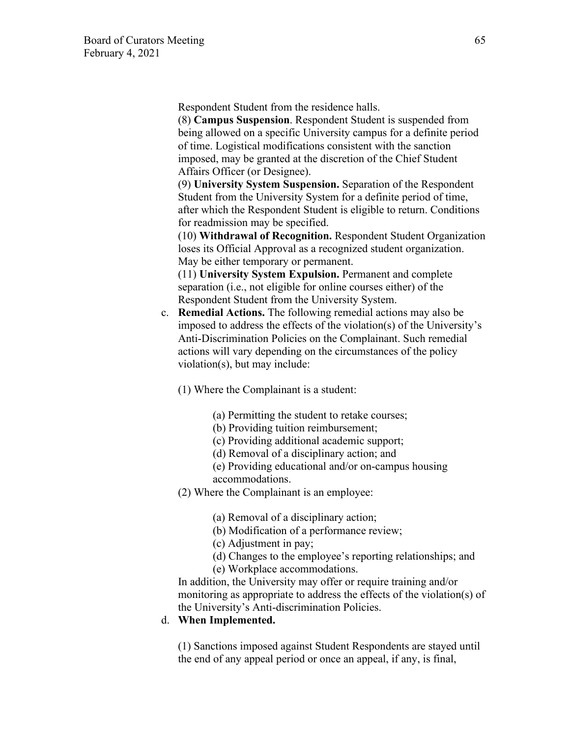Respondent Student from the residence halls.

(8) **Campus Suspension**. Respondent Student is suspended from being allowed on a specific University campus for a definite period of time. Logistical modifications consistent with the sanction imposed, may be granted at the discretion of the Chief Student Affairs Officer (or Designee).

(9) **University System Suspension.** Separation of the Respondent Student from the University System for a definite period of time, after which the Respondent Student is eligible to return. Conditions for readmission may be specified.

(10) **Withdrawal of Recognition.** Respondent Student Organization loses its Official Approval as a recognized student organization. May be either temporary or permanent.

(11) **University System Expulsion.** Permanent and complete separation (i.e., not eligible for online courses either) of the Respondent Student from the University System.

c. **Remedial Actions.** The following remedial actions may also be imposed to address the effects of the violation(s) of the University's Anti-Discrimination Policies on the Complainant. Such remedial actions will vary depending on the circumstances of the policy violation(s), but may include:

   (1) Where the Complainant is a student:

      (a) Permitting the student to retake courses;
      (b) Providing tuition reimbursement;
      (c) Providing additional academic support;
      (d) Removal of a disciplinary action; and
      (e) Providing educational and/or on-campus housing accommodations.

   (2) Where the Complainant is an employee:

      (a) Removal of a disciplinary action;
      (b) Modification of a performance review;
      (c) Adjustment in pay;
      (d) Changes to the employee's reporting relationships; and
      (e) Workplace accommodations.

   In addition, the University may offer or require training and/or monitoring as appropriate to address the effects of the violation(s) of the University's Anti-discrimination Policies.

d. **When Implemented.**

   (1) Sanctions imposed against Student Respondents are stayed until the end of any appeal period or once an appeal, if any, is final,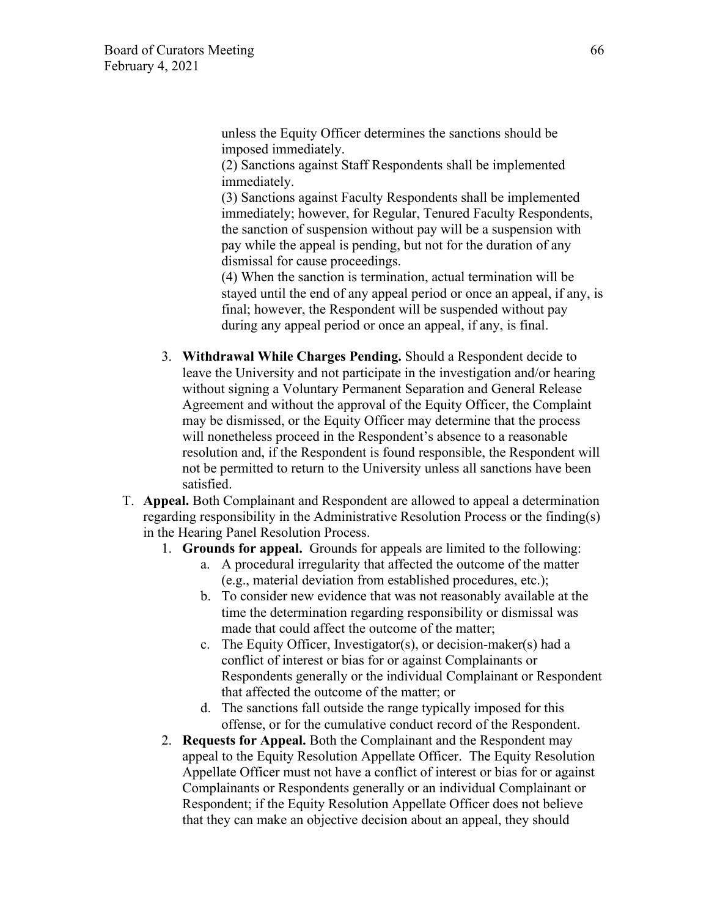unless the Equity Officer determines the sanctions should be imposed immediately.

(2) Sanctions against Staff Respondents shall be implemented immediately.

(3) Sanctions against Faculty Respondents shall be implemented immediately; however, for Regular, Tenured Faculty Respondents, the sanction of suspension without pay will be a suspension with pay while the appeal is pending, but not for the duration of any dismissal for cause proceedings.

(4) When the sanction is termination, actual termination will be stayed until the end of any appeal period or once an appeal, if any, is final; however, the Respondent will be suspended without pay during any appeal period or once an appeal, if any, is final.

3. **Withdrawal While Charges Pending.** Should a Respondent decide to leave the University and not participate in the investigation and/or hearing without signing a Voluntary Permanent Separation and General Release Agreement and without the approval of the Equity Officer, the Complaint may be dismissed, or the Equity Officer may determine that the process will nonetheless proceed in the Respondent's absence to a reasonable resolution and, if the Respondent is found responsible, the Respondent will not be permitted to return to the University unless all sanctions have been satisfied.

T. **Appeal.** Both Complainant and Respondent are allowed to appeal a determination regarding responsibility in the Administrative Resolution Process or the finding(s) in the Hearing Panel Resolution Process.

1. **Grounds for appeal.** Grounds for appeals are limited to the following:
   a. A procedural irregularity that affected the outcome of the matter (e.g., material deviation from established procedures, etc.);
   b. To consider new evidence that was not reasonably available at the time the determination regarding responsibility or dismissal was made that could affect the outcome of the matter;
   c. The Equity Officer, Investigator(s), or decision-maker(s) had a conflict of interest or bias for or against Complainants or Respondents generally or the individual Complainant or Respondent that affected the outcome of the matter; or
   d. The sanctions fall outside the range typically imposed for this offense, or for the cumulative conduct record of the Respondent.
2. **Requests for Appeal.** Both the Complainant and the Respondent may appeal to the Equity Resolution Appellate Officer. The Equity Resolution Appellate Officer must not have a conflict of interest or bias for or against Complainants or Respondents generally or an individual Complainant or Respondent; if the Equity Resolution Appellate Officer does not believe that they can make an objective decision about an appeal, they should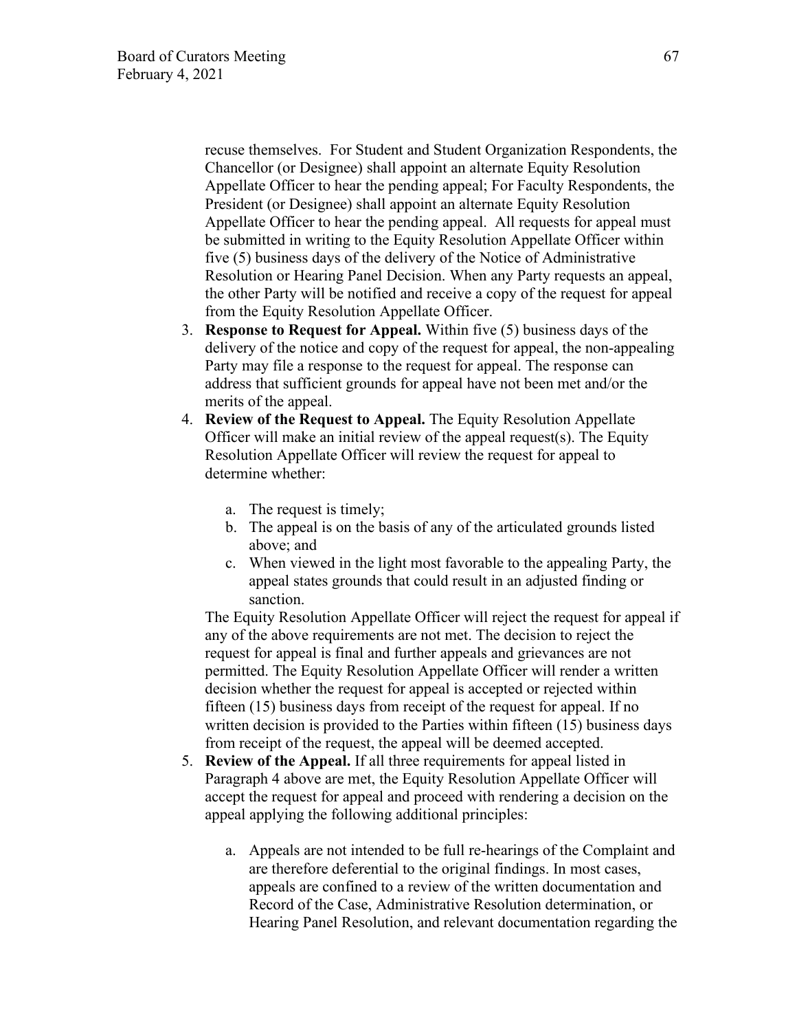recuse themselves. For Student and Student Organization Respondents, the Chancellor (or Designee) shall appoint an alternate Equity Resolution Appellate Officer to hear the pending appeal; For Faculty Respondents, the President (or Designee) shall appoint an alternate Equity Resolution Appellate Officer to hear the pending appeal. All requests for appeal must be submitted in writing to the Equity Resolution Appellate Officer within five (5) business days of the delivery of the Notice of Administrative Resolution or Hearing Panel Decision. When any Party requests an appeal, the other Party will be notified and receive a copy of the request for appeal from the Equity Resolution Appellate Officer.

3. **Response to Request for Appeal.** Within five (5) business days of the delivery of the notice and copy of the request for appeal, the non-appealing Party may file a response to the request for appeal. The response can address that sufficient grounds for appeal have not been met and/or the merits of the appeal.
4. **Review of the Request to Appeal.** The Equity Resolution Appellate Officer will make an initial review of the appeal request(s). The Equity Resolution Appellate Officer will review the request for appeal to determine whether:

   a. The request is timely;
   b. The appeal is on the basis of any of the articulated grounds listed above; and
   c. When viewed in the light most favorable to the appealing Party, the appeal states grounds that could result in an adjusted finding or sanction.

   The Equity Resolution Appellate Officer will reject the request for appeal if any of the above requirements are not met. The decision to reject the request for appeal is final and further appeals and grievances are not permitted. The Equity Resolution Appellate Officer will render a written decision whether the request for appeal is accepted or rejected within fifteen (15) business days from receipt of the request for appeal. If no written decision is provided to the Parties within fifteen (15) business days from receipt of the request, the appeal will be deemed accepted.
5. **Review of the Appeal.** If all three requirements for appeal listed in Paragraph 4 above are met, the Equity Resolution Appellate Officer will accept the request for appeal and proceed with rendering a decision on the appeal applying the following additional principles:

   a. Appeals are not intended to be full re-hearings of the Complaint and are therefore deferential to the original findings. In most cases, appeals are confined to a review of the written documentation and Record of the Case, Administrative Resolution determination, or Hearing Panel Resolution, and relevant documentation regarding the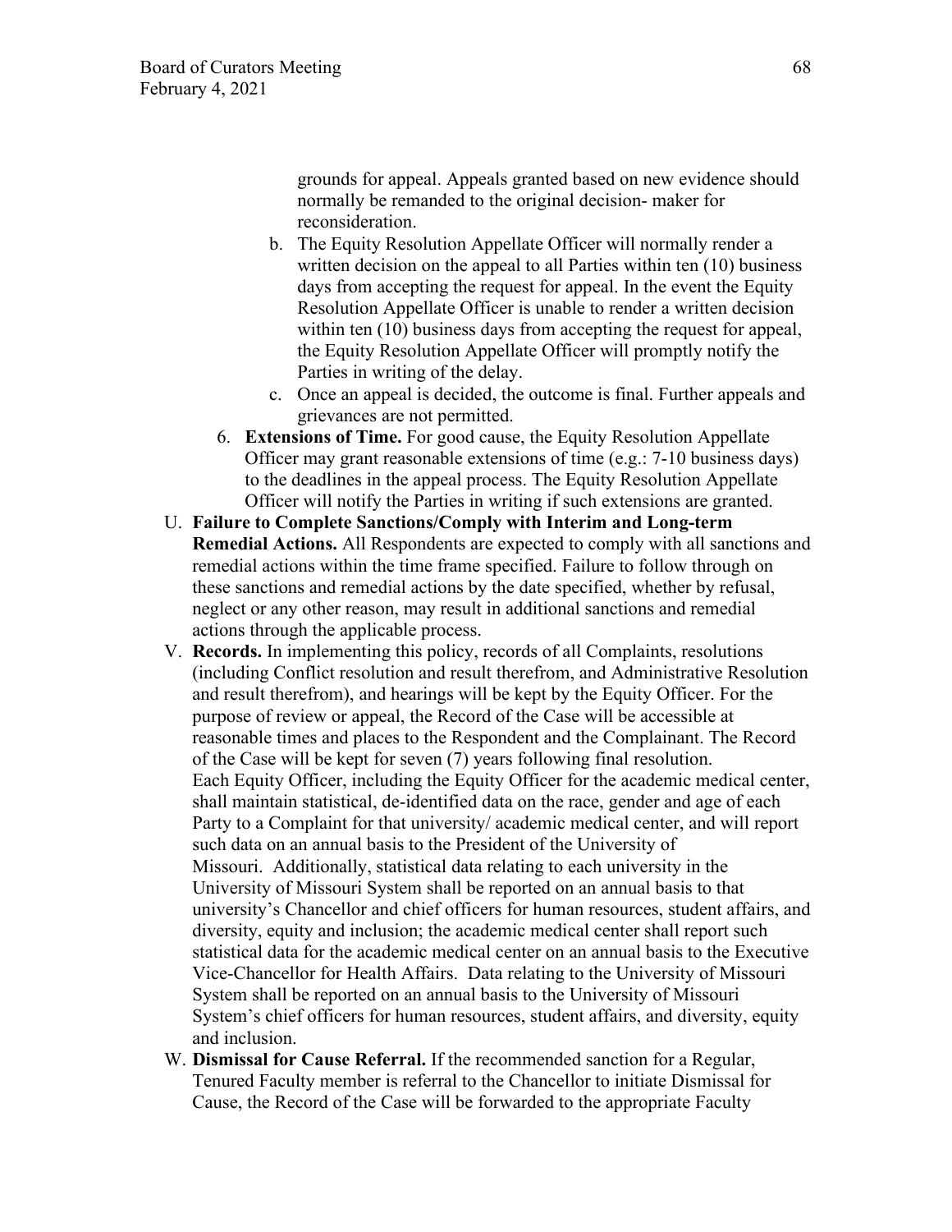grounds for appeal. Appeals granted based on new evidence should normally be remanded to the original decision- maker for reconsideration.

   b. The Equity Resolution Appellate Officer will normally render a written decision on the appeal to all Parties within ten (10) business days from accepting the request for appeal. In the event the Equity Resolution Appellate Officer is unable to render a written decision within ten (10) business days from accepting the request for appeal, the Equity Resolution Appellate Officer will promptly notify the Parties in writing of the delay.
   c. Once an appeal is decided, the outcome is final. Further appeals and grievances are not permitted.

6. **Extensions of Time.** For good cause, the Equity Resolution Appellate Officer may grant reasonable extensions of time (e.g.: 7-10 business days) to the deadlines in the appeal process. The Equity Resolution Appellate Officer will notify the Parties in writing if such extensions are granted.

U. **Failure to Complete Sanctions/Comply with Interim and Long-term Remedial Actions.** All Respondents are expected to comply with all sanctions and remedial actions within the time frame specified. Failure to follow through on these sanctions and remedial actions by the date specified, whether by refusal, neglect or any other reason, may result in additional sanctions and remedial actions through the applicable process.

V. **Records.** In implementing this policy, records of all Complaints, resolutions (including Conflict resolution and result therefrom, and Administrative Resolution and result therefrom), and hearings will be kept by the Equity Officer. For the purpose of review or appeal, the Record of the Case will be accessible at reasonable times and places to the Respondent and the Complainant. The Record of the Case will be kept for seven (7) years following final resolution.
Each Equity Officer, including the Equity Officer for the academic medical center, shall maintain statistical, de-identified data on the race, gender and age of each Party to a Complaint for that university/ academic medical center, and will report such data on an annual basis to the President of the University of Missouri. Additionally, statistical data relating to each university in the University of Missouri System shall be reported on an annual basis to that university's Chancellor and chief officers for human resources, student affairs, and diversity, equity and inclusion; the academic medical center shall report such statistical data for the academic medical center on an annual basis to the Executive Vice-Chancellor for Health Affairs. Data relating to the University of Missouri System shall be reported on an annual basis to the University of Missouri System's chief officers for human resources, student affairs, and diversity, equity and inclusion.

W. **Dismissal for Cause Referral.** If the recommended sanction for a Regular, Tenured Faculty member is referral to the Chancellor to initiate Dismissal for Cause, the Record of the Case will be forwarded to the appropriate Faculty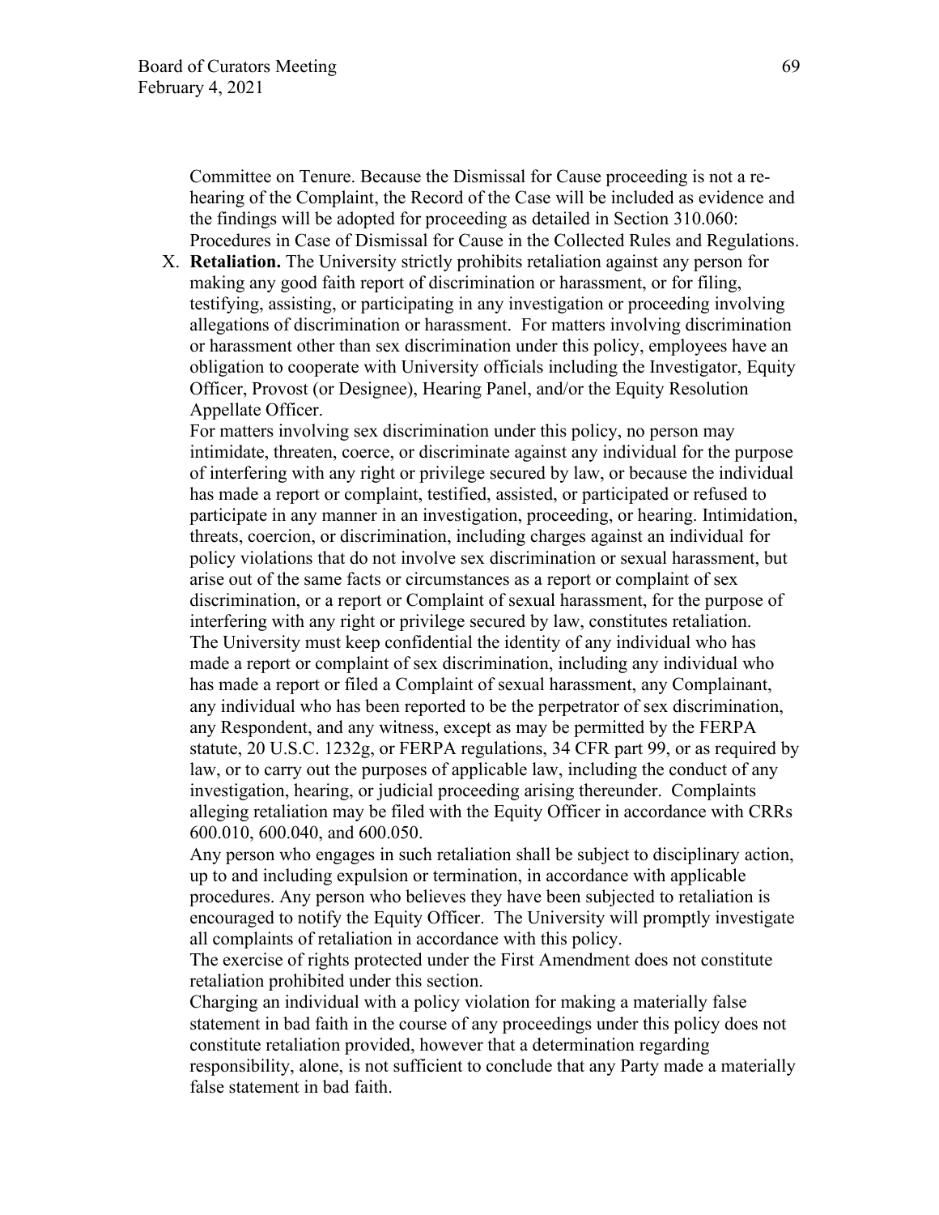Committee on Tenure. Because the Dismissal for Cause proceeding is not a re-hearing of the Complaint, the Record of the Case will be included as evidence and the findings will be adopted for proceeding as detailed in Section 310.060: Procedures in Case of Dismissal for Cause in the Collected Rules and Regulations.

X. **Retaliation.** The University strictly prohibits retaliation against any person for making any good faith report of discrimination or harassment, or for filing, testifying, assisting, or participating in any investigation or proceeding involving allegations of discrimination or harassment. For matters involving discrimination or harassment other than sex discrimination under this policy, employees have an obligation to cooperate with University officials including the Investigator, Equity Officer, Provost (or Designee), Hearing Panel, and/or the Equity Resolution Appellate Officer.

   For matters involving sex discrimination under this policy, no person may intimidate, threaten, coerce, or discriminate against any individual for the purpose of interfering with any right or privilege secured by law, or because the individual has made a report or complaint, testified, assisted, or participated or refused to participate in any manner in an investigation, proceeding, or hearing. Intimidation, threats, coercion, or discrimination, including charges against an individual for policy violations that do not involve sex discrimination or sexual harassment, but arise out of the same facts or circumstances as a report or complaint of sex discrimination, or a report or Complaint of sexual harassment, for the purpose of interfering with any right or privilege secured by law, constitutes retaliation. The University must keep confidential the identity of any individual who has made a report or complaint of sex discrimination, including any individual who has made a report or filed a Complaint of sexual harassment, any Complainant, any individual who has been reported to be the perpetrator of sex discrimination, any Respondent, and any witness, except as may be permitted by the FERPA statute, 20 U.S.C. 1232g, or FERPA regulations, 34 CFR part 99, or as required by law, or to carry out the purposes of applicable law, including the conduct of any investigation, hearing, or judicial proceeding arising thereunder. Complaints alleging retaliation may be filed with the Equity Officer in accordance with CRRs 600.010, 600.040, and 600.050.

   Any person who engages in such retaliation shall be subject to disciplinary action, up to and including expulsion or termination, in accordance with applicable procedures. Any person who believes they have been subjected to retaliation is encouraged to notify the Equity Officer. The University will promptly investigate all complaints of retaliation in accordance with this policy.

   The exercise of rights protected under the First Amendment does not constitute retaliation prohibited under this section.

   Charging an individual with a policy violation for making a materially false statement in bad faith in the course of any proceedings under this policy does not constitute retaliation provided, however that a determination regarding responsibility, alone, is not sufficient to conclude that any Party made a materially false statement in bad faith.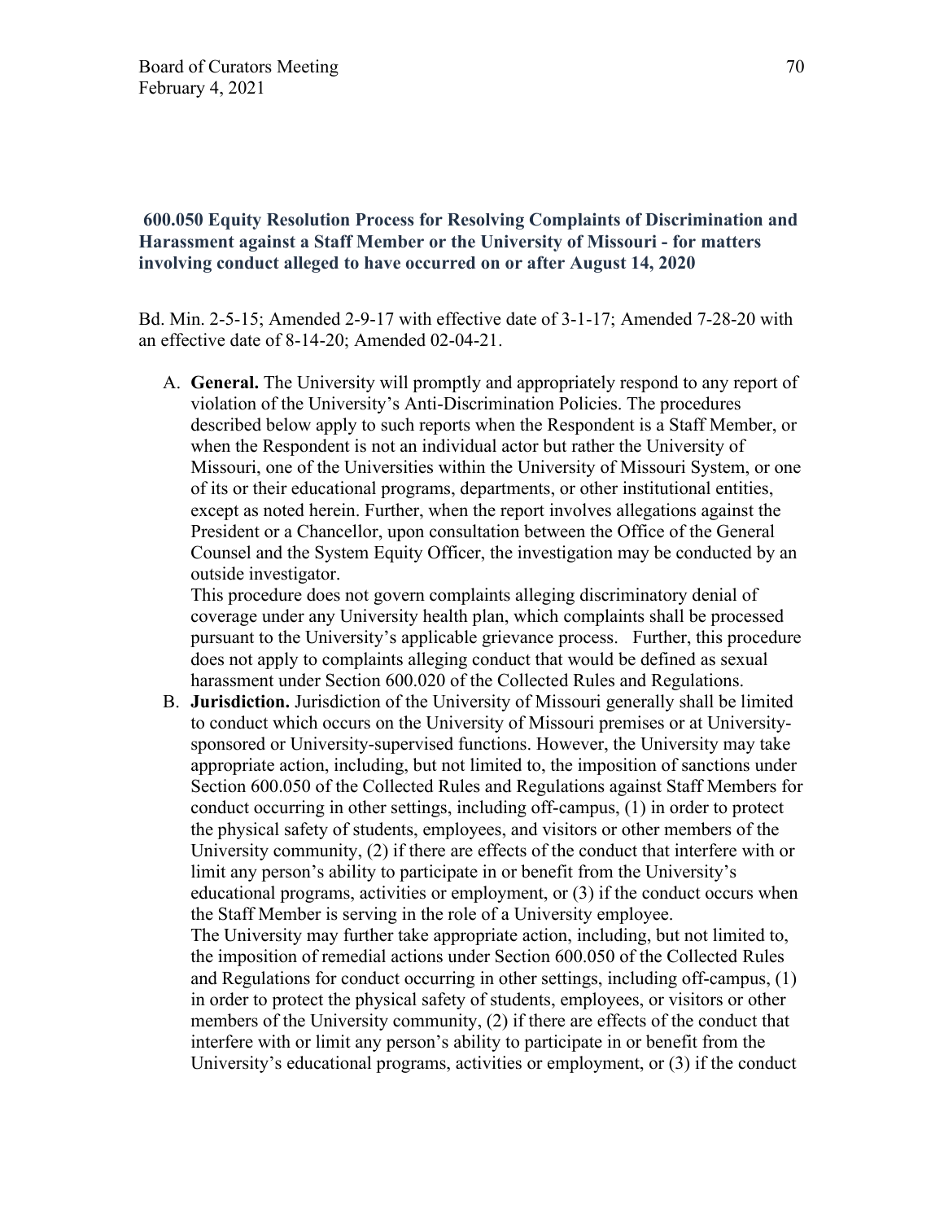**600.050 Equity Resolution Process for Resolving Complaints of Discrimination and Harassment against a Staff Member or the University of Missouri - for matters involving conduct alleged to have occurred on or after August 14, 2020**

Bd. Min. 2-5-15; Amended 2-9-17 with effective date of 3-1-17; Amended 7-28-20 with an effective date of 8-14-20; Amended 02-04-21.

A. **General.** The University will promptly and appropriately respond to any report of violation of the University's Anti-Discrimination Policies. The procedures described below apply to such reports when the Respondent is a Staff Member, or when the Respondent is not an individual actor but rather the University of Missouri, one of the Universities within the University of Missouri System, or one of its or their educational programs, departments, or other institutional entities, except as noted herein. Further, when the report involves allegations against the President or a Chancellor, upon consultation between the Office of the General Counsel and the System Equity Officer, the investigation may be conducted by an outside investigator.

   This procedure does not govern complaints alleging discriminatory denial of coverage under any University health plan, which complaints shall be processed pursuant to the University's applicable grievance process. Further, this procedure does not apply to complaints alleging conduct that would be defined as sexual harassment under Section 600.020 of the Collected Rules and Regulations.

B. **Jurisdiction.** Jurisdiction of the University of Missouri generally shall be limited to conduct which occurs on the University of Missouri premises or at University-sponsored or University-supervised functions. However, the University may take appropriate action, including, but not limited to, the imposition of sanctions under Section 600.050 of the Collected Rules and Regulations against Staff Members for conduct occurring in other settings, including off-campus, (1) in order to protect the physical safety of students, employees, and visitors or other members of the University community, (2) if there are effects of the conduct that interfere with or limit any person's ability to participate in or benefit from the University's educational programs, activities or employment, or (3) if the conduct occurs when the Staff Member is serving in the role of a University employee.

   The University may further take appropriate action, including, but not limited to, the imposition of remedial actions under Section 600.050 of the Collected Rules and Regulations for conduct occurring in other settings, including off-campus, (1) in order to protect the physical safety of students, employees, or visitors or other members of the University community, (2) if there are effects of the conduct that interfere with or limit any person's ability to participate in or benefit from the University's educational programs, activities or employment, or (3) if the conduct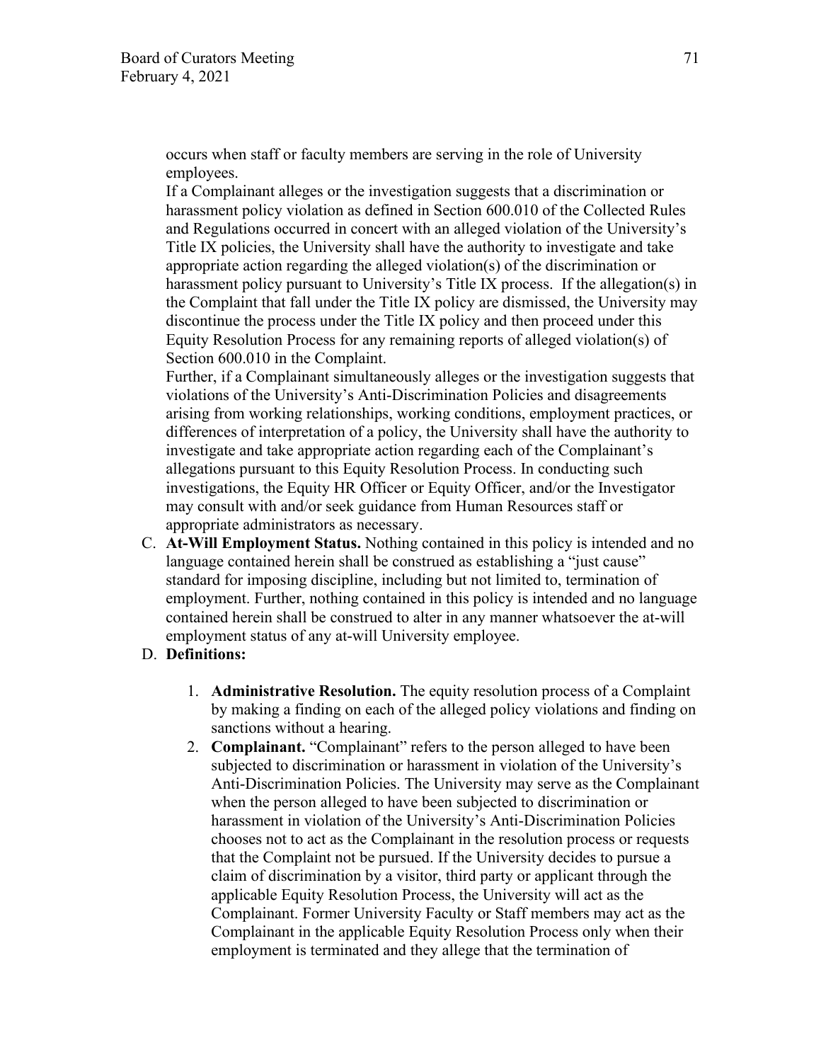occurs when staff or faculty members are serving in the role of University employees.

If a Complainant alleges or the investigation suggests that a discrimination or harassment policy violation as defined in Section 600.010 of the Collected Rules and Regulations occurred in concert with an alleged violation of the University's Title IX policies, the University shall have the authority to investigate and take appropriate action regarding the alleged violation(s) of the discrimination or harassment policy pursuant to University's Title IX process. If the allegation(s) in the Complaint that fall under the Title IX policy are dismissed, the University may discontinue the process under the Title IX policy and then proceed under this Equity Resolution Process for any remaining reports of alleged violation(s) of Section 600.010 in the Complaint.

Further, if a Complainant simultaneously alleges or the investigation suggests that violations of the University's Anti-Discrimination Policies and disagreements arising from working relationships, working conditions, employment practices, or differences of interpretation of a policy, the University shall have the authority to investigate and take appropriate action regarding each of the Complainant's allegations pursuant to this Equity Resolution Process. In conducting such investigations, the Equity HR Officer or Equity Officer, and/or the Investigator may consult with and/or seek guidance from Human Resources staff or appropriate administrators as necessary.

C. **At-Will Employment Status.** Nothing contained in this policy is intended and no language contained herein shall be construed as establishing a "just cause" standard for imposing discipline, including but not limited to, termination of employment. Further, nothing contained in this policy is intended and no language contained herein shall be construed to alter in any manner whatsoever the at-will employment status of any at-will University employee.

D. **Definitions:**

   1. **Administrative Resolution.** The equity resolution process of a Complaint by making a finding on each of the alleged policy violations and finding on sanctions without a hearing.
   2. **Complainant.** "Complainant" refers to the person alleged to have been subjected to discrimination or harassment in violation of the University's Anti-Discrimination Policies. The University may serve as the Complainant when the person alleged to have been subjected to discrimination or harassment in violation of the University's Anti-Discrimination Policies chooses not to act as the Complainant in the resolution process or requests that the Complaint not be pursued. If the University decides to pursue a claim of discrimination by a visitor, third party or applicant through the applicable Equity Resolution Process, the University will act as the Complainant. Former University Faculty or Staff members may act as the Complainant in the applicable Equity Resolution Process only when their employment is terminated and they allege that the termination of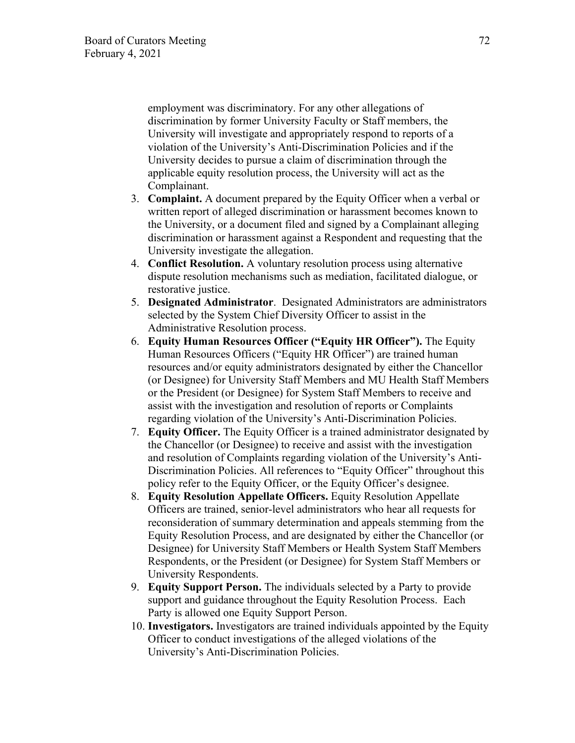employment was discriminatory. For any other allegations of discrimination by former University Faculty or Staff members, the University will investigate and appropriately respond to reports of a violation of the University's Anti-Discrimination Policies and if the University decides to pursue a claim of discrimination through the applicable equity resolution process, the University will act as the Complainant.

3. **Complaint.** A document prepared by the Equity Officer when a verbal or written report of alleged discrimination or harassment becomes known to the University, or a document filed and signed by a Complainant alleging discrimination or harassment against a Respondent and requesting that the University investigate the allegation.
4. **Conflict Resolution.** A voluntary resolution process using alternative dispute resolution mechanisms such as mediation, facilitated dialogue, or restorative justice.
5. **Designated Administrator**. Designated Administrators are administrators selected by the System Chief Diversity Officer to assist in the Administrative Resolution process.
6. **Equity Human Resources Officer ("Equity HR Officer").** The Equity Human Resources Officers ("Equity HR Officer") are trained human resources and/or equity administrators designated by either the Chancellor (or Designee) for University Staff Members and MU Health Staff Members or the President (or Designee) for System Staff Members to receive and assist with the investigation and resolution of reports or Complaints regarding violation of the University's Anti-Discrimination Policies.
7. **Equity Officer.** The Equity Officer is a trained administrator designated by the Chancellor (or Designee) to receive and assist with the investigation and resolution of Complaints regarding violation of the University's Anti-Discrimination Policies. All references to "Equity Officer" throughout this policy refer to the Equity Officer, or the Equity Officer's designee.
8. **Equity Resolution Appellate Officers.** Equity Resolution Appellate Officers are trained, senior-level administrators who hear all requests for reconsideration of summary determination and appeals stemming from the Equity Resolution Process, and are designated by either the Chancellor (or Designee) for University Staff Members or Health System Staff Members Respondents, or the President (or Designee) for System Staff Members or University Respondents.
9. **Equity Support Person.** The individuals selected by a Party to provide support and guidance throughout the Equity Resolution Process. Each Party is allowed one Equity Support Person.
10. **Investigators.** Investigators are trained individuals appointed by the Equity Officer to conduct investigations of the alleged violations of the University's Anti-Discrimination Policies.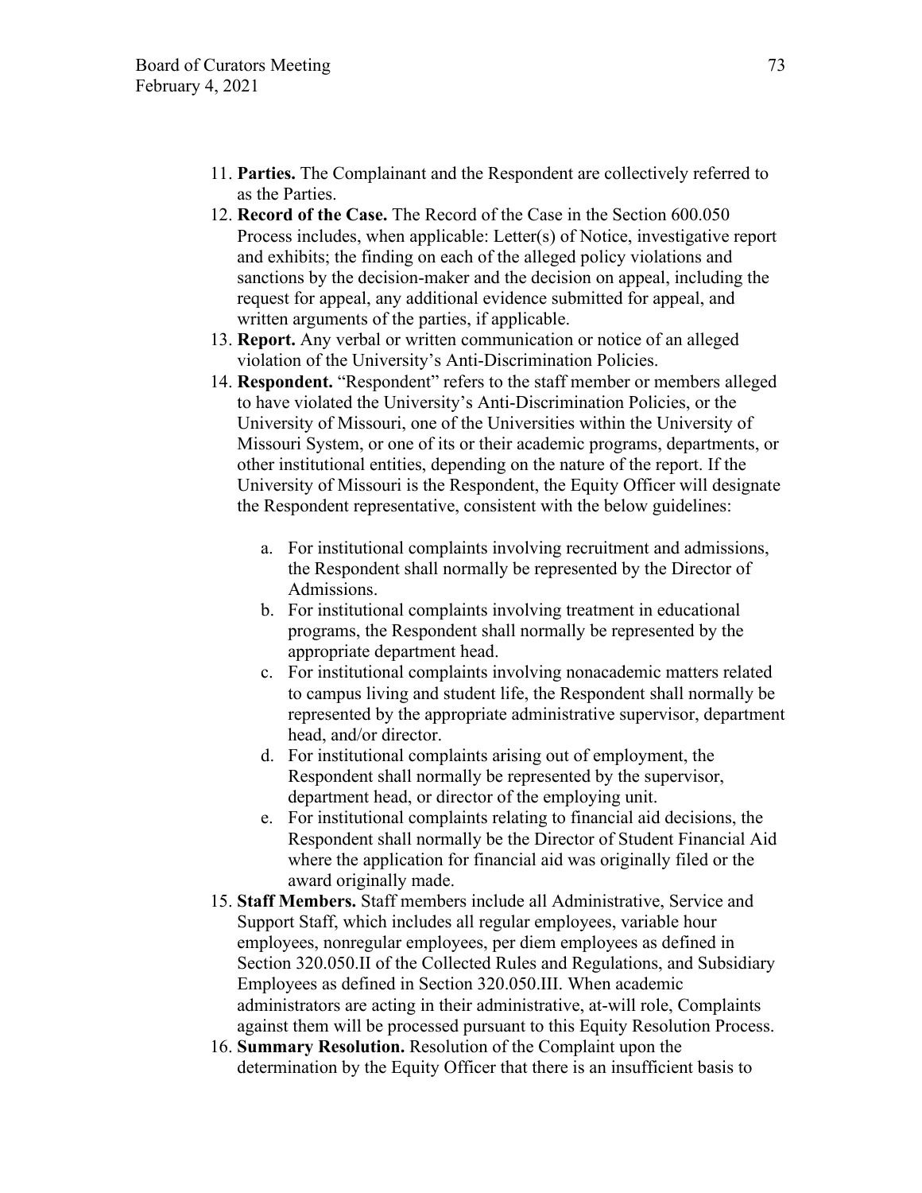11. **Parties.** The Complainant and the Respondent are collectively referred to as the Parties.
12. **Record of the Case.** The Record of the Case in the Section 600.050 Process includes, when applicable: Letter(s) of Notice, investigative report and exhibits; the finding on each of the alleged policy violations and sanctions by the decision-maker and the decision on appeal, including the request for appeal, any additional evidence submitted for appeal, and written arguments of the parties, if applicable.
13. **Report.** Any verbal or written communication or notice of an alleged violation of the University's Anti-Discrimination Policies.
14. **Respondent.** "Respondent" refers to the staff member or members alleged to have violated the University's Anti-Discrimination Policies, or the University of Missouri, one of the Universities within the University of Missouri System, or one of its or their academic programs, departments, or other institutional entities, depending on the nature of the report. If the University of Missouri is the Respondent, the Equity Officer will designate the Respondent representative, consistent with the below guidelines:

    a. For institutional complaints involving recruitment and admissions, the Respondent shall normally be represented by the Director of Admissions.
    b. For institutional complaints involving treatment in educational programs, the Respondent shall normally be represented by the appropriate department head.
    c. For institutional complaints involving nonacademic matters related to campus living and student life, the Respondent shall normally be represented by the appropriate administrative supervisor, department head, and/or director.
    d. For institutional complaints arising out of employment, the Respondent shall normally be represented by the supervisor, department head, or director of the employing unit.
    e. For institutional complaints relating to financial aid decisions, the Respondent shall normally be the Director of Student Financial Aid where the application for financial aid was originally filed or the award originally made.
15. **Staff Members.** Staff members include all Administrative, Service and Support Staff, which includes all regular employees, variable hour employees, nonregular employees, per diem employees as defined in Section 320.050.II of the Collected Rules and Regulations, and Subsidiary Employees as defined in Section 320.050.III. When academic administrators are acting in their administrative, at-will role, Complaints against them will be processed pursuant to this Equity Resolution Process.
16. **Summary Resolution.** Resolution of the Complaint upon the determination by the Equity Officer that there is an insufficient basis to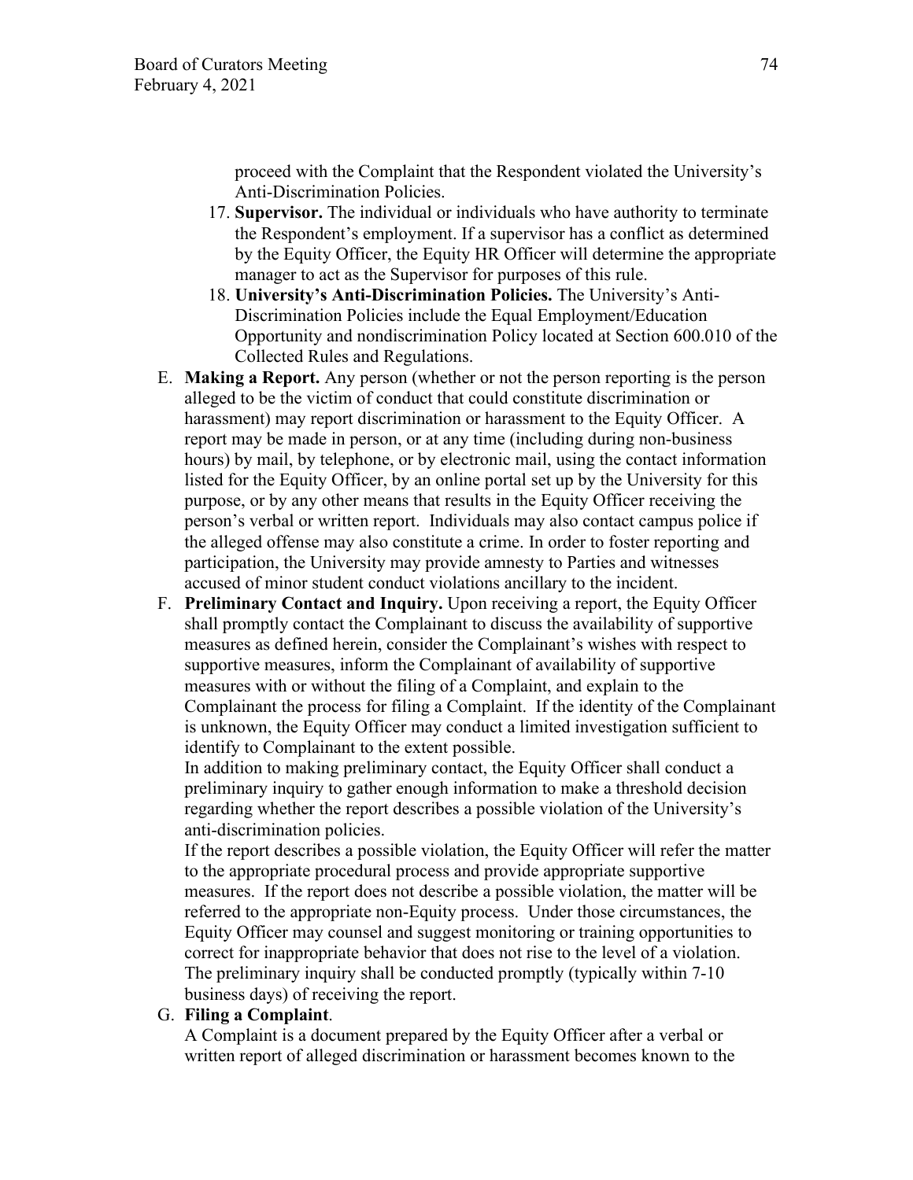proceed with the Complaint that the Respondent violated the University's Anti-Discrimination Policies.

17. **Supervisor.** The individual or individuals who have authority to terminate the Respondent's employment. If a supervisor has a conflict as determined by the Equity Officer, the Equity HR Officer will determine the appropriate manager to act as the Supervisor for purposes of this rule.
18. **University's Anti-Discrimination Policies.** The University's Anti-Discrimination Policies include the Equal Employment/Education Opportunity and nondiscrimination Policy located at Section 600.010 of the Collected Rules and Regulations.

E. **Making a Report.** Any person (whether or not the person reporting is the person alleged to be the victim of conduct that could constitute discrimination or harassment) may report discrimination or harassment to the Equity Officer. A report may be made in person, or at any time (including during non-business hours) by mail, by telephone, or by electronic mail, using the contact information listed for the Equity Officer, by an online portal set up by the University for this purpose, or by any other means that results in the Equity Officer receiving the person's verbal or written report. Individuals may also contact campus police if the alleged offense may also constitute a crime. In order to foster reporting and participation, the University may provide amnesty to Parties and witnesses accused of minor student conduct violations ancillary to the incident.

F. **Preliminary Contact and Inquiry.** Upon receiving a report, the Equity Officer shall promptly contact the Complainant to discuss the availability of supportive measures as defined herein, consider the Complainant's wishes with respect to supportive measures, inform the Complainant of availability of supportive measures with or without the filing of a Complaint, and explain to the Complainant the process for filing a Complaint. If the identity of the Complainant is unknown, the Equity Officer may conduct a limited investigation sufficient to identify to Complainant to the extent possible.

   In addition to making preliminary contact, the Equity Officer shall conduct a preliminary inquiry to gather enough information to make a threshold decision regarding whether the report describes a possible violation of the University's anti-discrimination policies.

   If the report describes a possible violation, the Equity Officer will refer the matter to the appropriate procedural process and provide appropriate supportive measures. If the report does not describe a possible violation, the matter will be referred to the appropriate non-Equity process. Under those circumstances, the Equity Officer may counsel and suggest monitoring or training opportunities to correct for inappropriate behavior that does not rise to the level of a violation. The preliminary inquiry shall be conducted promptly (typically within 7-10 business days) of receiving the report.

G. **Filing a Complaint**.

   A Complaint is a document prepared by the Equity Officer after a verbal or written report of alleged discrimination or harassment becomes known to the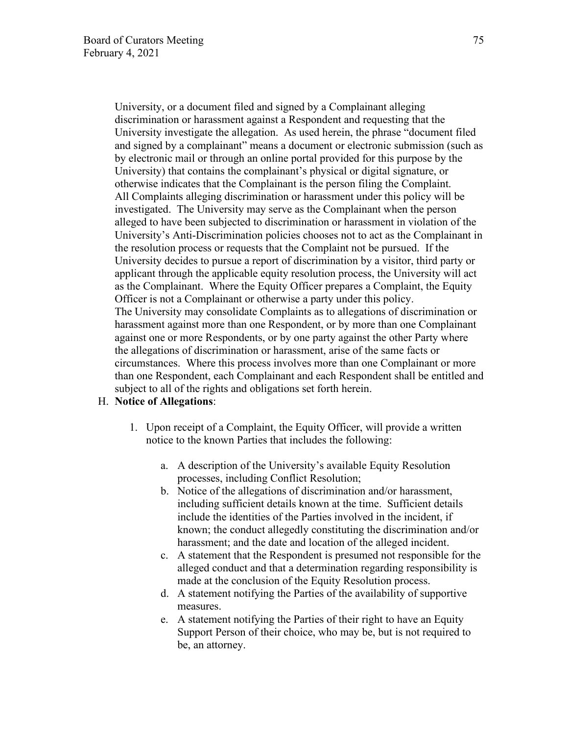University, or a document filed and signed by a Complainant alleging discrimination or harassment against a Respondent and requesting that the University investigate the allegation. As used herein, the phrase "document filed and signed by a complainant" means a document or electronic submission (such as by electronic mail or through an online portal provided for this purpose by the University) that contains the complainant's physical or digital signature, or otherwise indicates that the Complainant is the person filing the Complaint. All Complaints alleging discrimination or harassment under this policy will be investigated. The University may serve as the Complainant when the person alleged to have been subjected to discrimination or harassment in violation of the University's Anti-Discrimination policies chooses not to act as the Complainant in the resolution process or requests that the Complaint not be pursued. If the University decides to pursue a report of discrimination by a visitor, third party or applicant through the applicable equity resolution process, the University will act as the Complainant. Where the Equity Officer prepares a Complaint, the Equity Officer is not a Complainant or otherwise a party under this policy.
The University may consolidate Complaints as to allegations of discrimination or harassment against more than one Respondent, or by more than one Complainant against one or more Respondents, or by one party against the other Party where the allegations of discrimination or harassment, arise of the same facts or circumstances. Where this process involves more than one Complainant or more than one Respondent, each Complainant and each Respondent shall be entitled and subject to all of the rights and obligations set forth herein.

H. **Notice of Allegations**:

1. Upon receipt of a Complaint, the Equity Officer, will provide a written notice to the known Parties that includes the following:

    a. A description of the University's available Equity Resolution processes, including Conflict Resolution;
    b. Notice of the allegations of discrimination and/or harassment, including sufficient details known at the time. Sufficient details include the identities of the Parties involved in the incident, if known; the conduct allegedly constituting the discrimination and/or harassment; and the date and location of the alleged incident.
    c. A statement that the Respondent is presumed not responsible for the alleged conduct and that a determination regarding responsibility is made at the conclusion of the Equity Resolution process.
    d. A statement notifying the Parties of the availability of supportive measures.
    e. A statement notifying the Parties of their right to have an Equity Support Person of their choice, who may be, but is not required to be, an attorney.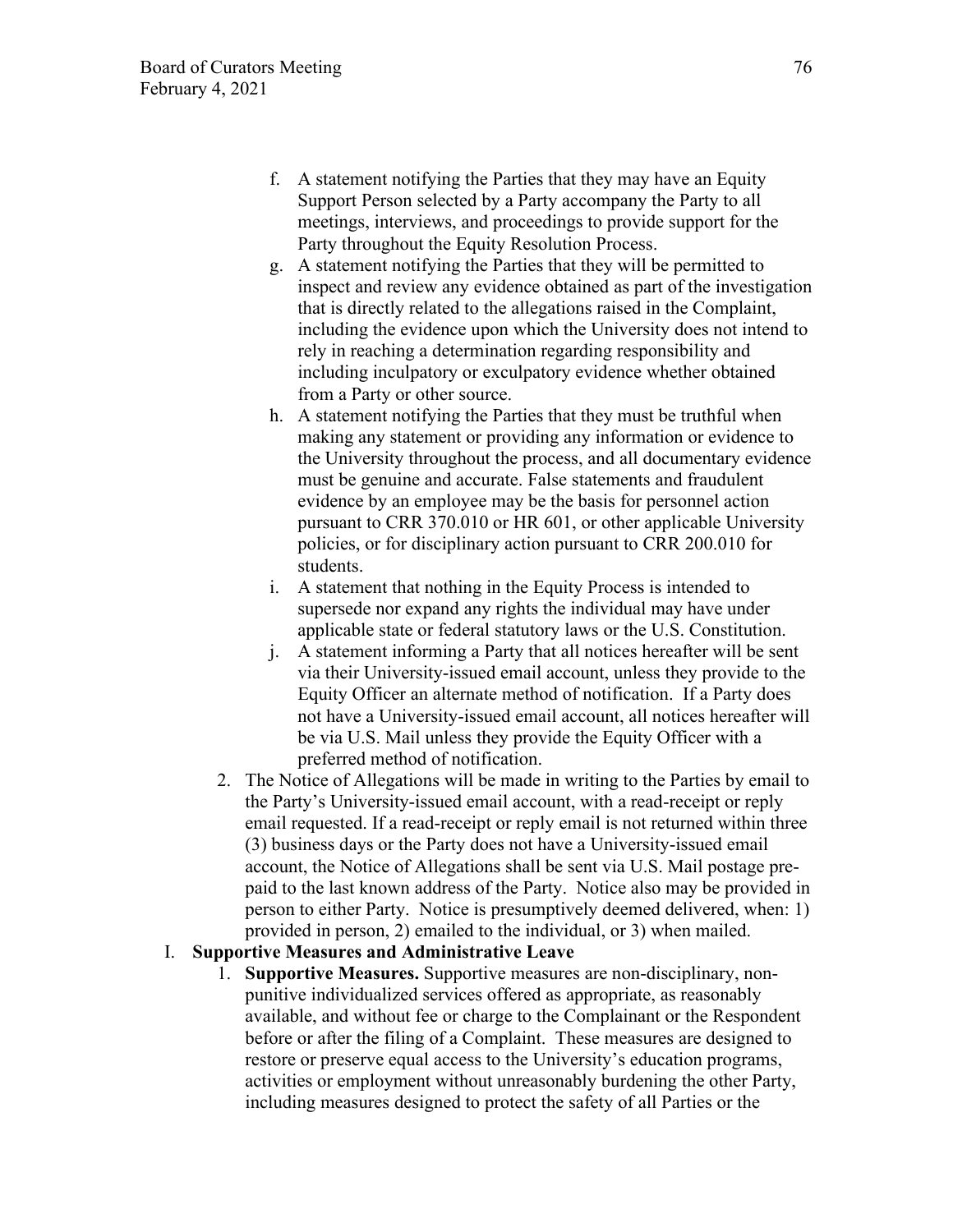f. A statement notifying the Parties that they may have an Equity Support Person selected by a Party accompany the Party to all meetings, interviews, and proceedings to provide support for the Party throughout the Equity Resolution Process.
g. A statement notifying the Parties that they will be permitted to inspect and review any evidence obtained as part of the investigation that is directly related to the allegations raised in the Complaint, including the evidence upon which the University does not intend to rely in reaching a determination regarding responsibility and including inculpatory or exculpatory evidence whether obtained from a Party or other source.
h. A statement notifying the Parties that they must be truthful when making any statement or providing any information or evidence to the University throughout the process, and all documentary evidence must be genuine and accurate. False statements and fraudulent evidence by an employee may be the basis for personnel action pursuant to CRR 370.010 or HR 601, or other applicable University policies, or for disciplinary action pursuant to CRR 200.010 for students.
i. A statement that nothing in the Equity Process is intended to supersede nor expand any rights the individual may have under applicable state or federal statutory laws or the U.S. Constitution.
j. A statement informing a Party that all notices hereafter will be sent via their University-issued email account, unless they provide to the Equity Officer an alternate method of notification. If a Party does not have a University-issued email account, all notices hereafter will be via U.S. Mail unless they provide the Equity Officer with a preferred method of notification.

2. The Notice of Allegations will be made in writing to the Parties by email to the Party's University-issued email account, with a read-receipt or reply email requested. If a read-receipt or reply email is not returned within three (3) business days or the Party does not have a University-issued email account, the Notice of Allegations shall be sent via U.S. Mail postage pre-paid to the last known address of the Party. Notice also may be provided in person to either Party. Notice is presumptively deemed delivered, when: 1) provided in person, 2) emailed to the individual, or 3) when mailed.

I. **Supportive Measures and Administrative Leave**

1. **Supportive Measures.** Supportive measures are non-disciplinary, non-punitive individualized services offered as appropriate, as reasonably available, and without fee or charge to the Complainant or the Respondent before or after the filing of a Complaint. These measures are designed to restore or preserve equal access to the University's education programs, activities or employment without unreasonably burdening the other Party, including measures designed to protect the safety of all Parties or the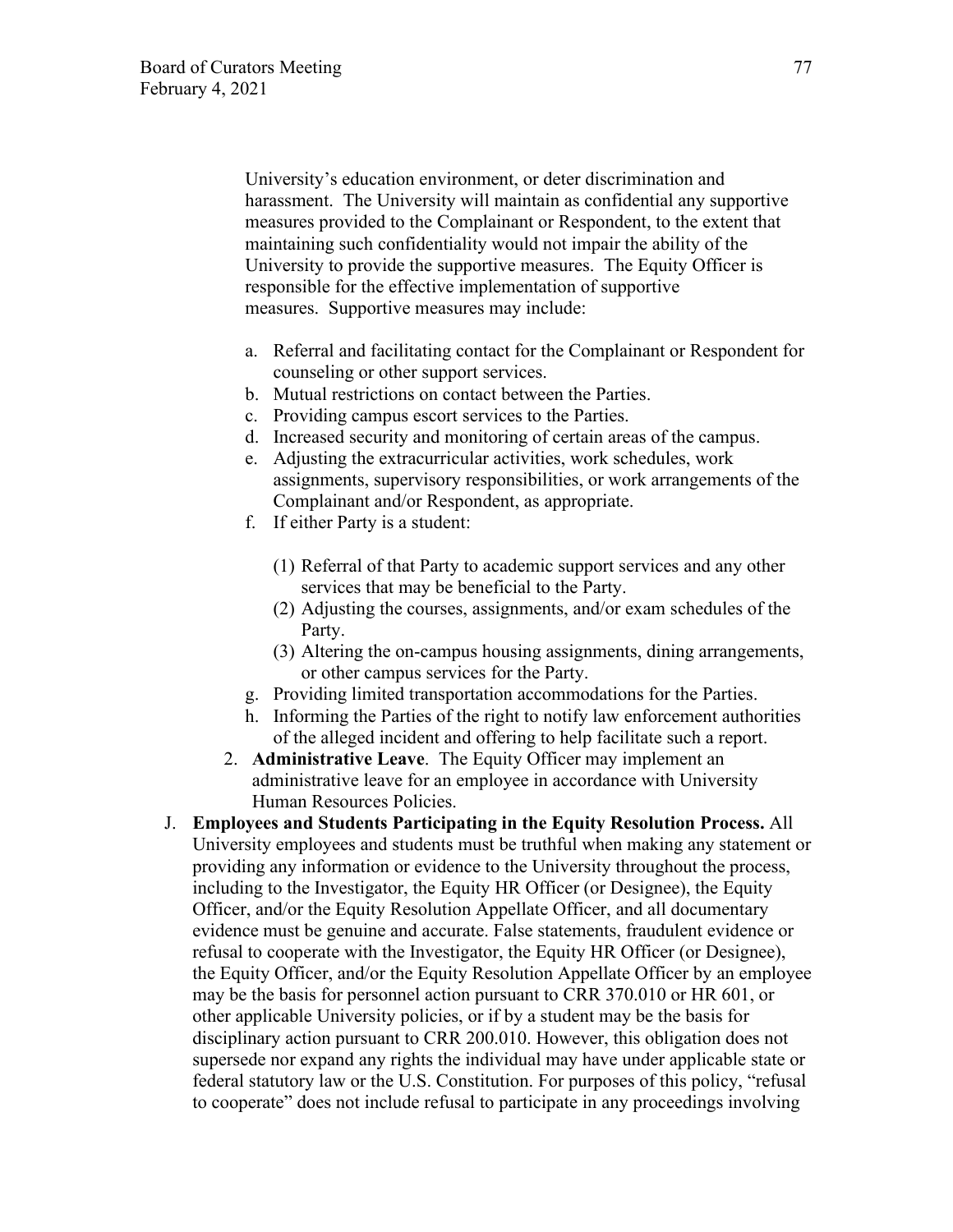University's education environment, or deter discrimination and harassment. The University will maintain as confidential any supportive measures provided to the Complainant or Respondent, to the extent that maintaining such confidentiality would not impair the ability of the University to provide the supportive measures. The Equity Officer is responsible for the effective implementation of supportive measures. Supportive measures may include:

a. Referral and facilitating contact for the Complainant or Respondent for counseling or other support services.
b. Mutual restrictions on contact between the Parties.
c. Providing campus escort services to the Parties.
d. Increased security and monitoring of certain areas of the campus.
e. Adjusting the extracurricular activities, work schedules, work assignments, supervisory responsibilities, or work arrangements of the Complainant and/or Respondent, as appropriate.
f. If either Party is a student:
   (1) Referral of that Party to academic support services and any other services that may be beneficial to the Party.
   (2) Adjusting the courses, assignments, and/or exam schedules of the Party.
   (3) Altering the on-campus housing assignments, dining arrangements, or other campus services for the Party.
g. Providing limited transportation accommodations for the Parties.
h. Informing the Parties of the right to notify law enforcement authorities of the alleged incident and offering to help facilitate such a report.

2. **Administrative Leave**. The Equity Officer may implement an administrative leave for an employee in accordance with University Human Resources Policies.

J. **Employees and Students Participating in the Equity Resolution Process.** All University employees and students must be truthful when making any statement or providing any information or evidence to the University throughout the process, including to the Investigator, the Equity HR Officer (or Designee), the Equity Officer, and/or the Equity Resolution Appellate Officer, and all documentary evidence must be genuine and accurate. False statements, fraudulent evidence or refusal to cooperate with the Investigator, the Equity HR Officer (or Designee), the Equity Officer, and/or the Equity Resolution Appellate Officer by an employee may be the basis for personnel action pursuant to CRR 370.010 or HR 601, or other applicable University policies, or if by a student may be the basis for disciplinary action pursuant to CRR 200.010. However, this obligation does not supersede nor expand any rights the individual may have under applicable state or federal statutory law or the U.S. Constitution. For purposes of this policy, "refusal to cooperate" does not include refusal to participate in any proceedings involving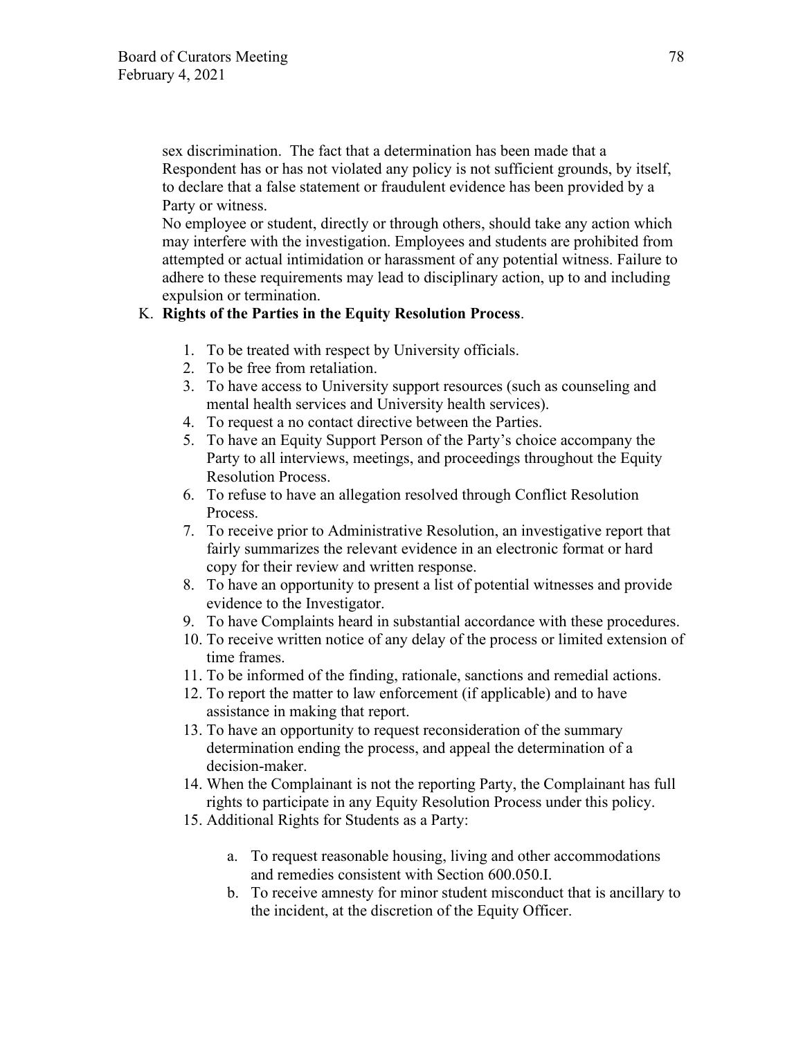sex discrimination. The fact that a determination has been made that a Respondent has or has not violated any policy is not sufficient grounds, by itself, to declare that a false statement or fraudulent evidence has been provided by a Party or witness.

No employee or student, directly or through others, should take any action which may interfere with the investigation. Employees and students are prohibited from attempted or actual intimidation or harassment of any potential witness. Failure to adhere to these requirements may lead to disciplinary action, up to and including expulsion or termination.

K. **Rights of the Parties in the Equity Resolution Process**.

1. To be treated with respect by University officials.
2. To be free from retaliation.
3. To have access to University support resources (such as counseling and mental health services and University health services).
4. To request a no contact directive between the Parties.
5. To have an Equity Support Person of the Party's choice accompany the Party to all interviews, meetings, and proceedings throughout the Equity Resolution Process.
6. To refuse to have an allegation resolved through Conflict Resolution Process.
7. To receive prior to Administrative Resolution, an investigative report that fairly summarizes the relevant evidence in an electronic format or hard copy for their review and written response.
8. To have an opportunity to present a list of potential witnesses and provide evidence to the Investigator.
9. To have Complaints heard in substantial accordance with these procedures.
10. To receive written notice of any delay of the process or limited extension of time frames.
11. To be informed of the finding, rationale, sanctions and remedial actions.
12. To report the matter to law enforcement (if applicable) and to have assistance in making that report.
13. To have an opportunity to request reconsideration of the summary determination ending the process, and appeal the determination of a decision-maker.
14. When the Complainant is not the reporting Party, the Complainant has full rights to participate in any Equity Resolution Process under this policy.
15. Additional Rights for Students as a Party:
    a. To request reasonable housing, living and other accommodations and remedies consistent with Section 600.050.I.
    b. To receive amnesty for minor student misconduct that is ancillary to the incident, at the discretion of the Equity Officer.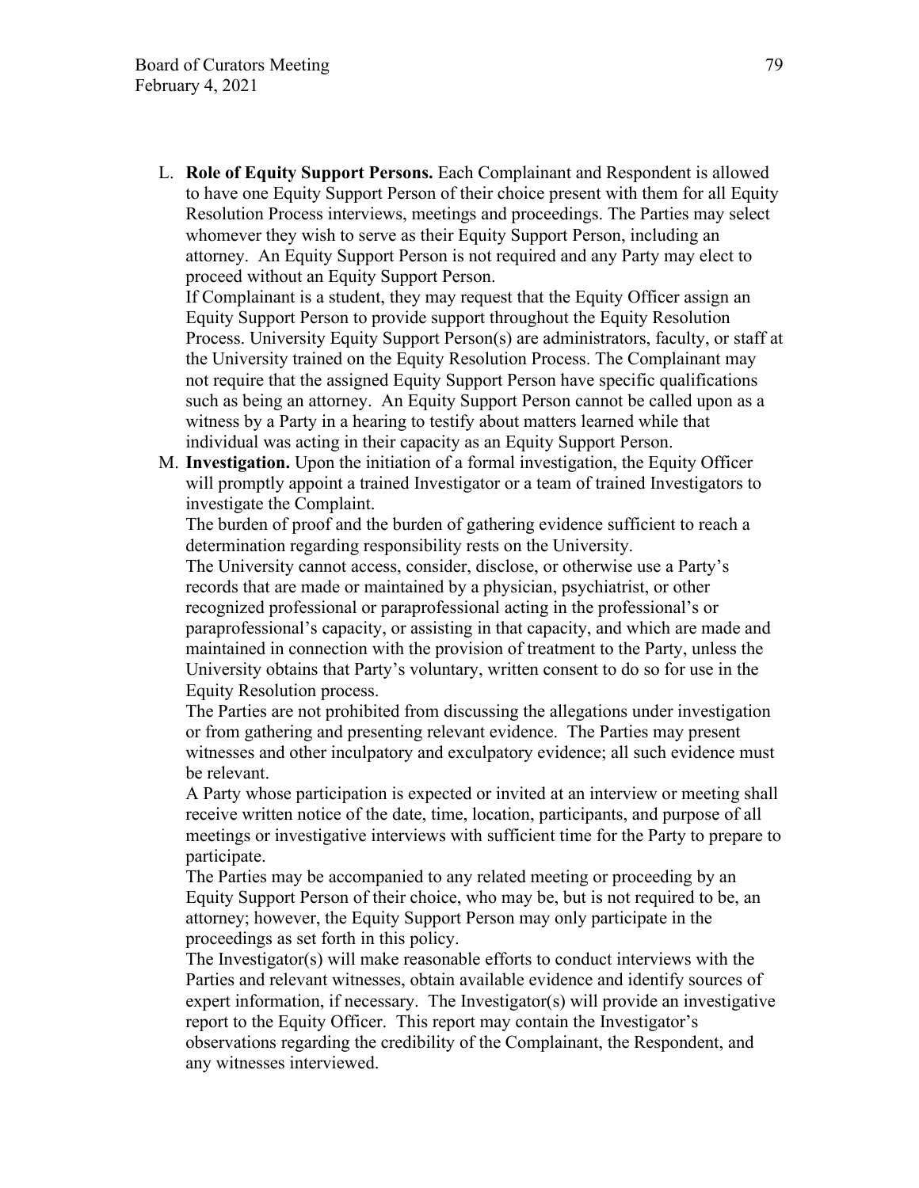L. **Role of Equity Support Persons.** Each Complainant and Respondent is allowed to have one Equity Support Person of their choice present with them for all Equity Resolution Process interviews, meetings and proceedings. The Parties may select whomever they wish to serve as their Equity Support Person, including an attorney. An Equity Support Person is not required and any Party may elect to proceed without an Equity Support Person.

   If Complainant is a student, they may request that the Equity Officer assign an Equity Support Person to provide support throughout the Equity Resolution Process. University Equity Support Person(s) are administrators, faculty, or staff at the University trained on the Equity Resolution Process. The Complainant may not require that the assigned Equity Support Person have specific qualifications such as being an attorney. An Equity Support Person cannot be called upon as a witness by a Party in a hearing to testify about matters learned while that individual was acting in their capacity as an Equity Support Person.

M. **Investigation.** Upon the initiation of a formal investigation, the Equity Officer will promptly appoint a trained Investigator or a team of trained Investigators to investigate the Complaint.

   The burden of proof and the burden of gathering evidence sufficient to reach a determination regarding responsibility rests on the University.

   The University cannot access, consider, disclose, or otherwise use a Party's records that are made or maintained by a physician, psychiatrist, or other recognized professional or paraprofessional acting in the professional's or paraprofessional's capacity, or assisting in that capacity, and which are made and maintained in connection with the provision of treatment to the Party, unless the University obtains that Party's voluntary, written consent to do so for use in the Equity Resolution process.

   The Parties are not prohibited from discussing the allegations under investigation or from gathering and presenting relevant evidence. The Parties may present witnesses and other inculpatory and exculpatory evidence; all such evidence must be relevant.

   A Party whose participation is expected or invited at an interview or meeting shall receive written notice of the date, time, location, participants, and purpose of all meetings or investigative interviews with sufficient time for the Party to prepare to participate.

   The Parties may be accompanied to any related meeting or proceeding by an Equity Support Person of their choice, who may be, but is not required to be, an attorney; however, the Equity Support Person may only participate in the proceedings as set forth in this policy.

   The Investigator(s) will make reasonable efforts to conduct interviews with the Parties and relevant witnesses, obtain available evidence and identify sources of expert information, if necessary. The Investigator(s) will provide an investigative report to the Equity Officer. This report may contain the Investigator's observations regarding the credibility of the Complainant, the Respondent, and any witnesses interviewed.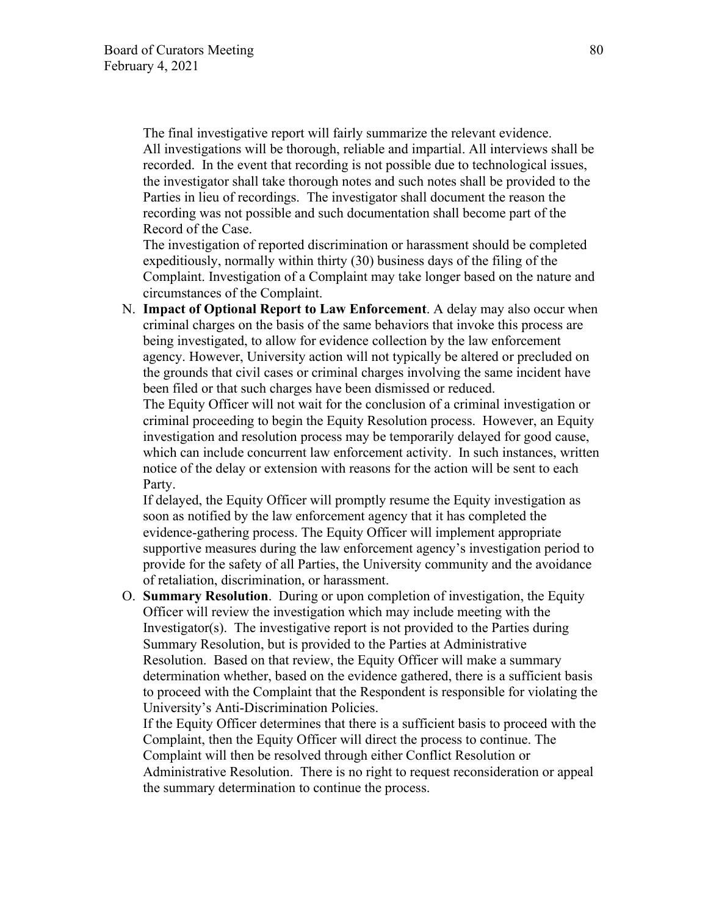The final investigative report will fairly summarize the relevant evidence. All investigations will be thorough, reliable and impartial. All interviews shall be recorded. In the event that recording is not possible due to technological issues, the investigator shall take thorough notes and such notes shall be provided to the Parties in lieu of recordings. The investigator shall document the reason the recording was not possible and such documentation shall become part of the Record of the Case.

The investigation of reported discrimination or harassment should be completed expeditiously, normally within thirty (30) business days of the filing of the Complaint. Investigation of a Complaint may take longer based on the nature and circumstances of the Complaint.

N. **Impact of Optional Report to Law Enforcement**. A delay may also occur when criminal charges on the basis of the same behaviors that invoke this process are being investigated, to allow for evidence collection by the law enforcement agency. However, University action will not typically be altered or precluded on the grounds that civil cases or criminal charges involving the same incident have been filed or that such charges have been dismissed or reduced.

   The Equity Officer will not wait for the conclusion of a criminal investigation or criminal proceeding to begin the Equity Resolution process. However, an Equity investigation and resolution process may be temporarily delayed for good cause, which can include concurrent law enforcement activity. In such instances, written notice of the delay or extension with reasons for the action will be sent to each Party.

   If delayed, the Equity Officer will promptly resume the Equity investigation as soon as notified by the law enforcement agency that it has completed the evidence-gathering process. The Equity Officer will implement appropriate supportive measures during the law enforcement agency's investigation period to provide for the safety of all Parties, the University community and the avoidance of retaliation, discrimination, or harassment.

O. **Summary Resolution**. During or upon completion of investigation, the Equity Officer will review the investigation which may include meeting with the Investigator(s). The investigative report is not provided to the Parties during Summary Resolution, but is provided to the Parties at Administrative Resolution. Based on that review, the Equity Officer will make a summary determination whether, based on the evidence gathered, there is a sufficient basis to proceed with the Complaint that the Respondent is responsible for violating the University's Anti-Discrimination Policies.

   If the Equity Officer determines that there is a sufficient basis to proceed with the Complaint, then the Equity Officer will direct the process to continue. The Complaint will then be resolved through either Conflict Resolution or Administrative Resolution. There is no right to request reconsideration or appeal the summary determination to continue the process.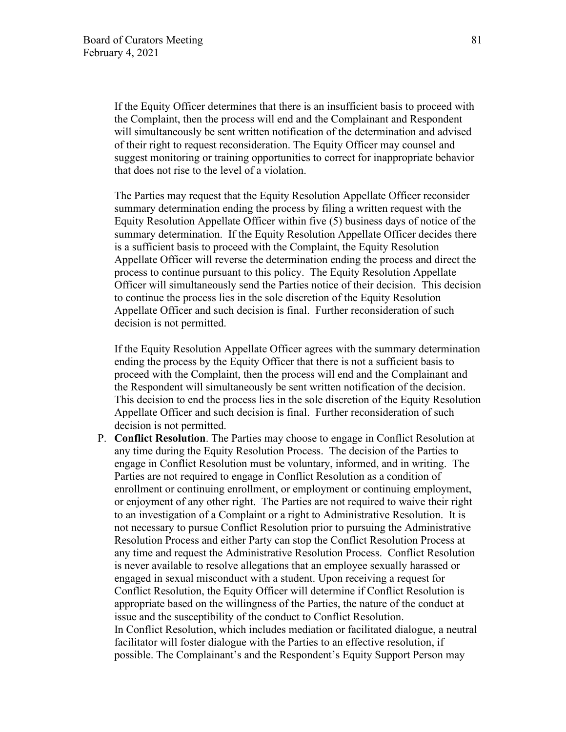If the Equity Officer determines that there is an insufficient basis to proceed with the Complaint, then the process will end and the Complainant and Respondent will simultaneously be sent written notification of the determination and advised of their right to request reconsideration. The Equity Officer may counsel and suggest monitoring or training opportunities to correct for inappropriate behavior that does not rise to the level of a violation.

The Parties may request that the Equity Resolution Appellate Officer reconsider summary determination ending the process by filing a written request with the Equity Resolution Appellate Officer within five (5) business days of notice of the summary determination. If the Equity Resolution Appellate Officer decides there is a sufficient basis to proceed with the Complaint, the Equity Resolution Appellate Officer will reverse the determination ending the process and direct the process to continue pursuant to this policy. The Equity Resolution Appellate Officer will simultaneously send the Parties notice of their decision. This decision to continue the process lies in the sole discretion of the Equity Resolution Appellate Officer and such decision is final. Further reconsideration of such decision is not permitted.

If the Equity Resolution Appellate Officer agrees with the summary determination ending the process by the Equity Officer that there is not a sufficient basis to proceed with the Complaint, then the process will end and the Complainant and the Respondent will simultaneously be sent written notification of the decision. This decision to end the process lies in the sole discretion of the Equity Resolution Appellate Officer and such decision is final. Further reconsideration of such decision is not permitted.

P. **Conflict Resolution**. The Parties may choose to engage in Conflict Resolution at any time during the Equity Resolution Process. The decision of the Parties to engage in Conflict Resolution must be voluntary, informed, and in writing. The Parties are not required to engage in Conflict Resolution as a condition of enrollment or continuing enrollment, or employment or continuing employment, or enjoyment of any other right. The Parties are not required to waive their right to an investigation of a Complaint or a right to Administrative Resolution. It is not necessary to pursue Conflict Resolution prior to pursuing the Administrative Resolution Process and either Party can stop the Conflict Resolution Process at any time and request the Administrative Resolution Process. Conflict Resolution is never available to resolve allegations that an employee sexually harassed or engaged in sexual misconduct with a student. Upon receiving a request for Conflict Resolution, the Equity Officer will determine if Conflict Resolution is appropriate based on the willingness of the Parties, the nature of the conduct at issue and the susceptibility of the conduct to Conflict Resolution.
In Conflict Resolution, which includes mediation or facilitated dialogue, a neutral facilitator will foster dialogue with the Parties to an effective resolution, if possible. The Complainant's and the Respondent's Equity Support Person may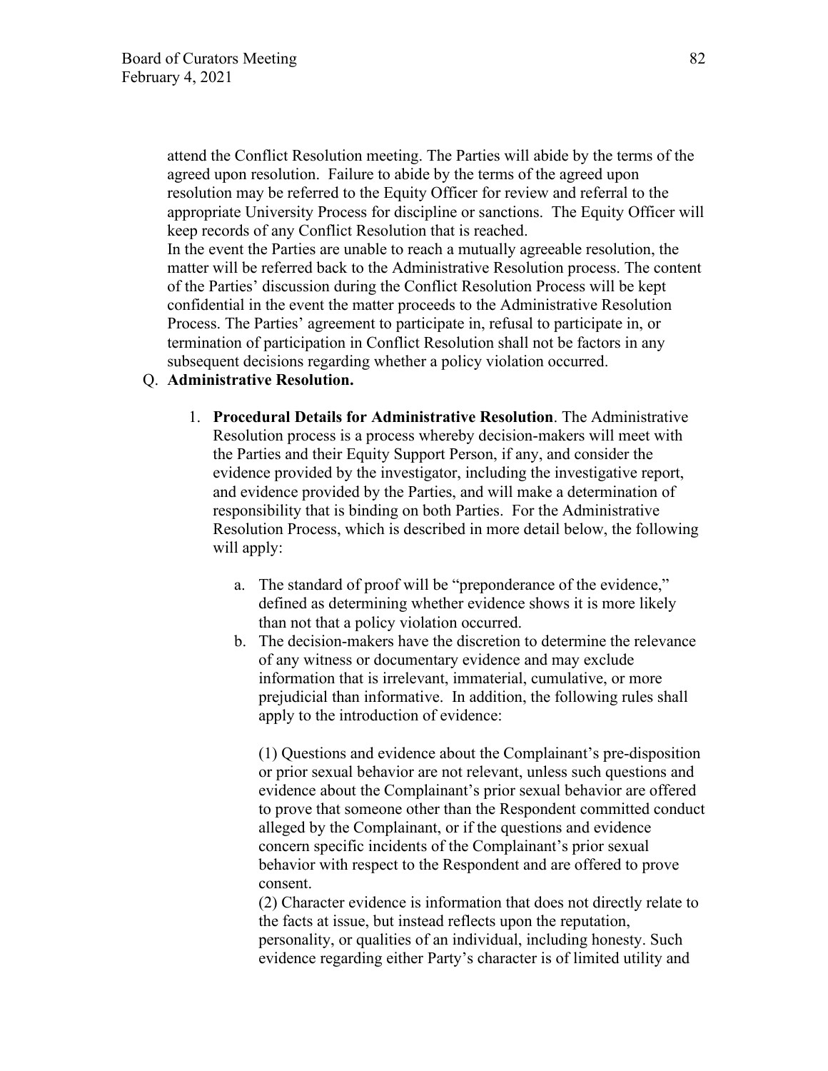attend the Conflict Resolution meeting. The Parties will abide by the terms of the agreed upon resolution. Failure to abide by the terms of the agreed upon resolution may be referred to the Equity Officer for review and referral to the appropriate University Process for discipline or sanctions. The Equity Officer will keep records of any Conflict Resolution that is reached.

In the event the Parties are unable to reach a mutually agreeable resolution, the matter will be referred back to the Administrative Resolution process. The content of the Parties' discussion during the Conflict Resolution Process will be kept confidential in the event the matter proceeds to the Administrative Resolution Process. The Parties' agreement to participate in, refusal to participate in, or termination of participation in Conflict Resolution shall not be factors in any subsequent decisions regarding whether a policy violation occurred.

Q. **Administrative Resolution.**

1. **Procedural Details for Administrative Resolution**. The Administrative Resolution process is a process whereby decision-makers will meet with the Parties and their Equity Support Person, if any, and consider the evidence provided by the investigator, including the investigative report, and evidence provided by the Parties, and will make a determination of responsibility that is binding on both Parties. For the Administrative Resolution Process, which is described in more detail below, the following will apply:

   a. The standard of proof will be "preponderance of the evidence," defined as determining whether evidence shows it is more likely than not that a policy violation occurred.

   b. The decision-makers have the discretion to determine the relevance of any witness or documentary evidence and may exclude information that is irrelevant, immaterial, cumulative, or more prejudicial than informative. In addition, the following rules shall apply to the introduction of evidence:

      (1) Questions and evidence about the Complainant's pre-disposition or prior sexual behavior are not relevant, unless such questions and evidence about the Complainant's prior sexual behavior are offered to prove that someone other than the Respondent committed conduct alleged by the Complainant, or if the questions and evidence concern specific incidents of the Complainant's prior sexual behavior with respect to the Respondent and are offered to prove consent.

      (2) Character evidence is information that does not directly relate to the facts at issue, but instead reflects upon the reputation, personality, or qualities of an individual, including honesty. Such evidence regarding either Party's character is of limited utility and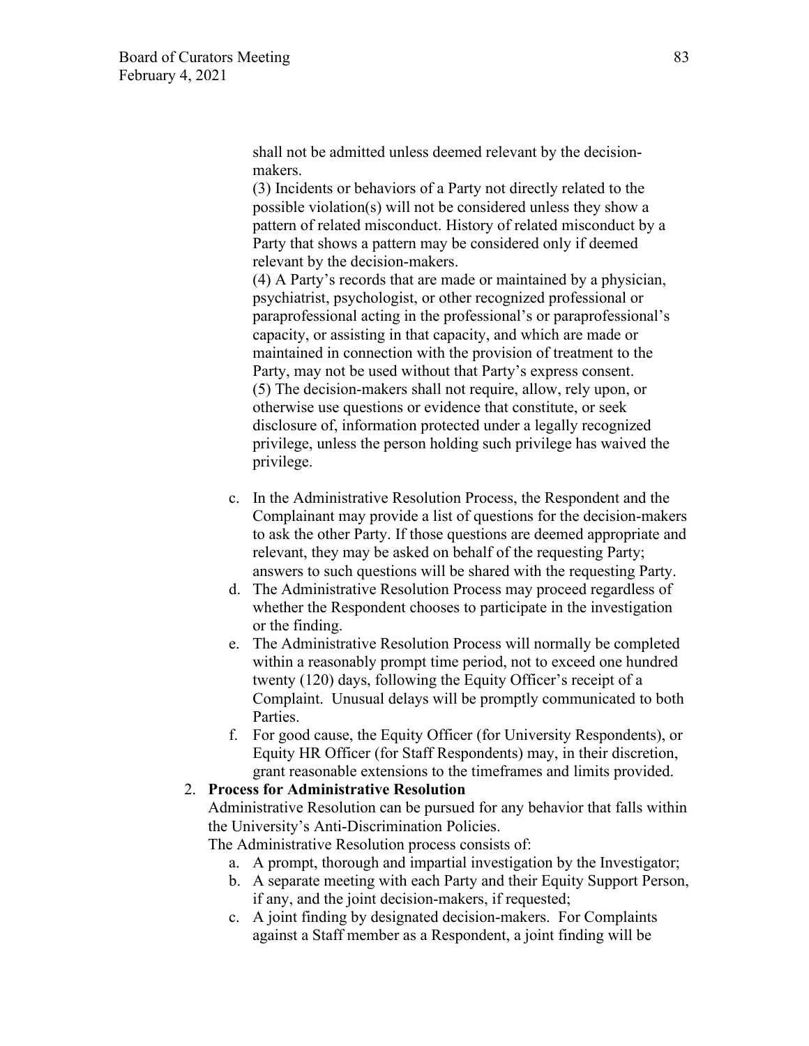shall not be admitted unless deemed relevant by the decision-makers.

(3) Incidents or behaviors of a Party not directly related to the possible violation(s) will not be considered unless they show a pattern of related misconduct. History of related misconduct by a Party that shows a pattern may be considered only if deemed relevant by the decision-makers.

(4) A Party's records that are made or maintained by a physician, psychiatrist, psychologist, or other recognized professional or paraprofessional acting in the professional's or paraprofessional's capacity, or assisting in that capacity, and which are made or maintained in connection with the provision of treatment to the Party, may not be used without that Party's express consent.

(5) The decision-makers shall not require, allow, rely upon, or otherwise use questions or evidence that constitute, or seek disclosure of, information protected under a legally recognized privilege, unless the person holding such privilege has waived the privilege.

c. In the Administrative Resolution Process, the Respondent and the Complainant may provide a list of questions for the decision-makers to ask the other Party. If those questions are deemed appropriate and relevant, they may be asked on behalf of the requesting Party; answers to such questions will be shared with the requesting Party.

d. The Administrative Resolution Process may proceed regardless of whether the Respondent chooses to participate in the investigation or the finding.

e. The Administrative Resolution Process will normally be completed within a reasonably prompt time period, not to exceed one hundred twenty (120) days, following the Equity Officer's receipt of a Complaint. Unusual delays will be promptly communicated to both Parties.

f. For good cause, the Equity Officer (for University Respondents), or Equity HR Officer (for Staff Respondents) may, in their discretion, grant reasonable extensions to the timeframes and limits provided.

2. **Process for Administrative Resolution**

Administrative Resolution can be pursued for any behavior that falls within the University's Anti-Discrimination Policies.

The Administrative Resolution process consists of:

a. A prompt, thorough and impartial investigation by the Investigator;
b. A separate meeting with each Party and their Equity Support Person, if any, and the joint decision-makers, if requested;
c. A joint finding by designated decision-makers. For Complaints against a Staff member as a Respondent, a joint finding will be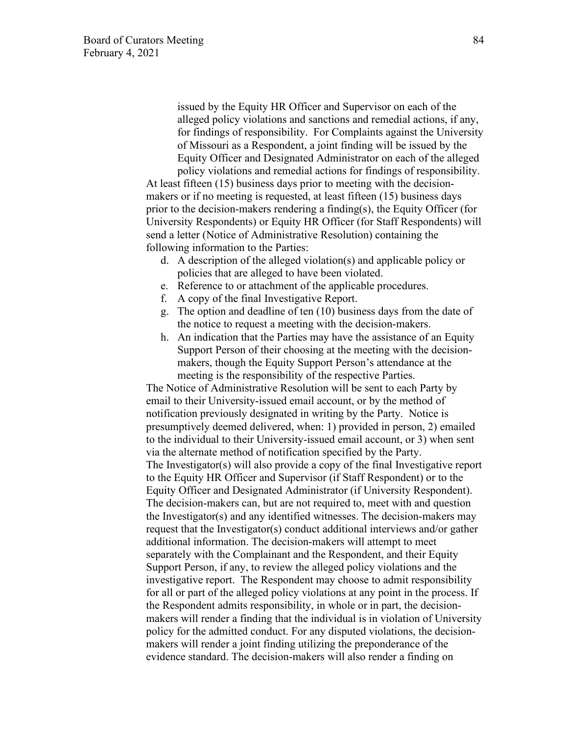issued by the Equity HR Officer and Supervisor on each of the alleged policy violations and sanctions and remedial actions, if any, for findings of responsibility. For Complaints against the University of Missouri as a Respondent, a joint finding will be issued by the Equity Officer and Designated Administrator on each of the alleged policy violations and remedial actions for findings of responsibility.

At least fifteen (15) business days prior to meeting with the decision-makers or if no meeting is requested, at least fifteen (15) business days prior to the decision-makers rendering a finding(s), the Equity Officer (for University Respondents) or Equity HR Officer (for Staff Respondents) will send a letter (Notice of Administrative Resolution) containing the following information to the Parties:

d. A description of the alleged violation(s) and applicable policy or policies that are alleged to have been violated.
e. Reference to or attachment of the applicable procedures.
f. A copy of the final Investigative Report.
g. The option and deadline of ten (10) business days from the date of the notice to request a meeting with the decision-makers.
h. An indication that the Parties may have the assistance of an Equity Support Person of their choosing at the meeting with the decision-makers, though the Equity Support Person's attendance at the meeting is the responsibility of the respective Parties.

The Notice of Administrative Resolution will be sent to each Party by email to their University-issued email account, or by the method of notification previously designated in writing by the Party. Notice is presumptively deemed delivered, when: 1) provided in person, 2) emailed to the individual to their University-issued email account, or 3) when sent via the alternate method of notification specified by the Party.

The Investigator(s) will also provide a copy of the final Investigative report to the Equity HR Officer and Supervisor (if Staff Respondent) or to the Equity Officer and Designated Administrator (if University Respondent). The decision-makers can, but are not required to, meet with and question the Investigator(s) and any identified witnesses. The decision-makers may request that the Investigator(s) conduct additional interviews and/or gather additional information. The decision-makers will attempt to meet separately with the Complainant and the Respondent, and their Equity Support Person, if any, to review the alleged policy violations and the investigative report. The Respondent may choose to admit responsibility for all or part of the alleged policy violations at any point in the process. If the Respondent admits responsibility, in whole or in part, the decision-makers will render a finding that the individual is in violation of University policy for the admitted conduct. For any disputed violations, the decision-makers will render a joint finding utilizing the preponderance of the evidence standard. The decision-makers will also render a finding on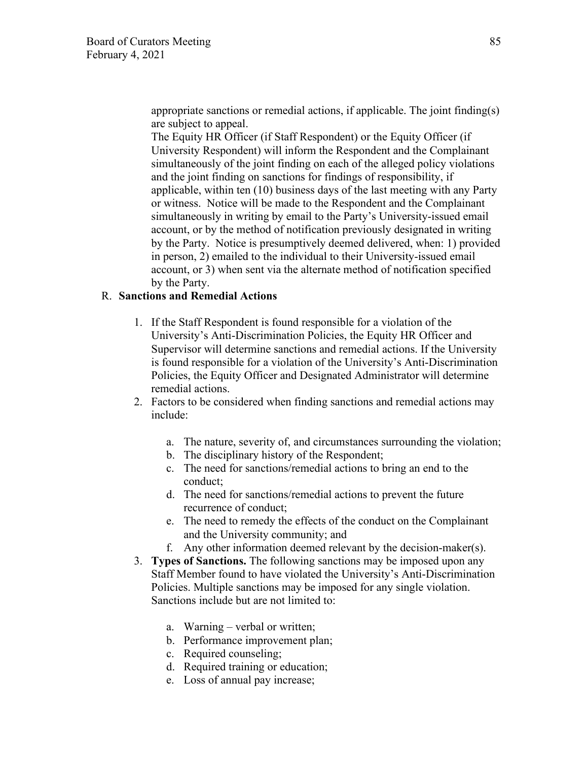appropriate sanctions or remedial actions, if applicable. The joint finding(s) are subject to appeal.

The Equity HR Officer (if Staff Respondent) or the Equity Officer (if University Respondent) will inform the Respondent and the Complainant simultaneously of the joint finding on each of the alleged policy violations and the joint finding on sanctions for findings of responsibility, if applicable, within ten (10) business days of the last meeting with any Party or witness. Notice will be made to the Respondent and the Complainant simultaneously in writing by email to the Party's University-issued email account, or by the method of notification previously designated in writing by the Party. Notice is presumptively deemed delivered, when: 1) provided in person, 2) emailed to the individual to their University-issued email account, or 3) when sent via the alternate method of notification specified by the Party.

R. **Sanctions and Remedial Actions**

1. If the Staff Respondent is found responsible for a violation of the University's Anti-Discrimination Policies, the Equity HR Officer and Supervisor will determine sanctions and remedial actions. If the University is found responsible for a violation of the University's Anti-Discrimination Policies, the Equity Officer and Designated Administrator will determine remedial actions.
2. Factors to be considered when finding sanctions and remedial actions may include:

    a. The nature, severity of, and circumstances surrounding the violation;
    b. The disciplinary history of the Respondent;
    c. The need for sanctions/remedial actions to bring an end to the conduct;
    d. The need for sanctions/remedial actions to prevent the future recurrence of conduct;
    e. The need to remedy the effects of the conduct on the Complainant and the University community; and
    f. Any other information deemed relevant by the decision-maker(s).
3. **Types of Sanctions.** The following sanctions may be imposed upon any Staff Member found to have violated the University's Anti-Discrimination Policies. Multiple sanctions may be imposed for any single violation. Sanctions include but are not limited to:

    a. Warning – verbal or written;
    b. Performance improvement plan;
    c. Required counseling;
    d. Required training or education;
    e. Loss of annual pay increase;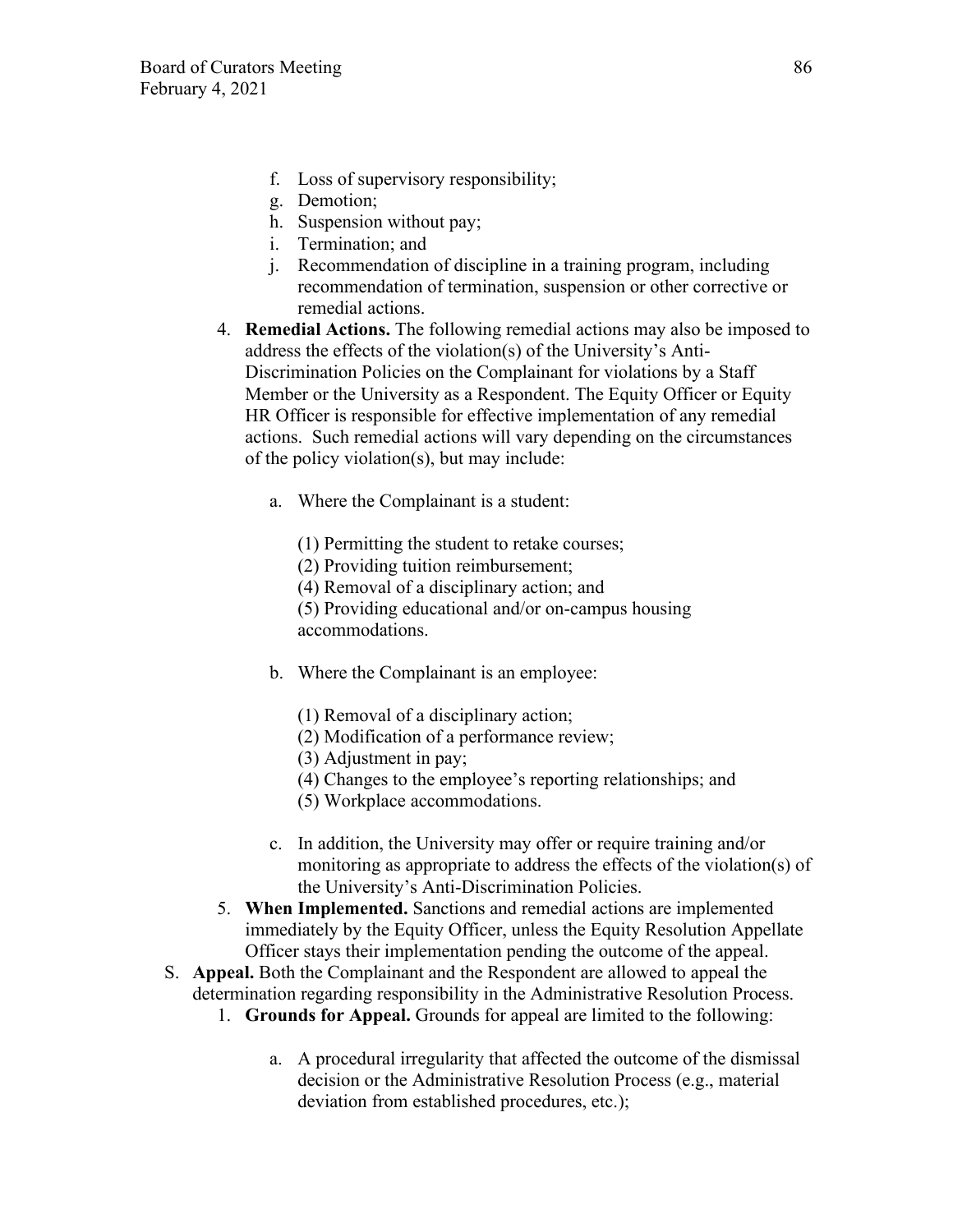f. Loss of supervisory responsibility;
g. Demotion;
h. Suspension without pay;
i. Termination; and
j. Recommendation of discipline in a training program, including recommendation of termination, suspension or other corrective or remedial actions.

4. **Remedial Actions.** The following remedial actions may also be imposed to address the effects of the violation(s) of the University's Anti-Discrimination Policies on the Complainant for violations by a Staff Member or the University as a Respondent. The Equity Officer or Equity HR Officer is responsible for effective implementation of any remedial actions. Such remedial actions will vary depending on the circumstances of the policy violation(s), but may include:

   a. Where the Complainant is a student:

      (1) Permitting the student to retake courses;
      (2) Providing tuition reimbursement;
      (4) Removal of a disciplinary action; and
      (5) Providing educational and/or on-campus housing accommodations.

   b. Where the Complainant is an employee:

      (1) Removal of a disciplinary action;
      (2) Modification of a performance review;
      (3) Adjustment in pay;
      (4) Changes to the employee's reporting relationships; and
      (5) Workplace accommodations.

   c. In addition, the University may offer or require training and/or monitoring as appropriate to address the effects of the violation(s) of the University's Anti-Discrimination Policies.

5. **When Implemented.** Sanctions and remedial actions are implemented immediately by the Equity Officer, unless the Equity Resolution Appellate Officer stays their implementation pending the outcome of the appeal.

S. **Appeal.** Both the Complainant and the Respondent are allowed to appeal the determination regarding responsibility in the Administrative Resolution Process.

1. **Grounds for Appeal.** Grounds for appeal are limited to the following:

   a. A procedural irregularity that affected the outcome of the dismissal decision or the Administrative Resolution Process (e.g., material deviation from established procedures, etc.);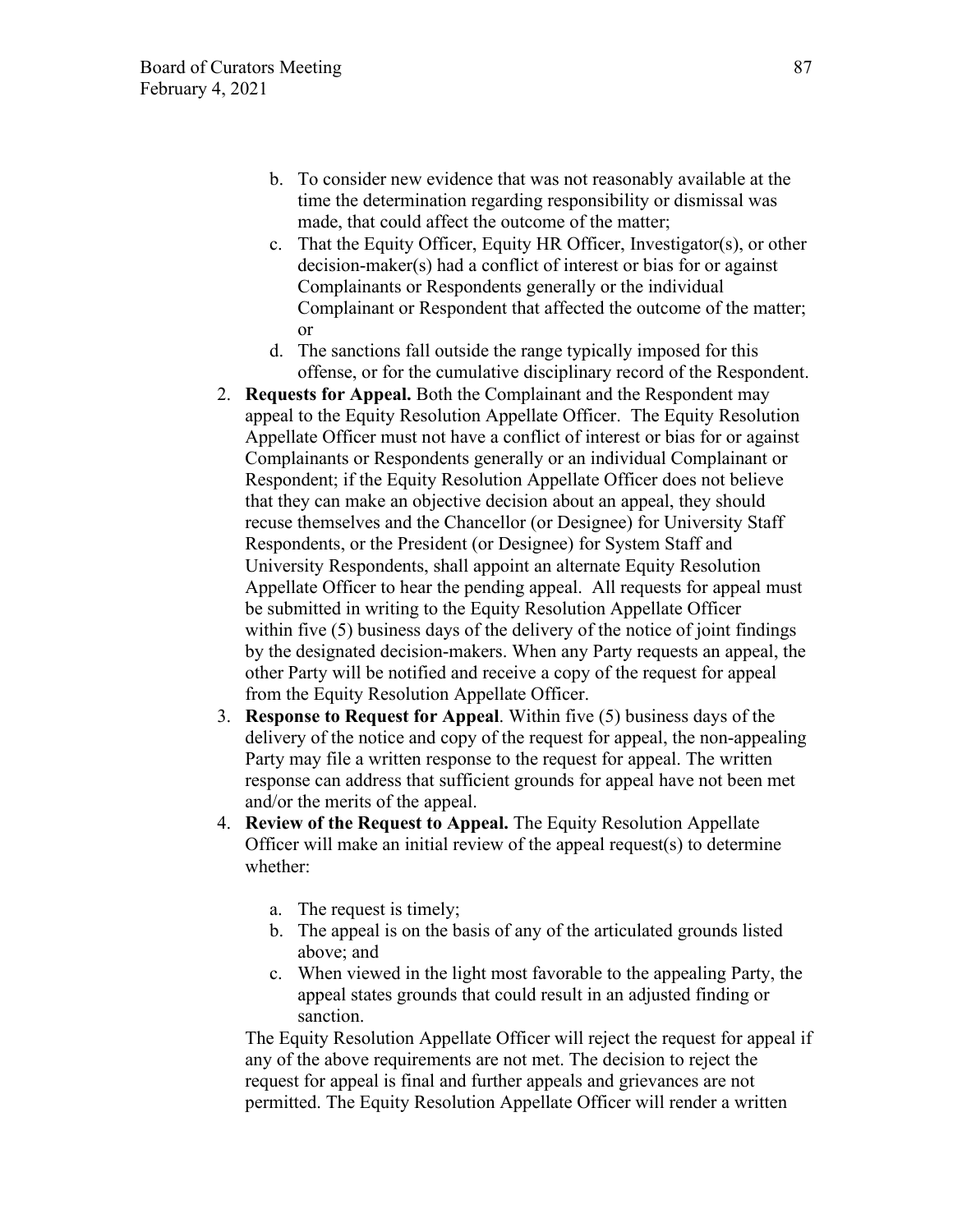b. To consider new evidence that was not reasonably available at the time the determination regarding responsibility or dismissal was made, that could affect the outcome of the matter;
   c. That the Equity Officer, Equity HR Officer, Investigator(s), or other decision-maker(s) had a conflict of interest or bias for or against Complainants or Respondents generally or the individual Complainant or Respondent that affected the outcome of the matter; or
   d. The sanctions fall outside the range typically imposed for this offense, or for the cumulative disciplinary record of the Respondent.
2. **Requests for Appeal.** Both the Complainant and the Respondent may appeal to the Equity Resolution Appellate Officer. The Equity Resolution Appellate Officer must not have a conflict of interest or bias for or against Complainants or Respondents generally or an individual Complainant or Respondent; if the Equity Resolution Appellate Officer does not believe that they can make an objective decision about an appeal, they should recuse themselves and the Chancellor (or Designee) for University Staff Respondents, or the President (or Designee) for System Staff and University Respondents, shall appoint an alternate Equity Resolution Appellate Officer to hear the pending appeal. All requests for appeal must be submitted in writing to the Equity Resolution Appellate Officer within five (5) business days of the delivery of the notice of joint findings by the designated decision-makers. When any Party requests an appeal, the other Party will be notified and receive a copy of the request for appeal from the Equity Resolution Appellate Officer.
3. **Response to Request for Appeal**. Within five (5) business days of the delivery of the notice and copy of the request for appeal, the non-appealing Party may file a written response to the request for appeal. The written response can address that sufficient grounds for appeal have not been met and/or the merits of the appeal.
4. **Review of the Request to Appeal.** The Equity Resolution Appellate Officer will make an initial review of the appeal request(s) to determine whether:

   a. The request is timely;
   b. The appeal is on the basis of any of the articulated grounds listed above; and
   c. When viewed in the light most favorable to the appealing Party, the appeal states grounds that could result in an adjusted finding or sanction.

   The Equity Resolution Appellate Officer will reject the request for appeal if any of the above requirements are not met. The decision to reject the request for appeal is final and further appeals and grievances are not permitted. The Equity Resolution Appellate Officer will render a written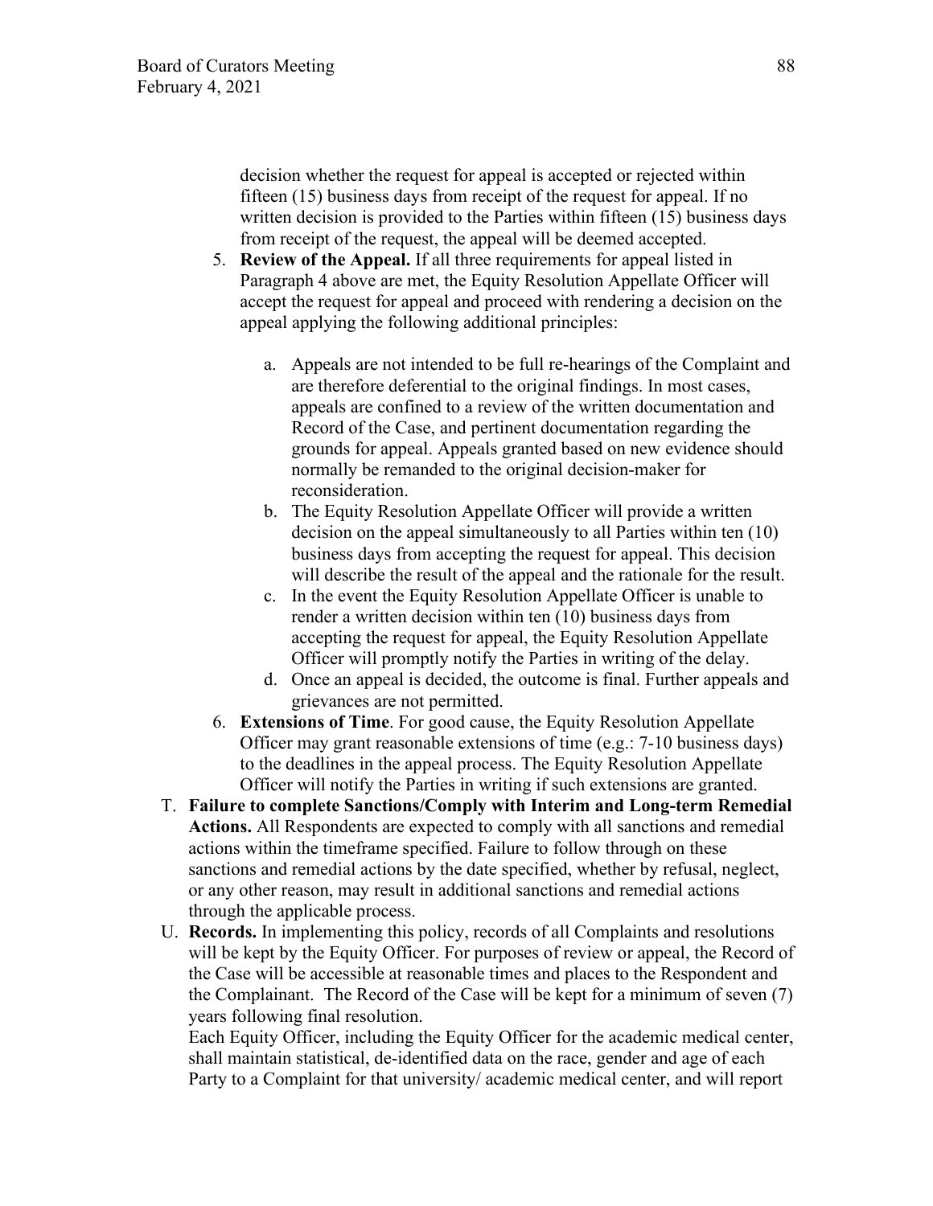decision whether the request for appeal is accepted or rejected within fifteen (15) business days from receipt of the request for appeal. If no written decision is provided to the Parties within fifteen (15) business days from receipt of the request, the appeal will be deemed accepted.

5. **Review of the Appeal.** If all three requirements for appeal listed in Paragraph 4 above are met, the Equity Resolution Appellate Officer will accept the request for appeal and proceed with rendering a decision on the appeal applying the following additional principles:

   a. Appeals are not intended to be full re-hearings of the Complaint and are therefore deferential to the original findings. In most cases, appeals are confined to a review of the written documentation and Record of the Case, and pertinent documentation regarding the grounds for appeal. Appeals granted based on new evidence should normally be remanded to the original decision-maker for reconsideration.
   b. The Equity Resolution Appellate Officer will provide a written decision on the appeal simultaneously to all Parties within ten (10) business days from accepting the request for appeal. This decision will describe the result of the appeal and the rationale for the result.
   c. In the event the Equity Resolution Appellate Officer is unable to render a written decision within ten (10) business days from accepting the request for appeal, the Equity Resolution Appellate Officer will promptly notify the Parties in writing of the delay.
   d. Once an appeal is decided, the outcome is final. Further appeals and grievances are not permitted.

6. **Extensions of Time**. For good cause, the Equity Resolution Appellate Officer may grant reasonable extensions of time (e.g.: 7-10 business days) to the deadlines in the appeal process. The Equity Resolution Appellate Officer will notify the Parties in writing if such extensions are granted.

T. **Failure to complete Sanctions/Comply with Interim and Long-term Remedial Actions.** All Respondents are expected to comply with all sanctions and remedial actions within the timeframe specified. Failure to follow through on these sanctions and remedial actions by the date specified, whether by refusal, neglect, or any other reason, may result in additional sanctions and remedial actions through the applicable process.

U. **Records.** In implementing this policy, records of all Complaints and resolutions will be kept by the Equity Officer. For purposes of review or appeal, the Record of the Case will be accessible at reasonable times and places to the Respondent and the Complainant. The Record of the Case will be kept for a minimum of seven (7) years following final resolution.
Each Equity Officer, including the Equity Officer for the academic medical center, shall maintain statistical, de-identified data on the race, gender and age of each Party to a Complaint for that university/ academic medical center, and will report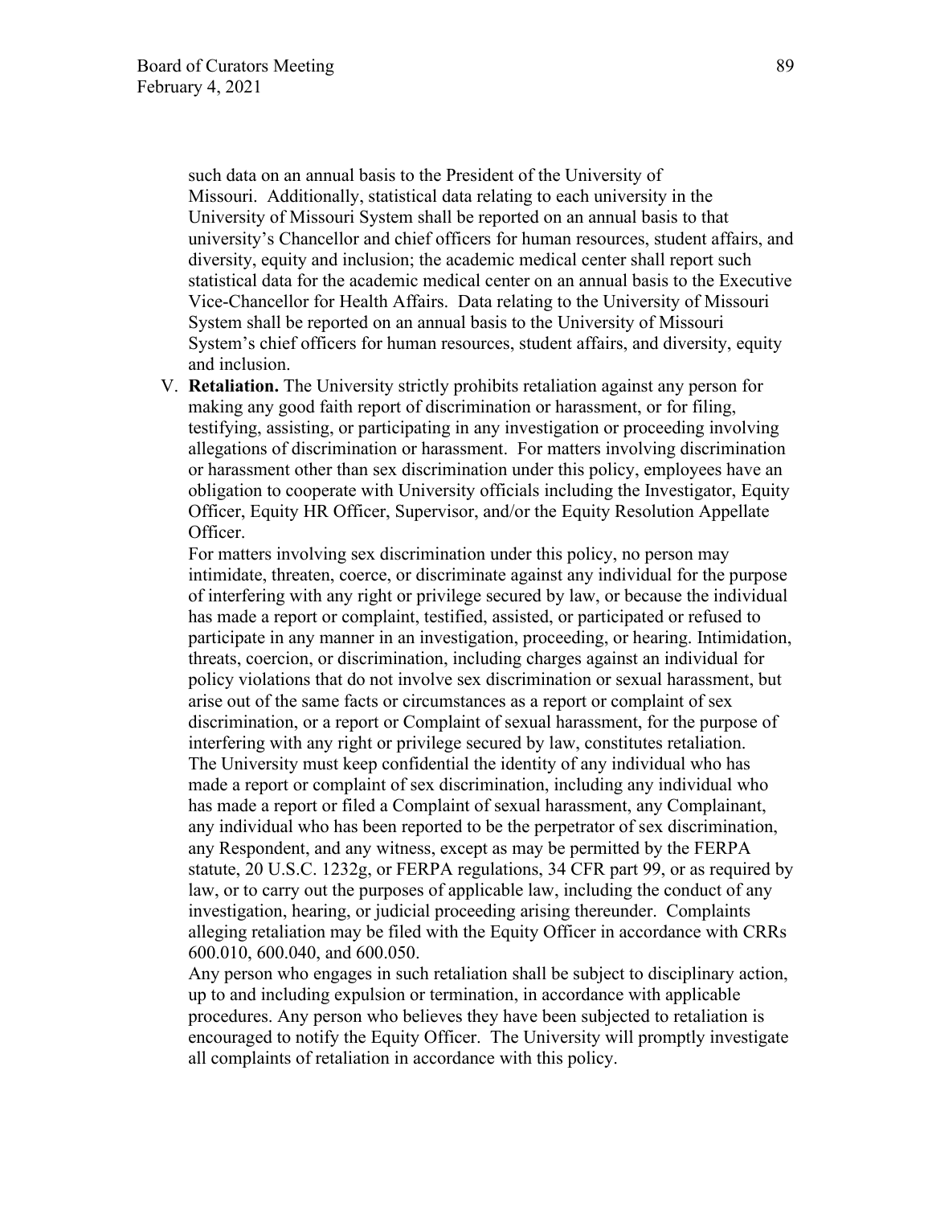such data on an annual basis to the President of the University of Missouri. Additionally, statistical data relating to each university in the University of Missouri System shall be reported on an annual basis to that university's Chancellor and chief officers for human resources, student affairs, and diversity, equity and inclusion; the academic medical center shall report such statistical data for the academic medical center on an annual basis to the Executive Vice-Chancellor for Health Affairs. Data relating to the University of Missouri System shall be reported on an annual basis to the University of Missouri System's chief officers for human resources, student affairs, and diversity, equity and inclusion.

V. **Retaliation.** The University strictly prohibits retaliation against any person for making any good faith report of discrimination or harassment, or for filing, testifying, assisting, or participating in any investigation or proceeding involving allegations of discrimination or harassment. For matters involving discrimination or harassment other than sex discrimination under this policy, employees have an obligation to cooperate with University officials including the Investigator, Equity Officer, Equity HR Officer, Supervisor, and/or the Equity Resolution Appellate Officer.

   For matters involving sex discrimination under this policy, no person may intimidate, threaten, coerce, or discriminate against any individual for the purpose of interfering with any right or privilege secured by law, or because the individual has made a report or complaint, testified, assisted, or participated or refused to participate in any manner in an investigation, proceeding, or hearing. Intimidation, threats, coercion, or discrimination, including charges against an individual for policy violations that do not involve sex discrimination or sexual harassment, but arise out of the same facts or circumstances as a report or complaint of sex discrimination, or a report or Complaint of sexual harassment, for the purpose of interfering with any right or privilege secured by law, constitutes retaliation. The University must keep confidential the identity of any individual who has made a report or complaint of sex discrimination, including any individual who has made a report or filed a Complaint of sexual harassment, any Complainant, any individual who has been reported to be the perpetrator of sex discrimination, any Respondent, and any witness, except as may be permitted by the FERPA statute, 20 U.S.C. 1232g, or FERPA regulations, 34 CFR part 99, or as required by law, or to carry out the purposes of applicable law, including the conduct of any investigation, hearing, or judicial proceeding arising thereunder. Complaints alleging retaliation may be filed with the Equity Officer in accordance with CRRs 600.010, 600.040, and 600.050.

   Any person who engages in such retaliation shall be subject to disciplinary action, up to and including expulsion or termination, in accordance with applicable procedures. Any person who believes they have been subjected to retaliation is encouraged to notify the Equity Officer. The University will promptly investigate all complaints of retaliation in accordance with this policy.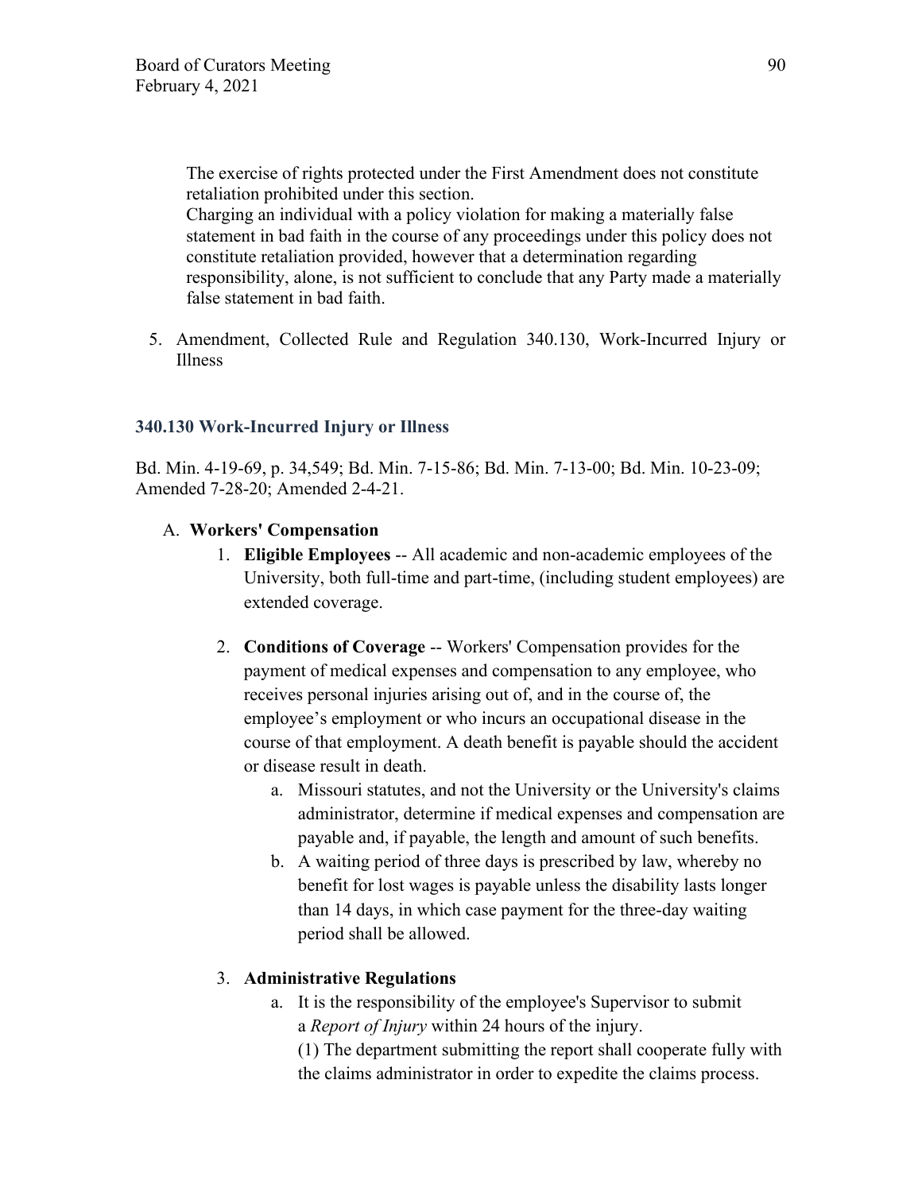The exercise of rights protected under the First Amendment does not constitute retaliation prohibited under this section.
Charging an individual with a policy violation for making a materially false statement in bad faith in the course of any proceedings under this policy does not constitute retaliation provided, however that a determination regarding responsibility, alone, is not sufficient to conclude that any Party made a materially false statement in bad faith.

5. Amendment, Collected Rule and Regulation 340.130, Work-Incurred Injury or Illness

### 340.130 Work-Incurred Injury or Illness

Bd. Min. 4-19-69, p. 34,549; Bd. Min. 7-15-86; Bd. Min. 7-13-00; Bd. Min. 10-23-09; Amended 7-28-20; Amended 2-4-21.

A. **Workers' Compensation**

1. **Eligible Employees** -- All academic and non-academic employees of the University, both full-time and part-time, (including student employees) are extended coverage.

2. **Conditions of Coverage** -- Workers' Compensation provides for the payment of medical expenses and compensation to any employee, who receives personal injuries arising out of, and in the course of, the employee's employment or who incurs an occupational disease in the course of that employment. A death benefit is payable should the accident or disease result in death.
   a. Missouri statutes, and not the University or the University's claims administrator, determine if medical expenses and compensation are payable and, if payable, the length and amount of such benefits.
   b. A waiting period of three days is prescribed by law, whereby no benefit for lost wages is payable unless the disability lasts longer than 14 days, in which case payment for the three-day waiting period shall be allowed.

3. **Administrative Regulations**
   a. It is the responsibility of the employee's Supervisor to submit a *Report of Injury* within 24 hours of the injury.
      (1) The department submitting the report shall cooperate fully with the claims administrator in order to expedite the claims process.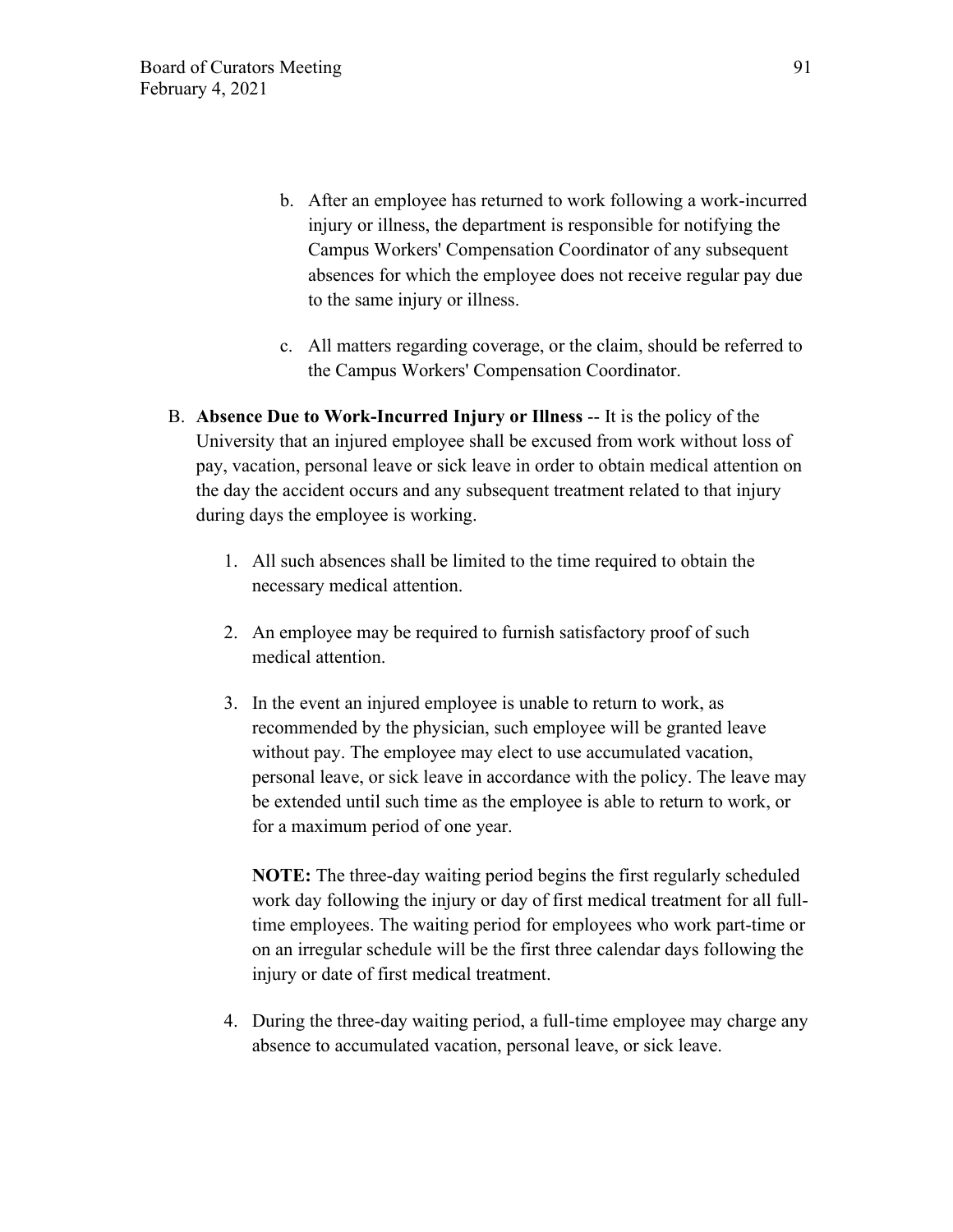b. After an employee has returned to work following a work-incurred injury or illness, the department is responsible for notifying the Campus Workers' Compensation Coordinator of any subsequent absences for which the employee does not receive regular pay due to the same injury or illness.

c. All matters regarding coverage, or the claim, should be referred to the Campus Workers' Compensation Coordinator.

B. **Absence Due to Work-Incurred Injury or Illness** -- It is the policy of the University that an injured employee shall be excused from work without loss of pay, vacation, personal leave or sick leave in order to obtain medical attention on the day the accident occurs and any subsequent treatment related to that injury during days the employee is working.

1. All such absences shall be limited to the time required to obtain the necessary medical attention.

2. An employee may be required to furnish satisfactory proof of such medical attention.

3. In the event an injured employee is unable to return to work, as recommended by the physician, such employee will be granted leave without pay. The employee may elect to use accumulated vacation, personal leave, or sick leave in accordance with the policy. The leave may be extended until such time as the employee is able to return to work, or for a maximum period of one year.

   **NOTE:** The three-day waiting period begins the first regularly scheduled work day following the injury or day of first medical treatment for all full-time employees. The waiting period for employees who work part-time or on an irregular schedule will be the first three calendar days following the injury or date of first medical treatment.

4. During the three-day waiting period, a full-time employee may charge any absence to accumulated vacation, personal leave, or sick leave.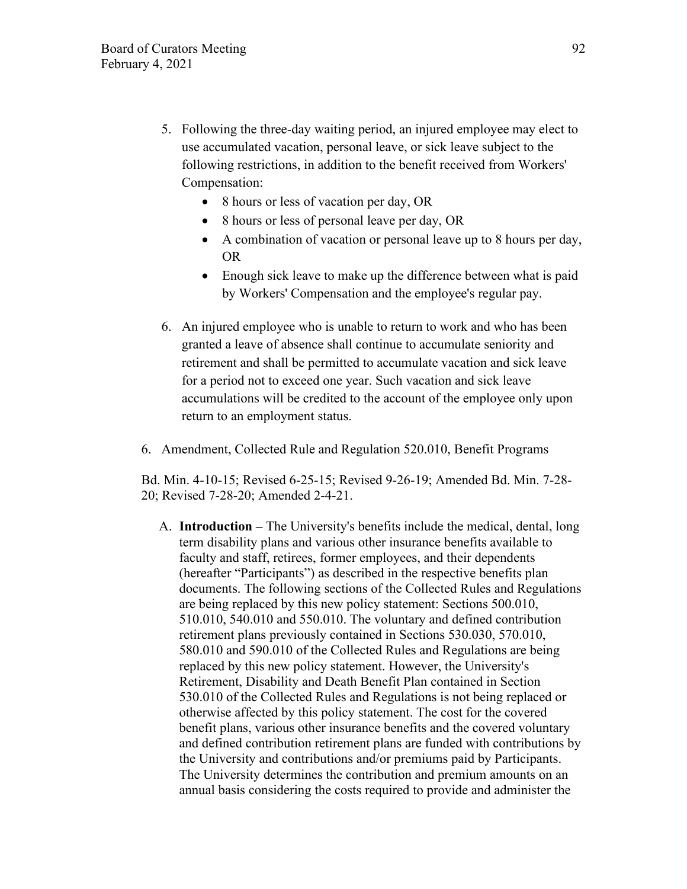5. Following the three-day waiting period, an injured employee may elect to use accumulated vacation, personal leave, or sick leave subject to the following restrictions, in addition to the benefit received from Workers' Compensation:
    - 8 hours or less of vacation per day, OR
    - 8 hours or less of personal leave per day, OR
    - A combination of vacation or personal leave up to 8 hours per day, OR
    - Enough sick leave to make up the difference between what is paid by Workers' Compensation and the employee's regular pay.

6. An injured employee who is unable to return to work and who has been granted a leave of absence shall continue to accumulate seniority and retirement and shall be permitted to accumulate vacation and sick leave for a period not to exceed one year. Such vacation and sick leave accumulations will be credited to the account of the employee only upon return to an employment status.

6. Amendment, Collected Rule and Regulation 520.010, Benefit Programs

Bd. Min. 4-10-15; Revised 6-25-15; Revised 9-26-19; Amended Bd. Min. 7-28-20; Revised 7-28-20; Amended 2-4-21.

A. **Introduction –** The University's benefits include the medical, dental, long term disability plans and various other insurance benefits available to faculty and staff, retirees, former employees, and their dependents (hereafter "Participants") as described in the respective benefits plan documents. The following sections of the Collected Rules and Regulations are being replaced by this new policy statement: Sections 500.010, 510.010, 540.010 and 550.010. The voluntary and defined contribution retirement plans previously contained in Sections 530.030, 570.010, 580.010 and 590.010 of the Collected Rules and Regulations are being replaced by this new policy statement. However, the University's Retirement, Disability and Death Benefit Plan contained in Section 530.010 of the Collected Rules and Regulations is not being replaced or otherwise affected by this policy statement. The cost for the covered benefit plans, various other insurance benefits and the covered voluntary and defined contribution retirement plans are funded with contributions by the University and contributions and/or premiums paid by Participants. The University determines the contribution and premium amounts on an annual basis considering the costs required to provide and administer the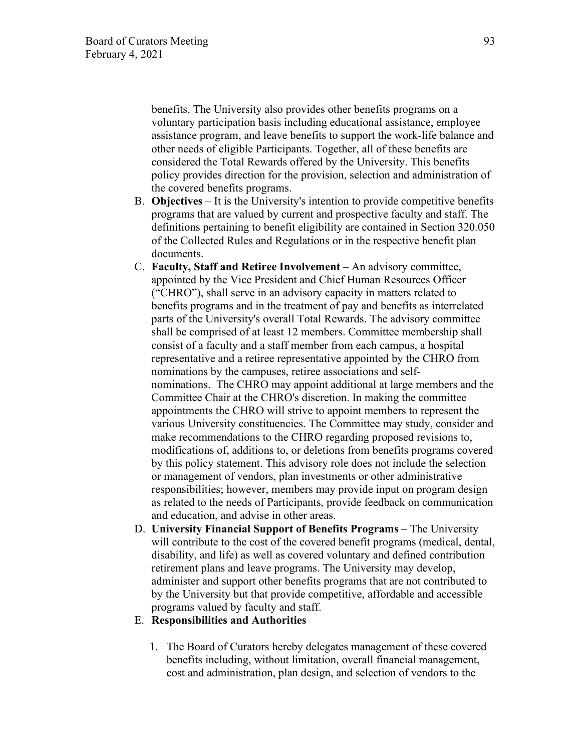benefits. The University also provides other benefits programs on a voluntary participation basis including educational assistance, employee assistance program, and leave benefits to support the work-life balance and other needs of eligible Participants. Together, all of these benefits are considered the Total Rewards offered by the University. This benefits policy provides direction for the provision, selection and administration of the covered benefits programs.

B. **Objectives** – It is the University's intention to provide competitive benefits programs that are valued by current and prospective faculty and staff. The definitions pertaining to benefit eligibility are contained in Section 320.050 of the Collected Rules and Regulations or in the respective benefit plan documents.

C. **Faculty, Staff and Retiree Involvement** – An advisory committee, appointed by the Vice President and Chief Human Resources Officer ("CHRO"), shall serve in an advisory capacity in matters related to benefits programs and in the treatment of pay and benefits as interrelated parts of the University's overall Total Rewards. The advisory committee shall be comprised of at least 12 members. Committee membership shall consist of a faculty and a staff member from each campus, a hospital representative and a retiree representative appointed by the CHRO from nominations by the campuses, retiree associations and self-nominations. The CHRO may appoint additional at large members and the Committee Chair at the CHRO's discretion. In making the committee appointments the CHRO will strive to appoint members to represent the various University constituencies. The Committee may study, consider and make recommendations to the CHRO regarding proposed revisions to, modifications of, additions to, or deletions from benefits programs covered by this policy statement. This advisory role does not include the selection or management of vendors, plan investments or other administrative responsibilities; however, members may provide input on program design as related to the needs of Participants, provide feedback on communication and education, and advise in other areas.

D. **University Financial Support of Benefits Programs** – The University will contribute to the cost of the covered benefit programs (medical, dental, disability, and life) as well as covered voluntary and defined contribution retirement plans and leave programs. The University may develop, administer and support other benefits programs that are not contributed to by the University but that provide competitive, affordable and accessible programs valued by faculty and staff.

E. **Responsibilities and Authorities**

   1. The Board of Curators hereby delegates management of these covered benefits including, without limitation, overall financial management, cost and administration, plan design, and selection of vendors to the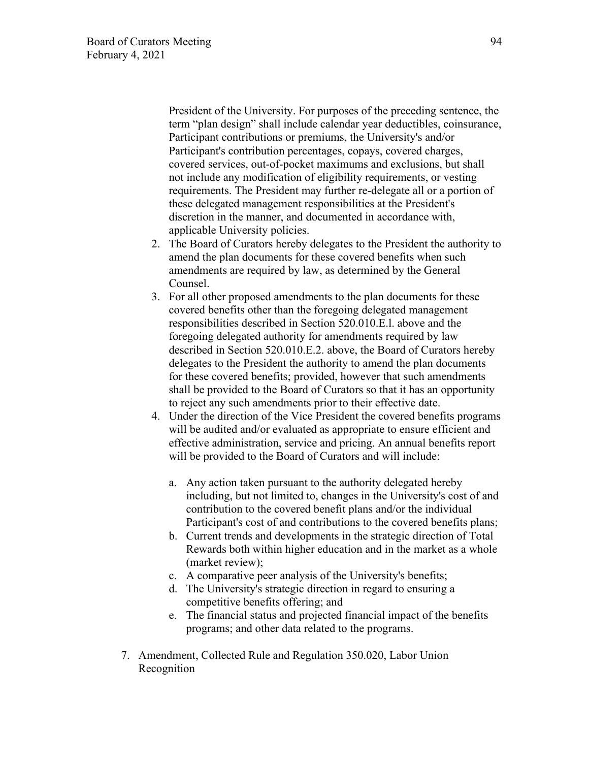President of the University. For purposes of the preceding sentence, the term "plan design" shall include calendar year deductibles, coinsurance, Participant contributions or premiums, the University's and/or Participant's contribution percentages, copays, covered charges, covered services, out-of-pocket maximums and exclusions, but shall not include any modification of eligibility requirements, or vesting requirements. The President may further re-delegate all or a portion of these delegated management responsibilities at the President's discretion in the manner, and documented in accordance with, applicable University policies.

2. The Board of Curators hereby delegates to the President the authority to amend the plan documents for these covered benefits when such amendments are required by law, as determined by the General Counsel.
3. For all other proposed amendments to the plan documents for these covered benefits other than the foregoing delegated management responsibilities described in Section 520.010.E.l. above and the foregoing delegated authority for amendments required by law described in Section 520.010.E.2. above, the Board of Curators hereby delegates to the President the authority to amend the plan documents for these covered benefits; provided, however that such amendments shall be provided to the Board of Curators so that it has an opportunity to reject any such amendments prior to their effective date.
4. Under the direction of the Vice President the covered benefits programs will be audited and/or evaluated as appropriate to ensure efficient and effective administration, service and pricing. An annual benefits report will be provided to the Board of Curators and will include:

    a. Any action taken pursuant to the authority delegated hereby including, but not limited to, changes in the University's cost of and contribution to the covered benefit plans and/or the individual Participant's cost of and contributions to the covered benefits plans;
    b. Current trends and developments in the strategic direction of Total Rewards both within higher education and in the market as a whole (market review);
    c. A comparative peer analysis of the University's benefits;
    d. The University's strategic direction in regard to ensuring a competitive benefits offering; and
    e. The financial status and projected financial impact of the benefits programs; and other data related to the programs.

7. Amendment, Collected Rule and Regulation 350.020, Labor Union Recognition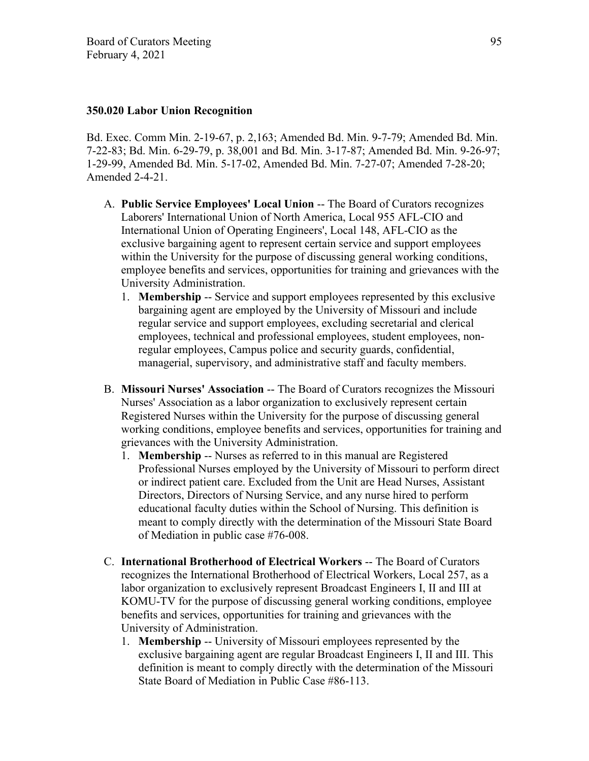**350.020 Labor Union Recognition**

Bd. Exec. Comm Min. 2-19-67, p. 2,163; Amended Bd. Min. 9-7-79; Amended Bd. Min. 7-22-83; Bd. Min. 6-29-79, p. 38,001 and Bd. Min. 3-17-87; Amended Bd. Min. 9-26-97; 1-29-99, Amended Bd. Min. 5-17-02, Amended Bd. Min. 7-27-07; Amended 7-28-20; Amended 2-4-21.

A. **Public Service Employees' Local Union** -- The Board of Curators recognizes Laborers' International Union of North America, Local 955 AFL-CIO and International Union of Operating Engineers', Local 148, AFL-CIO as the exclusive bargaining agent to represent certain service and support employees within the University for the purpose of discussing general working conditions, employee benefits and services, opportunities for training and grievances with the University Administration.
   1. **Membership** -- Service and support employees represented by this exclusive bargaining agent are employed by the University of Missouri and include regular service and support employees, excluding secretarial and clerical employees, technical and professional employees, student employees, non-regular employees, Campus police and security guards, confidential, managerial, supervisory, and administrative staff and faculty members.

B. **Missouri Nurses' Association** -- The Board of Curators recognizes the Missouri Nurses' Association as a labor organization to exclusively represent certain Registered Nurses within the University for the purpose of discussing general working conditions, employee benefits and services, opportunities for training and grievances with the University Administration.
   1. **Membership** -- Nurses as referred to in this manual are Registered Professional Nurses employed by the University of Missouri to perform direct or indirect patient care. Excluded from the Unit are Head Nurses, Assistant Directors, Directors of Nursing Service, and any nurse hired to perform educational faculty duties within the School of Nursing. This definition is meant to comply directly with the determination of the Missouri State Board of Mediation in public case #76-008.

C. **International Brotherhood of Electrical Workers** -- The Board of Curators recognizes the International Brotherhood of Electrical Workers, Local 257, as a labor organization to exclusively represent Broadcast Engineers I, II and III at KOMU-TV for the purpose of discussing general working conditions, employee benefits and services, opportunities for training and grievances with the University of Administration.
   1. **Membership** -- University of Missouri employees represented by the exclusive bargaining agent are regular Broadcast Engineers I, II and III. This definition is meant to comply directly with the determination of the Missouri State Board of Mediation in Public Case #86-113.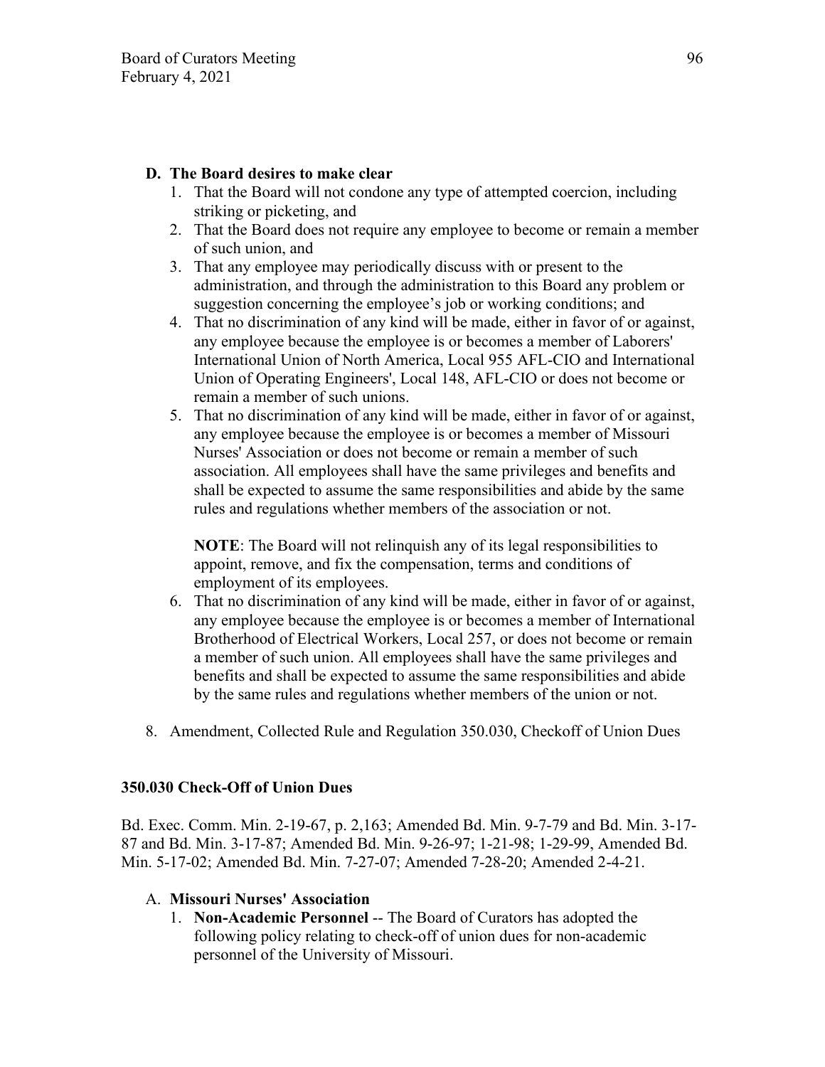**D. The Board desires to make clear**

1. That the Board will not condone any type of attempted coercion, including striking or picketing, and
2. That the Board does not require any employee to become or remain a member of such union, and
3. That any employee may periodically discuss with or present to the administration, and through the administration to this Board any problem or suggestion concerning the employee's job or working conditions; and
4. That no discrimination of any kind will be made, either in favor of or against, any employee because the employee is or becomes a member of Laborers' International Union of North America, Local 955 AFL-CIO and International Union of Operating Engineers', Local 148, AFL-CIO or does not become or remain a member of such unions.
5. That no discrimination of any kind will be made, either in favor of or against, any employee because the employee is or becomes a member of Missouri Nurses' Association or does not become or remain a member of such association. All employees shall have the same privileges and benefits and shall be expected to assume the same responsibilities and abide by the same rules and regulations whether members of the association or not.

   **NOTE**: The Board will not relinquish any of its legal responsibilities to appoint, remove, and fix the compensation, terms and conditions of employment of its employees.
6. That no discrimination of any kind will be made, either in favor of or against, any employee because the employee is or becomes a member of International Brotherhood of Electrical Workers, Local 257, or does not become or remain a member of such union. All employees shall have the same privileges and benefits and shall be expected to assume the same responsibilities and abide by the same rules and regulations whether members of the union or not.

8. Amendment, Collected Rule and Regulation 350.030, Checkoff of Union Dues

**350.030 Check-Off of Union Dues**

Bd. Exec. Comm. Min. 2-19-67, p. 2,163; Amended Bd. Min. 9-7-79 and Bd. Min. 3-17-87 and Bd. Min. 3-17-87; Amended Bd. Min. 9-26-97; 1-21-98; 1-29-99, Amended Bd. Min. 5-17-02; Amended Bd. Min. 7-27-07; Amended 7-28-20; Amended 2-4-21.

A. **Missouri Nurses' Association**

1. **Non-Academic Personnel** -- The Board of Curators has adopted the following policy relating to check-off of union dues for non-academic personnel of the University of Missouri.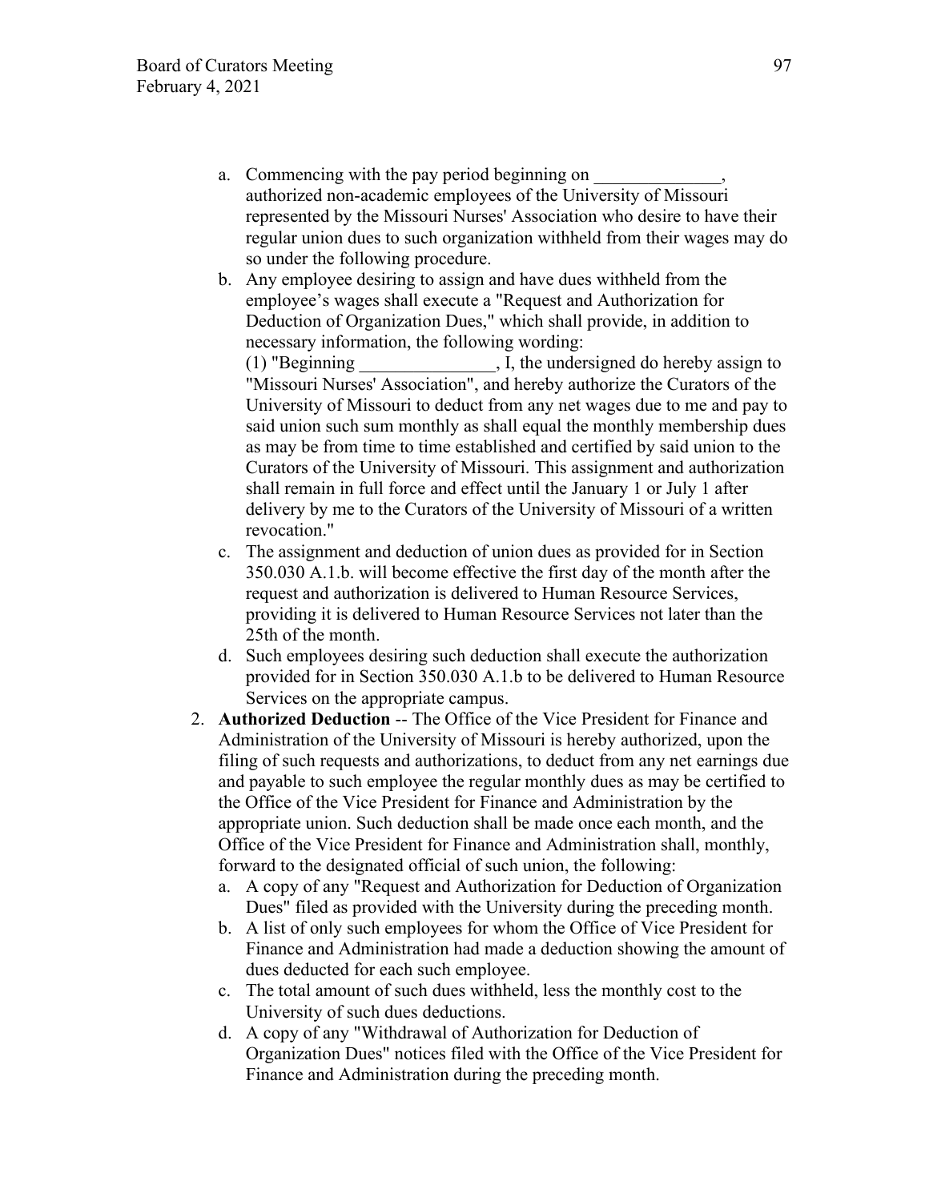a. Commencing with the pay period beginning on ______________, authorized non-academic employees of the University of Missouri represented by the Missouri Nurses' Association who desire to have their regular union dues to such organization withheld from their wages may do so under the following procedure.
b. Any employee desiring to assign and have dues withheld from the employee's wages shall execute a "Request and Authorization for Deduction of Organization Dues," which shall provide, in addition to necessary information, the following wording:
   (1) "Beginning _______________, I, the undersigned do hereby assign to "Missouri Nurses' Association", and hereby authorize the Curators of the University of Missouri to deduct from any net wages due to me and pay to said union such sum monthly as shall equal the monthly membership dues as may be from time to time established and certified by said union to the Curators of the University of Missouri. This assignment and authorization shall remain in full force and effect until the January 1 or July 1 after delivery by me to the Curators of the University of Missouri of a written revocation."
c. The assignment and deduction of union dues as provided for in Section 350.030 A.1.b. will become effective the first day of the month after the request and authorization is delivered to Human Resource Services, providing it is delivered to Human Resource Services not later than the 25th of the month.
d. Such employees desiring such deduction shall execute the authorization provided for in Section 350.030 A.1.b to be delivered to Human Resource Services on the appropriate campus.

2. **Authorized Deduction** -- The Office of the Vice President for Finance and Administration of the University of Missouri is hereby authorized, upon the filing of such requests and authorizations, to deduct from any net earnings due and payable to such employee the regular monthly dues as may be certified to the Office of the Vice President for Finance and Administration by the appropriate union. Such deduction shall be made once each month, and the Office of the Vice President for Finance and Administration shall, monthly, forward to the designated official of such union, the following:
   a. A copy of any "Request and Authorization for Deduction of Organization Dues" filed as provided with the University during the preceding month.
   b. A list of only such employees for whom the Office of Vice President for Finance and Administration had made a deduction showing the amount of dues deducted for each such employee.
   c. The total amount of such dues withheld, less the monthly cost to the University of such dues deductions.
   d. A copy of any "Withdrawal of Authorization for Deduction of Organization Dues" notices filed with the Office of the Vice President for Finance and Administration during the preceding month.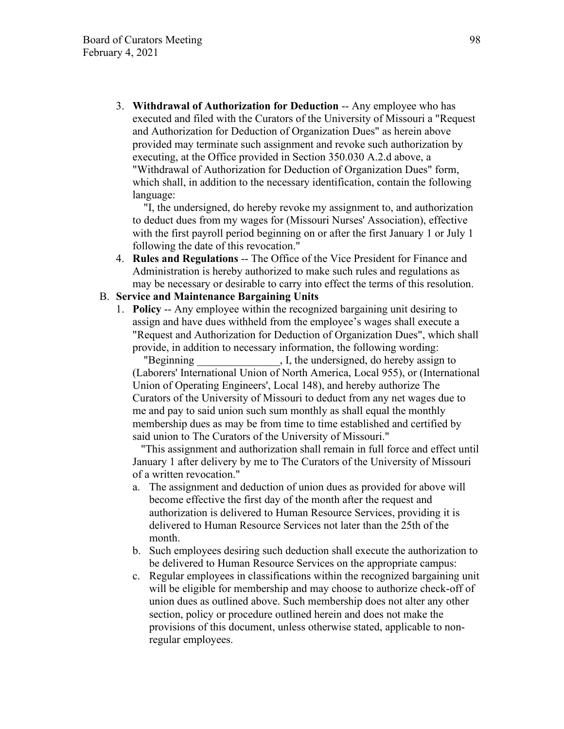3. **Withdrawal of Authorization for Deduction** -- Any employee who has executed and filed with the Curators of the University of Missouri a "Request and Authorization for Deduction of Organization Dues" as herein above provided may terminate such assignment and revoke such authorization by executing, at the Office provided in Section 350.030 A.2.d above, a "Withdrawal of Authorization for Deduction of Organization Dues" form, which shall, in addition to the necessary identification, contain the following language:

   "I, the undersigned, do hereby revoke my assignment to, and authorization to deduct dues from my wages for (Missouri Nurses' Association), effective with the first payroll period beginning on or after the first January 1 or July 1 following the date of this revocation."

4. **Rules and Regulations** -- The Office of the Vice President for Finance and Administration is hereby authorized to make such rules and regulations as may be necessary or desirable to carry into effect the terms of this resolution.

B. **Service and Maintenance Bargaining Units**

1. **Policy** -- Any employee within the recognized bargaining unit desiring to assign and have dues withheld from the employee's wages shall execute a "Request and Authorization for Deduction of Organization Dues", which shall provide, in addition to necessary information, the following wording:

   "Beginning _______________, I, the undersigned, do hereby assign to (Laborers' International Union of North America, Local 955), or (International Union of Operating Engineers', Local 148), and hereby authorize The Curators of the University of Missouri to deduct from any net wages due to me and pay to said union such sum monthly as shall equal the monthly membership dues as may be from time to time established and certified by said union to The Curators of the University of Missouri."

   "This assignment and authorization shall remain in full force and effect until January 1 after delivery by me to The Curators of the University of Missouri of a written revocation."

   a. The assignment and deduction of union dues as provided for above will become effective the first day of the month after the request and authorization is delivered to Human Resource Services, providing it is delivered to Human Resource Services not later than the 25th of the month.
   b. Such employees desiring such deduction shall execute the authorization to be delivered to Human Resource Services on the appropriate campus:
   c. Regular employees in classifications within the recognized bargaining unit will be eligible for membership and may choose to authorize check-off of union dues as outlined above. Such membership does not alter any other section, policy or procedure outlined herein and does not make the provisions of this document, unless otherwise stated, applicable to non-regular employees.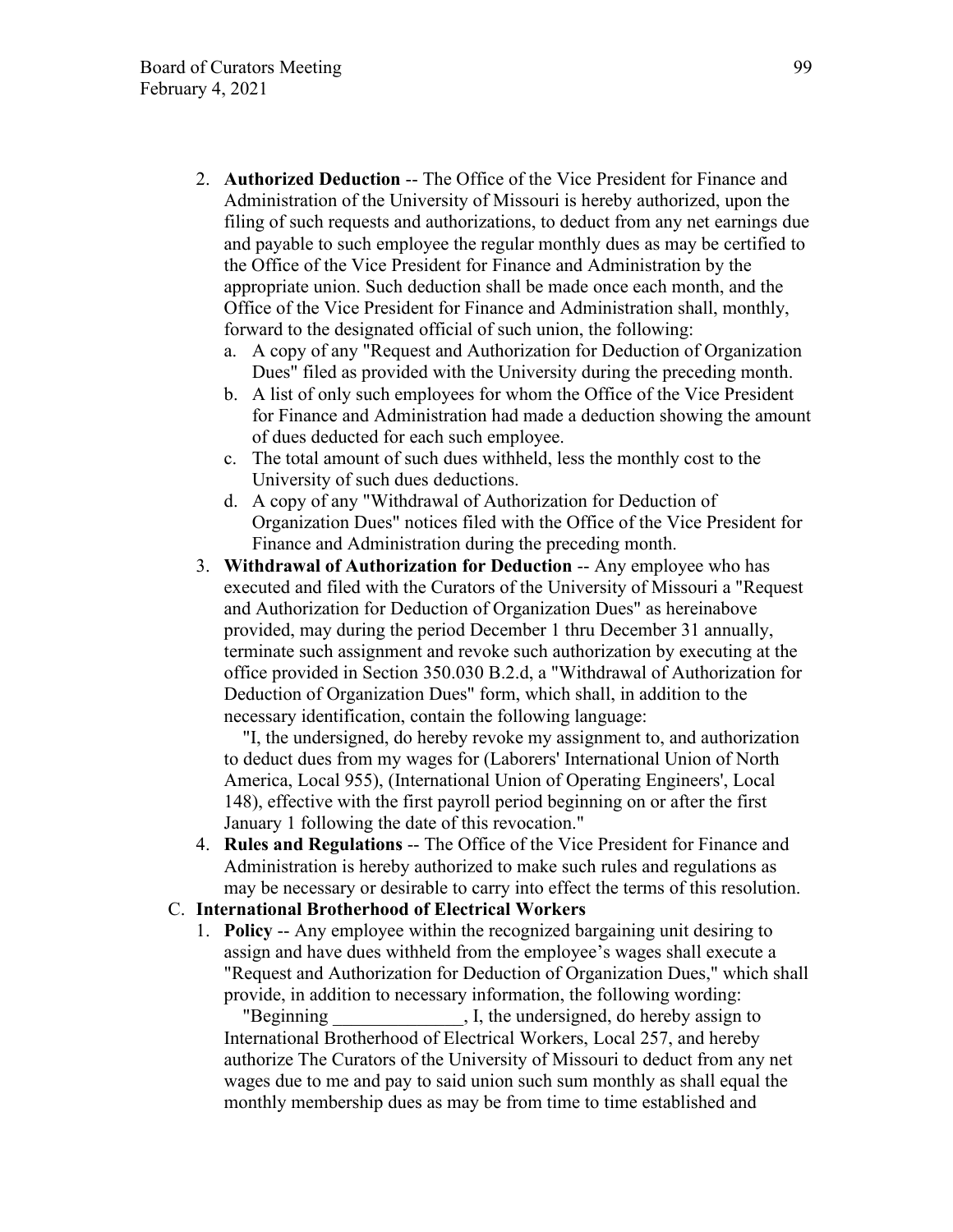2. **Authorized Deduction** -- The Office of the Vice President for Finance and Administration of the University of Missouri is hereby authorized, upon the filing of such requests and authorizations, to deduct from any net earnings due and payable to such employee the regular monthly dues as may be certified to the Office of the Vice President for Finance and Administration by the appropriate union. Such deduction shall be made once each month, and the Office of the Vice President for Finance and Administration shall, monthly, forward to the designated official of such union, the following:
   a. A copy of any "Request and Authorization for Deduction of Organization Dues" filed as provided with the University during the preceding month.
   b. A list of only such employees for whom the Office of the Vice President for Finance and Administration had made a deduction showing the amount of dues deducted for each such employee.
   c. The total amount of such dues withheld, less the monthly cost to the University of such dues deductions.
   d. A copy of any "Withdrawal of Authorization for Deduction of Organization Dues" notices filed with the Office of the Vice President for Finance and Administration during the preceding month.
3. **Withdrawal of Authorization for Deduction** -- Any employee who has executed and filed with the Curators of the University of Missouri a "Request and Authorization for Deduction of Organization Dues" as hereinabove provided, may during the period December 1 thru December 31 annually, terminate such assignment and revoke such authorization by executing at the office provided in Section 350.030 B.2.d, a "Withdrawal of Authorization for Deduction of Organization Dues" form, which shall, in addition to the necessary identification, contain the following language:

   "I, the undersigned, do hereby revoke my assignment to, and authorization to deduct dues from my wages for (Laborers' International Union of North America, Local 955), (International Union of Operating Engineers', Local 148), effective with the first payroll period beginning on or after the first January 1 following the date of this revocation."
4. **Rules and Regulations** -- The Office of the Vice President for Finance and Administration is hereby authorized to make such rules and regulations as may be necessary or desirable to carry into effect the terms of this resolution.

C. **International Brotherhood of Electrical Workers**

1. **Policy** -- Any employee within the recognized bargaining unit desiring to assign and have dues withheld from the employee's wages shall execute a "Request and Authorization for Deduction of Organization Dues," which shall provide, in addition to necessary information, the following wording:

   "Beginning ______________, I, the undersigned, do hereby assign to International Brotherhood of Electrical Workers, Local 257, and hereby authorize The Curators of the University of Missouri to deduct from any net wages due to me and pay to said union such sum monthly as shall equal the monthly membership dues as may be from time to time established and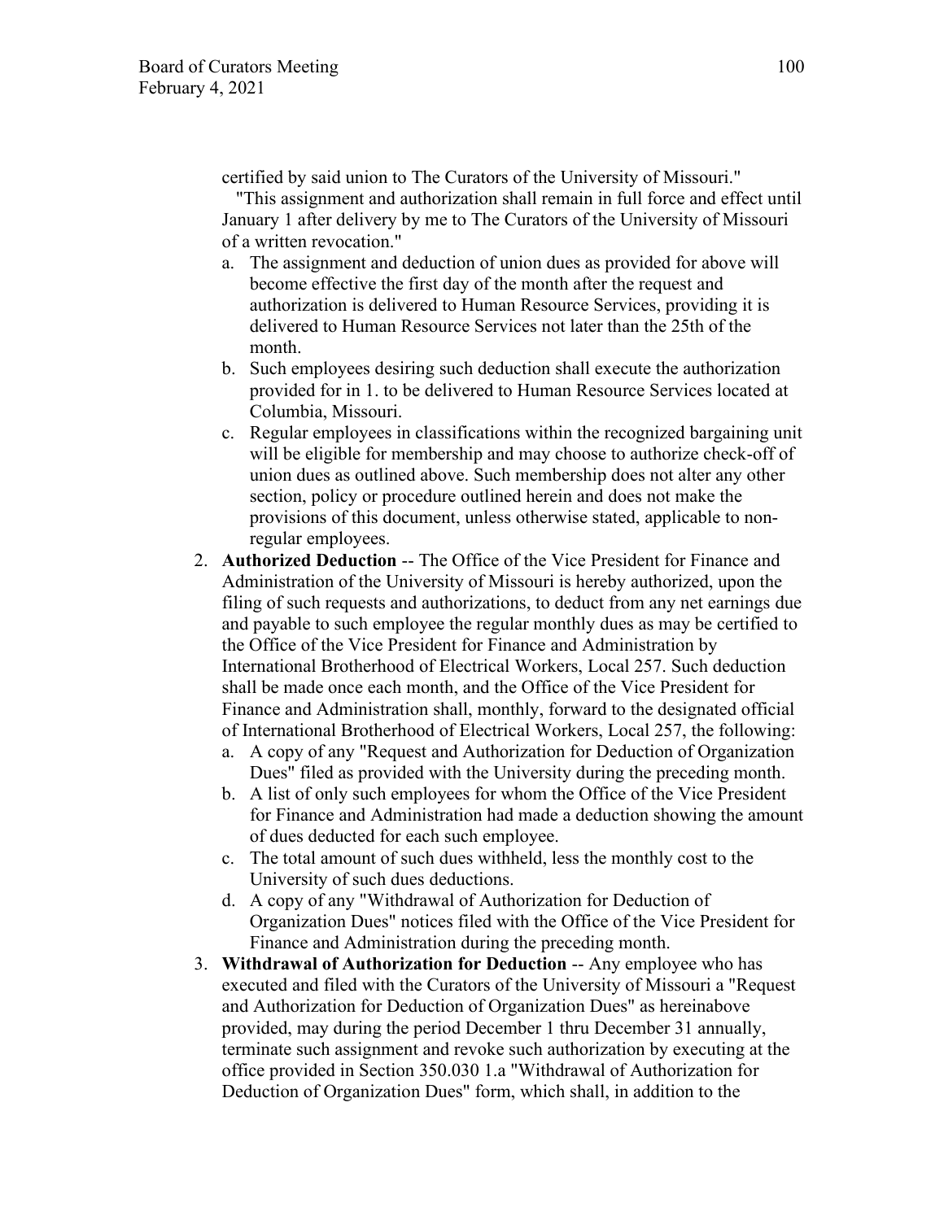certified by said union to The Curators of the University of Missouri."

"This assignment and authorization shall remain in full force and effect until January 1 after delivery by me to The Curators of the University of Missouri of a written revocation."

a. The assignment and deduction of union dues as provided for above will become effective the first day of the month after the request and authorization is delivered to Human Resource Services, providing it is delivered to Human Resource Services not later than the 25th of the month.
b. Such employees desiring such deduction shall execute the authorization provided for in 1. to be delivered to Human Resource Services located at Columbia, Missouri.
c. Regular employees in classifications within the recognized bargaining unit will be eligible for membership and may choose to authorize check-off of union dues as outlined above. Such membership does not alter any other section, policy or procedure outlined herein and does not make the provisions of this document, unless otherwise stated, applicable to non-regular employees.

2. **Authorized Deduction** -- The Office of the Vice President for Finance and Administration of the University of Missouri is hereby authorized, upon the filing of such requests and authorizations, to deduct from any net earnings due and payable to such employee the regular monthly dues as may be certified to the Office of the Vice President for Finance and Administration by International Brotherhood of Electrical Workers, Local 257. Such deduction shall be made once each month, and the Office of the Vice President for Finance and Administration shall, monthly, forward to the designated official of International Brotherhood of Electrical Workers, Local 257, the following:
   a. A copy of any "Request and Authorization for Deduction of Organization Dues" filed as provided with the University during the preceding month.
   b. A list of only such employees for whom the Office of the Vice President for Finance and Administration had made a deduction showing the amount of dues deducted for each such employee.
   c. The total amount of such dues withheld, less the monthly cost to the University of such dues deductions.
   d. A copy of any "Withdrawal of Authorization for Deduction of Organization Dues" notices filed with the Office of the Vice President for Finance and Administration during the preceding month.
3. **Withdrawal of Authorization for Deduction** -- Any employee who has executed and filed with the Curators of the University of Missouri a "Request and Authorization for Deduction of Organization Dues" as hereinabove provided, may during the period December 1 thru December 31 annually, terminate such assignment and revoke such authorization by executing at the office provided in Section 350.030 1.a "Withdrawal of Authorization for Deduction of Organization Dues" form, which shall, in addition to the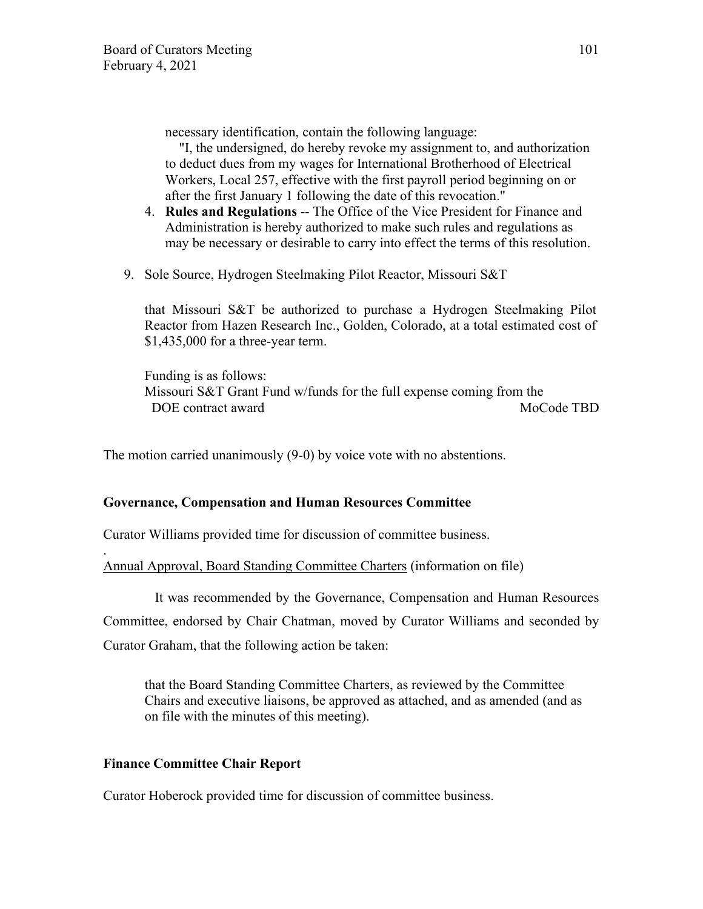necessary identification, contain the following language:

"I, the undersigned, do hereby revoke my assignment to, and authorization to deduct dues from my wages for International Brotherhood of Electrical Workers, Local 257, effective with the first payroll period beginning on or after the first January 1 following the date of this revocation."

4. **Rules and Regulations** -- The Office of the Vice President for Finance and Administration is hereby authorized to make such rules and regulations as may be necessary or desirable to carry into effect the terms of this resolution.

9. Sole Source, Hydrogen Steelmaking Pilot Reactor, Missouri S&T

   that Missouri S&T be authorized to purchase a Hydrogen Steelmaking Pilot Reactor from Hazen Research Inc., Golden, Colorado, at a total estimated cost of $1,435,000 for a three-year term.

   Funding is as follows:
   Missouri S&T Grant Fund w/funds for the full expense coming from the DOE contract award MoCode TBD

The motion carried unanimously (9-0) by voice vote with no abstentions.

**Governance, Compensation and Human Resources Committee**

Curator Williams provided time for discussion of committee business.

Annual Approval, Board Standing Committee Charters (information on file)

It was recommended by the Governance, Compensation and Human Resources Committee, endorsed by Chair Chatman, moved by Curator Williams and seconded by Curator Graham, that the following action be taken:

> that the Board Standing Committee Charters, as reviewed by the Committee Chairs and executive liaisons, be approved as attached, and as amended (and as on file with the minutes of this meeting).

**Finance Committee Chair Report**

Curator Hoberock provided time for discussion of committee business.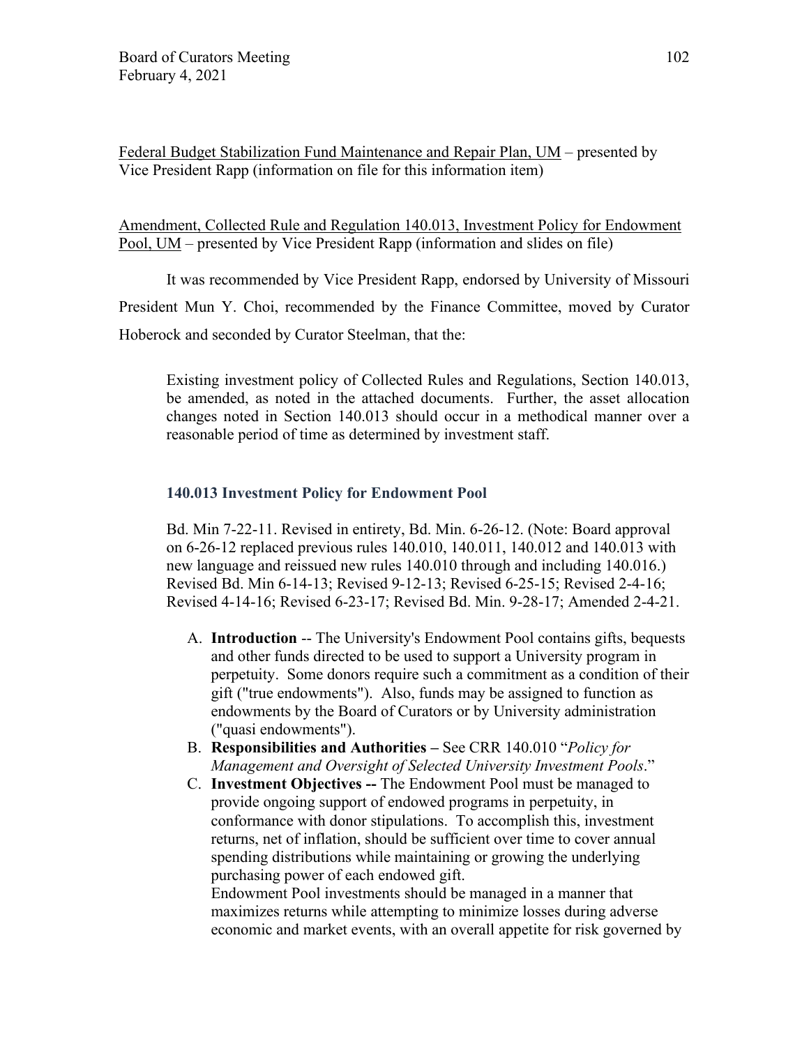Federal Budget Stabilization Fund Maintenance and Repair Plan, UM – presented by Vice President Rapp (information on file for this information item)

Amendment, Collected Rule and Regulation 140.013, Investment Policy for Endowment Pool, UM – presented by Vice President Rapp (information and slides on file)

It was recommended by Vice President Rapp, endorsed by University of Missouri President Mun Y. Choi, recommended by the Finance Committee, moved by Curator Hoberock and seconded by Curator Steelman, that the:

> Existing investment policy of Collected Rules and Regulations, Section 140.013, be amended, as noted in the attached documents. Further, the asset allocation changes noted in Section 140.013 should occur in a methodical manner over a reasonable period of time as determined by investment staff.

### 140.013 Investment Policy for Endowment Pool

Bd. Min 7-22-11. Revised in entirety, Bd. Min. 6-26-12. (Note: Board approval on 6-26-12 replaced previous rules 140.010, 140.011, 140.012 and 140.013 with new language and reissued new rules 140.010 through and including 140.016.) Revised Bd. Min 6-14-13; Revised 9-12-13; Revised 6-25-15; Revised 2-4-16; Revised 4-14-16; Revised 6-23-17; Revised Bd. Min. 9-28-17; Amended 2-4-21.

A. **Introduction** -- The University's Endowment Pool contains gifts, bequests and other funds directed to be used to support a University program in perpetuity. Some donors require such a commitment as a condition of their gift ("true endowments"). Also, funds may be assigned to function as endowments by the Board of Curators or by University administration ("quasi endowments").
B. **Responsibilities and Authorities –** See CRR 140.010 "*Policy for Management and Oversight of Selected University Investment Pools*."
C. **Investment Objectives --** The Endowment Pool must be managed to provide ongoing support of endowed programs in perpetuity, in conformance with donor stipulations. To accomplish this, investment returns, net of inflation, should be sufficient over time to cover annual spending distributions while maintaining or growing the underlying purchasing power of each endowed gift.
   Endowment Pool investments should be managed in a manner that maximizes returns while attempting to minimize losses during adverse economic and market events, with an overall appetite for risk governed by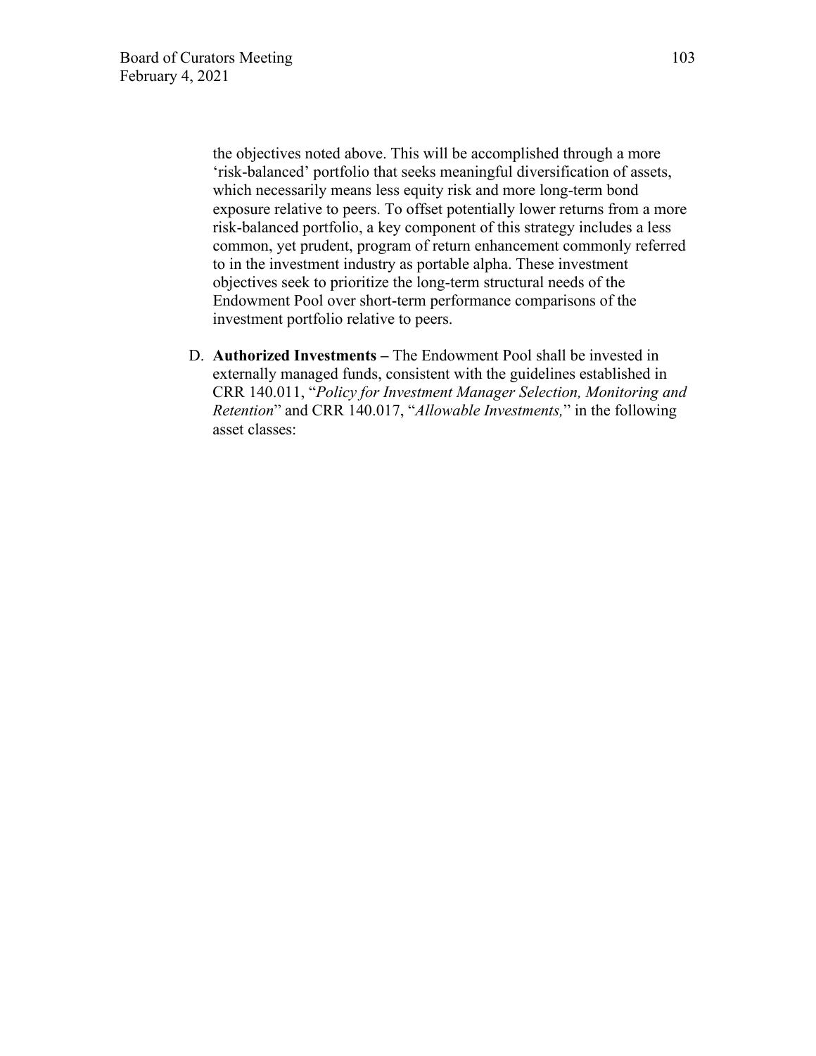the objectives noted above. This will be accomplished through a more 'risk-balanced' portfolio that seeks meaningful diversification of assets, which necessarily means less equity risk and more long-term bond exposure relative to peers. To offset potentially lower returns from a more risk-balanced portfolio, a key component of this strategy includes a less common, yet prudent, program of return enhancement commonly referred to in the investment industry as portable alpha. These investment objectives seek to prioritize the long-term structural needs of the Endowment Pool over short-term performance comparisons of the investment portfolio relative to peers.

D. **Authorized Investments –** The Endowment Pool shall be invested in externally managed funds, consistent with the guidelines established in CRR 140.011, "*Policy for Investment Manager Selection, Monitoring and Retention*" and CRR 140.017, "*Allowable Investments,*" in the following asset classes: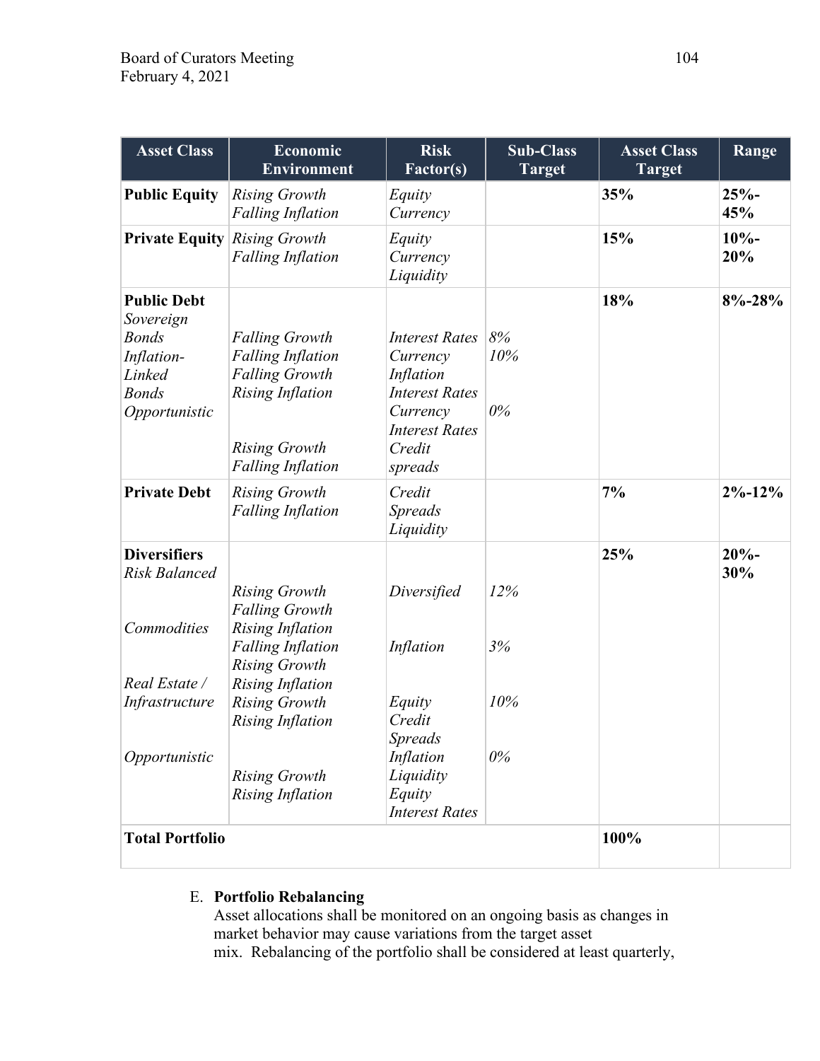| Asset Class | Economic Environment | Risk Factor(s) | Sub-Class Target | Asset Class Target | Range |
|---|---|---|---|---|---|
| **Public Equity** | *Rising Growth*<br>*Falling Inflation* | *Equity*<br>*Currency* | | **35%** | **25%-45%** |
| **Private Equity** | *Rising Growth*<br>*Falling Inflation* | *Equity*<br>*Currency*<br>*Liquidity* | | **15%** | **10%-20%** |
| **Public Debt** | | | | **18%** | **8%-28%** |
| *Sovereign Bonds* | *Falling Growth*<br>*Falling Inflation* | *Interest Rates*<br>*Currency* | *8%* | | |
| *Inflation-Linked Bonds* | *Falling Growth*<br>*Rising Inflation* | *Inflation*<br>*Interest Rates*<br>*Currency* | *10%* | | |
| *Opportunistic* | *Rising Growth*<br>*Falling Inflation* | *Interest Rates*<br>*Credit spreads* | *0%* | | |
| **Private Debt** | *Rising Growth*<br>*Falling Inflation* | *Credit Spreads*<br>*Liquidity* | | **7%** | **2%-12%** |
| **Diversifiers** | | | | **25%** | **20%-30%** |
| *Risk Balanced* | *Rising Growth*<br>*Falling Growth*<br>*Rising Inflation*<br>*Falling Inflation* | *Diversified* | *12%* | | |
| *Commodities* | *Rising Growth*<br>*Rising Inflation* | *Inflation* | *3%* | | |
| *Real Estate / Infrastructure* | *Rising Growth*<br>*Rising Inflation* | *Equity*<br>*Credit Spreads*<br>*Inflation*<br>*Liquidity* | *10%* | | |
| *Opportunistic* | *Rising Growth*<br>*Rising Inflation* | *Equity*<br>*Interest Rates* | *0%* | | |
| **Total Portfolio** | | | | **100%** | |

E. **Portfolio Rebalancing**

Asset allocations shall be monitored on an ongoing basis as changes in market behavior may cause variations from the target asset mix. Rebalancing of the portfolio shall be considered at least quarterly,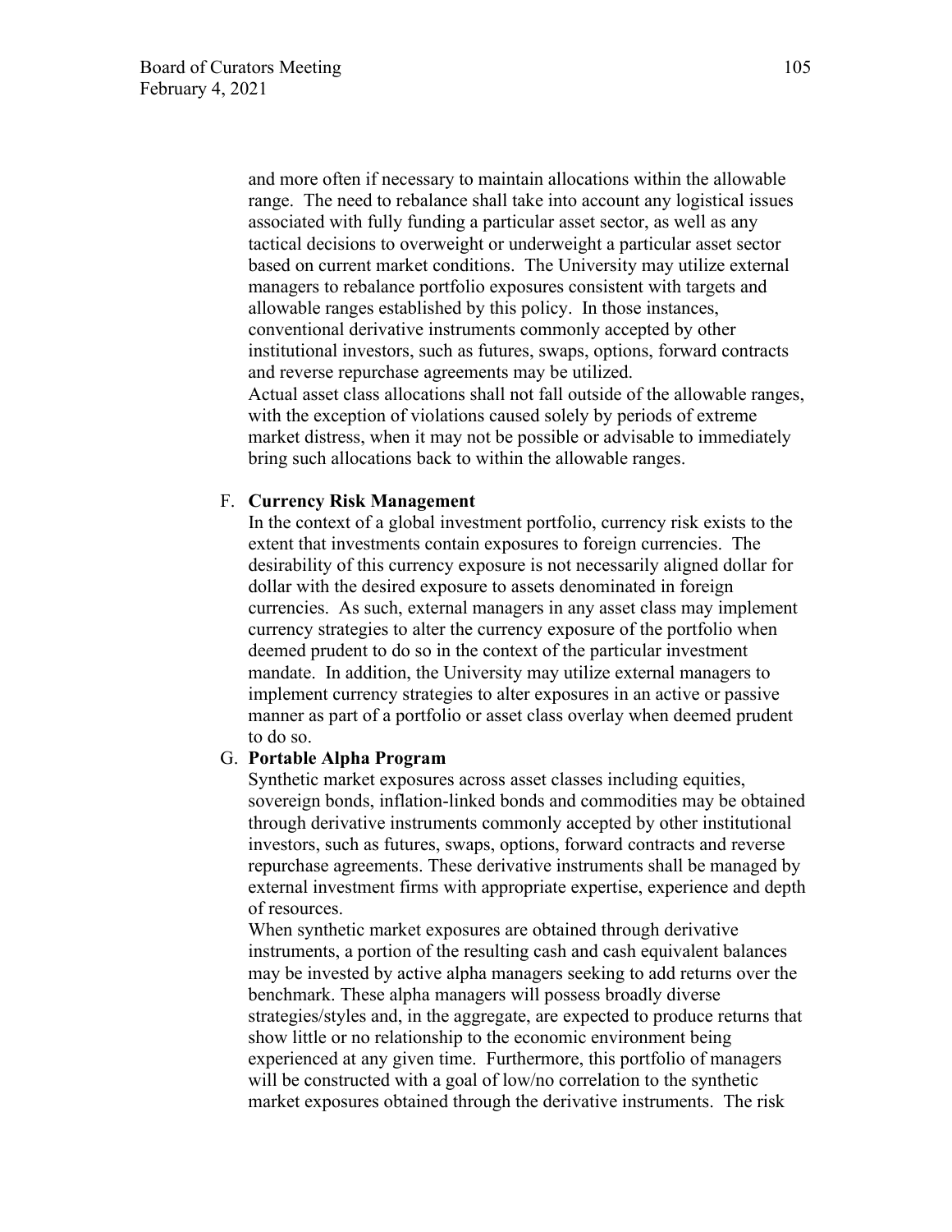and more often if necessary to maintain allocations within the allowable range. The need to rebalance shall take into account any logistical issues associated with fully funding a particular asset sector, as well as any tactical decisions to overweight or underweight a particular asset sector based on current market conditions. The University may utilize external managers to rebalance portfolio exposures consistent with targets and allowable ranges established by this policy. In those instances, conventional derivative instruments commonly accepted by other institutional investors, such as futures, swaps, options, forward contracts and reverse repurchase agreements may be utilized.

Actual asset class allocations shall not fall outside of the allowable ranges, with the exception of violations caused solely by periods of extreme market distress, when it may not be possible or advisable to immediately bring such allocations back to within the allowable ranges.

F. **Currency Risk Management**

In the context of a global investment portfolio, currency risk exists to the extent that investments contain exposures to foreign currencies. The desirability of this currency exposure is not necessarily aligned dollar for dollar with the desired exposure to assets denominated in foreign currencies. As such, external managers in any asset class may implement currency strategies to alter the currency exposure of the portfolio when deemed prudent to do so in the context of the particular investment mandate. In addition, the University may utilize external managers to implement currency strategies to alter exposures in an active or passive manner as part of a portfolio or asset class overlay when deemed prudent to do so.

G. **Portable Alpha Program**

Synthetic market exposures across asset classes including equities, sovereign bonds, inflation-linked bonds and commodities may be obtained through derivative instruments commonly accepted by other institutional investors, such as futures, swaps, options, forward contracts and reverse repurchase agreements. These derivative instruments shall be managed by external investment firms with appropriate expertise, experience and depth of resources.

When synthetic market exposures are obtained through derivative instruments, a portion of the resulting cash and cash equivalent balances may be invested by active alpha managers seeking to add returns over the benchmark. These alpha managers will possess broadly diverse strategies/styles and, in the aggregate, are expected to produce returns that show little or no relationship to the economic environment being experienced at any given time. Furthermore, this portfolio of managers will be constructed with a goal of low/no correlation to the synthetic market exposures obtained through the derivative instruments. The risk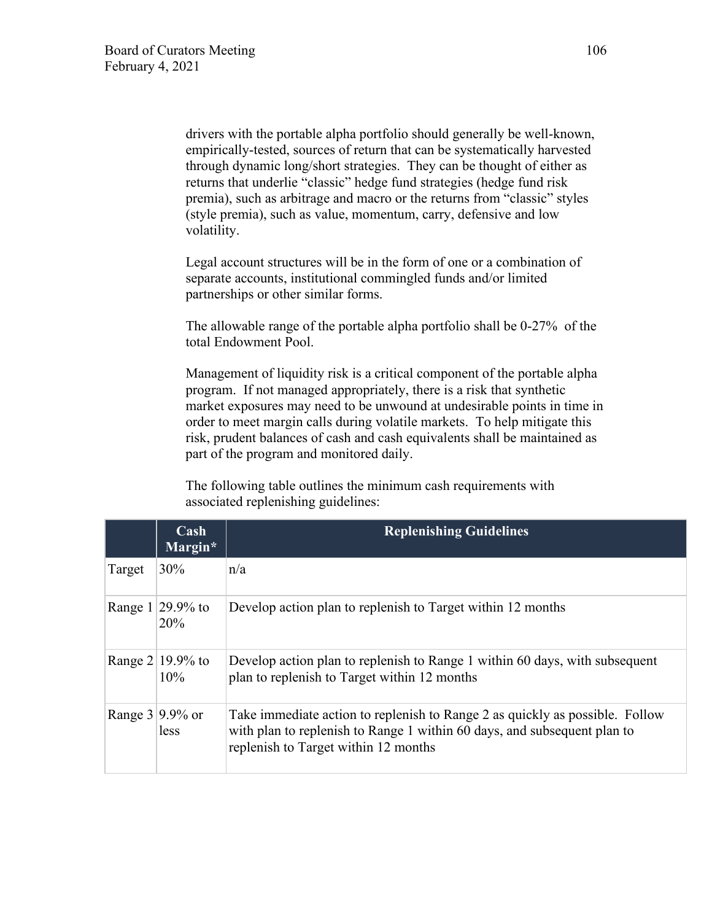drivers with the portable alpha portfolio should generally be well-known, empirically-tested, sources of return that can be systematically harvested through dynamic long/short strategies. They can be thought of either as returns that underlie "classic" hedge fund strategies (hedge fund risk premia), such as arbitrage and macro or the returns from "classic" styles (style premia), such as value, momentum, carry, defensive and low volatility.

Legal account structures will be in the form of one or a combination of separate accounts, institutional commingled funds and/or limited partnerships or other similar forms.

The allowable range of the portable alpha portfolio shall be 0-27% of the total Endowment Pool.

Management of liquidity risk is a critical component of the portable alpha program. If not managed appropriately, there is a risk that synthetic market exposures may need to be unwound at undesirable points in time in order to meet margin calls during volatile markets. To help mitigate this risk, prudent balances of cash and cash equivalents shall be maintained as part of the program and monitored daily.

The following table outlines the minimum cash requirements with associated replenishing guidelines:

| | Cash Margin* | Replenishing Guidelines |
|---|---|---|
| Target | 30% | n/a |
| Range 1 | 29.9% to 20% | Develop action plan to replenish to Target within 12 months |
| Range 2 | 19.9% to 10% | Develop action plan to replenish to Range 1 within 60 days, with subsequent plan to replenish to Target within 12 months |
| Range 3 | 9.9% or less | Take immediate action to replenish to Range 2 as quickly as possible. Follow with plan to replenish to Range 1 within 60 days, and subsequent plan to replenish to Target within 12 months |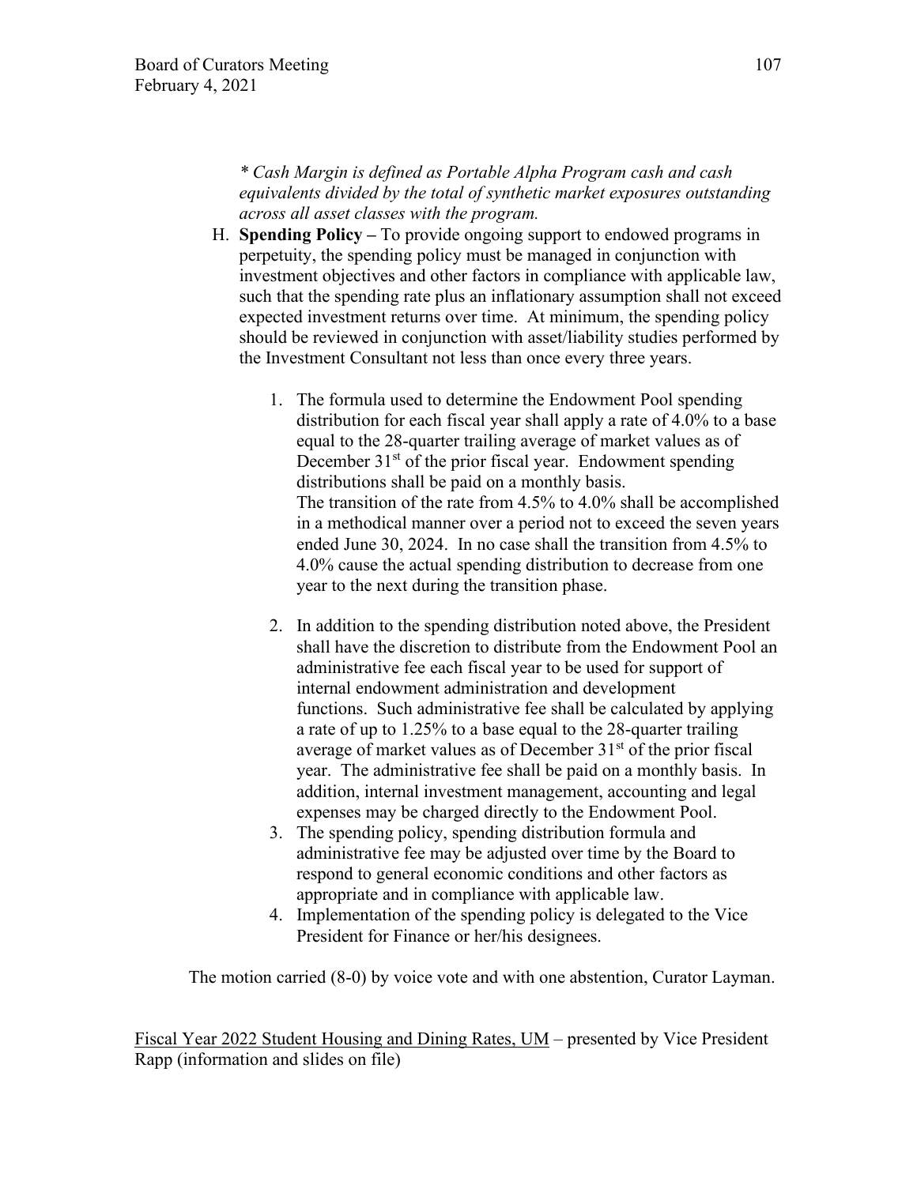*\* Cash Margin is defined as Portable Alpha Program cash and cash equivalents divided by the total of synthetic market exposures outstanding across all asset classes with the program.*

H. **Spending Policy –** To provide ongoing support to endowed programs in perpetuity, the spending policy must be managed in conjunction with investment objectives and other factors in compliance with applicable law, such that the spending rate plus an inflationary assumption shall not exceed expected investment returns over time. At minimum, the spending policy should be reviewed in conjunction with asset/liability studies performed by the Investment Consultant not less than once every three years.

   1. The formula used to determine the Endowment Pool spending distribution for each fiscal year shall apply a rate of 4.0% to a base equal to the 28-quarter trailing average of market values as of December 31st of the prior fiscal year. Endowment spending distributions shall be paid on a monthly basis.
      The transition of the rate from 4.5% to 4.0% shall be accomplished in a methodical manner over a period not to exceed the seven years ended June 30, 2024. In no case shall the transition from 4.5% to 4.0% cause the actual spending distribution to decrease from one year to the next during the transition phase.

   2. In addition to the spending distribution noted above, the President shall have the discretion to distribute from the Endowment Pool an administrative fee each fiscal year to be used for support of internal endowment administration and development functions. Such administrative fee shall be calculated by applying a rate of up to 1.25% to a base equal to the 28-quarter trailing average of market values as of December 31st of the prior fiscal year. The administrative fee shall be paid on a monthly basis. In addition, internal investment management, accounting and legal expenses may be charged directly to the Endowment Pool.
   3. The spending policy, spending distribution formula and administrative fee may be adjusted over time by the Board to respond to general economic conditions and other factors as appropriate and in compliance with applicable law.
   4. Implementation of the spending policy is delegated to the Vice President for Finance or her/his designees.

The motion carried (8-0) by voice vote and with one abstention, Curator Layman.

Fiscal Year 2022 Student Housing and Dining Rates, UM – presented by Vice President Rapp (information and slides on file)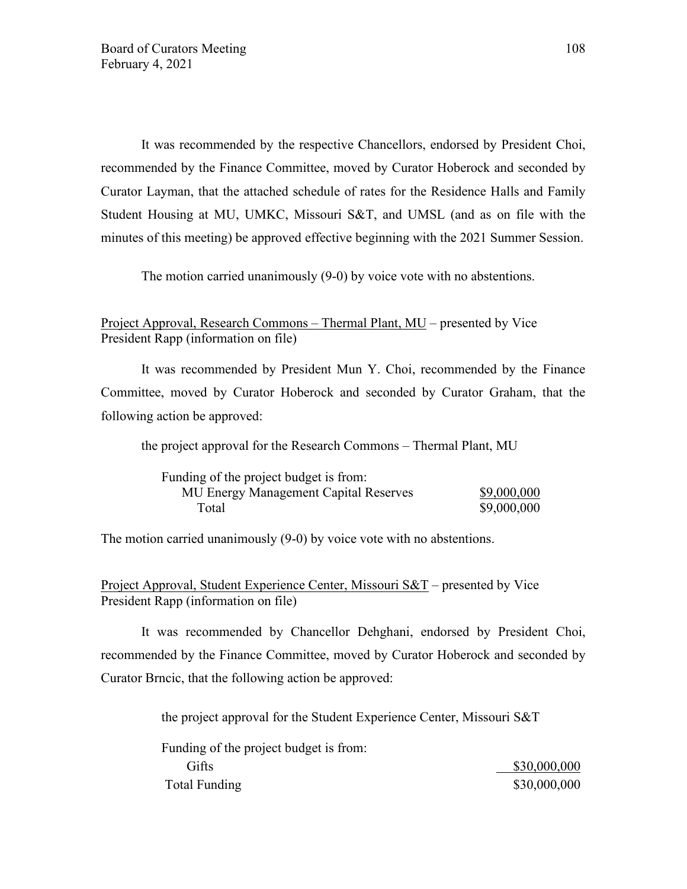It was recommended by the respective Chancellors, endorsed by President Choi, recommended by the Finance Committee, moved by Curator Hoberock and seconded by Curator Layman, that the attached schedule of rates for the Residence Halls and Family Student Housing at MU, UMKC, Missouri S&T, and UMSL (and as on file with the minutes of this meeting) be approved effective beginning with the 2021 Summer Session.

The motion carried unanimously (9-0) by voice vote with no abstentions.

Project Approval, Research Commons – Thermal Plant, MU – presented by Vice President Rapp (information on file)

It was recommended by President Mun Y. Choi, recommended by the Finance Committee, moved by Curator Hoberock and seconded by Curator Graham, that the following action be approved:

the project approval for the Research Commons – Thermal Plant, MU

| Funding of the project budget is from: | |
|---|---|
| MU Energy Management Capital Reserves | $9,000,000 |
| Total | $9,000,000 |

The motion carried unanimously (9-0) by voice vote with no abstentions.

Project Approval, Student Experience Center, Missouri S&T – presented by Vice President Rapp (information on file)

It was recommended by Chancellor Dehghani, endorsed by President Choi, recommended by the Finance Committee, moved by Curator Hoberock and seconded by Curator Brncic, that the following action be approved:

the project approval for the Student Experience Center, Missouri S&T

| Funding of the project budget is from: | |
|---|---|
| Gifts | $30,000,000 |
| Total Funding | $30,000,000 |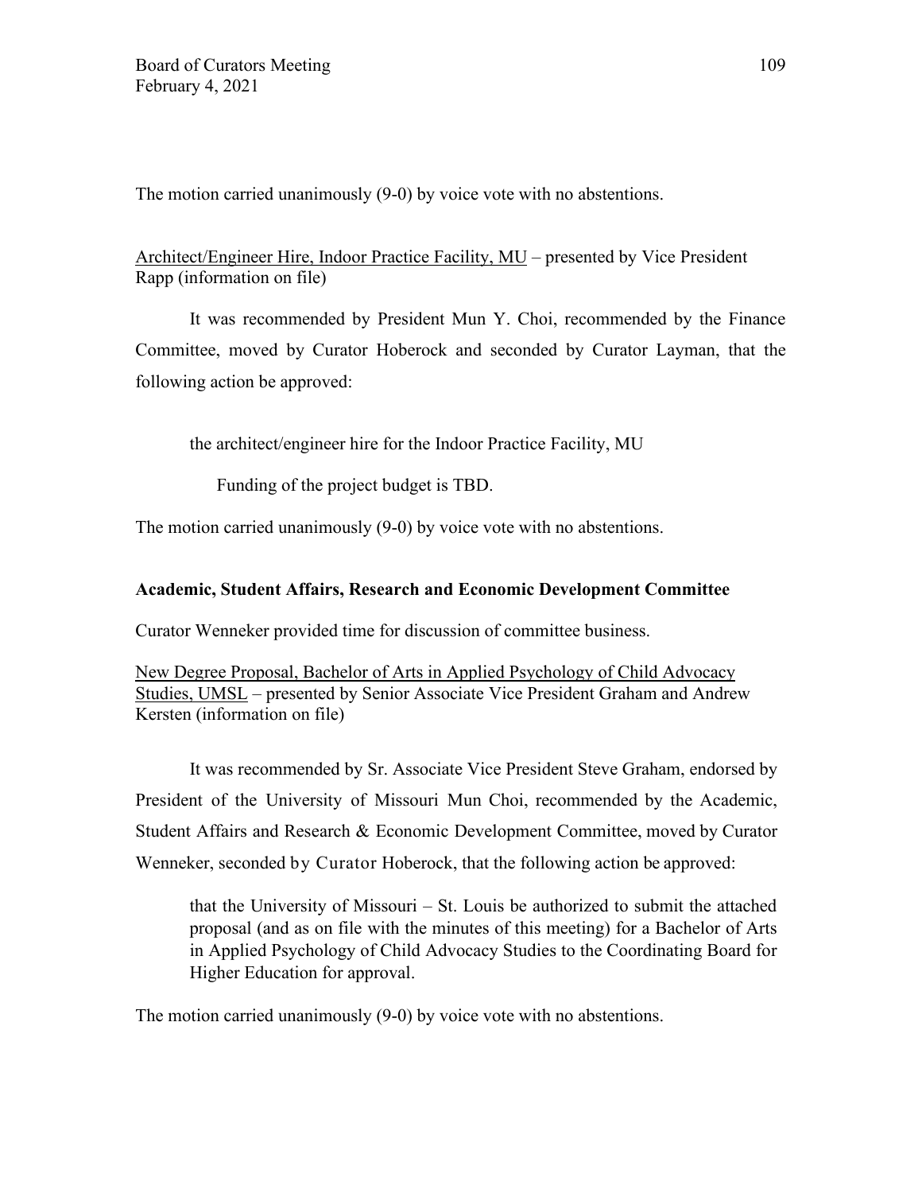The motion carried unanimously (9-0) by voice vote with no abstentions.

Architect/Engineer Hire, Indoor Practice Facility, MU – presented by Vice President Rapp (information on file)

It was recommended by President Mun Y. Choi, recommended by the Finance Committee, moved by Curator Hoberock and seconded by Curator Layman, that the following action be approved:

> the architect/engineer hire for the Indoor Practice Facility, MU
>
> Funding of the project budget is TBD.

The motion carried unanimously (9-0) by voice vote with no abstentions.

**Academic, Student Affairs, Research and Economic Development Committee**

Curator Wenneker provided time for discussion of committee business.

New Degree Proposal, Bachelor of Arts in Applied Psychology of Child Advocacy Studies, UMSL – presented by Senior Associate Vice President Graham and Andrew Kersten (information on file)

It was recommended by Sr. Associate Vice President Steve Graham, endorsed by President of the University of Missouri Mun Choi, recommended by the Academic, Student Affairs and Research & Economic Development Committee, moved by Curator Wenneker, seconded by Curator Hoberock, that the following action be approved:

> that the University of Missouri – St. Louis be authorized to submit the attached proposal (and as on file with the minutes of this meeting) for a Bachelor of Arts in Applied Psychology of Child Advocacy Studies to the Coordinating Board for Higher Education for approval.

The motion carried unanimously (9-0) by voice vote with no abstentions.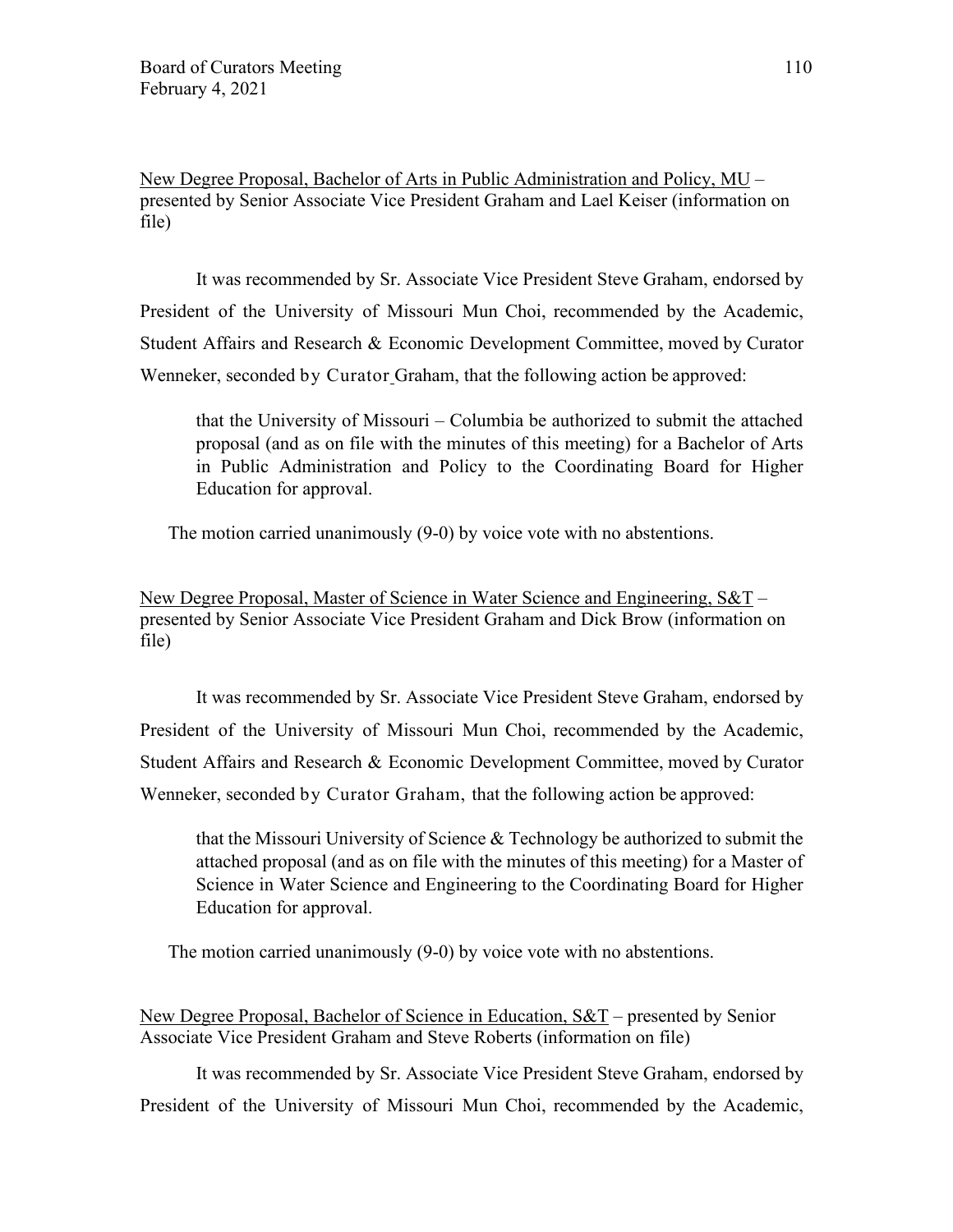<u>New Degree Proposal, Bachelor of Arts in Public Administration and Policy, MU</u> – presented by Senior Associate Vice President Graham and Lael Keiser (information on file)

It was recommended by Sr. Associate Vice President Steve Graham, endorsed by President of the University of Missouri Mun Choi, recommended by the Academic, Student Affairs and Research & Economic Development Committee, moved by Curator Wenneker, seconded by Curator Graham, that the following action be approved:

> that the University of Missouri – Columbia be authorized to submit the attached proposal (and as on file with the minutes of this meeting) for a Bachelor of Arts in Public Administration and Policy to the Coordinating Board for Higher Education for approval.

The motion carried unanimously (9-0) by voice vote with no abstentions.

<u>New Degree Proposal, Master of Science in Water Science and Engineering, S&T</u> – presented by Senior Associate Vice President Graham and Dick Brow (information on file)

It was recommended by Sr. Associate Vice President Steve Graham, endorsed by President of the University of Missouri Mun Choi, recommended by the Academic, Student Affairs and Research & Economic Development Committee, moved by Curator Wenneker, seconded by Curator Graham, that the following action be approved:

> that the Missouri University of Science & Technology be authorized to submit the attached proposal (and as on file with the minutes of this meeting) for a Master of Science in Water Science and Engineering to the Coordinating Board for Higher Education for approval.

The motion carried unanimously (9-0) by voice vote with no abstentions.

<u>New Degree Proposal, Bachelor of Science in Education, S&T</u> – presented by Senior Associate Vice President Graham and Steve Roberts (information on file)

It was recommended by Sr. Associate Vice President Steve Graham, endorsed by President of the University of Missouri Mun Choi, recommended by the Academic,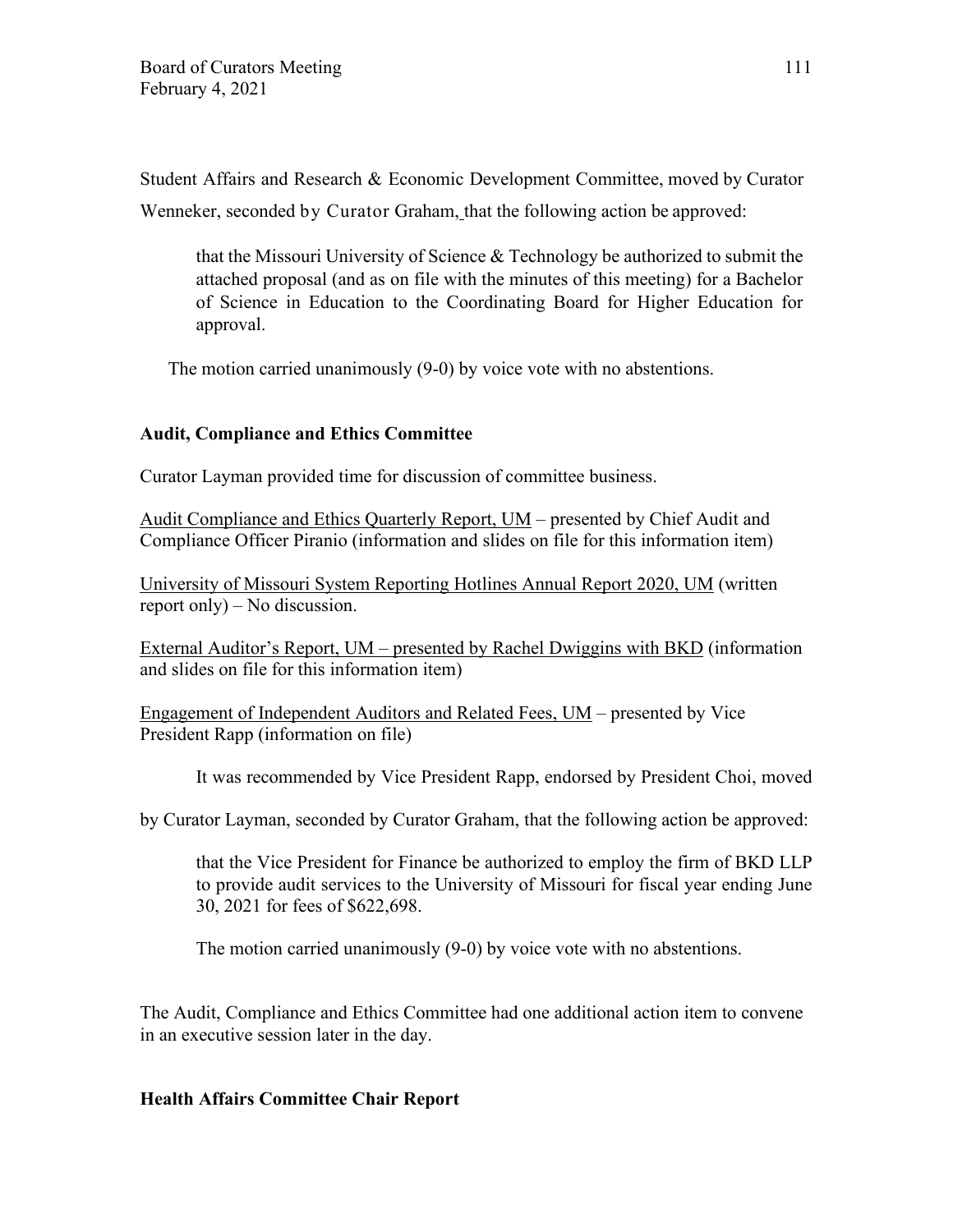Student Affairs and Research & Economic Development Committee, moved by Curator Wenneker, seconded by Curator Graham, that the following action be approved:

> that the Missouri University of Science & Technology be authorized to submit the attached proposal (and as on file with the minutes of this meeting) for a Bachelor of Science in Education to the Coordinating Board for Higher Education for approval.

The motion carried unanimously (9-0) by voice vote with no abstentions.

**Audit, Compliance and Ethics Committee**

Curator Layman provided time for discussion of committee business.

Audit Compliance and Ethics Quarterly Report, UM – presented by Chief Audit and Compliance Officer Piranio (information and slides on file for this information item)

University of Missouri System Reporting Hotlines Annual Report 2020, UM (written report only) – No discussion.

External Auditor's Report, UM – presented by Rachel Dwiggins with BKD (information and slides on file for this information item)

Engagement of Independent Auditors and Related Fees, UM – presented by Vice President Rapp (information on file)

It was recommended by Vice President Rapp, endorsed by President Choi, moved by Curator Layman, seconded by Curator Graham, that the following action be approved:

> that the Vice President for Finance be authorized to employ the firm of BKD LLP to provide audit services to the University of Missouri for fiscal year ending June 30, 2021 for fees of $622,698.

The motion carried unanimously (9-0) by voice vote with no abstentions.

The Audit, Compliance and Ethics Committee had one additional action item to convene in an executive session later in the day.

**Health Affairs Committee Chair Report**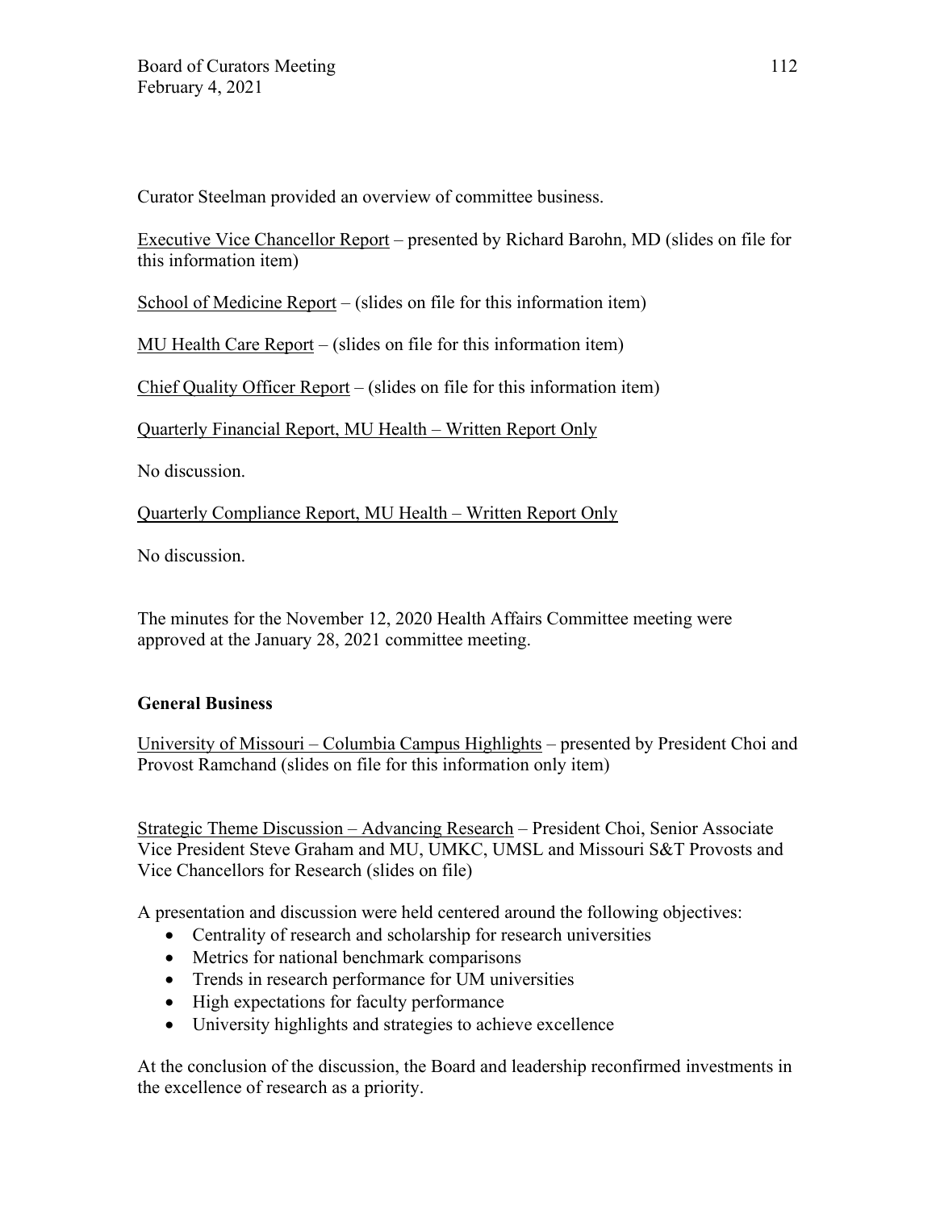Curator Steelman provided an overview of committee business.

Executive Vice Chancellor Report – presented by Richard Barohn, MD (slides on file for this information item)

School of Medicine Report – (slides on file for this information item)

MU Health Care Report – (slides on file for this information item)

Chief Quality Officer Report – (slides on file for this information item)

Quarterly Financial Report, MU Health – Written Report Only

No discussion.

Quarterly Compliance Report, MU Health – Written Report Only

No discussion.

The minutes for the November 12, 2020 Health Affairs Committee meeting were approved at the January 28, 2021 committee meeting.

**General Business**

University of Missouri – Columbia Campus Highlights – presented by President Choi and Provost Ramchand (slides on file for this information only item)

Strategic Theme Discussion – Advancing Research – President Choi, Senior Associate Vice President Steve Graham and MU, UMKC, UMSL and Missouri S&T Provosts and Vice Chancellors for Research (slides on file)

A presentation and discussion were held centered around the following objectives:

- Centrality of research and scholarship for research universities
- Metrics for national benchmark comparisons
- Trends in research performance for UM universities
- High expectations for faculty performance
- University highlights and strategies to achieve excellence

At the conclusion of the discussion, the Board and leadership reconfirmed investments in the excellence of research as a priority.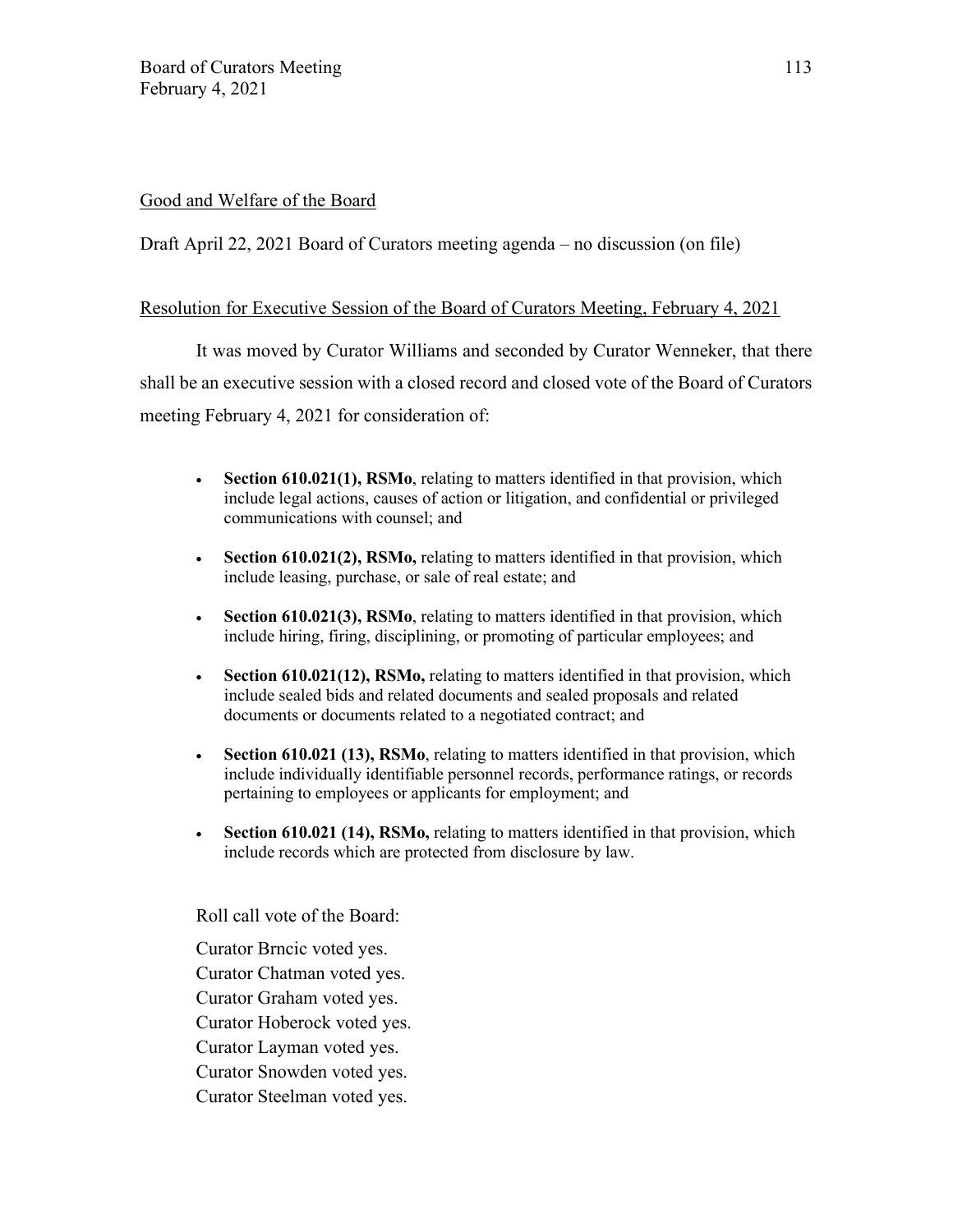Good and Welfare of the Board

Draft April 22, 2021 Board of Curators meeting agenda – no discussion (on file)

Resolution for Executive Session of the Board of Curators Meeting, February 4, 2021

It was moved by Curator Williams and seconded by Curator Wenneker, that there shall be an executive session with a closed record and closed vote of the Board of Curators meeting February 4, 2021 for consideration of:

- **Section 610.021(1), RSMo**, relating to matters identified in that provision, which include legal actions, causes of action or litigation, and confidential or privileged communications with counsel; and
- **Section 610.021(2), RSMo,** relating to matters identified in that provision, which include leasing, purchase, or sale of real estate; and
- **Section 610.021(3), RSMo**, relating to matters identified in that provision, which include hiring, firing, disciplining, or promoting of particular employees; and
- **Section 610.021(12), RSMo,** relating to matters identified in that provision, which include sealed bids and related documents and sealed proposals and related documents or documents related to a negotiated contract; and
- **Section 610.021 (13), RSMo**, relating to matters identified in that provision, which include individually identifiable personnel records, performance ratings, or records pertaining to employees or applicants for employment; and
- **Section 610.021 (14), RSMo,** relating to matters identified in that provision, which include records which are protected from disclosure by law.

Roll call vote of the Board:

Curator Brncic voted yes.
Curator Chatman voted yes.
Curator Graham voted yes.
Curator Hoberock voted yes.
Curator Layman voted yes.
Curator Snowden voted yes.
Curator Steelman voted yes.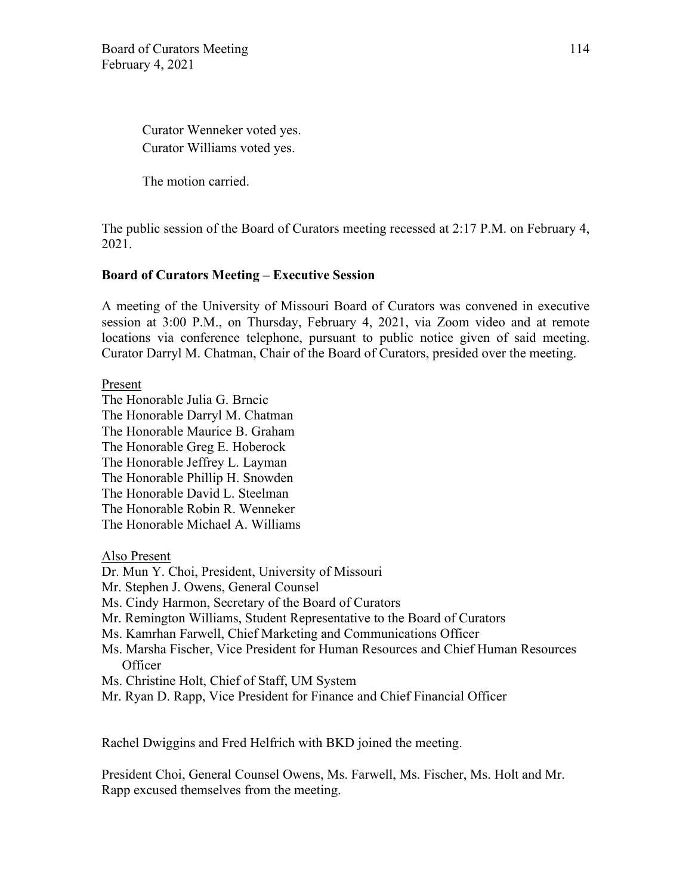Curator Wenneker voted yes.
Curator Williams voted yes.

The motion carried.

The public session of the Board of Curators meeting recessed at 2:17 P.M. on February 4, 2021.

**Board of Curators Meeting – Executive Session**

A meeting of the University of Missouri Board of Curators was convened in executive session at 3:00 P.M., on Thursday, February 4, 2021, via Zoom video and at remote locations via conference telephone, pursuant to public notice given of said meeting. Curator Darryl M. Chatman, Chair of the Board of Curators, presided over the meeting.

Present
The Honorable Julia G. Brncic
The Honorable Darryl M. Chatman
The Honorable Maurice B. Graham
The Honorable Greg E. Hoberock
The Honorable Jeffrey L. Layman
The Honorable Phillip H. Snowden
The Honorable David L. Steelman
The Honorable Robin R. Wenneker
The Honorable Michael A. Williams

Also Present
Dr. Mun Y. Choi, President, University of Missouri
Mr. Stephen J. Owens, General Counsel
Ms. Cindy Harmon, Secretary of the Board of Curators
Mr. Remington Williams, Student Representative to the Board of Curators
Ms. Kamrhan Farwell, Chief Marketing and Communications Officer
Ms. Marsha Fischer, Vice President for Human Resources and Chief Human Resources Officer
Ms. Christine Holt, Chief of Staff, UM System
Mr. Ryan D. Rapp, Vice President for Finance and Chief Financial Officer

Rachel Dwiggins and Fred Helfrich with BKD joined the meeting.

President Choi, General Counsel Owens, Ms. Farwell, Ms. Fischer, Ms. Holt and Mr. Rapp excused themselves from the meeting.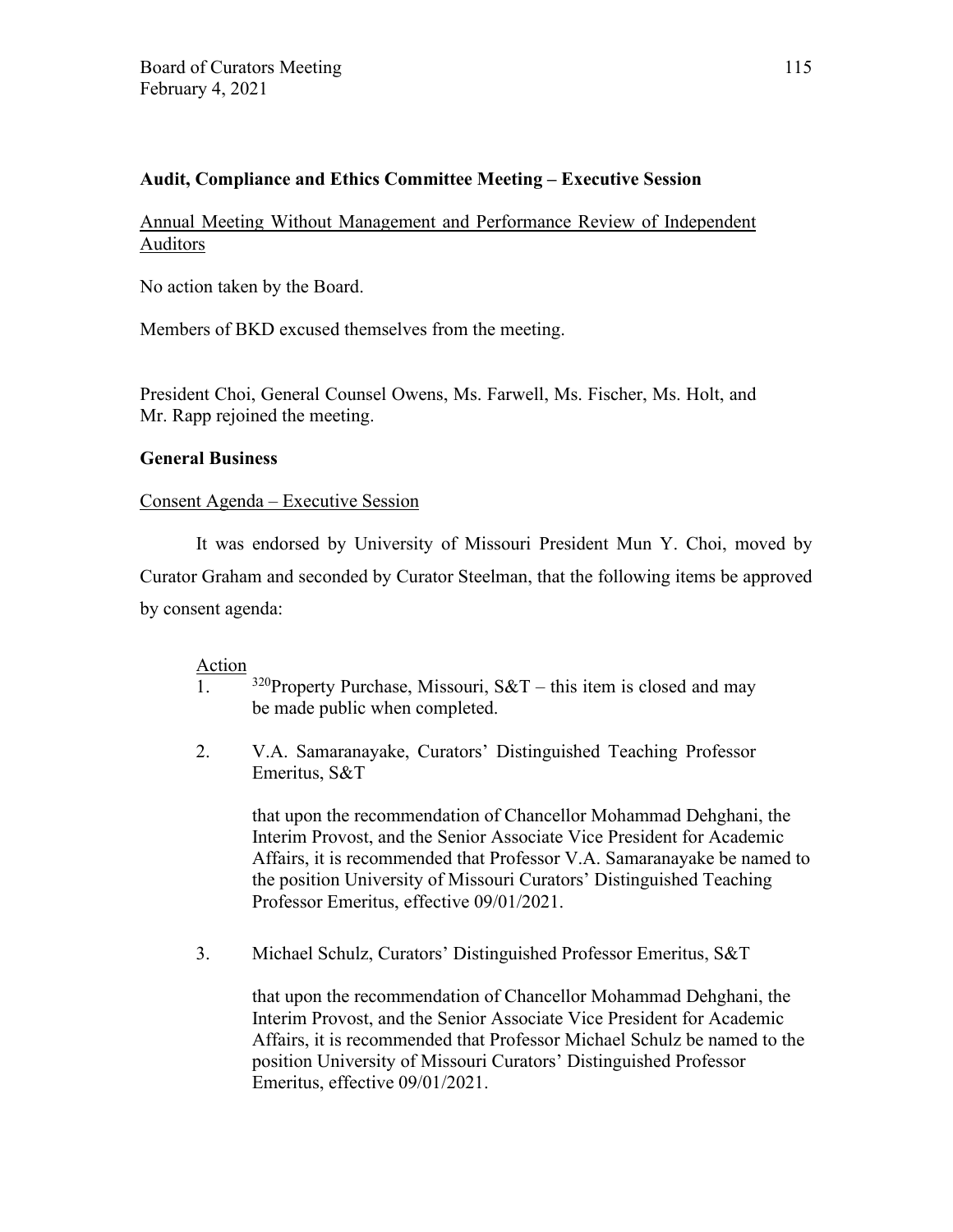**Audit, Compliance and Ethics Committee Meeting – Executive Session**

Annual Meeting Without Management and Performance Review of Independent Auditors

No action taken by the Board.

Members of BKD excused themselves from the meeting.

President Choi, General Counsel Owens, Ms. Farwell, Ms. Fischer, Ms. Holt, and Mr. Rapp rejoined the meeting.

**General Business**

Consent Agenda – Executive Session

It was endorsed by University of Missouri President Mun Y. Choi, moved by Curator Graham and seconded by Curator Steelman, that the following items be approved by consent agenda:

Action

1. [320]Property Purchase, Missouri, S&T – this item is closed and may be made public when completed.

2. V.A. Samaranayake, Curators' Distinguished Teaching Professor Emeritus, S&T

   that upon the recommendation of Chancellor Mohammad Dehghani, the Interim Provost, and the Senior Associate Vice President for Academic Affairs, it is recommended that Professor V.A. Samaranayake be named to the position University of Missouri Curators' Distinguished Teaching Professor Emeritus, effective 09/01/2021.

3. Michael Schulz, Curators' Distinguished Professor Emeritus, S&T

   that upon the recommendation of Chancellor Mohammad Dehghani, the Interim Provost, and the Senior Associate Vice President for Academic Affairs, it is recommended that Professor Michael Schulz be named to the position University of Missouri Curators' Distinguished Professor Emeritus, effective 09/01/2021.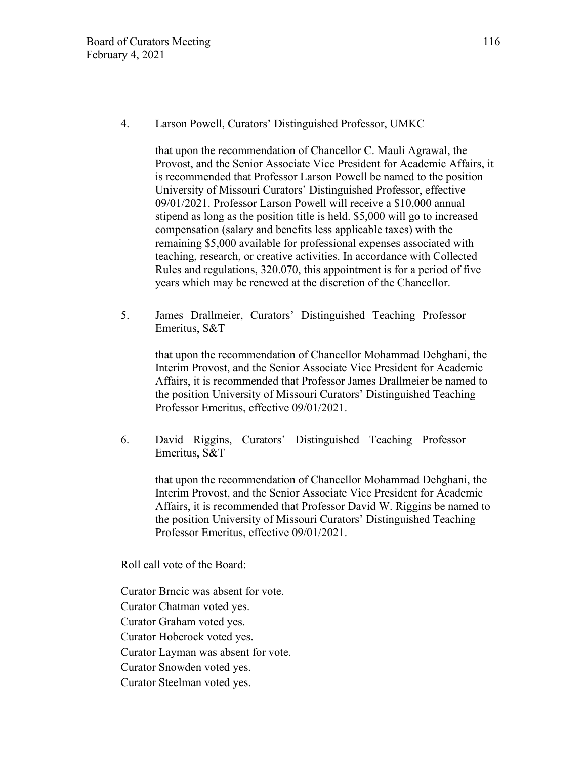4. Larson Powell, Curators' Distinguished Professor, UMKC

   that upon the recommendation of Chancellor C. Mauli Agrawal, the Provost, and the Senior Associate Vice President for Academic Affairs, it is recommended that Professor Larson Powell be named to the position University of Missouri Curators' Distinguished Professor, effective 09/01/2021. Professor Larson Powell will receive a $10,000 annual stipend as long as the position title is held. $5,000 will go to increased compensation (salary and benefits less applicable taxes) with the remaining $5,000 available for professional expenses associated with teaching, research, or creative activities. In accordance with Collected Rules and regulations, 320.070, this appointment is for a period of five years which may be renewed at the discretion of the Chancellor.

5. James Drallmeier, Curators' Distinguished Teaching Professor Emeritus, S&T

   that upon the recommendation of Chancellor Mohammad Dehghani, the Interim Provost, and the Senior Associate Vice President for Academic Affairs, it is recommended that Professor James Drallmeier be named to the position University of Missouri Curators' Distinguished Teaching Professor Emeritus, effective 09/01/2021.

6. David Riggins, Curators' Distinguished Teaching Professor Emeritus, S&T

   that upon the recommendation of Chancellor Mohammad Dehghani, the Interim Provost, and the Senior Associate Vice President for Academic Affairs, it is recommended that Professor David W. Riggins be named to the position University of Missouri Curators' Distinguished Teaching Professor Emeritus, effective 09/01/2021.

Roll call vote of the Board:

Curator Brncic was absent for vote.
Curator Chatman voted yes.
Curator Graham voted yes.
Curator Hoberock voted yes.
Curator Layman was absent for vote.
Curator Snowden voted yes.
Curator Steelman voted yes.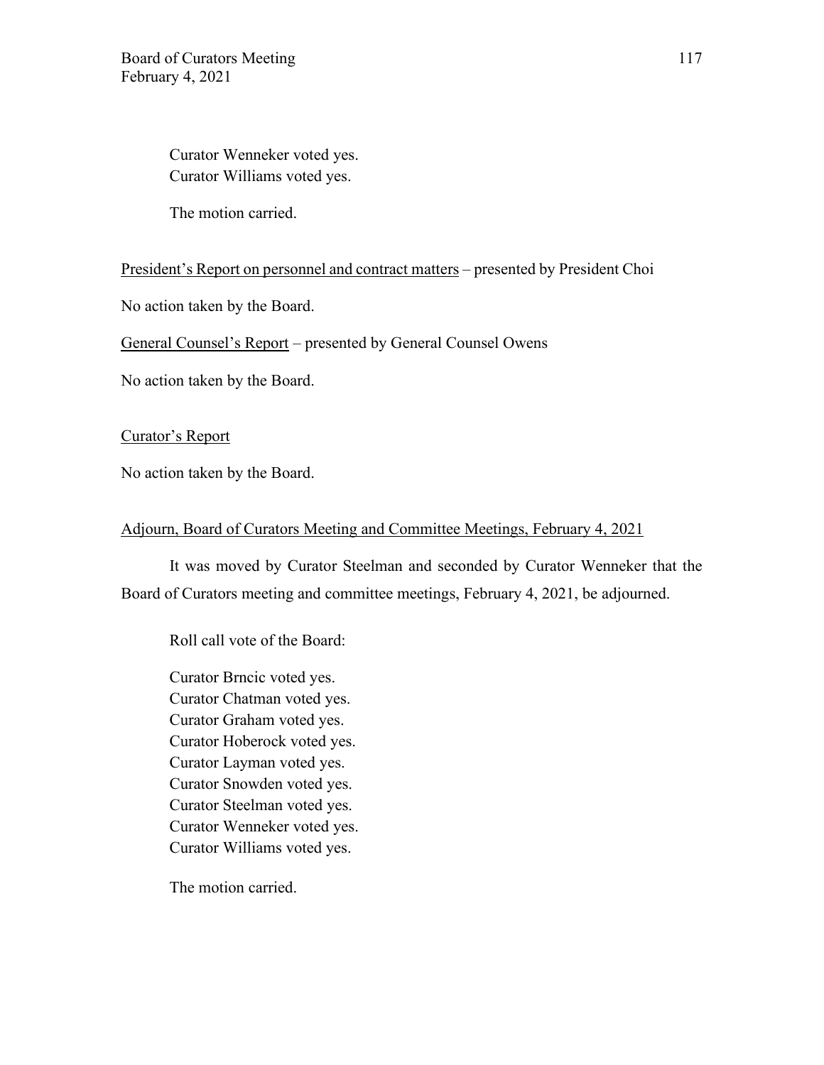Curator Wenneker voted yes.
Curator Williams voted yes.

The motion carried.

<u>President's Report on personnel and contract matters</u> – presented by President Choi

No action taken by the Board.

<u>General Counsel's Report</u> – presented by General Counsel Owens

No action taken by the Board.

<u>Curator's Report</u>

No action taken by the Board.

<u>Adjourn, Board of Curators Meeting and Committee Meetings, February 4, 2021</u>

It was moved by Curator Steelman and seconded by Curator Wenneker that the Board of Curators meeting and committee meetings, February 4, 2021, be adjourned.

Roll call vote of the Board:

Curator Brncic voted yes.
Curator Chatman voted yes.
Curator Graham voted yes.
Curator Hoberock voted yes.
Curator Layman voted yes.
Curator Snowden voted yes.
Curator Steelman voted yes.
Curator Wenneker voted yes.
Curator Williams voted yes.

The motion carried.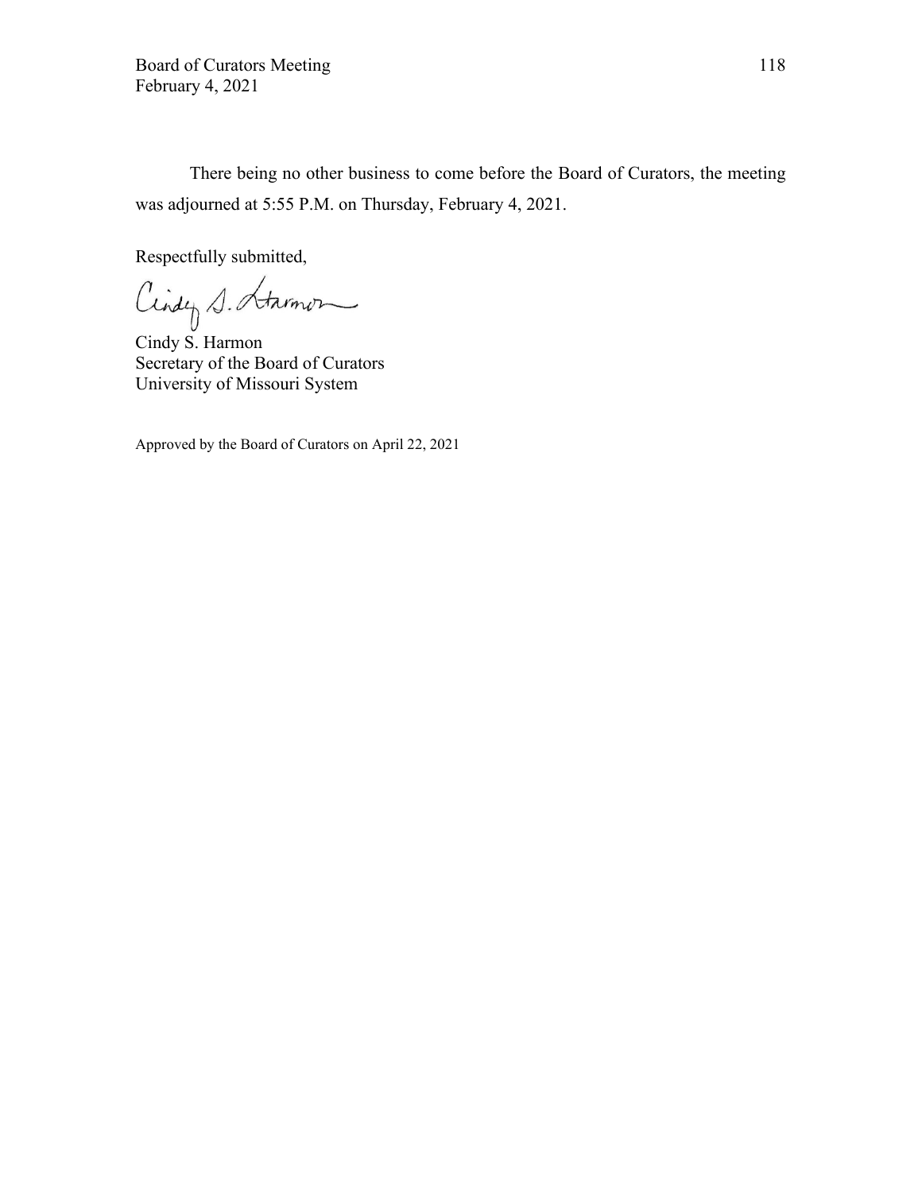There being no other business to come before the Board of Curators, the meeting was adjourned at 5:55 P.M. on Thursday, February 4, 2021.

Respectfully submitted,

Cindy S. Harmon
Secretary of the Board of Curators
University of Missouri System

Approved by the Board of Curators on April 22, 2021